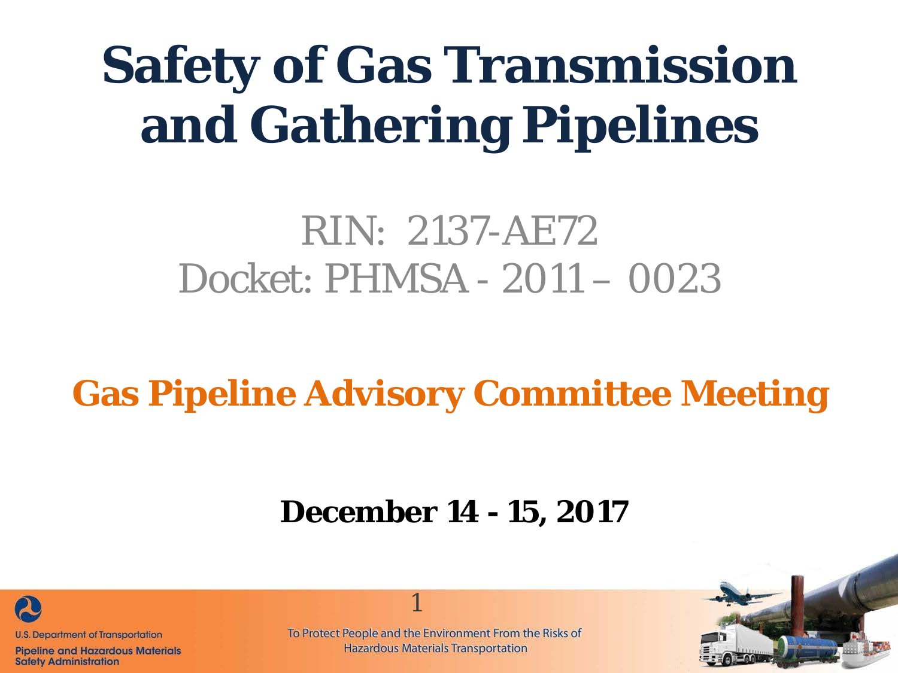# Safety of Gas Transmission and Gathering Pipelines

RIN: 2137-AE72

Docket: PHMSA - 2011 – 0023

## Gas Pipeline Advisory Committee Meeting

**December 14 - 15, 2017**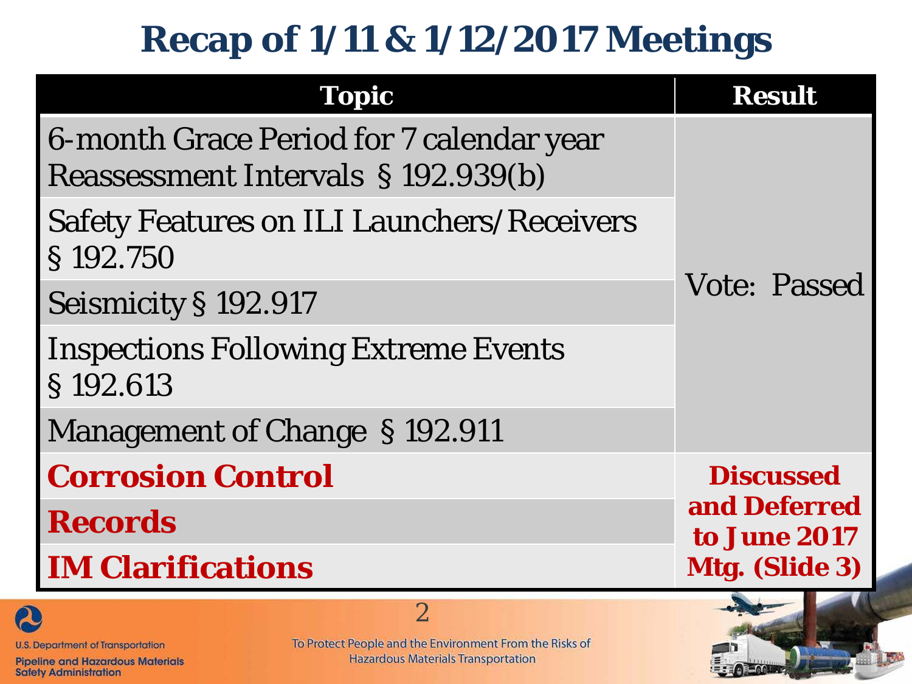# Recap of 1/11 & 1/12/2017 Meetings

| Topic | Result |
|---|---|
| 6-month Grace Period for 7 calendar year Reassessment Intervals § 192.939(b) | Vote: Passed |
| Safety Features on ILI Launchers/Receivers § 192.750 | |
| Seismicity § 192.917 | |
| Inspections Following Extreme Events § 192.613 | |
| Management of Change § 192.911 | |
| **Corrosion Control** | **Discussed and Deferred to June 2017 Mtg. (Slide 3)** |
| **Records** | |
| **IM Clarifications** | |

To Protect People and the Environment From the Risks of Hazardous Materials Transportation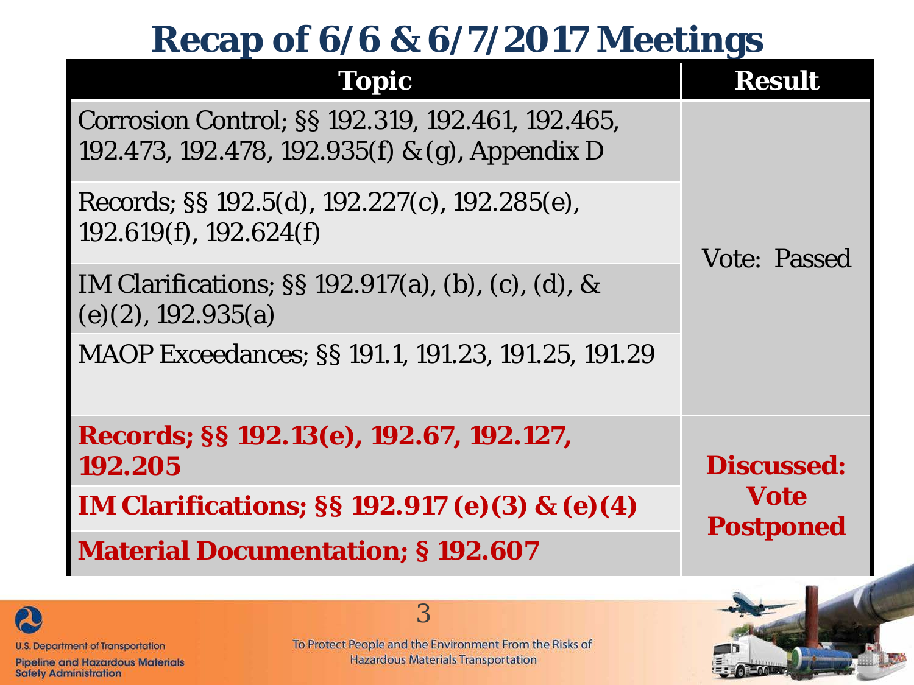# Recap of 6/6 & 6/7/2017 Meetings

| Topic | Result |
|---|---|
| Corrosion Control; §§ 192.319, 192.461, 192.465, 192.473, 192.478, 192.935(f) & (g), Appendix D | Vote: Passed |
| Records; §§ 192.5(d), 192.227(c), 192.285(e), 192.619(f), 192.624(f) | |
| IM Clarifications; §§ 192.917(a), (b), (c), (d), & (e)(2), 192.935(a) | |
| MAOP Exceedances; §§ 191.1, 191.23, 191.25, 191.29 | |
| **Records; §§ 192.13(e), 192.67, 192.127, 192.205** | **Discussed: Vote Postponed** |
| **IM Clarifications; §§ 192.917 (e)(3) & (e)(4)** | |
| **Material Documentation; § 192.607** | |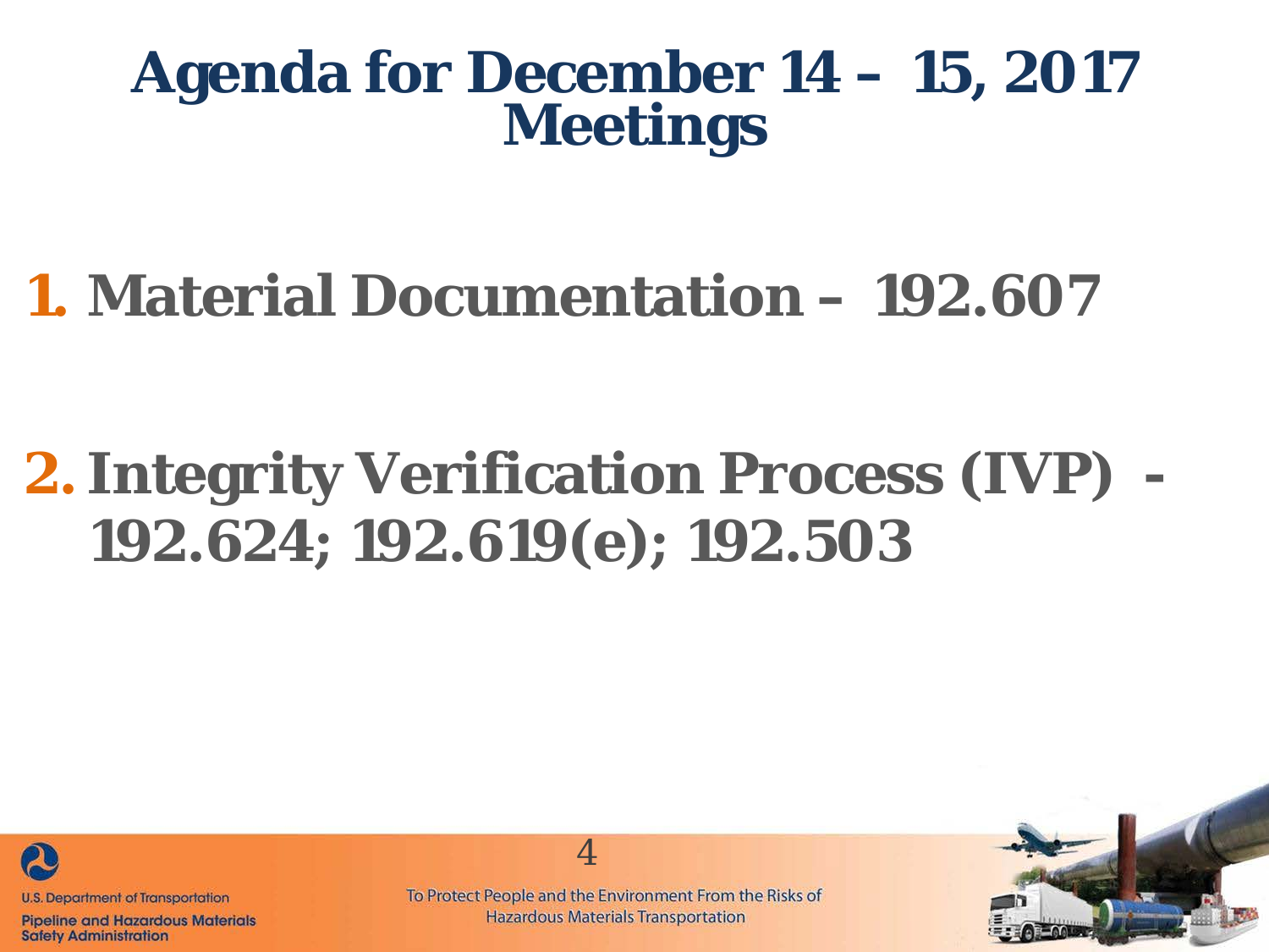# Agenda for December 14 – 15, 2017 Meetings

1. **Material Documentation – 192.607**

2. **Integrity Verification Process (IVP) - 192.624; 192.619(e); 192.503**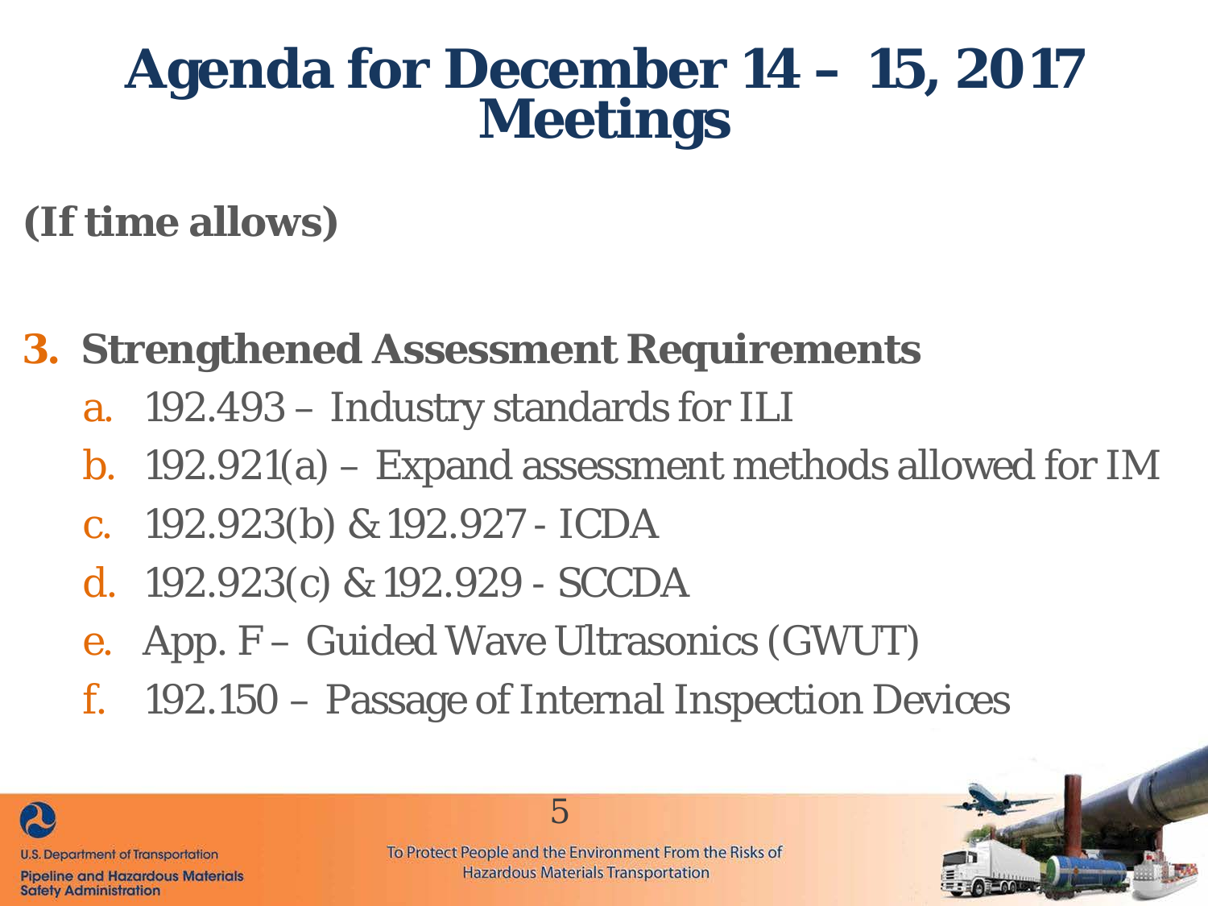# Agenda for December 14 – 15, 2017 Meetings

**(If time allows)**

**3. Strengthened Assessment Requirements**

a. 192.493 – Industry standards for ILI
b. 192.921(a) – Expand assessment methods allowed for IM
c. 192.923(b) & 192.927 - ICDA
d. 192.923(c) & 192.929 - SCCDA
e. App. F – Guided Wave Ultrasonics (GWUT)
f. 192.150 – Passage of Internal Inspection Devices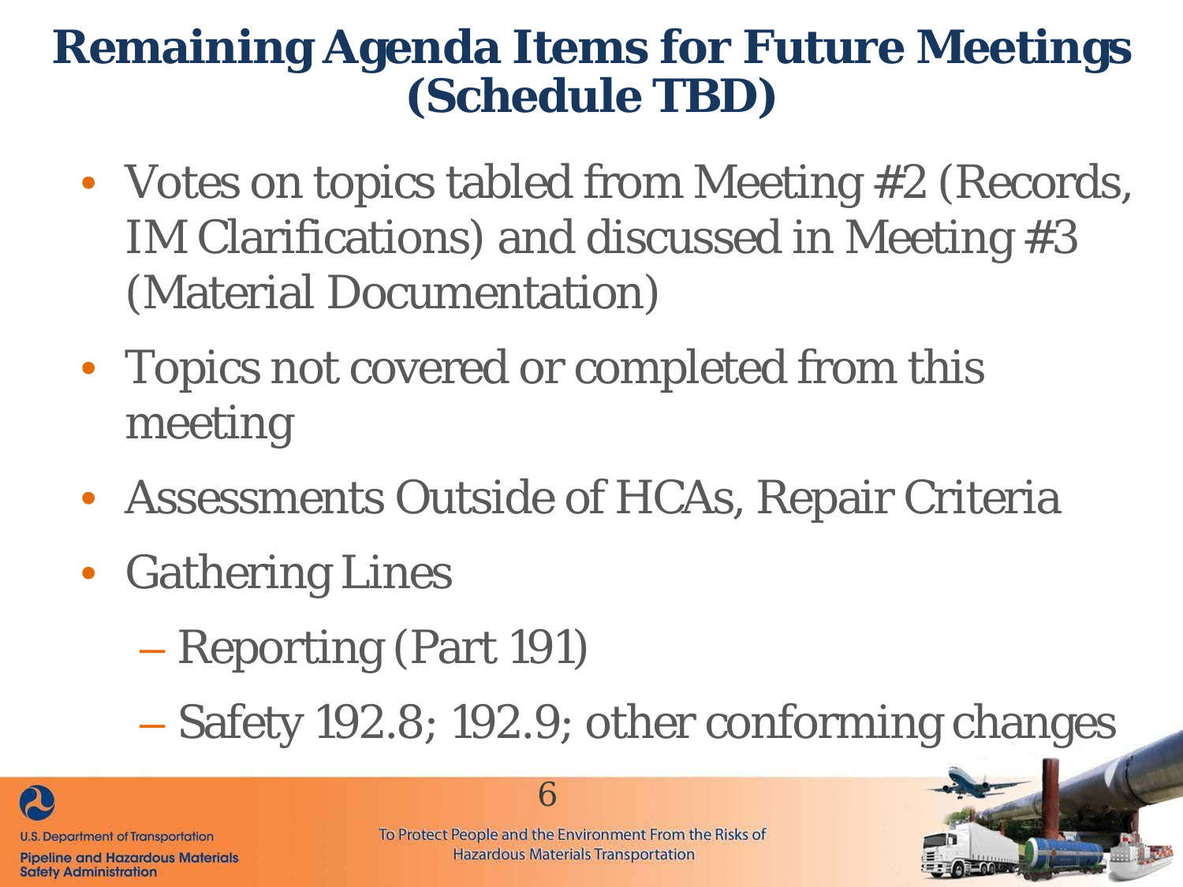# Remaining Agenda Items for Future Meetings (Schedule TBD)

- Votes on topics tabled from Meeting #2 (Records, IM Clarifications) and discussed in Meeting #3 (Material Documentation)
- Topics not covered or completed from this meeting
- Assessments Outside of HCAs, Repair Criteria
- Gathering Lines
  - Reporting (Part 191)
  - Safety 192.8; 192.9; other conforming changes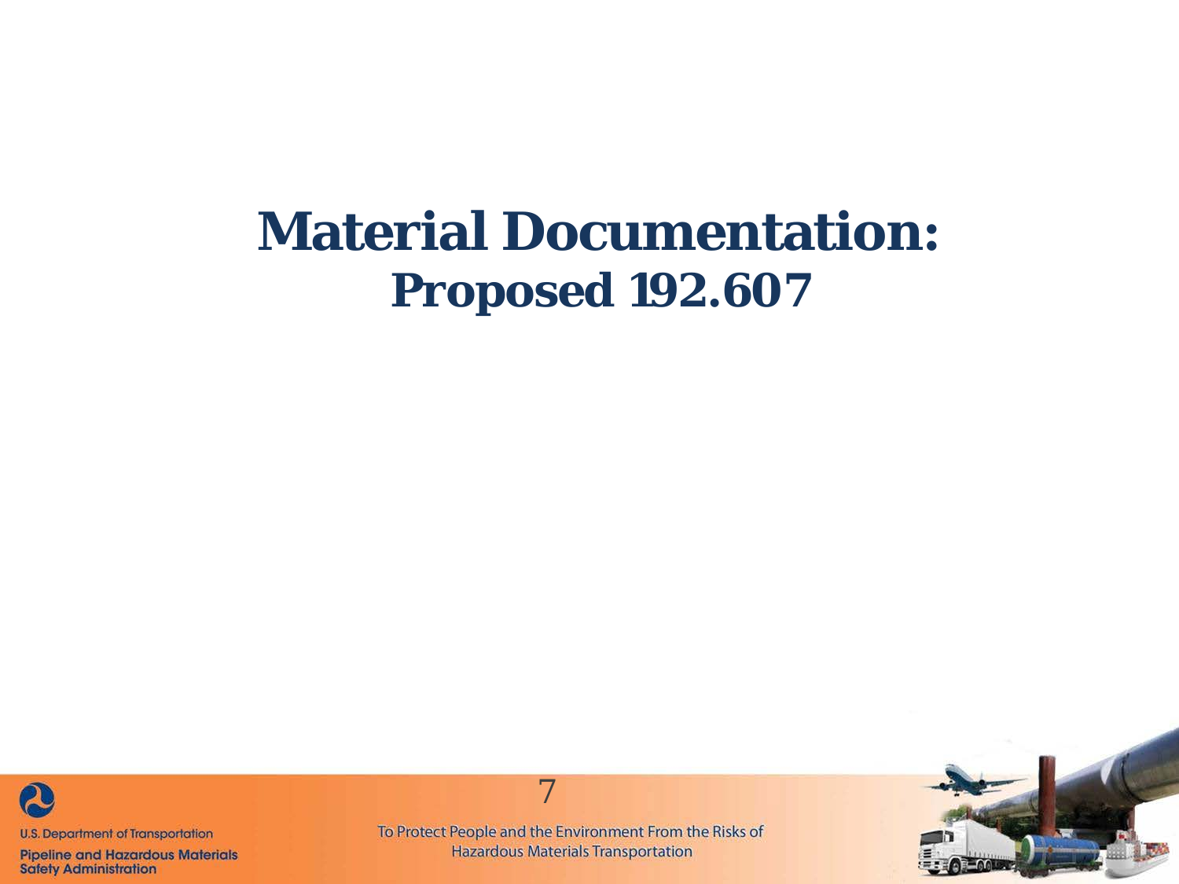# Material Documentation:

## Proposed 192.607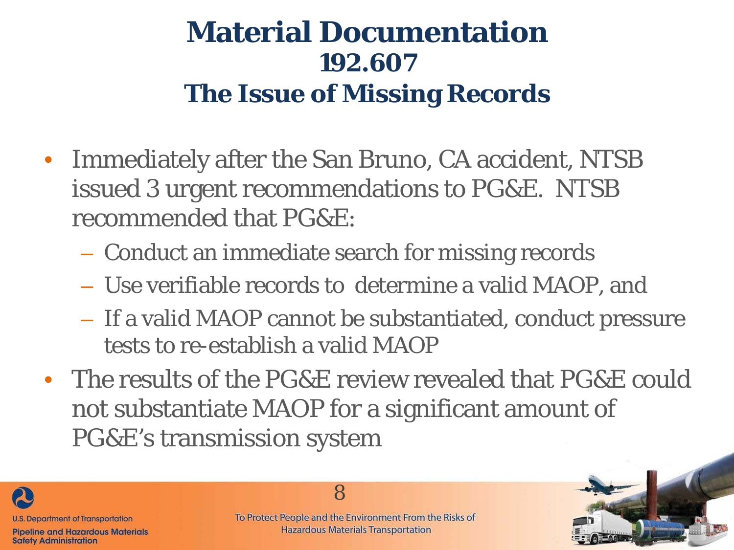# Material Documentation
## 192.607
## The Issue of Missing Records

- Immediately after the San Bruno, CA accident, NTSB issued 3 urgent recommendations to PG&E. NTSB recommended that PG&E:
  - Conduct an immediate search for missing records
  - Use verifiable records to determine a valid MAOP, and
  - If a valid MAOP cannot be substantiated, conduct pressure tests to re-establish a valid MAOP
- The results of the PG&E review revealed that PG&E could not substantiate MAOP for a significant amount of PG&E's transmission system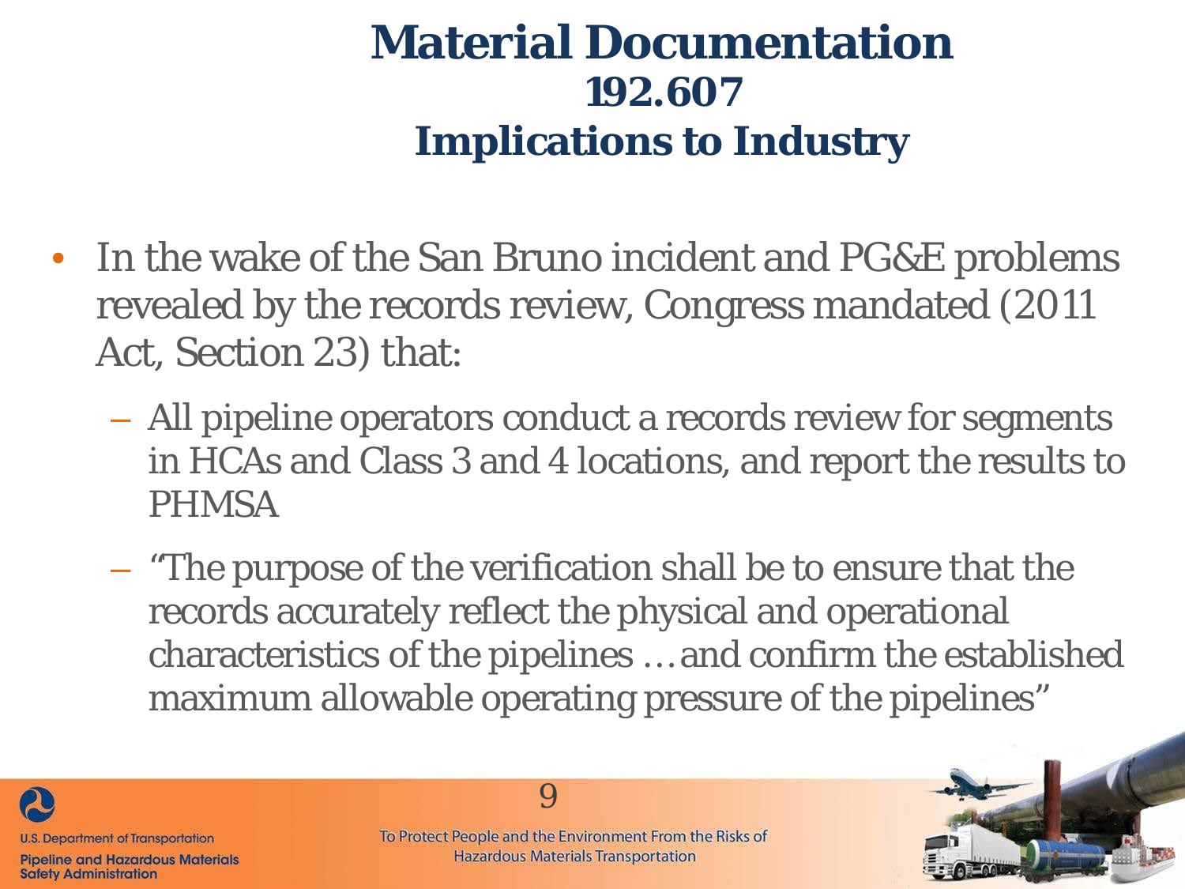# Material Documentation
## 192.607
## Implications to Industry

- In the wake of the San Bruno incident and PG&E problems revealed by the records review, Congress mandated (2011 Act, Section 23) that:
  - All pipeline operators conduct a records review for segments in HCAs and Class 3 and 4 locations, and report the results to PHMSA
  - "The purpose of the verification shall be to ensure that the records accurately reflect the physical and operational characteristics of the pipelines …and confirm the established maximum allowable operating pressure of the pipelines"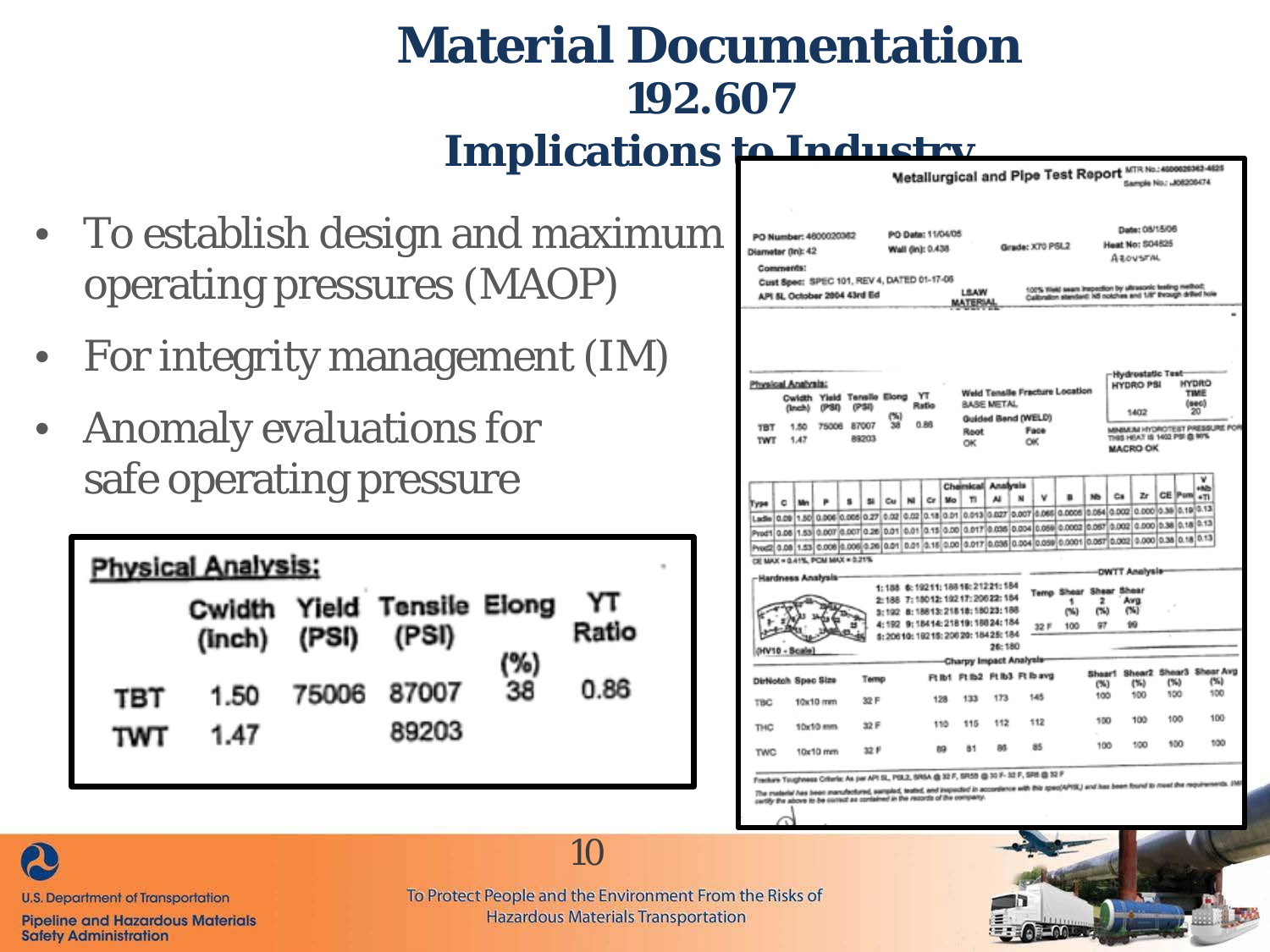# Material Documentation

## 192.607

## Implications to Industry

- To establish design and maximum operating pressures (MAOP)
- For integrity management (IM)
- Anomaly evaluations for safe operating pressure

**Physical Analysis:**

| | Cwidth (inch) | Yield (PSI) | Tensile (PSI) | Elong (%) | YT Ratio |
|---|---|---|---|---|---|
| TBT | 1.50 | 75006 | 87007 | 38 | 0.86 |
| TWT | 1.47 | | 89203 | | |

**Metallurgical and Pipe Test Report**

MTR No.: 4600026362-4625
Sample No.: J06206474

PO Number: 4600020362 PO Date: 11/04/05 Date: 08/15/06
Diameter (in): 42 Wall (in): 0.438 Grade: X70 PSL2 Heat No: S04825
Comments:
Cust Spec: SPEC 101, REV 4, DATED 01-17-06
API 5L October 2004 43rd Ed
LSAW MATERIAL

**Physical Analysis:**

| | Cwidth (inch) | Yield (PSI) | Tensile (PSI) | Elong (%) | YT Ratio |
|---|---|---|---|---|---|
| TBT | 1.50 | 75006 | 87007 | 38 | 0.86 |
| TWT | 1.47 | | 89203 | | |

Weld Tensile Fracture Location: BASE METAL
Guided Bend (WELD): Root OK, Face OK

Hydrostatic Test: HYDRO PSI 1402, HYDRO TIME (sec) 20
MACRO OK

**Chemical Analysis**

| Type | C | Mn | P | S | Si | Cu | Ni | Cr | Mo | Ti | Al | N | V | B | Nb | Ca | Zr | CE | Pcm | V+Nb+Ti |
|---|---|---|---|---|---|---|---|---|---|---|---|---|---|---|---|---|---|---|---|---|
| Ladle | 0.09 | 1.50 | 0.006 | 0.005 | 0.27 | 0.02 | 0.02 | 0.18 | 0.01 | 0.013 | 0.027 | 0.007 | 0.065 | 0.0005 | 0.054 | 0.002 | 0.000 | 0.39 | 0.19 | 0.13 |
| Prod1 | 0.08 | 1.53 | 0.007 | 0.007 | 0.26 | 0.01 | 0.01 | 0.15 | 0.00 | 0.017 | 0.036 | 0.004 | 0.059 | 0.0002 | 0.057 | 0.002 | 0.000 | 0.38 | 0.18 | 0.13 |
| Prod2 | 0.08 | 1.53 | 0.006 | 0.006 | 0.26 | 0.01 | 0.01 | 0.15 | 0.00 | 0.017 | 0.036 | 0.004 | 0.059 | 0.0001 | 0.057 | 0.002 | 0.000 | 0.38 | 0.18 | 0.13 |

CE MAX = 0.41%, PCM MAX = 0.21%

**Hardness Analysis** (HV10 - Scale)

**DWTT Analysis**

| Temp | Shear 1 (%) | Shear 2 (%) | Shear Avg (%) |
|---|---|---|---|
| 32 F | 100 | 97 | 99 |

**Charpy Impact Analysis**

| Dir/Notch | Spec Size | Temp | Ft lb1 | Ft lb2 | Ft lb3 | Ft lb avg | Shear1 (%) | Shear2 (%) | Shear3 (%) | Shear Avg (%) |
|---|---|---|---|---|---|---|---|---|---|---|
| TBC | 10x10 mm | 32 F | 128 | 133 | 173 | 145 | 100 | 100 | 100 | 100 |
| THC | 10x10 mm | 32 F | 110 | 115 | 112 | 112 | 100 | 100 | 100 | 100 |
| TWC | 10x10 mm | 32 F | 89 | 81 | 86 | 85 | 100 | 100 | 100 | 100 |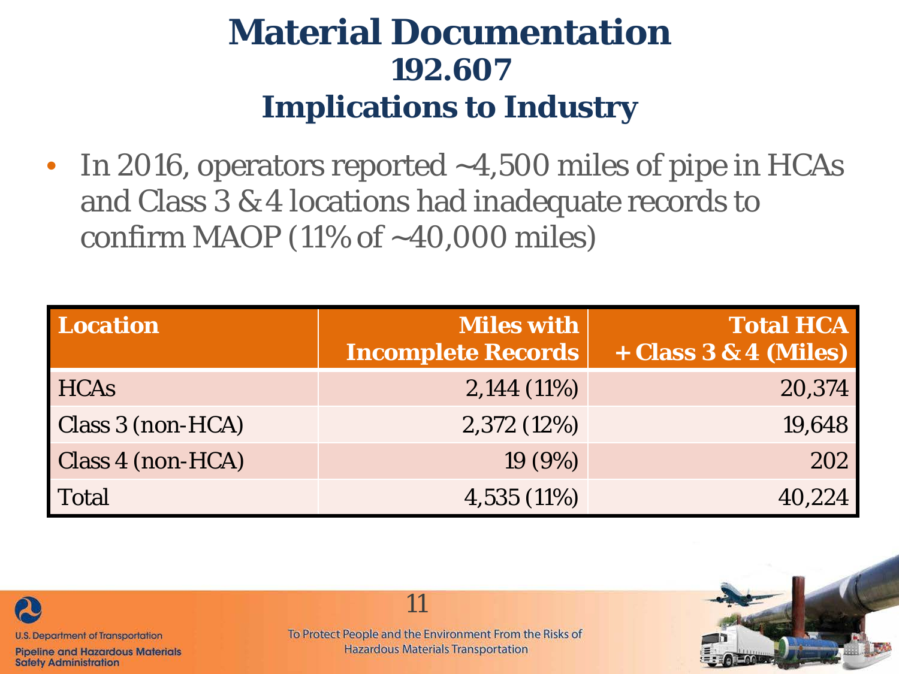# Material Documentation
## 192.607
## Implications to Industry

- In 2016, operators reported ~4,500 miles of pipe in HCAs and Class 3 & 4 locations had inadequate records to confirm MAOP (11% of ~40,000 miles)

| Location | Miles with Incomplete Records | Total HCA + Class 3 & 4 (Miles) |
|---|---:|---:|
| HCAs | 2,144 (11%) | 20,374 |
| Class 3 (non-HCA) | 2,372 (12%) | 19,648 |
| Class 4 (non-HCA) | 19 (9%) | 202 |
| Total | 4,535 (11%) | 40,224 |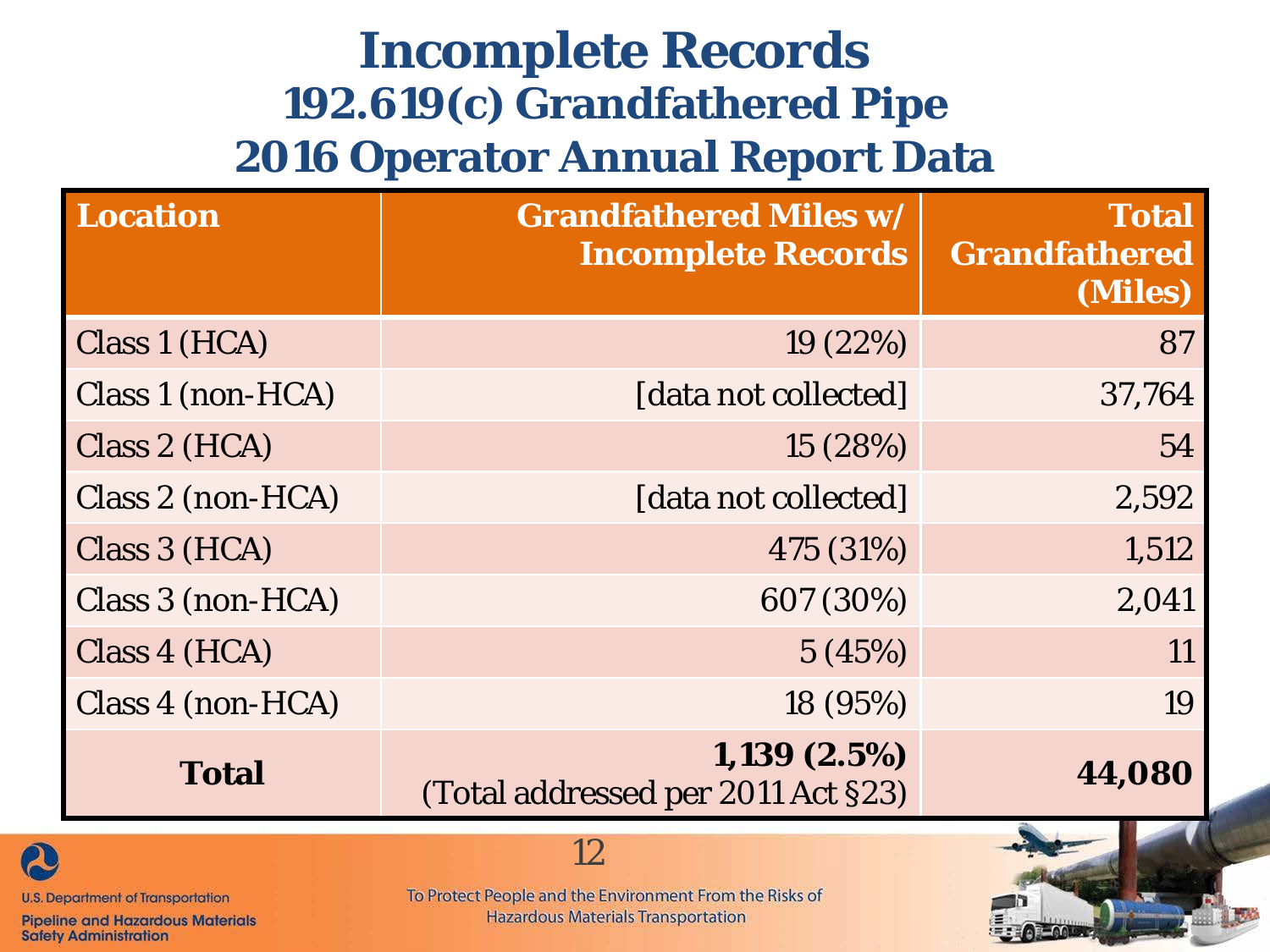# Incomplete Records
## 192.619(c) Grandfathered Pipe
## 2016 Operator Annual Report Data

| Location | Grandfathered Miles w/ Incomplete Records | Total Grandfathered (Miles) |
|---|---|---|
| Class 1 (HCA) | 19 (22%) | 87 |
| Class 1 (non-HCA) | [data not collected] | 37,764 |
| Class 2 (HCA) | 15 (28%) | 54 |
| Class 2 (non-HCA) | [data not collected] | 2,592 |
| Class 3 (HCA) | 475 (31%) | 1,512 |
| Class 3 (non-HCA) | 607 (30%) | 2,041 |
| Class 4 (HCA) | 5 (45%) | 11 |
| Class 4 (non-HCA) | 18 (95%) | 19 |
| **Total** | **1,139 (2.5%)** (Total addressed per 2011 Act §23) | **44,080** |

U.S. Department of Transportation
Pipeline and Hazardous Materials Safety Administration

To Protect People and the Environment From the Risks of Hazardous Materials Transportation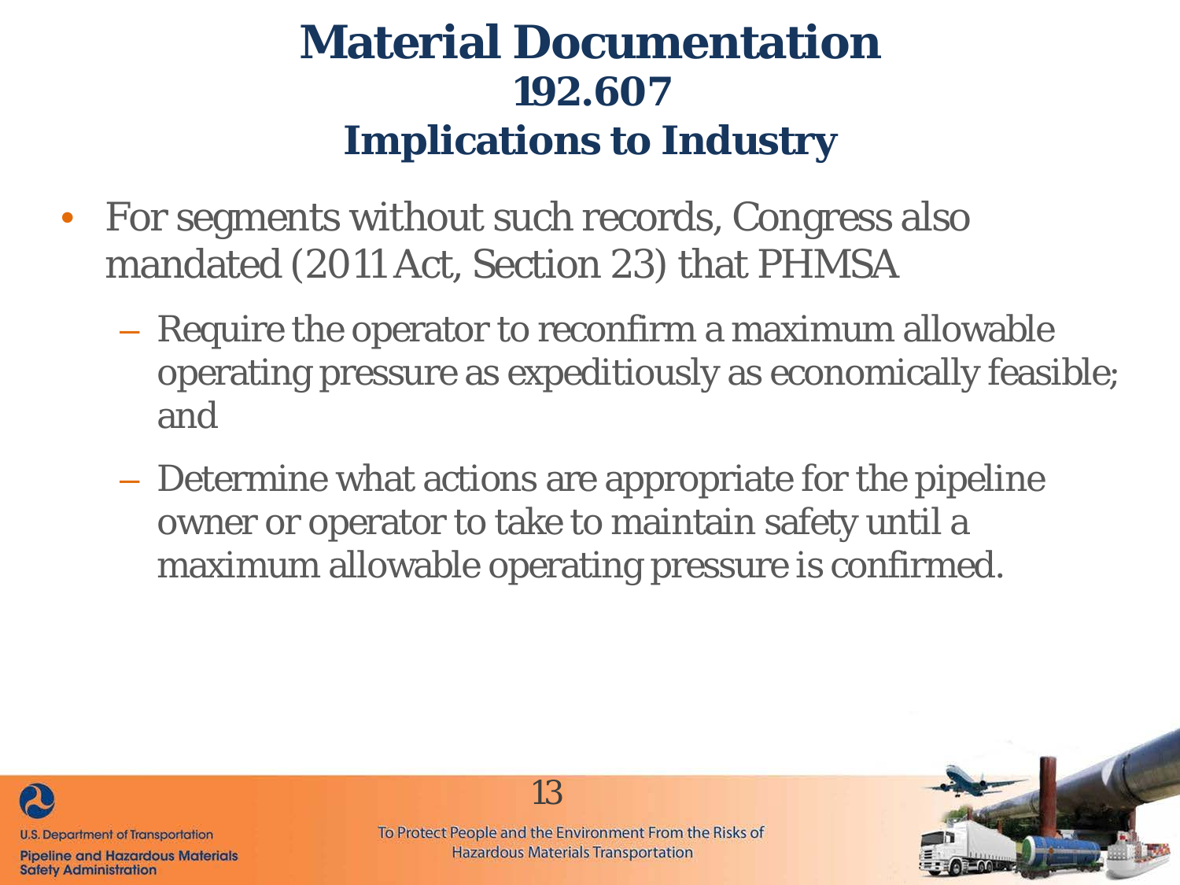# Material Documentation
## 192.607
## Implications to Industry

- For segments without such records, Congress also mandated (2011 Act, Section 23) that PHMSA
  - Require the operator to reconfirm a maximum allowable operating pressure as expeditiously as economically feasible; and
  - Determine what actions are appropriate for the pipeline owner or operator to take to maintain safety until a maximum allowable operating pressure is confirmed.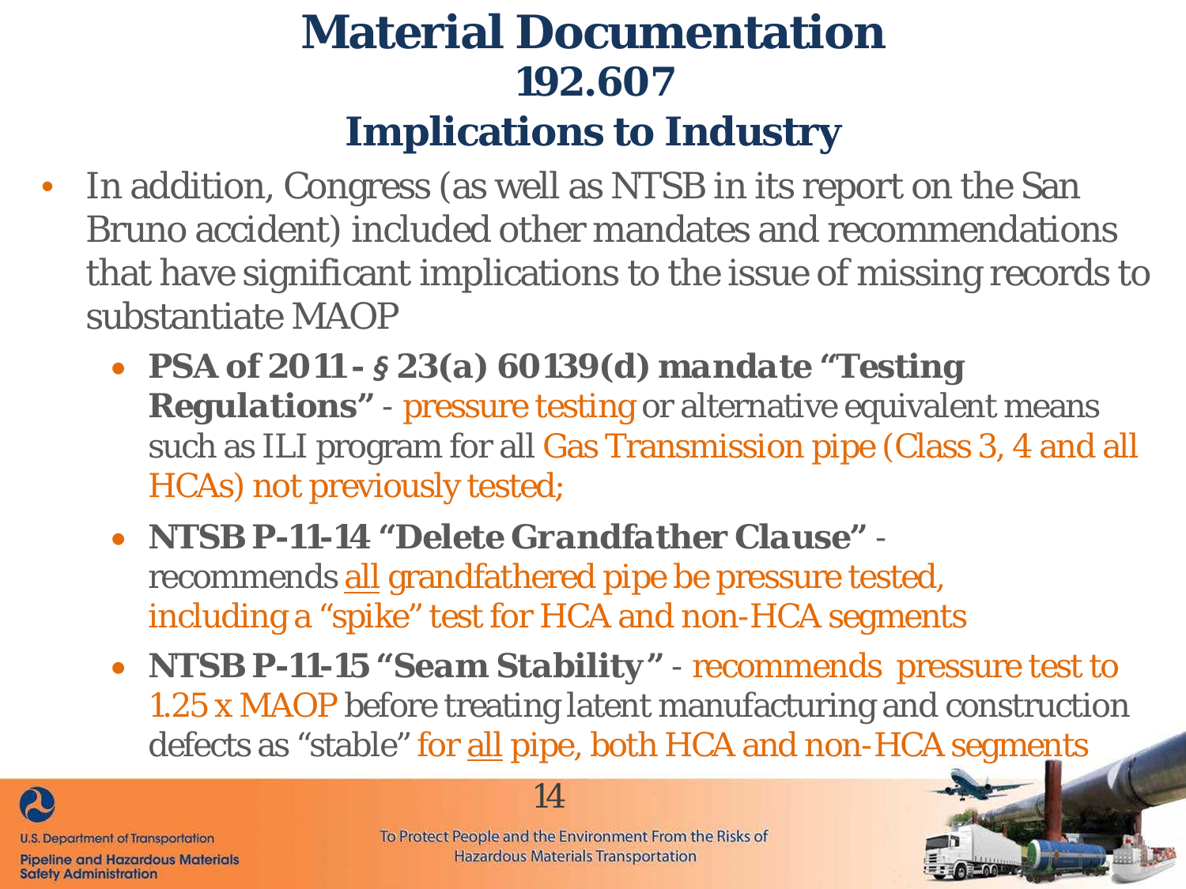# Material Documentation
## 192.607
## Implications to Industry

- In addition, Congress (as well as NTSB in its report on the San Bruno accident) included other mandates and recommendations that have significant implications to the issue of missing records to substantiate MAOP
  - **PSA of 2011 - § 23(a) 60139(d) mandate "Testing Regulations"** - pressure testing or alternative equivalent means such as ILI program for all Gas Transmission pipe (Class 3, 4 and all HCAs) not previously tested;
  - **NTSB P-11-14 "Delete Grandfather Clause"** - recommends all grandfathered pipe be pressure tested, including a "spike" test for HCA and non-HCA segments
  - **NTSB P-11-15 "Seam Stability"** - recommends pressure test to 1.25 x MAOP before treating latent manufacturing and construction defects as "stable" for all pipe, both HCA and non-HCA segments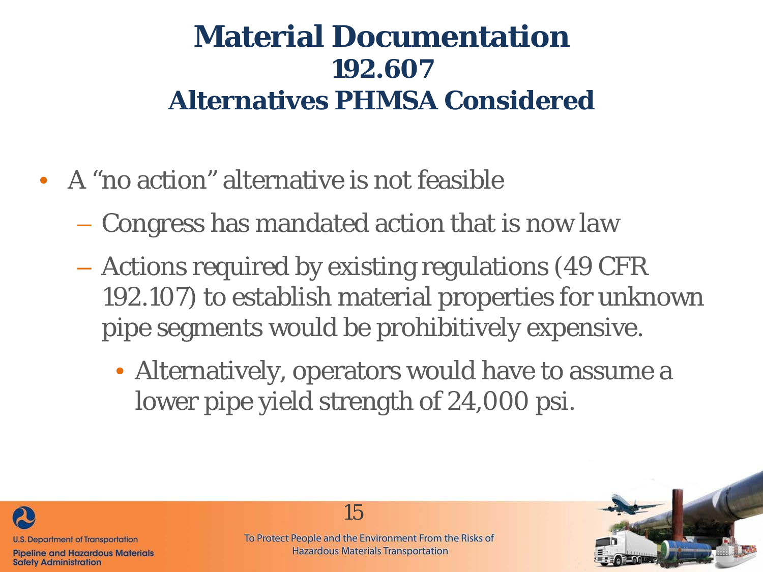# Material Documentation
## 192.607
## Alternatives PHMSA Considered

- A "no action" alternative is not feasible
  - Congress has mandated action that is now law
  - Actions required by existing regulations (49 CFR 192.107) to establish material properties for unknown pipe segments would be prohibitively expensive.
    - Alternatively, operators would have to assume a lower pipe yield strength of 24,000 psi.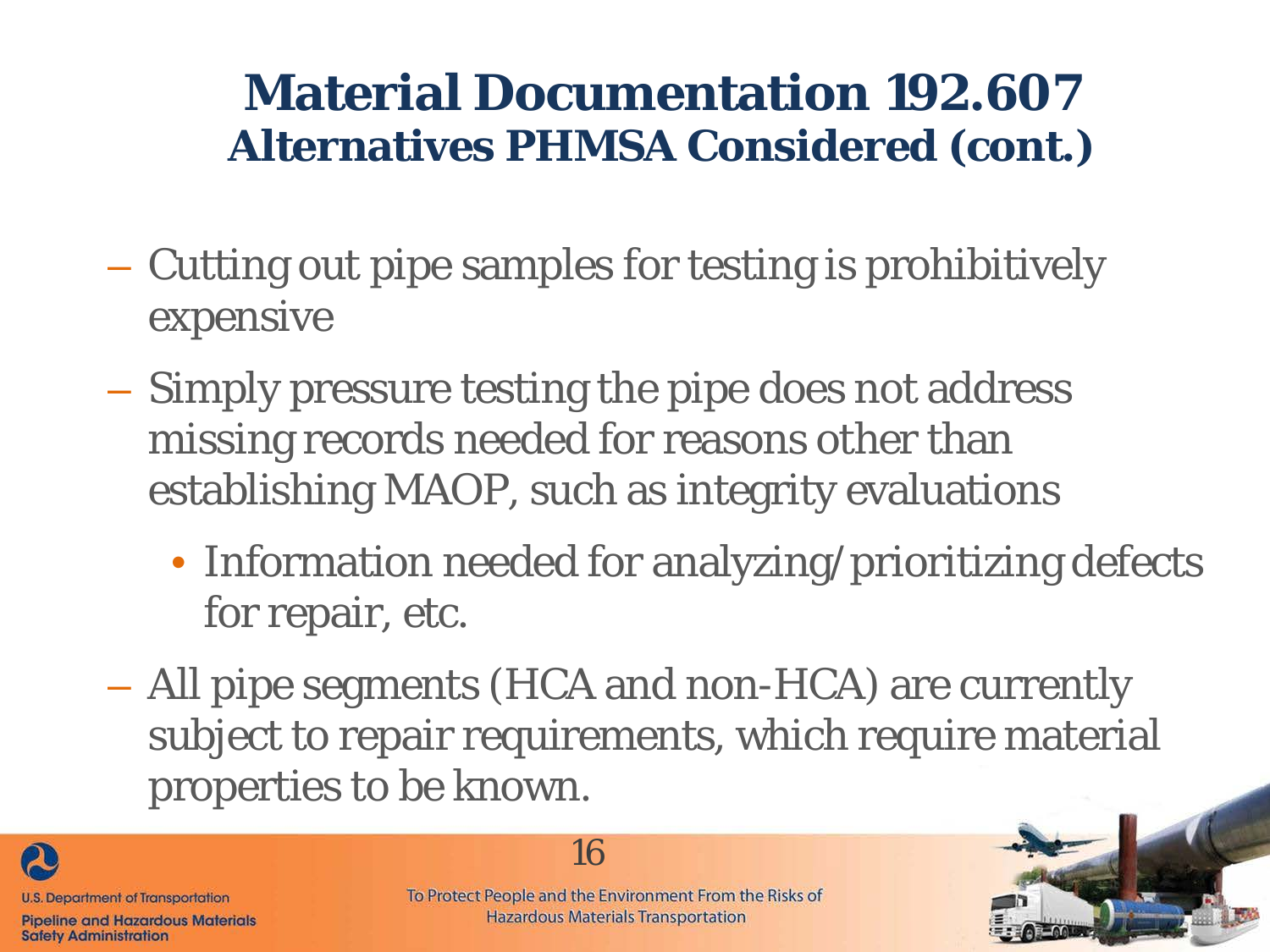# Material Documentation 192.607

## Alternatives PHMSA Considered (cont.)

- Cutting out pipe samples for testing is prohibitively expensive
- Simply pressure testing the pipe does not address missing records needed for reasons other than establishing MAOP, such as integrity evaluations
  - Information needed for analyzing/prioritizing defects for repair, etc.
- All pipe segments (HCA and non-HCA) are currently subject to repair requirements, which require material properties to be known.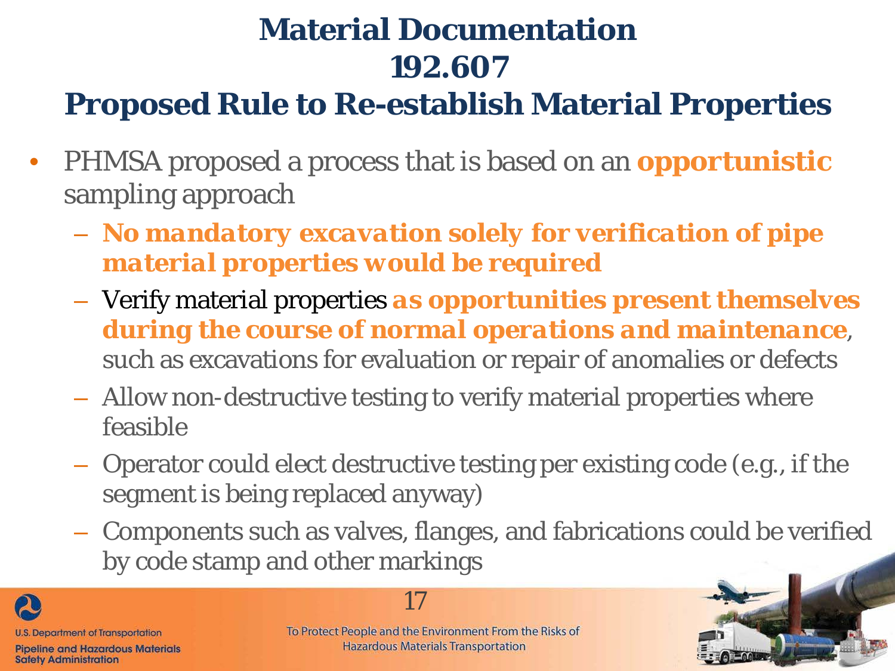# Material Documentation 192.607 Proposed Rule to Re-establish Material Properties

- PHMSA proposed a process that is based on an **opportunistic** sampling approach
  - ***No mandatory excavation solely for verification of pipe material properties would be required***
  - Verify material properties ***as opportunities present themselves during the course of normal operations and maintenance***, such as excavations for evaluation or repair of anomalies or defects
  - Allow non-destructive testing to verify material properties where feasible
  - Operator could elect destructive testing per existing code (e.g., if the segment is being replaced anyway)
  - Components such as valves, flanges, and fabrications could be verified by code stamp and other markings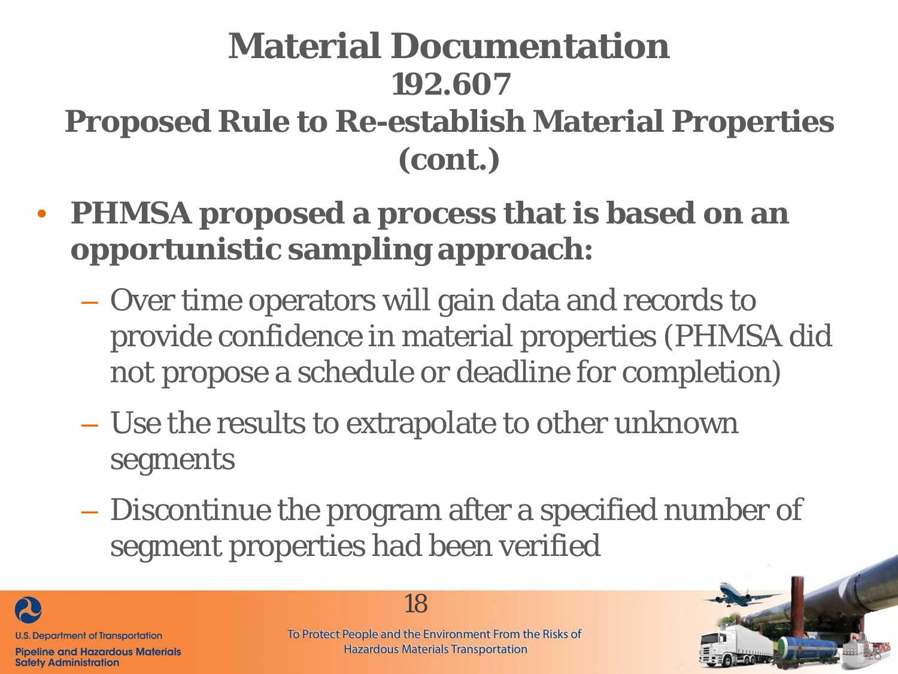# Material Documentation
## 192.607
## Proposed Rule to Re-establish Material Properties (cont.)

- **PHMSA proposed a process that is based on an opportunistic sampling approach:**
  - Over time operators will gain data and records to provide confidence in material properties (PHMSA did not propose a schedule or deadline for completion)
  - Use the results to extrapolate to other unknown segments
  - Discontinue the program after a specified number of segment properties had been verified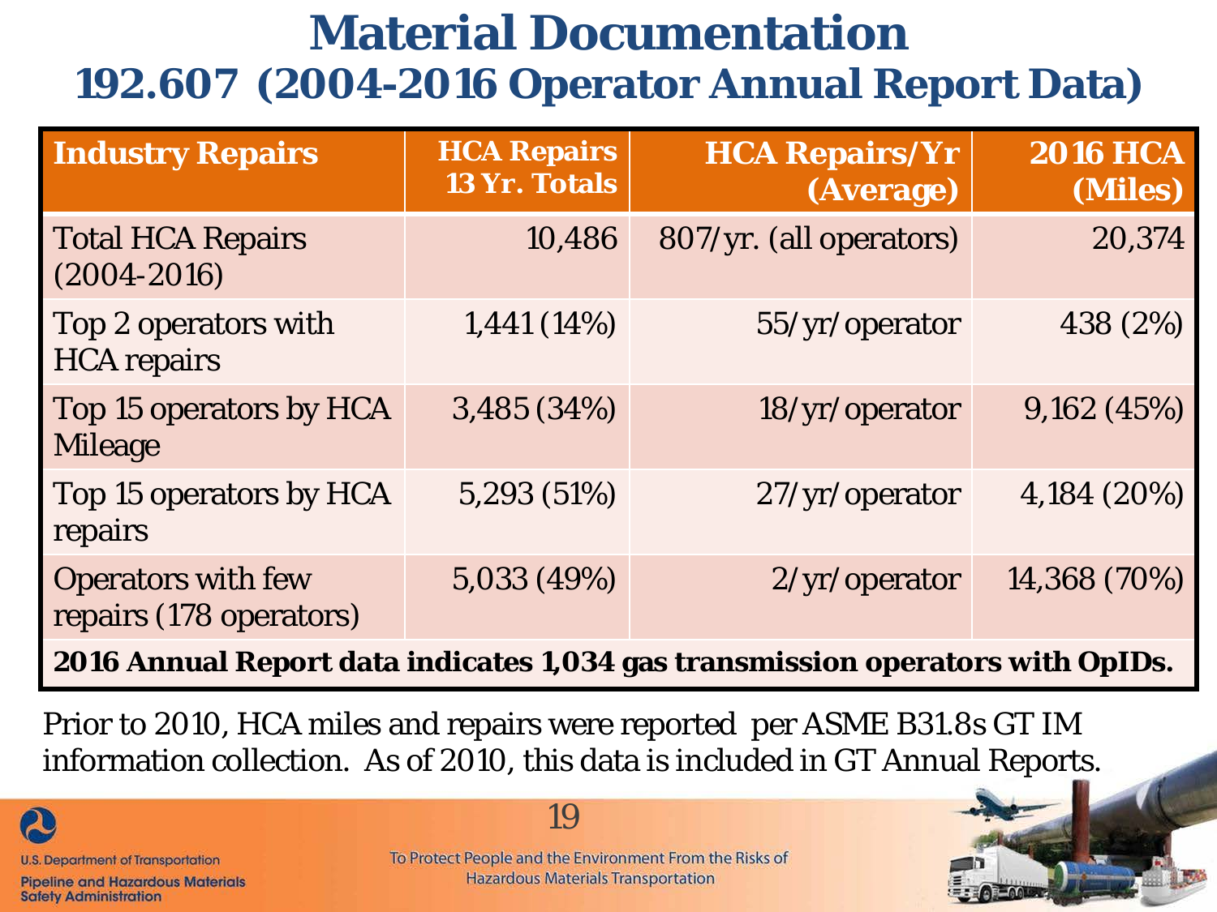# Material Documentation

## 192.607 (2004-2016 Operator Annual Report Data)

| Industry Repairs | HCA Repairs 13 Yr. Totals | HCA Repairs/Yr (Average) | 2016 HCA (Miles) |
|---|---|---|---|
| Total HCA Repairs (2004-2016) | 10,486 | 807/yr. (all operators) | 20,374 |
| Top 2 operators with HCA repairs | 1,441 (14%) | 55/yr/operator | 438 (2%) |
| Top 15 operators by HCA Mileage | 3,485 (34%) | 18/yr/operator | 9,162 (45%) |
| Top 15 operators by HCA repairs | 5,293 (51%) | 27/yr/operator | 4,184 (20%) |
| Operators with few repairs (178 operators) | 5,033 (49%) | 2/yr/operator | 14,368 (70%) |
| **2016 Annual Report data indicates 1,034 gas transmission operators with OpIDs.** | | | |

Prior to 2010, HCA miles and repairs were reported per ASME B31.8s GT IM information collection. As of 2010, this data is included in GT Annual Reports.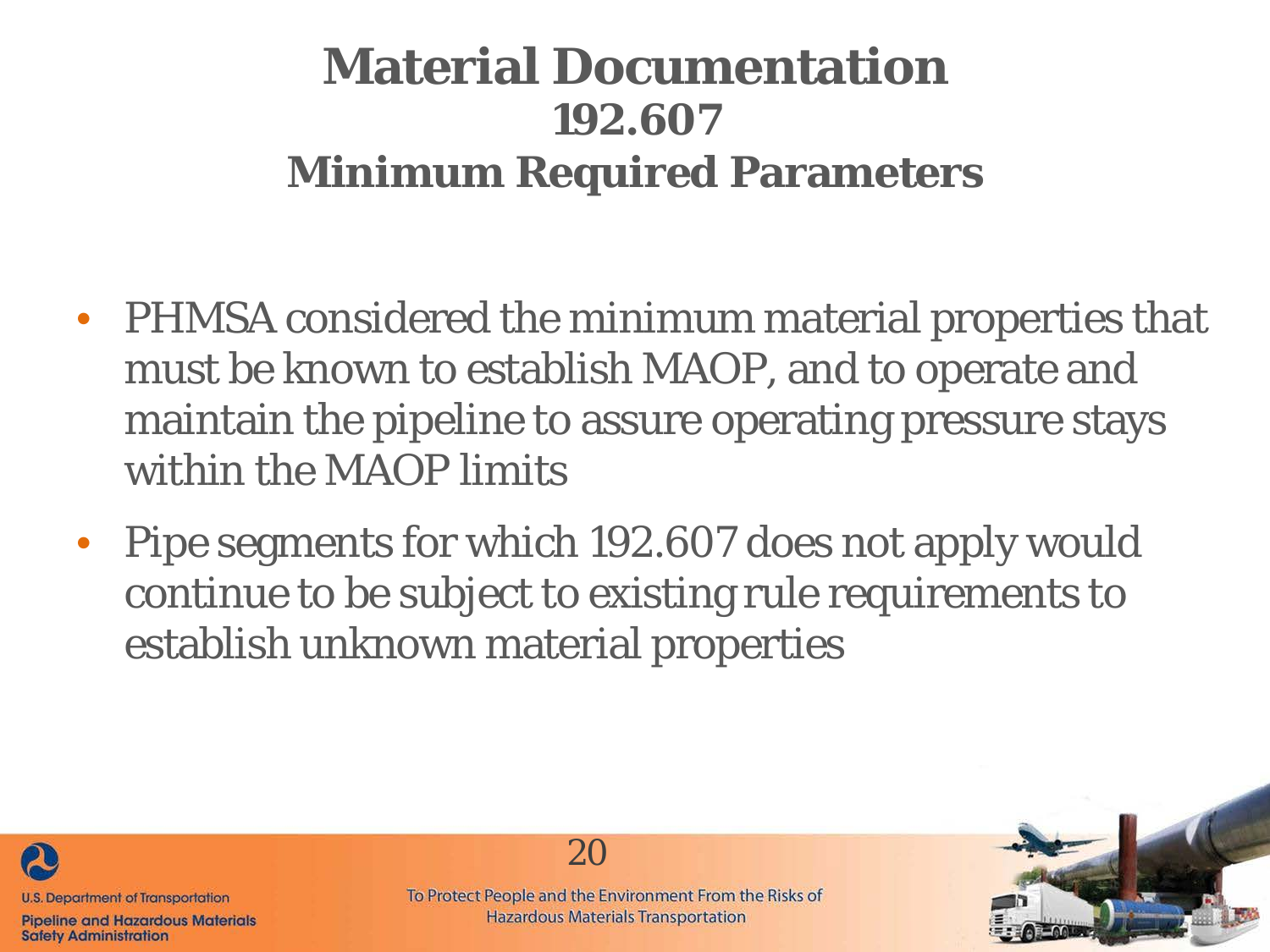# Material Documentation
## 192.607
## Minimum Required Parameters

- PHMSA considered the minimum material properties that must be known to establish MAOP, and to operate and maintain the pipeline to assure operating pressure stays within the MAOP limits
- Pipe segments for which 192.607 does not apply would continue to be subject to existing rule requirements to establish unknown material properties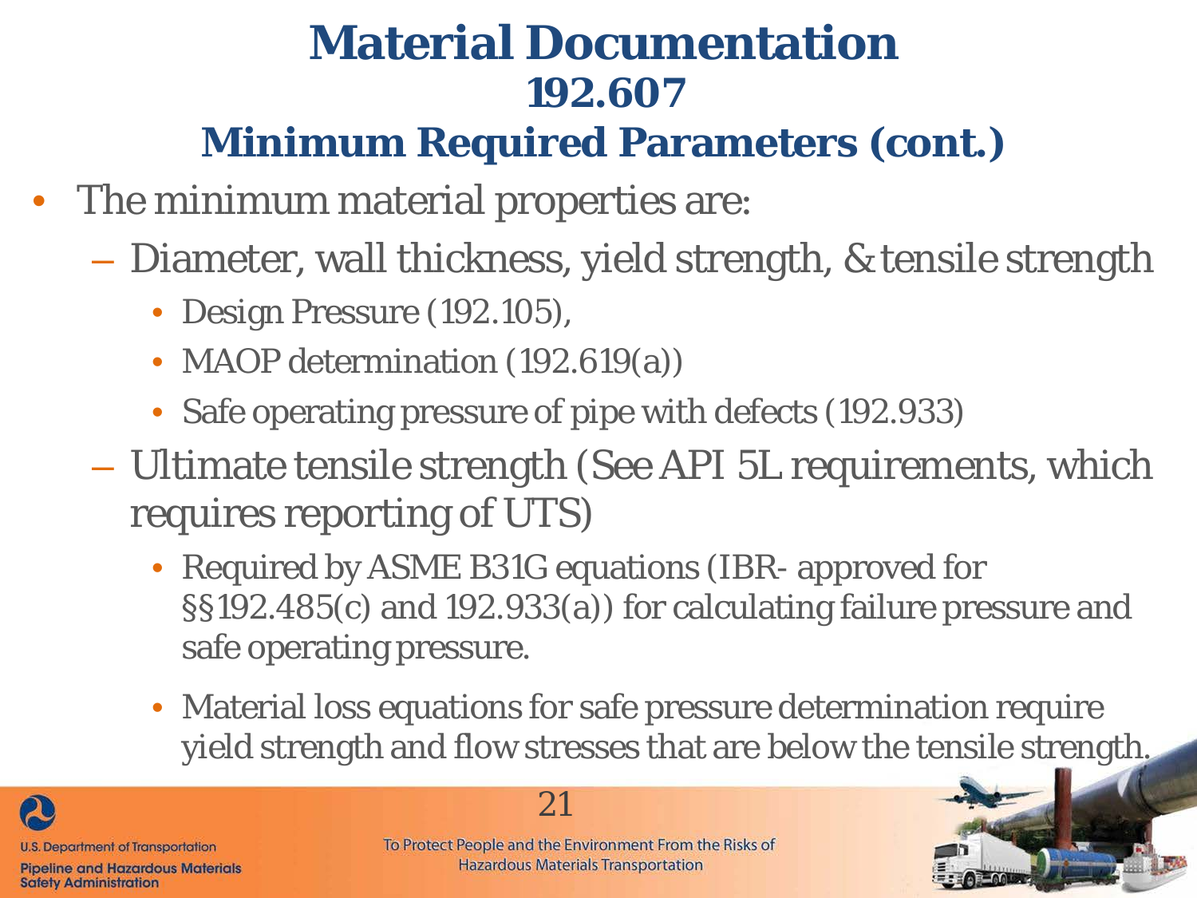# Material Documentation
## 192.607
## Minimum Required Parameters (cont.)

- The minimum material properties are:
  - Diameter, wall thickness, yield strength, & tensile strength
    - Design Pressure (192.105),
    - MAOP determination (192.619(a))
    - Safe operating pressure of pipe with defects (192.933)
  - Ultimate tensile strength (See API 5L requirements, which requires reporting of UTS)
    - Required by ASME B31G equations (IBR- approved for §§192.485(c) and 192.933(a)) for calculating failure pressure and safe operating pressure.
    - Material loss equations for safe pressure determination require yield strength and flow stresses that are below the tensile strength.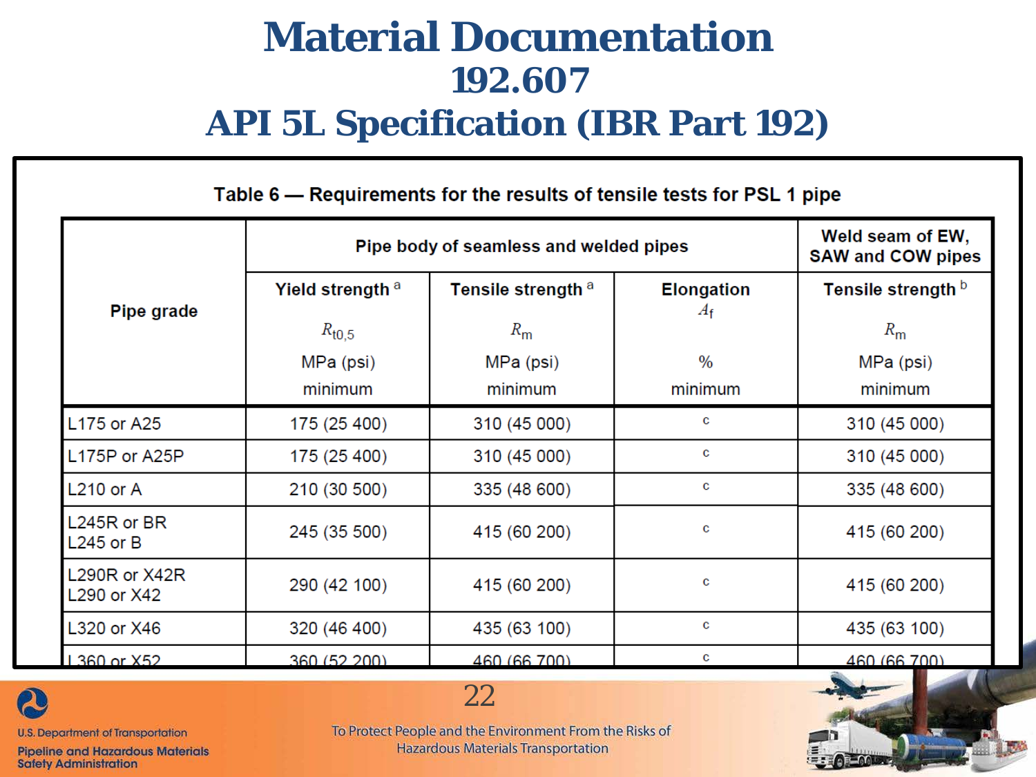# Material Documentation
## 192.607
## API 5L Specification (IBR Part 192)

**Table 6 — Requirements for the results of tensile tests for PSL 1 pipe**

| Pipe grade | Pipe body of seamless and welded pipes | | | Weld seam of EW, SAW and COW pipes |
|---|---|---|---|---|
| | Yield strength [a] $R_{t0,5}$ MPa (psi) minimum | Tensile strength [a] $R_m$ MPa (psi) minimum | Elongation $A_f$ % minimum | Tensile strength [b] $R_m$ MPa (psi) minimum |
| L175 or A25 | 175 (25 400) | 310 (45 000) | c | 310 (45 000) |
| L175P or A25P | 175 (25 400) | 310 (45 000) | c | 310 (45 000) |
| L210 or A | 210 (30 500) | 335 (48 600) | c | 335 (48 600) |
| L245R or BR<br>L245 or B | 245 (35 500) | 415 (60 200) | c | 415 (60 200) |
| L290R or X42R<br>L290 or X42 | 290 (42 100) | 415 (60 200) | c | 415 (60 200) |
| L320 or X46 | 320 (46 400) | 435 (63 100) | c | 435 (63 100) |
| L360 or X52 | 360 (52 200) | 460 (66 700) | c | 460 (66 700) |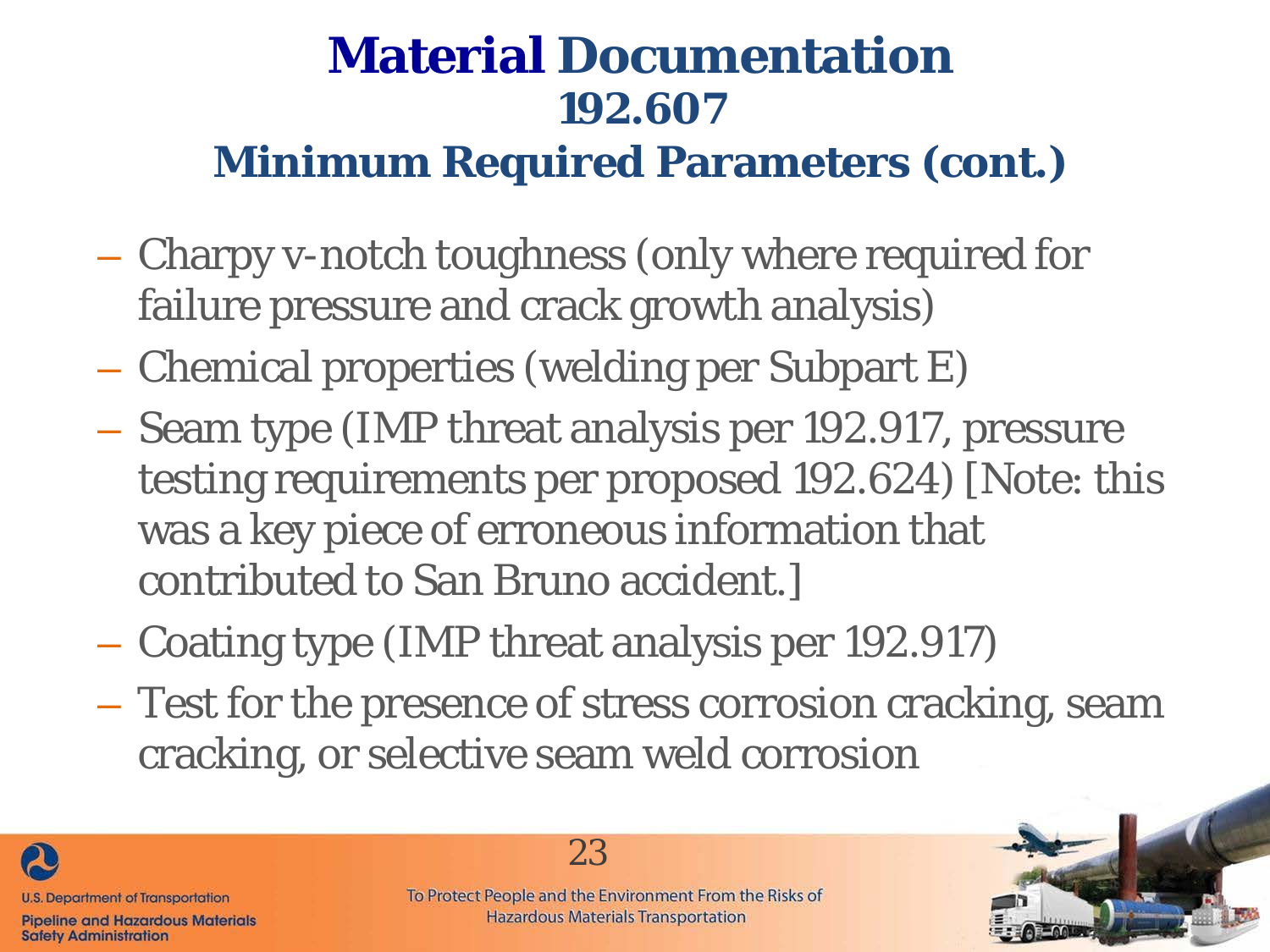# Material Documentation
## 192.607
## Minimum Required Parameters (cont.)

- Charpy v-notch toughness (only where required for failure pressure and crack growth analysis)
- Chemical properties (welding per Subpart E)
- Seam type (IMP threat analysis per 192.917, pressure testing requirements per proposed 192.624) [Note: this was a key piece of erroneous information that contributed to San Bruno accident.]
- Coating type (IMP threat analysis per 192.917)
- Test for the presence of stress corrosion cracking, seam cracking, or selective seam weld corrosion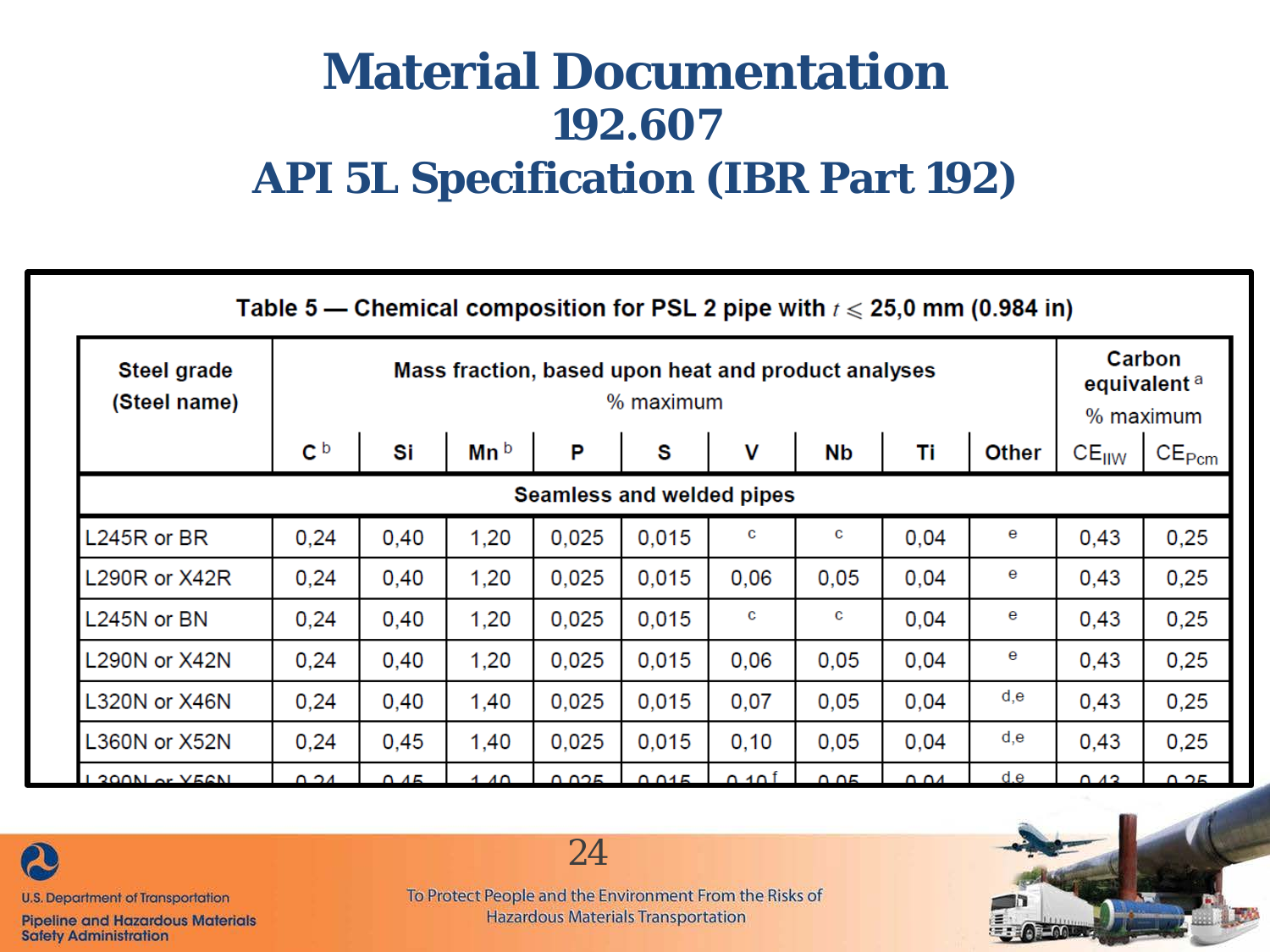# Material Documentation

## 192.607

## API 5L Specification (IBR Part 192)

**Table 5 — Chemical composition for PSL 2 pipe with $t \leqslant$ 25,0 mm (0.984 in)**

| Steel grade (Steel name) | Mass fraction, based upon heat and product analyses % maximum | | | | | | | | | Carbon equivalent [a] % maximum | |
|---|---|---|---|---|---|---|---|---|---|---|---|
| | C [b] | Si | Mn [b] | P | S | V | Nb | Ti | Other | $CE_{IIW}$ | $CE_{Pcm}$ |
| **Seamless and welded pipes** | | | | | | | | | | | |
| L245R or BR | 0,24 | 0,40 | 1,20 | 0,025 | 0,015 | c | c | 0,04 | e | 0,43 | 0,25 |
| L290R or X42R | 0,24 | 0,40 | 1,20 | 0,025 | 0,015 | 0,06 | 0,05 | 0,04 | e | 0,43 | 0,25 |
| L245N or BN | 0,24 | 0,40 | 1,20 | 0,025 | 0,015 | c | c | 0,04 | e | 0,43 | 0,25 |
| L290N or X42N | 0,24 | 0,40 | 1,20 | 0,025 | 0,015 | 0,06 | 0,05 | 0,04 | e | 0,43 | 0,25 |
| L320N or X46N | 0,24 | 0,40 | 1,40 | 0,025 | 0,015 | 0,07 | 0,05 | 0,04 | d,e | 0,43 | 0,25 |
| L360N or X52N | 0,24 | 0,45 | 1,40 | 0,025 | 0,015 | 0,10 | 0,05 | 0,04 | d,e | 0,43 | 0,25 |
| L390N or X56N | 0,24 | 0,45 | 1,40 | 0,025 | 0,015 | 0,10 [f] | 0,05 | 0,04 | d,e | 0,43 | 0,25 |

U.S. Department of Transportation
Pipeline and Hazardous Materials Safety Administration

To Protect People and the Environment From the Risks of Hazardous Materials Transportation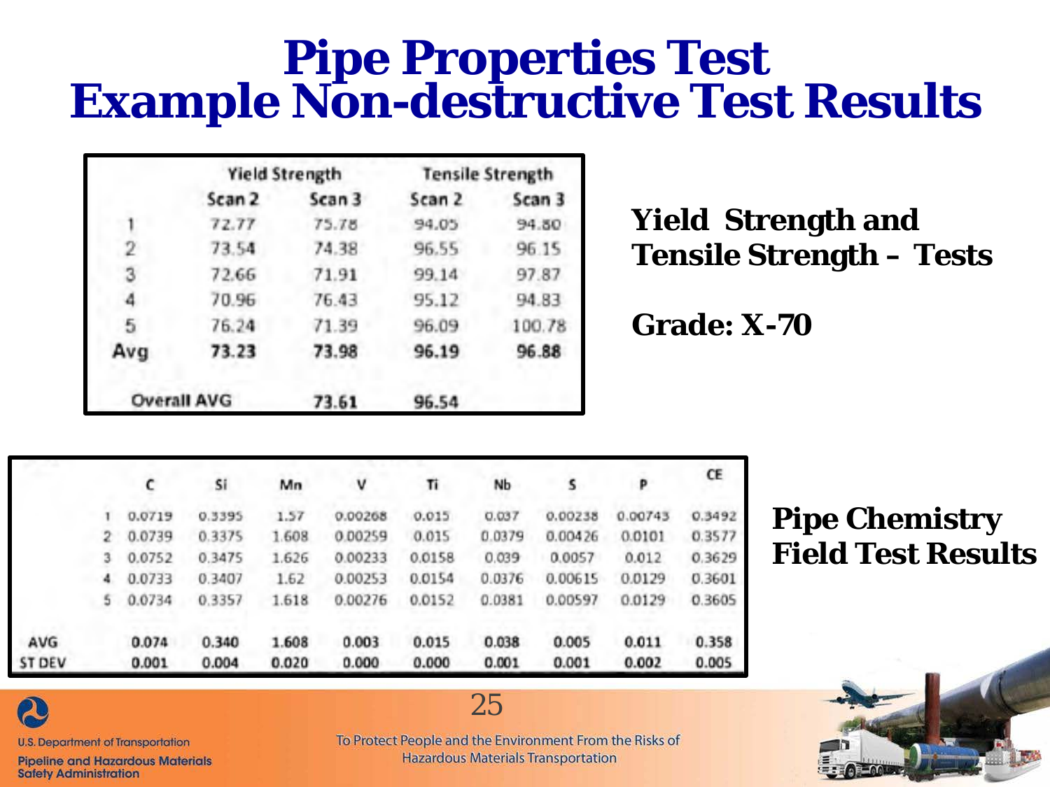# Pipe Properties Test
# Example Non-destructive Test Results

| | Yield Strength | | Tensile Strength | |
|---|---|---|---|---|
| | Scan 2 | Scan 3 | Scan 2 | Scan 3 |
| 1 | 72.77 | 75.78 | 94.05 | 94.80 |
| 2 | 73.54 | 74.38 | 96.55 | 96.15 |
| 3 | 72.66 | 71.91 | 99.14 | 97.87 |
| 4 | 70.96 | 76.43 | 95.12 | 94.83 |
| 5 | 76.24 | 71.39 | 96.09 | 100.78 |
| **Avg** | **73.23** | **73.98** | **96.19** | **96.88** |
| Overall AVG | | 73.61 | 96.54 | |

**Yield Strength and Tensile Strength – Tests**

**Grade: X-70**

| | | C | Si | Mn | V | Ti | Nb | S | P | CE |
|---|---|---|---|---|---|---|---|---|---|---|
| | 1 | 0.0719 | 0.3395 | 1.57 | 0.00268 | 0.015 | 0.037 | 0.00238 | 0.00743 | 0.3492 |
| | 2 | 0.0739 | 0.3375 | 1.608 | 0.00259 | 0.015 | 0.0379 | 0.00426 | 0.0101 | 0.3577 |
| | 3 | 0.0752 | 0.3475 | 1.626 | 0.00233 | 0.0158 | 0.039 | 0.0057 | 0.012 | 0.3629 |
| | 4 | 0.0733 | 0.3407 | 1.62 | 0.00253 | 0.0154 | 0.0376 | 0.00615 | 0.0129 | 0.3601 |
| | 5 | 0.0734 | 0.3357 | 1.618 | 0.00276 | 0.0152 | 0.0381 | 0.00597 | 0.0129 | 0.3605 |
| AVG | | 0.074 | 0.340 | 1.608 | 0.003 | 0.015 | 0.038 | 0.005 | 0.011 | 0.358 |
| ST DEV | | 0.001 | 0.004 | 0.020 | 0.000 | 0.000 | 0.001 | 0.001 | 0.002 | 0.005 |

**Pipe Chemistry Field Test Results**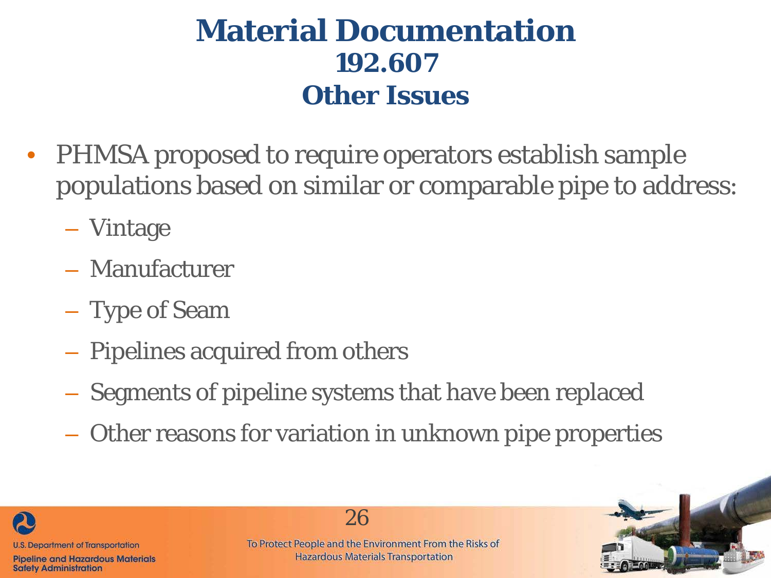# Material Documentation
## 192.607
## Other Issues

- PHMSA proposed to require operators establish sample populations based on similar or comparable pipe to address:
  - Vintage
  - Manufacturer
  - Type of Seam
  - Pipelines acquired from others
  - Segments of pipeline systems that have been replaced
  - Other reasons for variation in unknown pipe properties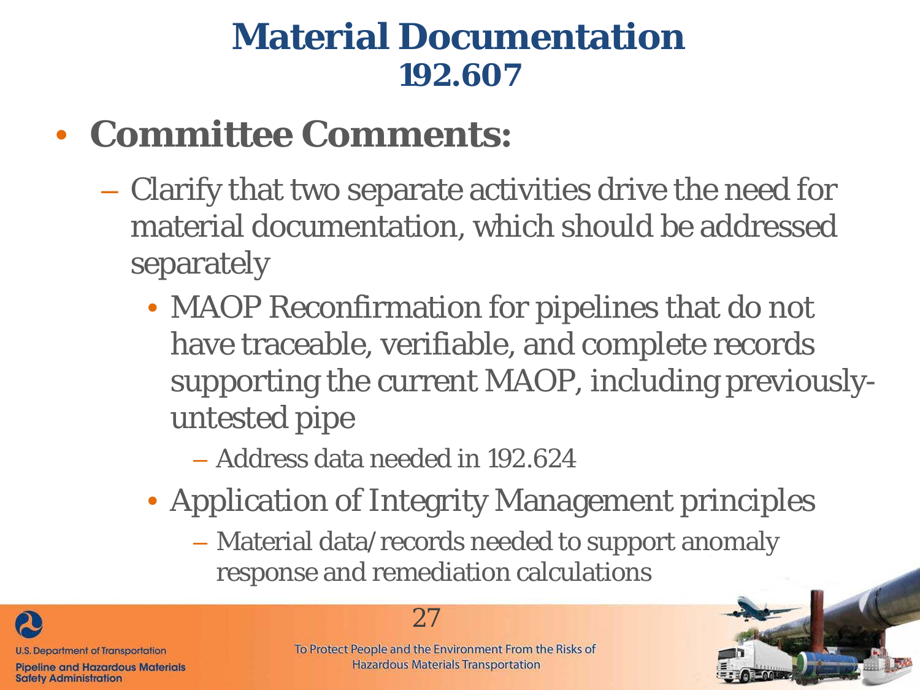# Material Documentation 192.607

- **Committee Comments:**
  - Clarify that two separate activities drive the need for material documentation, which should be addressed separately
    - MAOP Reconfirmation for pipelines that do not have traceable, verifiable, and complete records supporting the current MAOP, including previously-untested pipe
      - Address data needed in 192.624
    - Application of Integrity Management principles
      - Material data/records needed to support anomaly response and remediation calculations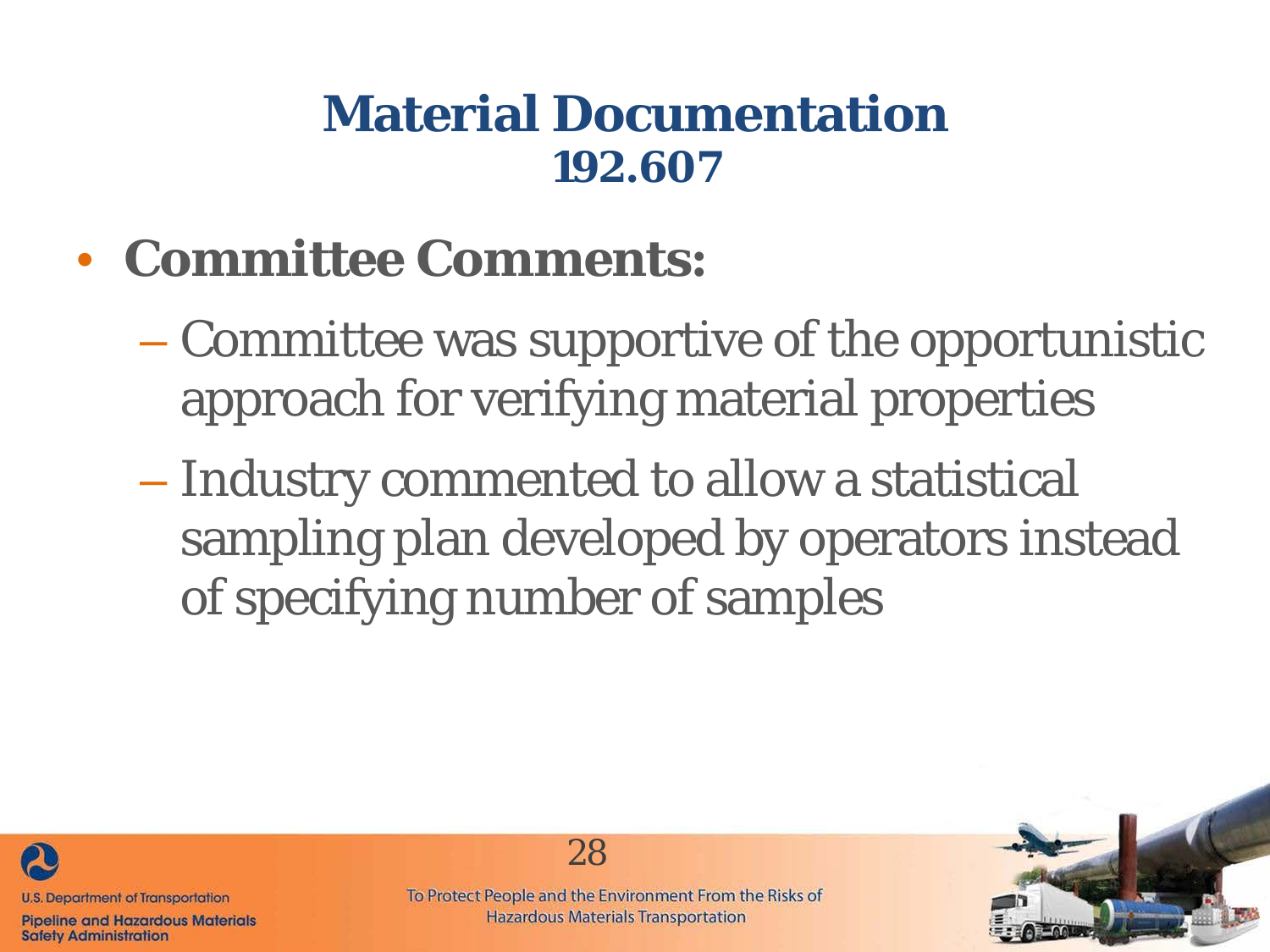# Material Documentation 192.607

- **Committee Comments:**
  - Committee was supportive of the opportunistic approach for verifying material properties
  - Industry commented to allow a statistical sampling plan developed by operators instead of specifying number of samples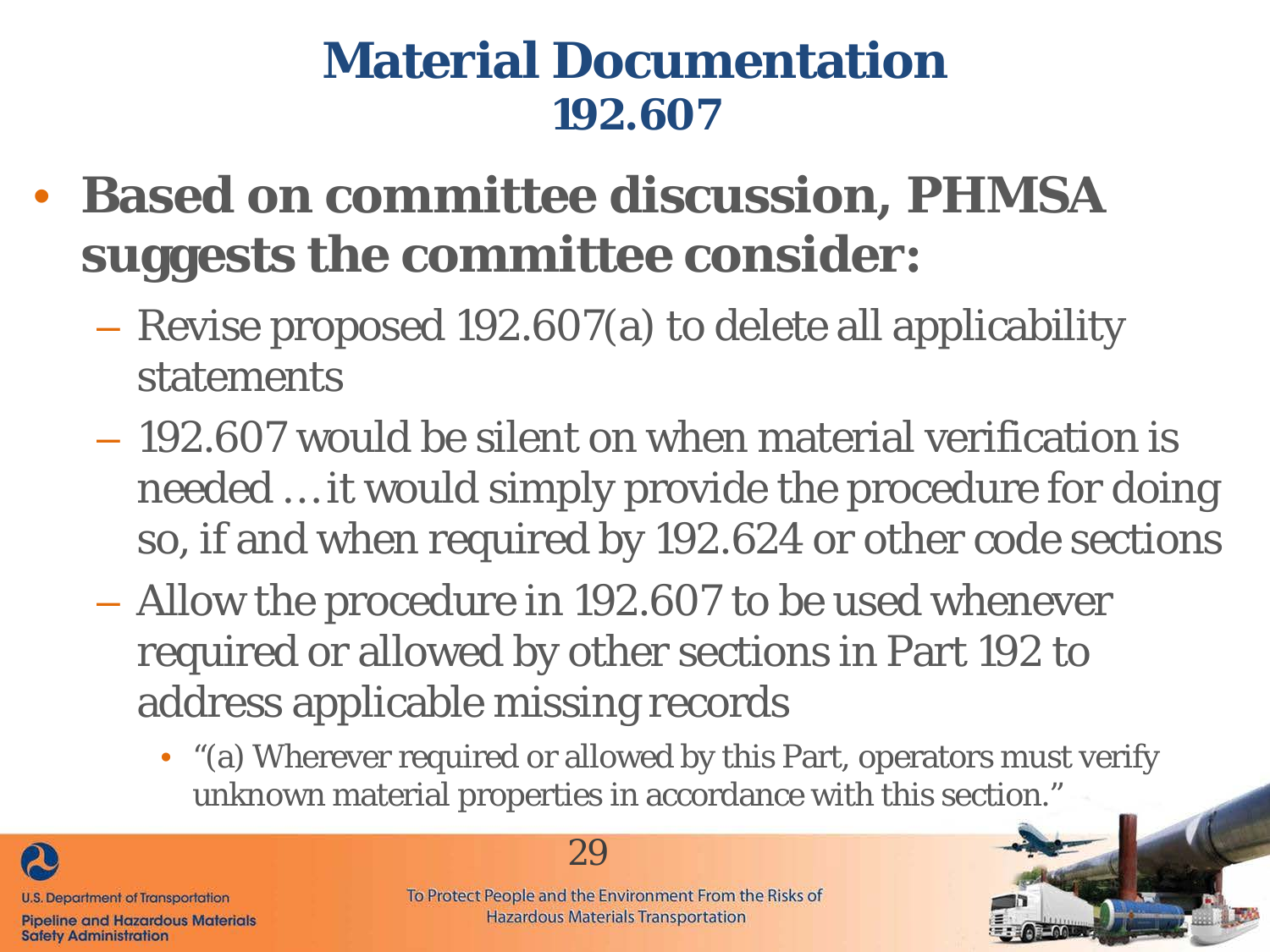# Material Documentation
## 192.607

- **Based on committee discussion, PHMSA suggests the committee consider:**
  - Revise proposed 192.607(a) to delete all applicability statements
  - 192.607 would be silent on when material verification is needed … it would simply provide the procedure for doing so, if and when required by 192.624 or other code sections
  - Allow the procedure in 192.607 to be used whenever required or allowed by other sections in Part 192 to address applicable missing records
    - "(a) Wherever required or allowed by this Part, operators must verify unknown material properties in accordance with this section."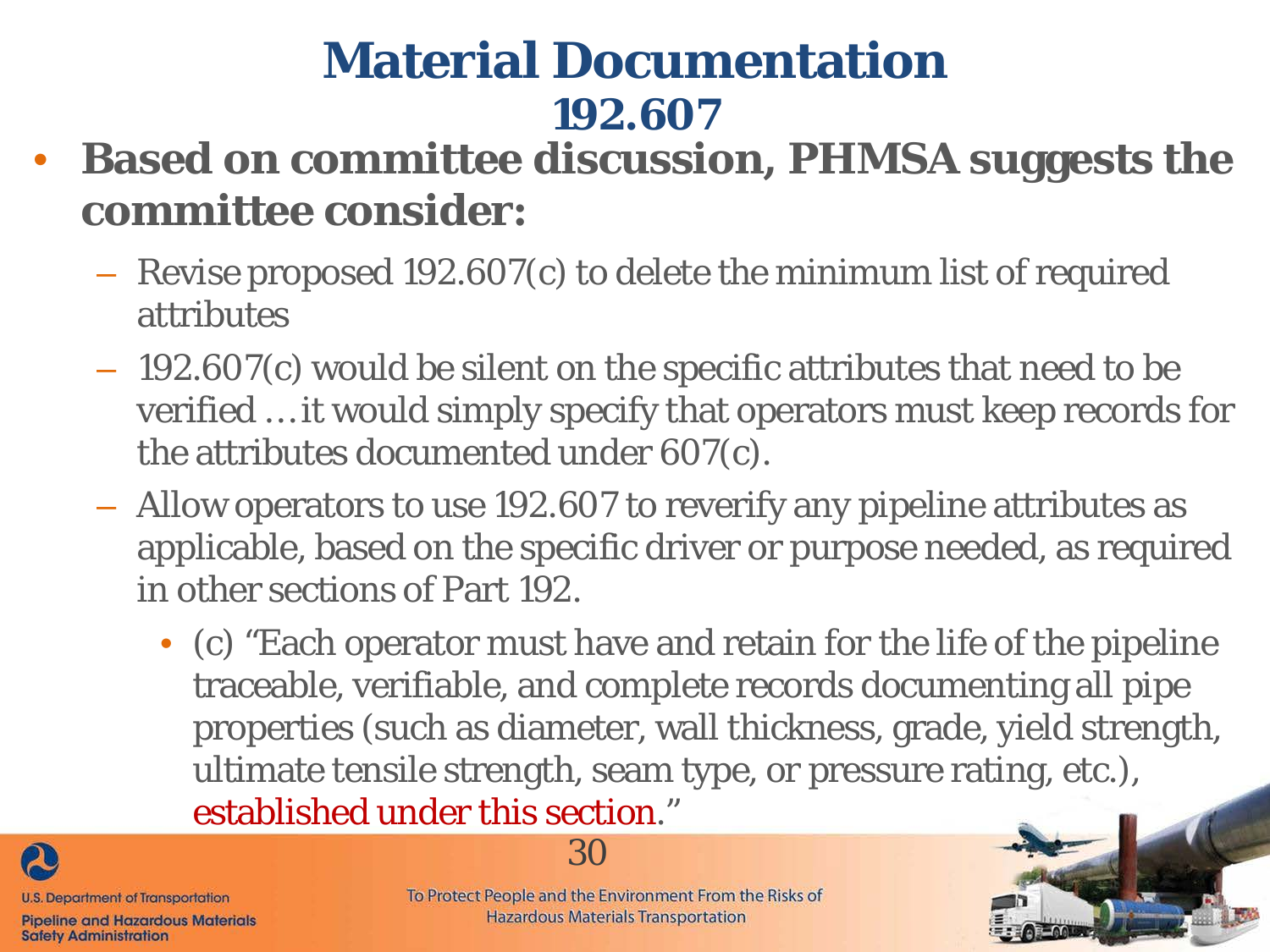# Material Documentation
## 192.607

- **Based on committee discussion, PHMSA suggests the committee consider:**
  - Revise proposed 192.607(c) to delete the minimum list of required attributes
  - 192.607(c) would be silent on the specific attributes that need to be verified … it would simply specify that operators must keep records for the attributes documented under 607(c).
  - Allow operators to use 192.607 to reverify any pipeline attributes as applicable, based on the specific driver or purpose needed, as required in other sections of Part 192.
    - (c) "Each operator must have and retain for the life of the pipeline traceable, verifiable, and complete records documenting all pipe properties (such as diameter, wall thickness, grade, yield strength, ultimate tensile strength, seam type, or pressure rating, etc.), established under this section."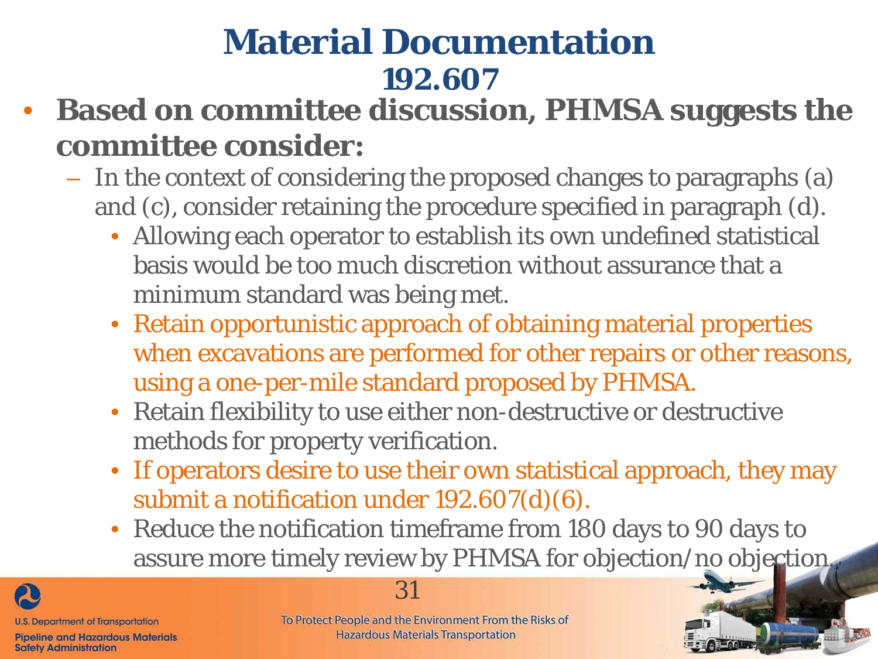# Material Documentation
## 192.607

- **Based on committee discussion, PHMSA suggests the committee consider:**
  - In the context of considering the proposed changes to paragraphs (a) and (c), consider retaining the procedure specified in paragraph (d).
    - Allowing each operator to establish its own undefined statistical basis would be too much discretion without assurance that a minimum standard was being met.
    - Retain opportunistic approach of obtaining material properties when excavations are performed for other repairs or other reasons, using a one-per-mile standard proposed by PHMSA.
    - Retain flexibility to use either non-destructive or destructive methods for property verification.
    - If operators desire to use their own statistical approach, they may submit a notification under 192.607(d)(6).
    - Reduce the notification timeframe from 180 days to 90 days to assure more timely review by PHMSA for objection/no objection.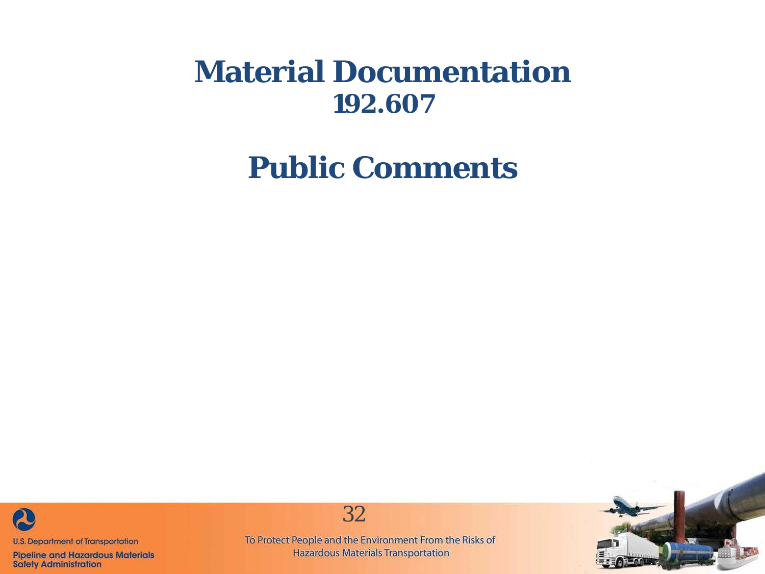# Material Documentation
## 192.607

# Public Comments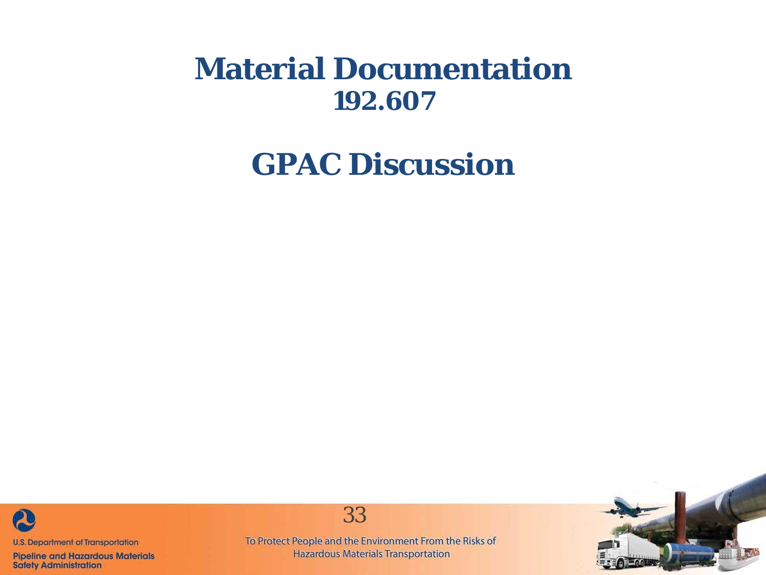# Material Documentation
## 192.607

# GPAC Discussion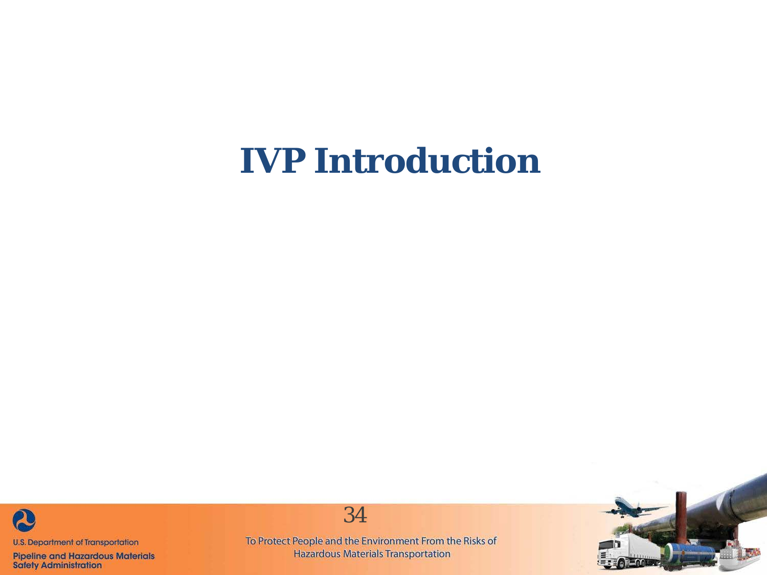# IVP Introduction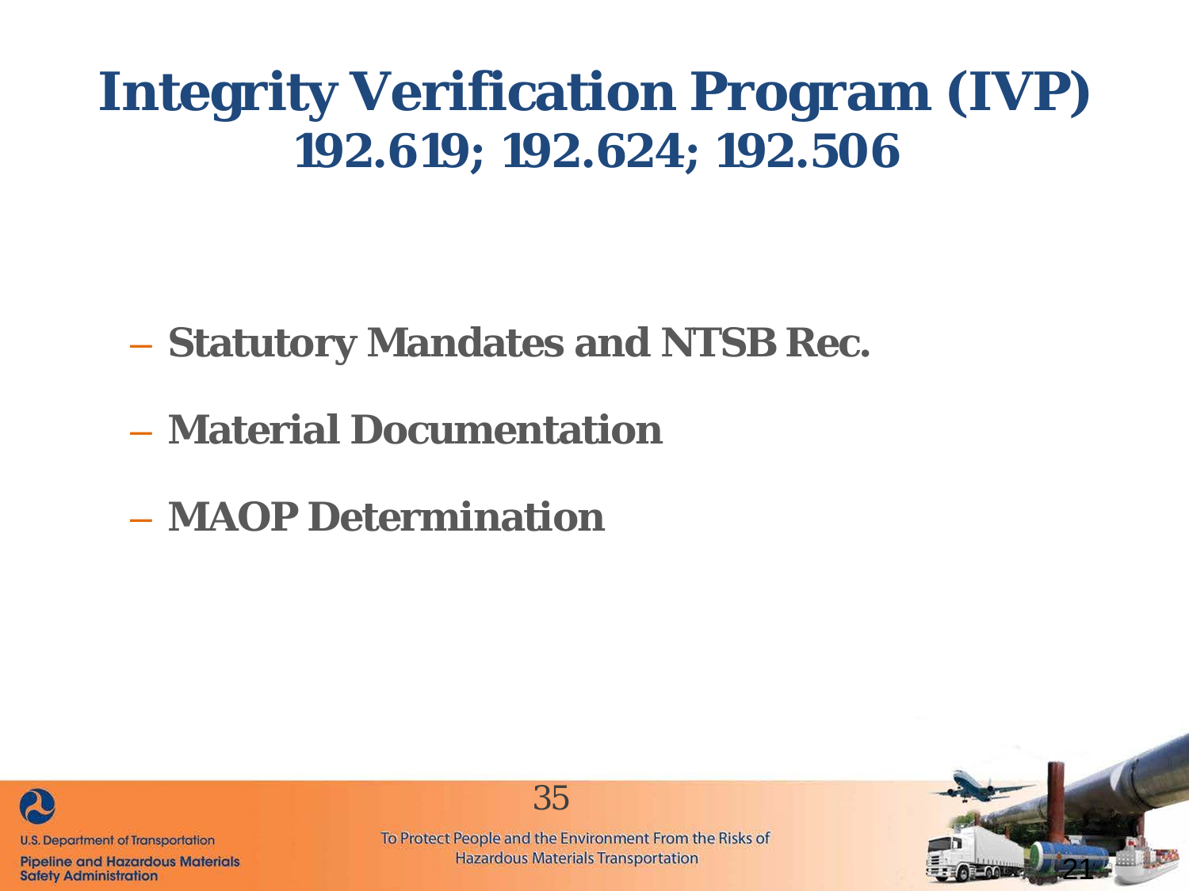# Integrity Verification Program (IVP)
## 192.619; 192.624; 192.506

- Statutory Mandates and NTSB Rec.
- Material Documentation
- MAOP Determination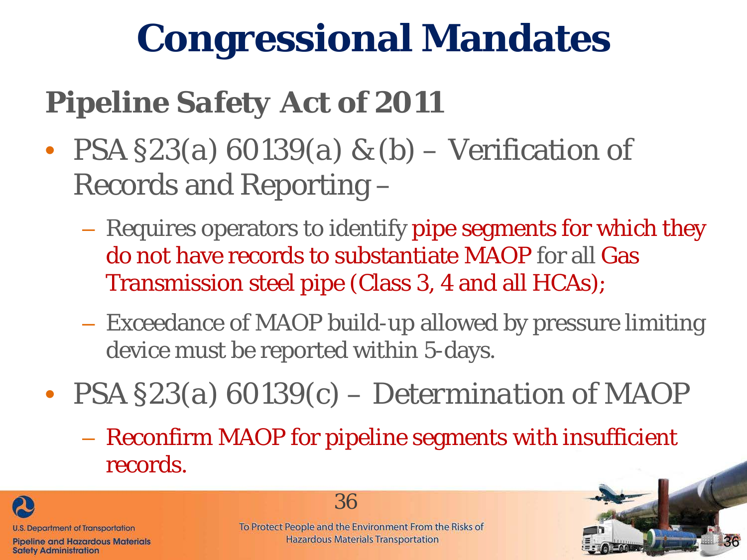# Congressional Mandates

## Pipeline Safety Act of 2011

- PSA §23(a) 60139(a) & (b) – Verification of Records and Reporting –
  - Requires operators to identify pipe segments for which they do not have records to substantiate MAOP for all Gas Transmission steel pipe (Class 3, 4 and all HCAs);
  - Exceedance of MAOP build-up allowed by pressure limiting device must be reported within 5-days.
- PSA §23(a) 60139(c) – Determination of MAOP
  - Reconfirm MAOP for pipeline segments with insufficient records.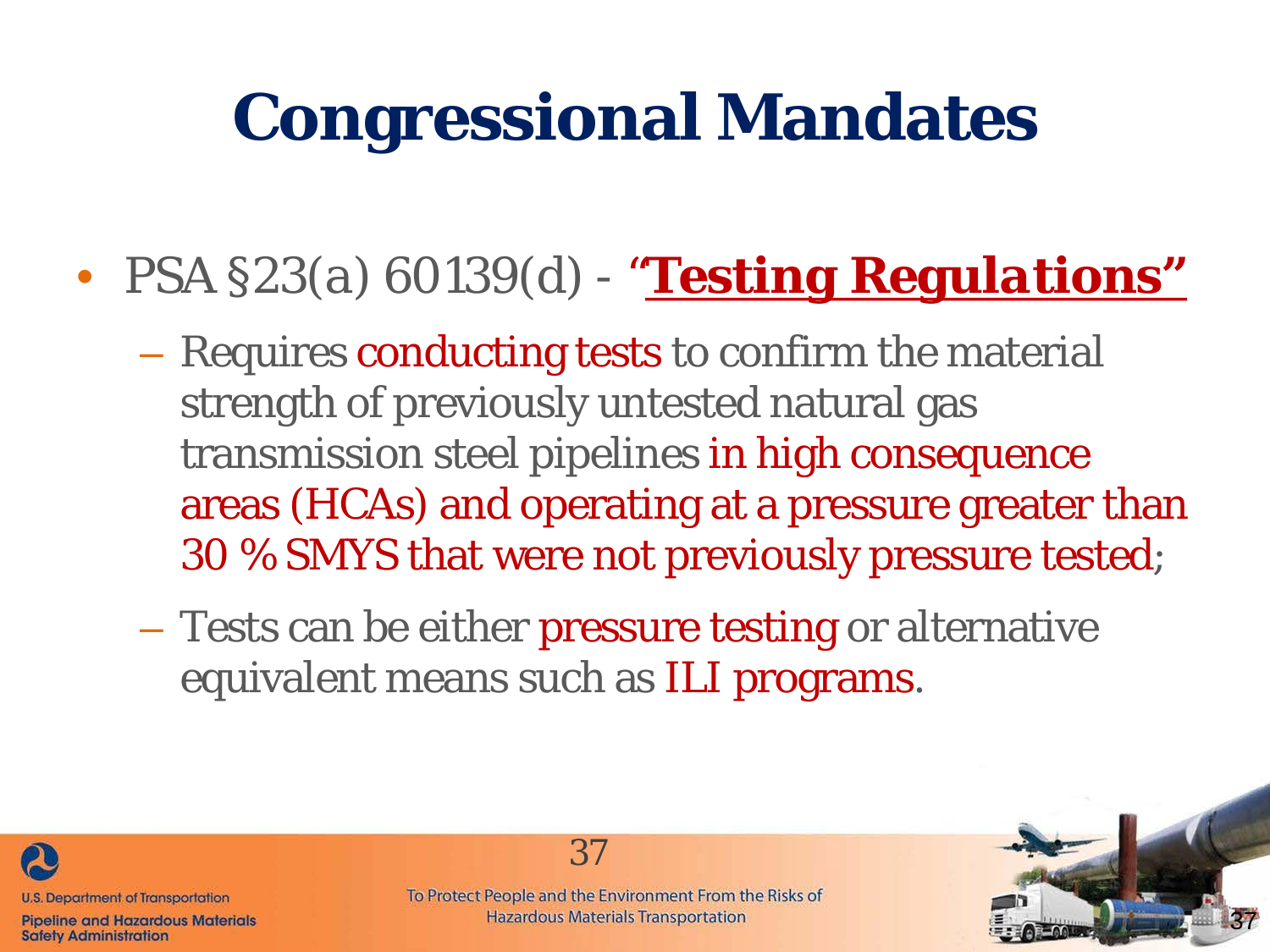# Congressional Mandates

- PSA §23(a) 60139(d) - **"Testing Regulations"**
  - Requires conducting tests to confirm the material strength of previously untested natural gas transmission steel pipelines in high consequence areas (HCAs) and operating at a pressure greater than 30 % SMYS that were not previously pressure tested;
  - Tests can be either pressure testing or alternative equivalent means such as ILI programs.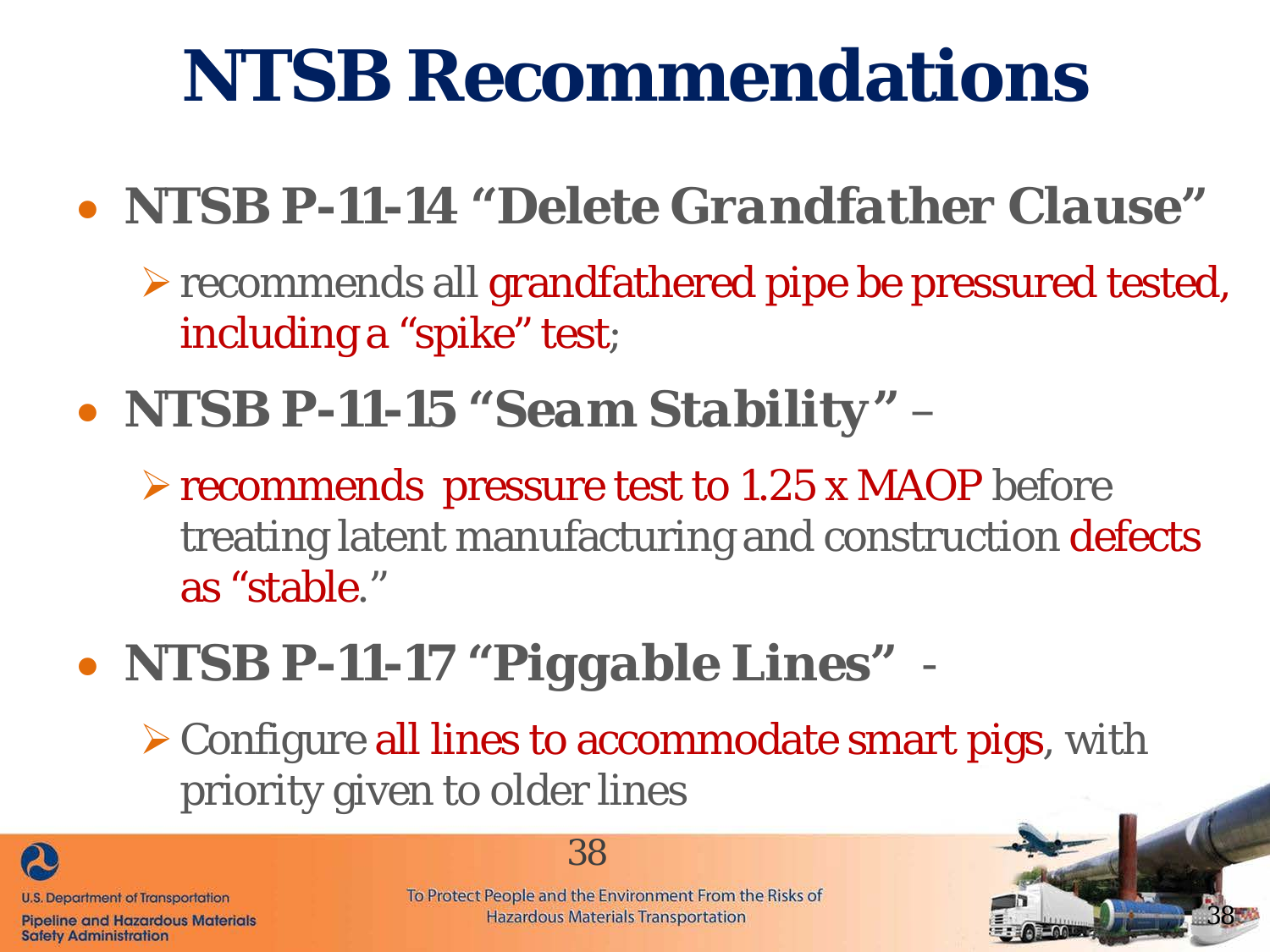# NTSB Recommendations

- **NTSB P-11-14 "Delete Grandfather Clause"**
  - recommends all grandfathered pipe be pressured tested, including a "spike" test;
- **NTSB P-11-15 "Seam Stability"** –
  - recommends pressure test to 1.25 x MAOP before treating latent manufacturing and construction defects as "stable."
- **NTSB P-11-17 "Piggable Lines"** -
  - Configure all lines to accommodate smart pigs, with priority given to older lines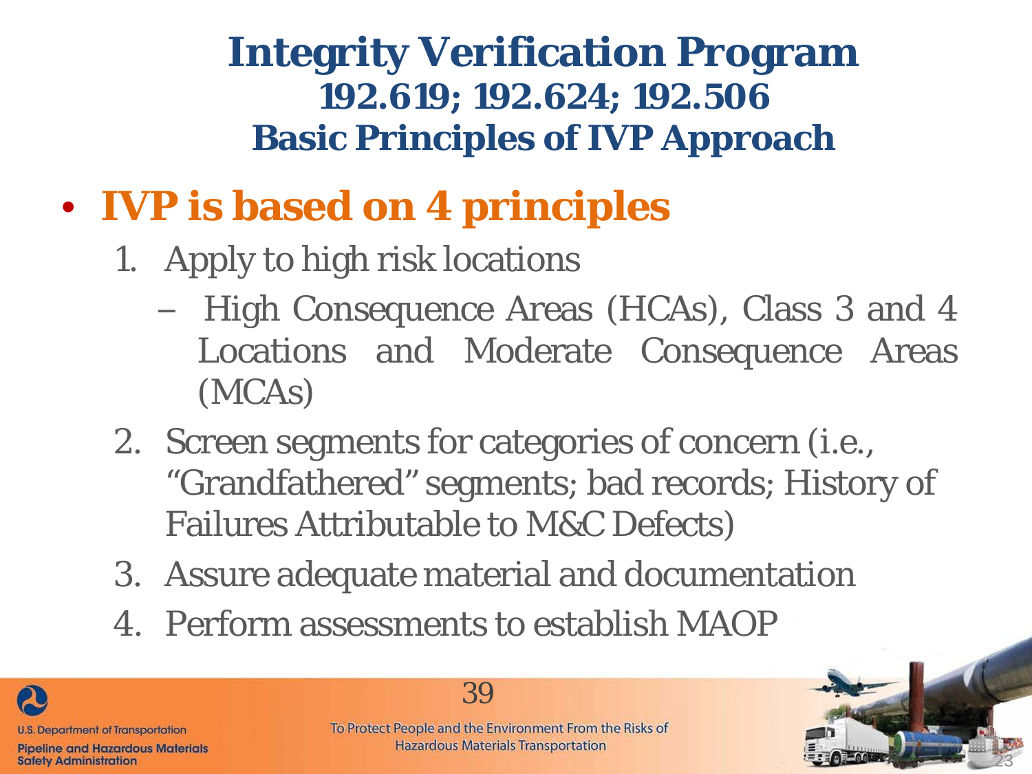# Integrity Verification Program
## 192.619; 192.624; 192.506
## Basic Principles of IVP Approach

- **IVP is based on 4 principles**
  1. Apply to high risk locations
     - High Consequence Areas (HCAs), Class 3 and 4 Locations and Moderate Consequence Areas (MCAs)
  2. Screen segments for categories of concern (i.e., "Grandfathered" segments; bad records; History of Failures Attributable to M&C Defects)
  3. Assure adequate material and documentation
  4. Perform assessments to establish MAOP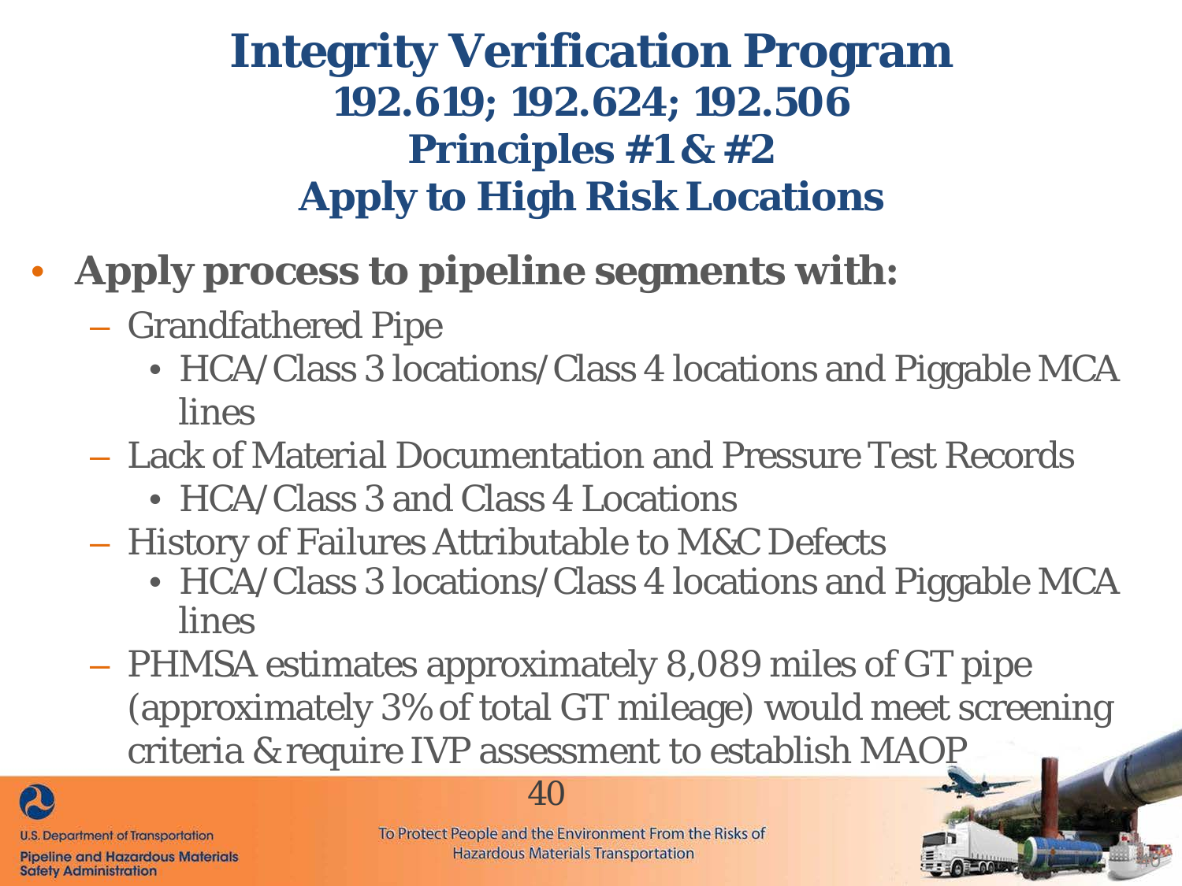# Integrity Verification Program

## 192.619; 192.624; 192.506

## Principles #1 & #2

## Apply to High Risk Locations

- **Apply process to pipeline segments with:**
  - Grandfathered Pipe
    - HCA/Class 3 locations/Class 4 locations and Piggable MCA lines
  - Lack of Material Documentation and Pressure Test Records
    - HCA/Class 3 and Class 4 Locations
  - History of Failures Attributable to M&C Defects
    - HCA/Class 3 locations/Class 4 locations and Piggable MCA lines
  - PHMSA estimates approximately 8,089 miles of GT pipe (approximately 3% of total GT mileage) would meet screening criteria & require IVP assessment to establish MAOP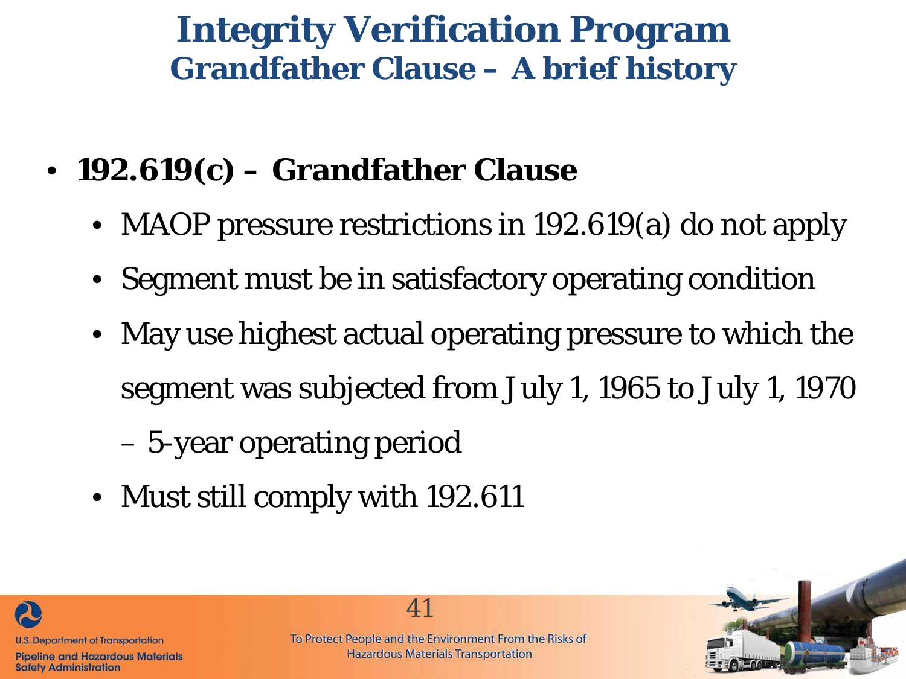# Integrity Verification Program

## Grandfather Clause – A brief history

- **192.619(c) – Grandfather Clause**
  - MAOP pressure restrictions in 192.619(a) do not apply
  - Segment must be in satisfactory operating condition
  - May use highest actual operating pressure to which the segment was subjected from July 1, 1965 to July 1, 1970 – 5-year operating period
  - Must still comply with 192.611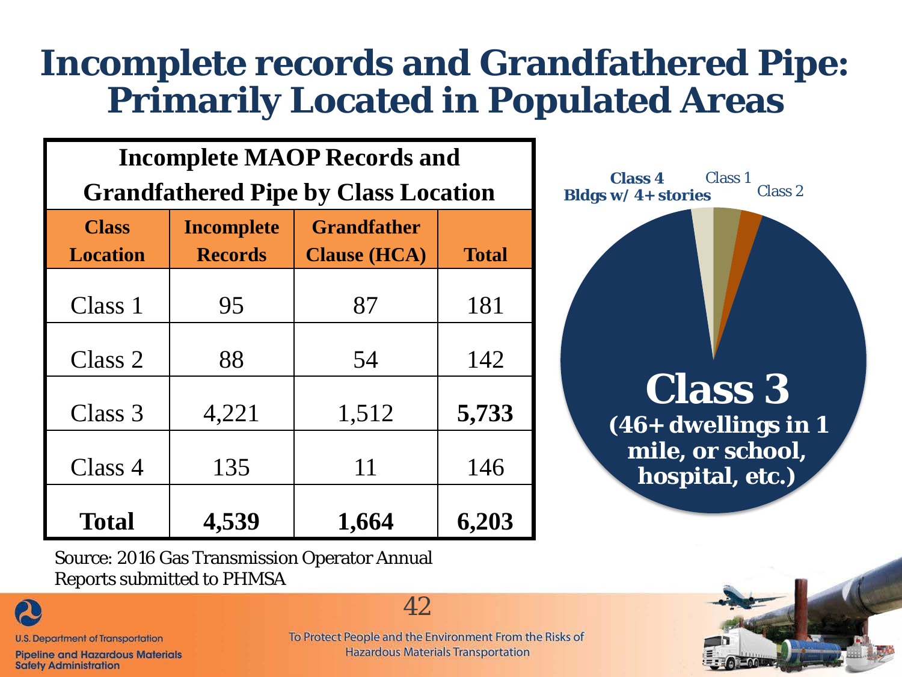# Incomplete records and Grandfathered Pipe: Primarily Located in Populated Areas

**Incomplete MAOP Records and Grandfathered Pipe by Class Location**

| Class Location | Incomplete Records | Grandfather Clause (HCA) | Total |
|---|---|---|---|
| Class 1 | 95 | 87 | 181 |
| Class 2 | 88 | 54 | 142 |
| Class 3 | 4,221 | 1,512 | **5,733** |
| Class 4 | 135 | 11 | 146 |
| **Total** | **4,539** | **1,664** | **6,203** |

Source: 2016 Gas Transmission Operator Annual Reports submitted to PHMSA

**Class 4** Bldgs w/ 4+ stories

Class 1

Class 2

**Class 3**
**(46+ dwellings in 1 mile, or school, hospital, etc.)**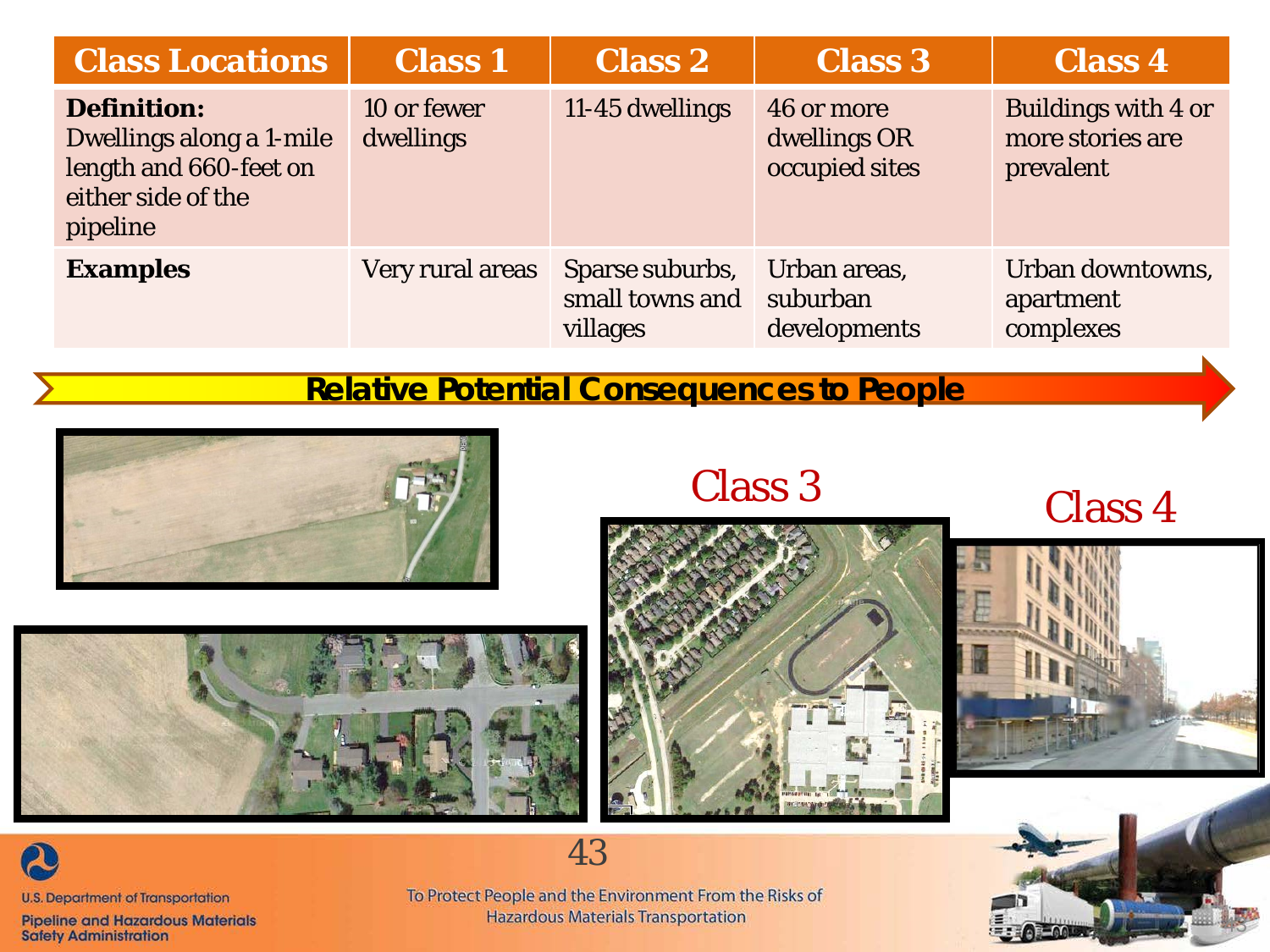| Class Locations | Class 1 | Class 2 | Class 3 | Class 4 |
|---|---|---|---|---|
| **Definition:** Dwellings along a 1-mile length and 660-feet on either side of the pipeline | 10 or fewer dwellings | 11-45 dwellings | 46 or more dwellings OR occupied sites | Buildings with 4 or more stories are prevalent |
| **Examples** | Very rural areas | Sparse suburbs, small towns and villages | Urban areas, suburban developments | Urban downtowns, apartment complexes |

**Relative Potential Consequences to People**

Class 3

Class 4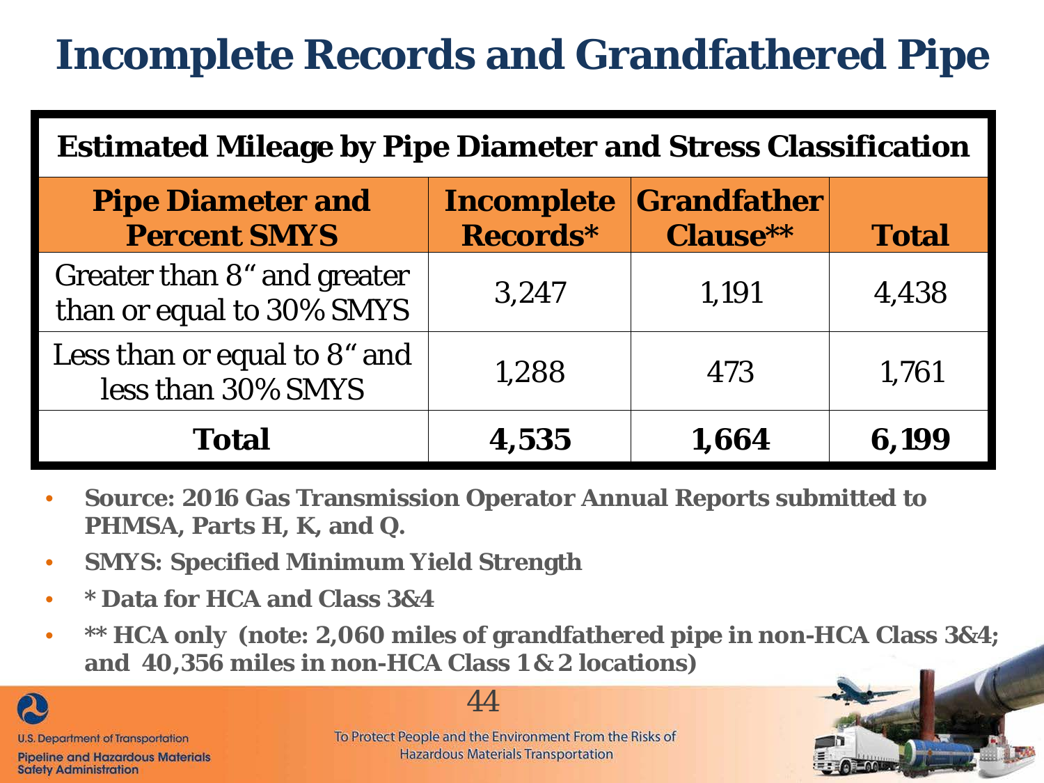# Incomplete Records and Grandfathered Pipe

| Estimated Mileage by Pipe Diameter and Stress Classification | | | |
|---|---|---|---|
| **Pipe Diameter and Percent SMYS** | **Incomplete Records*** | **Grandfather Clause**** | **Total** |
| Greater than 8" and greater than or equal to 30% SMYS | 3,247 | 1,191 | 4,438 |
| Less than or equal to 8" and less than 30% SMYS | 1,288 | 473 | 1,761 |
| **Total** | **4,535** | **1,664** | **6,199** |

- **Source: 2016 Gas Transmission Operator Annual Reports submitted to PHMSA, Parts H, K, and Q.**
- **SMYS: Specified Minimum Yield Strength**
- **\* Data for HCA and Class 3&4**
- **\*\* HCA only (note: 2,060 miles of grandfathered pipe in non-HCA Class 3&4; and 40,356 miles in non-HCA Class 1 & 2 locations)**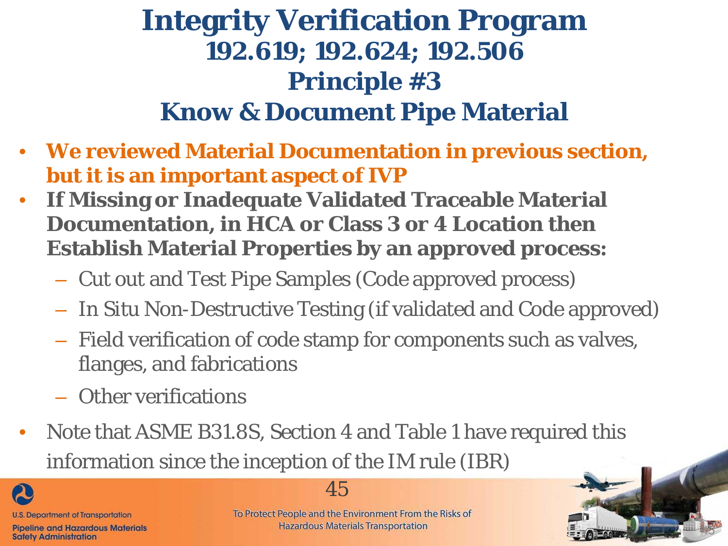# Integrity Verification Program

## 192.619; 192.624; 192.506

## Principle #3

## Know & Document Pipe Material

- **We reviewed Material Documentation in previous section, but it is an important aspect of IVP**
- **If Missing or Inadequate Validated Traceable Material Documentation, in HCA or Class 3 or 4 Location then Establish Material Properties by an approved process:**
  - Cut out and Test Pipe Samples (Code approved process)
  - In Situ Non-Destructive Testing (if validated and Code approved)
  - Field verification of code stamp for components such as valves, flanges, and fabrications
  - Other verifications
- Note that ASME B31.8S, Section 4 and Table 1 have required this information since the inception of the IM rule (IBR)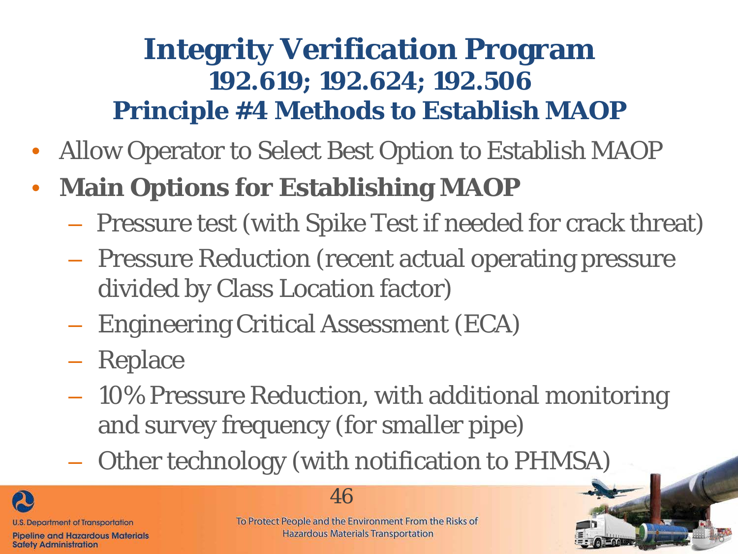# Integrity Verification Program
## 192.619; 192.624; 192.506
## Principle #4 Methods to Establish MAOP

- Allow Operator to Select Best Option to Establish MAOP
- **Main Options for Establishing MAOP**
  - Pressure test (with Spike Test if needed for crack threat)
  - Pressure Reduction (recent actual operating pressure divided by Class Location factor)
  - Engineering Critical Assessment (ECA)
  - Replace
  - 10% Pressure Reduction, with additional monitoring and survey frequency (for smaller pipe)
  - Other technology (with notification to PHMSA)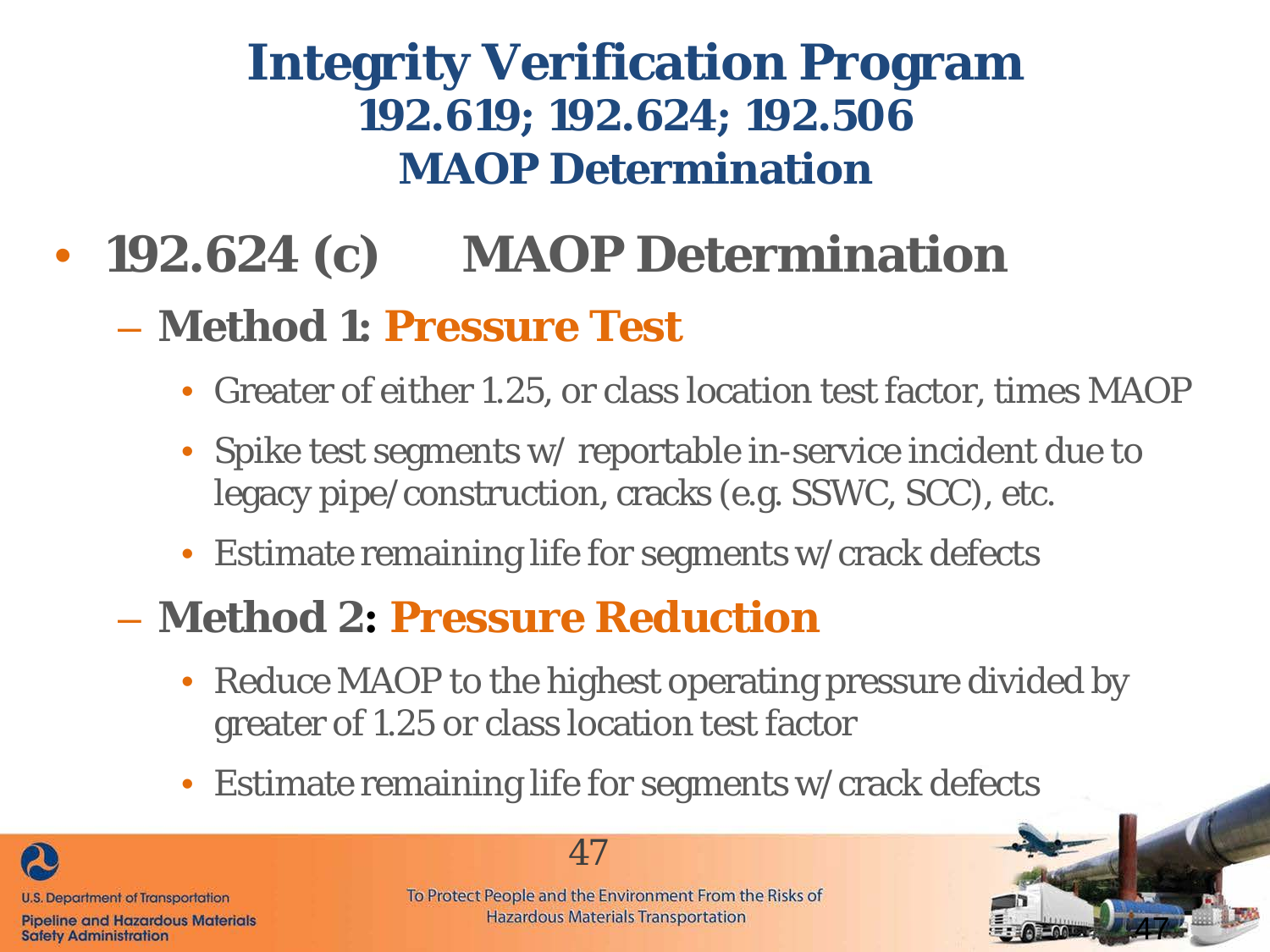# Integrity Verification Program

## 192.619; 192.624; 192.506

## MAOP Determination

- **192.624 (c) MAOP Determination**
  - **Method 1: Pressure Test**
    - Greater of either 1.25, or class location test factor, times MAOP
    - Spike test segments w/ reportable in-service incident due to legacy pipe/construction, cracks (e.g. SSWC, SCC), etc.
    - Estimate remaining life for segments w/crack defects
  - **Method 2: Pressure Reduction**
    - Reduce MAOP to the highest operating pressure divided by greater of 1.25 or class location test factor
    - Estimate remaining life for segments w/crack defects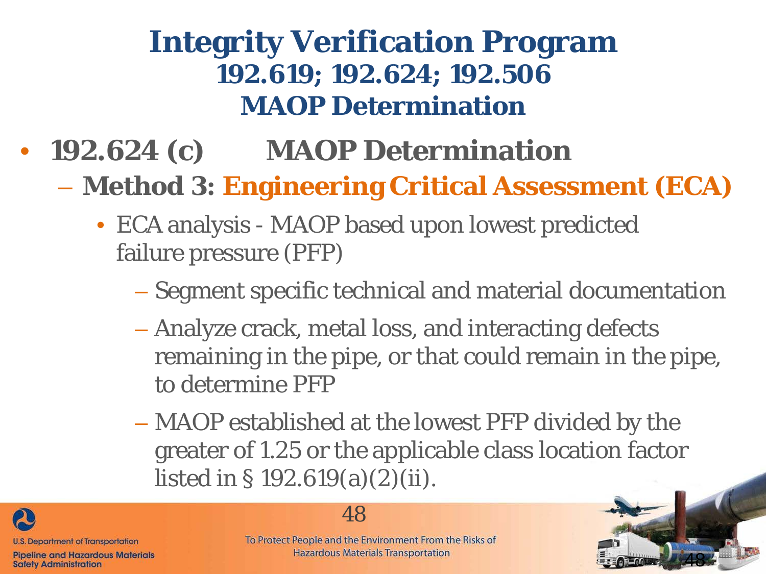# Integrity Verification Program

## 192.619; 192.624; 192.506

## MAOP Determination

- **192.624 (c) MAOP Determination**
  - **Method 3: Engineering Critical Assessment (ECA)**
    - ECA analysis - MAOP based upon lowest predicted failure pressure (PFP)
      - Segment specific technical and material documentation
      - Analyze crack, metal loss, and interacting defects remaining in the pipe, or that could remain in the pipe, to determine PFP
      - MAOP established at the lowest PFP divided by the greater of 1.25 or the applicable class location factor listed in § 192.619(a)(2)(ii).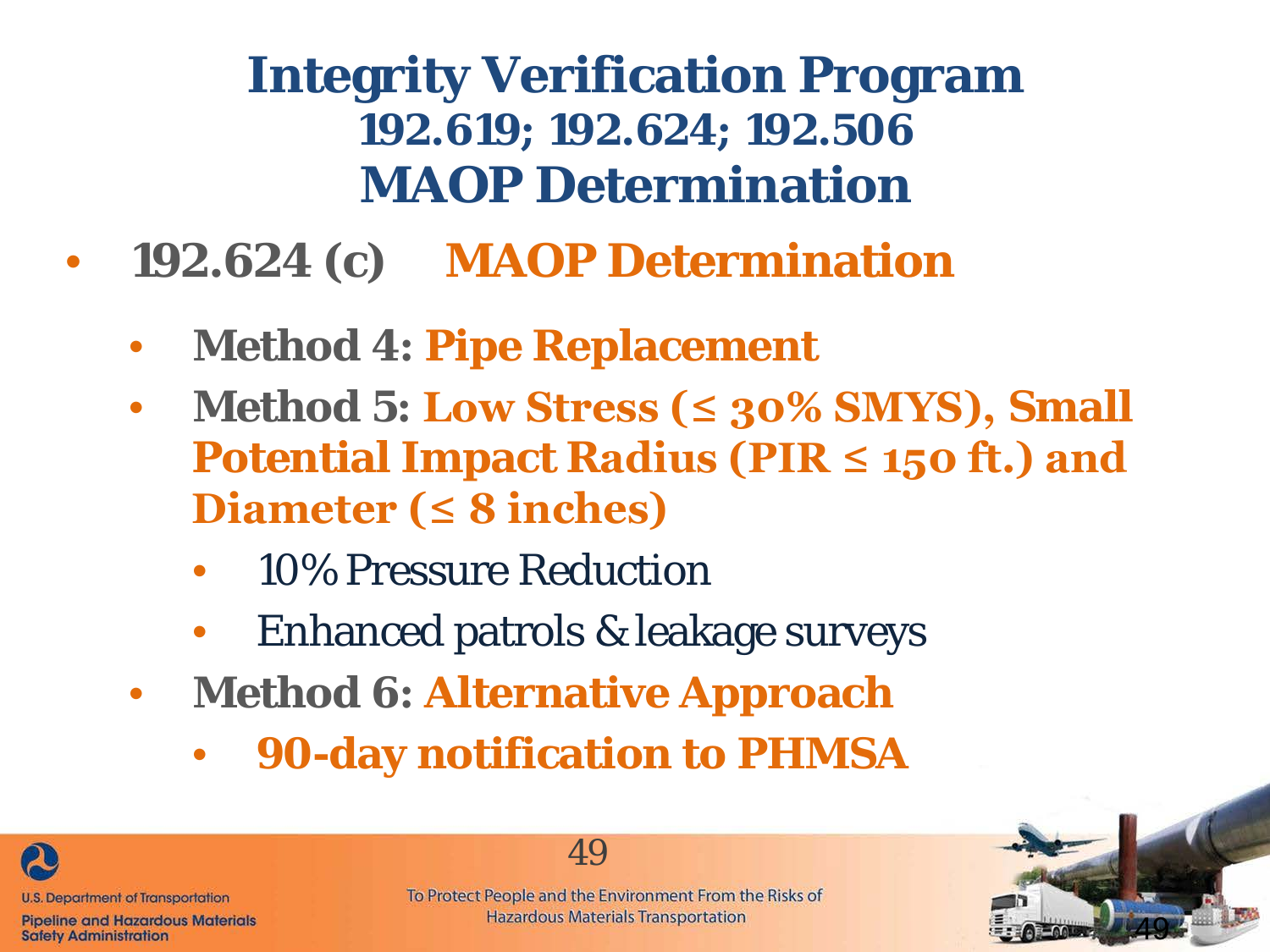# Integrity Verification Program

## 192.619; 192.624; 192.506

## MAOP Determination

- **192.624 (c) MAOP Determination**
  - **Method 4: Pipe Replacement**
  - **Method 5: Low Stress (≤ 30% SMYS), Small Potential Impact Radius (PIR ≤ 150 ft.) and Diameter (≤ 8 inches)**
    - 10% Pressure Reduction
    - Enhanced patrols & leakage surveys
  - **Method 6: Alternative Approach**
    - **90-day notification to PHMSA**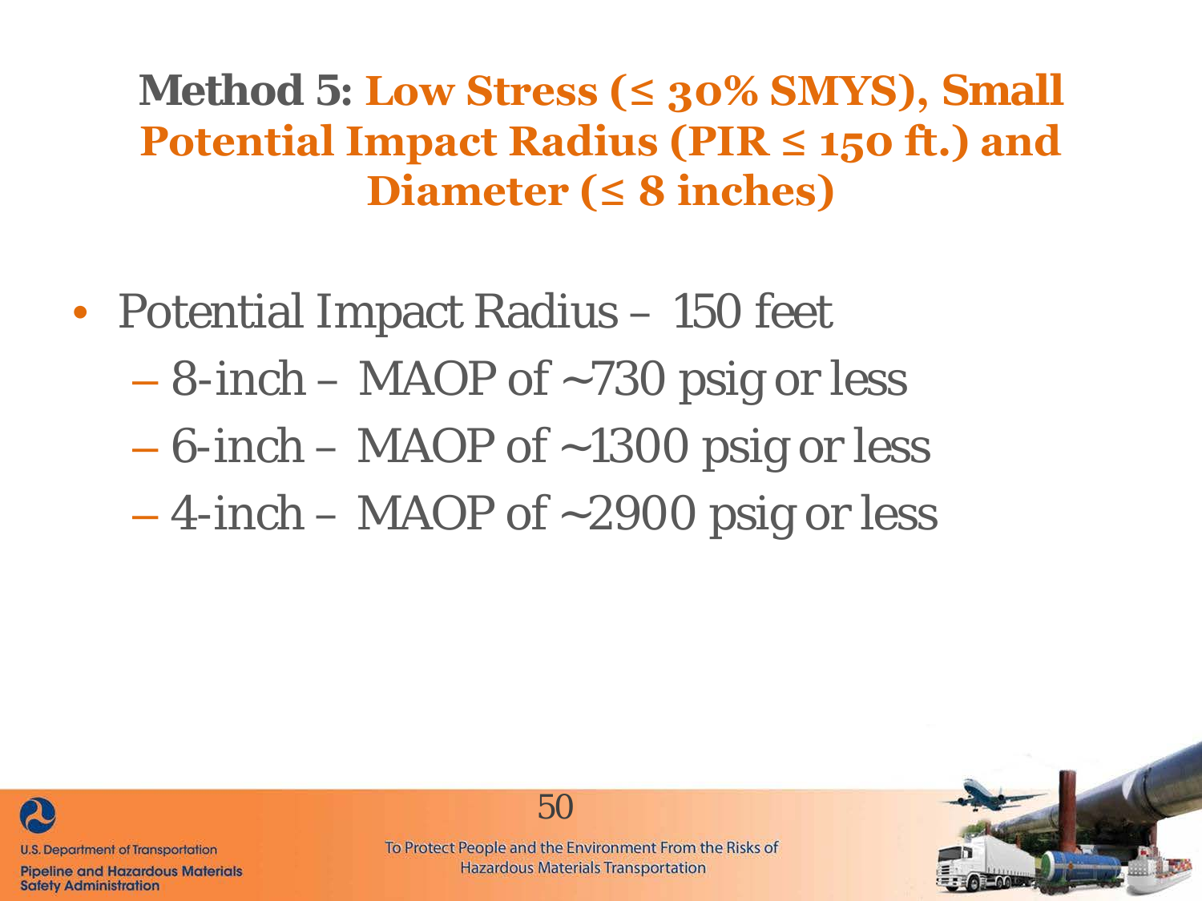# Method 5: Low Stress (≤ 30% SMYS), Small Potential Impact Radius (PIR ≤ 150 ft.) and Diameter (≤ 8 inches)

- Potential Impact Radius – 150 feet
  - 8-inch – MAOP of ~730 psig or less
  - 6-inch – MAOP of ~1300 psig or less
  - 4-inch – MAOP of ~2900 psig or less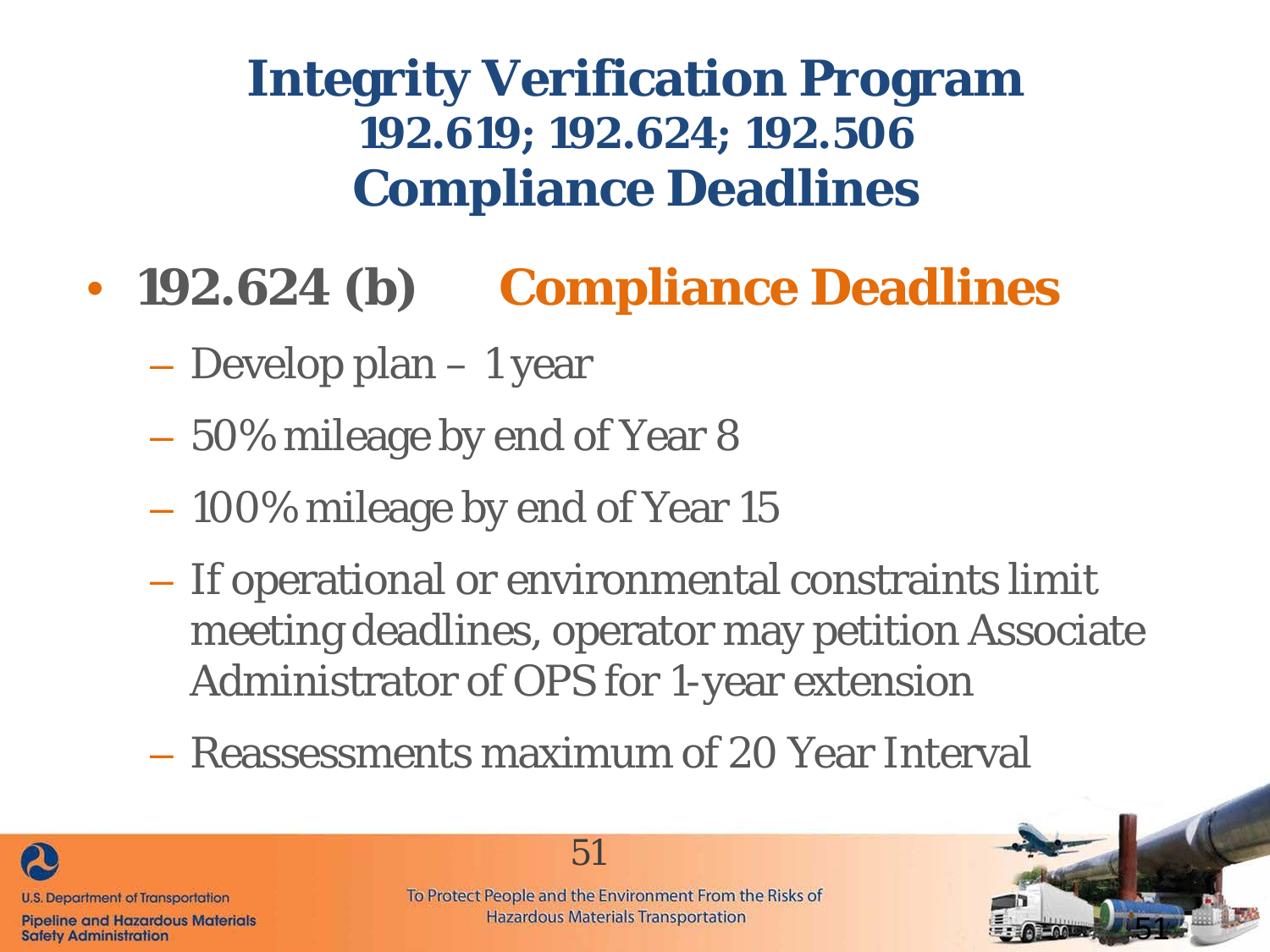# Integrity Verification Program
## 192.619; 192.624; 192.506
## Compliance Deadlines

- **192.624 (b)** **Compliance Deadlines**
  - Develop plan – 1 year
  - 50% mileage by end of Year 8
  - 100% mileage by end of Year 15
  - If operational or environmental constraints limit meeting deadlines, operator may petition Associate Administrator of OPS for 1-year extension
  - Reassessments maximum of 20 Year Interval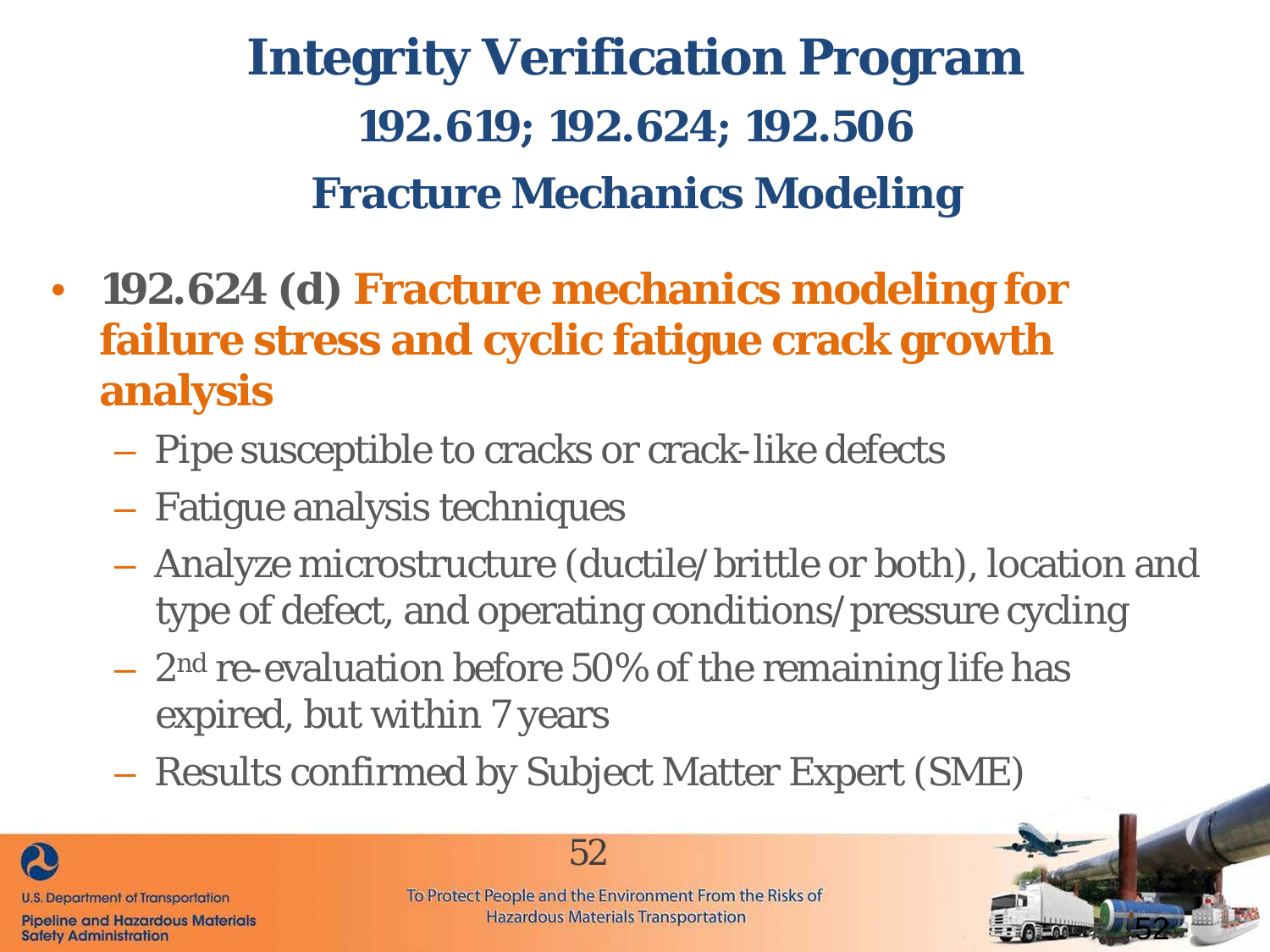# Integrity Verification Program

## 192.619; 192.624; 192.506

## Fracture Mechanics Modeling

- **192.624 (d) Fracture mechanics modeling for failure stress and cyclic fatigue crack growth analysis**
  - Pipe susceptible to cracks or crack-like defects
  - Fatigue analysis techniques
  - Analyze microstructure (ductile/brittle or both), location and type of defect, and operating conditions/pressure cycling
  - 2nd re-evaluation before 50% of the remaining life has expired, but within 7 years
  - Results confirmed by Subject Matter Expert (SME)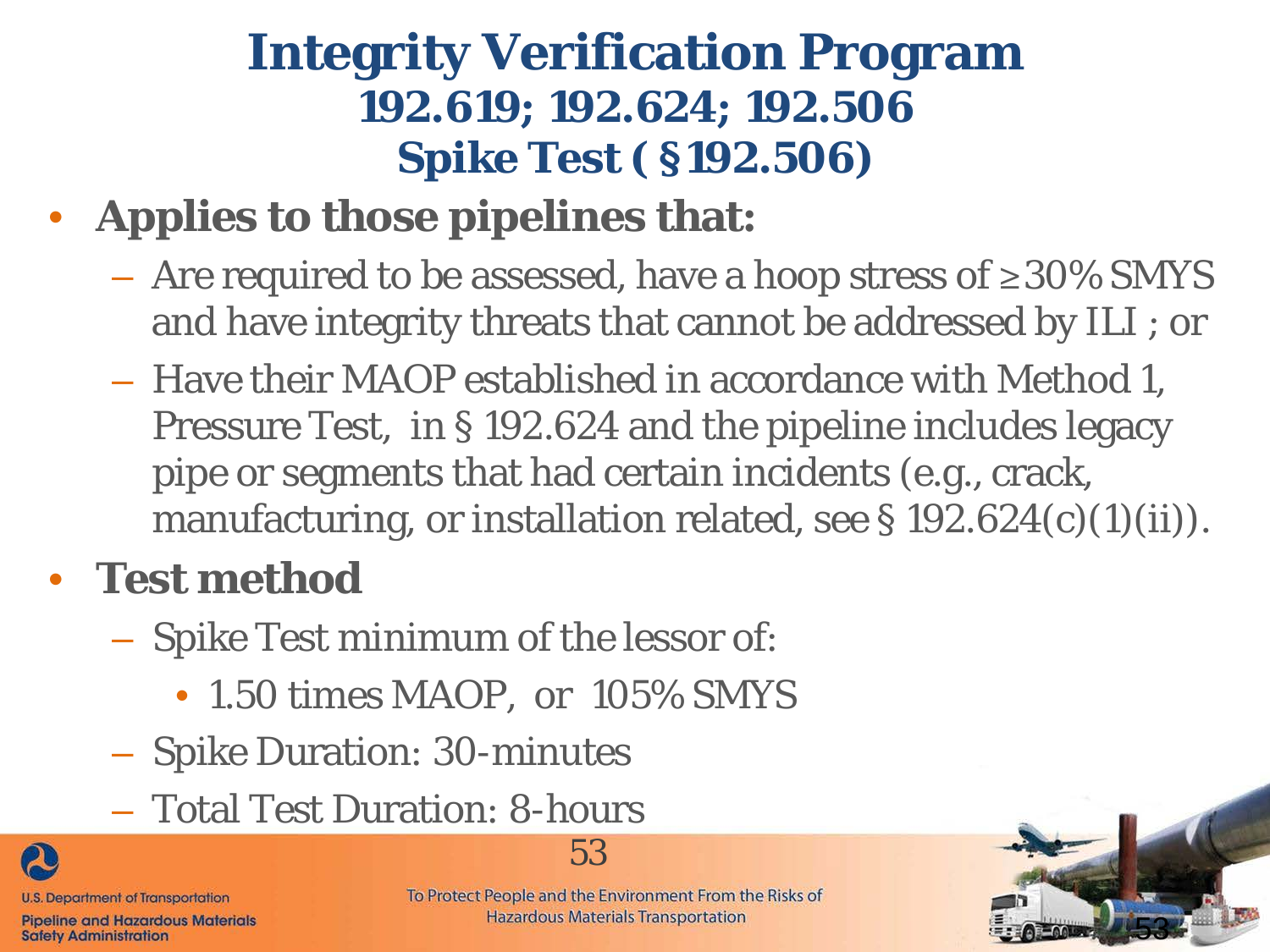# Integrity Verification Program

## 192.619; 192.624; 192.506

## Spike Test (§192.506)

- **Applies to those pipelines that:**
  - Are required to be assessed, have a hoop stress of ≥30% SMYS and have integrity threats that cannot be addressed by ILI ; or
  - Have their MAOP established in accordance with Method 1, Pressure Test, in § 192.624 and the pipeline includes legacy pipe or segments that had certain incidents (e.g., crack, manufacturing, or installation related, see § 192.624(c)(1)(ii)).
- **Test method**
  - Spike Test minimum of the lessor of:
    - 1.50 times MAOP, or 105% SMYS
  - Spike Duration: 30-minutes
  - Total Test Duration: 8-hours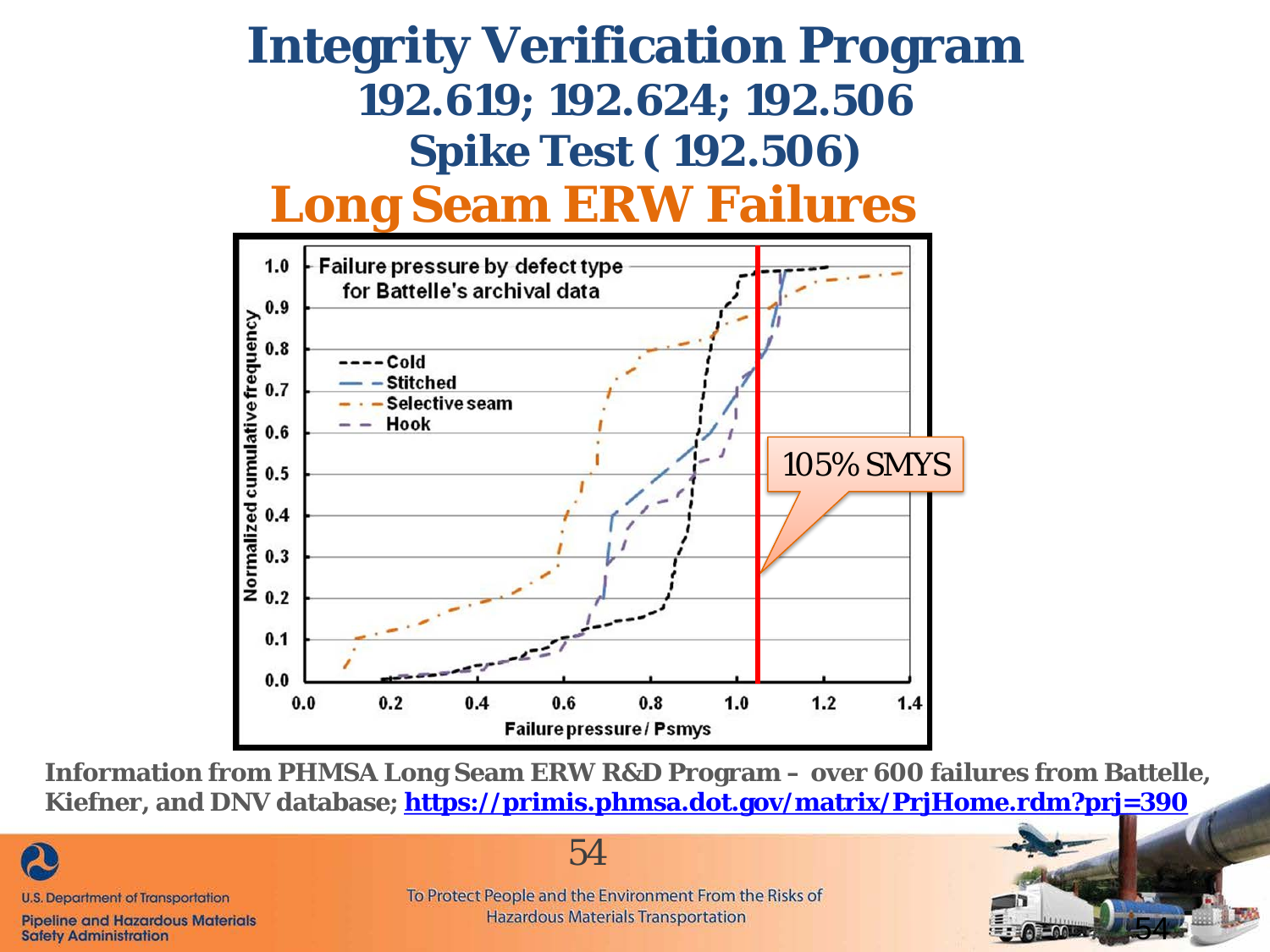# Integrity Verification Program

## 192.619; 192.624; 192.506

## Spike Test ( 192.506)

## Long Seam ERW Failures

Failure pressure by defect type for Battelle's archival data

- Cold
- Stitched
- Selective seam
- Hook

105% SMYS

Normalized cumulative frequency

Failure pressure / Psmys

**Information from PHMSA Long Seam ERW R&D Program – over 600 failures from Battelle, Kiefner, and DNV database; https://primis.phmsa.dot.gov/matrix/PrjHome.rdm?prj=390**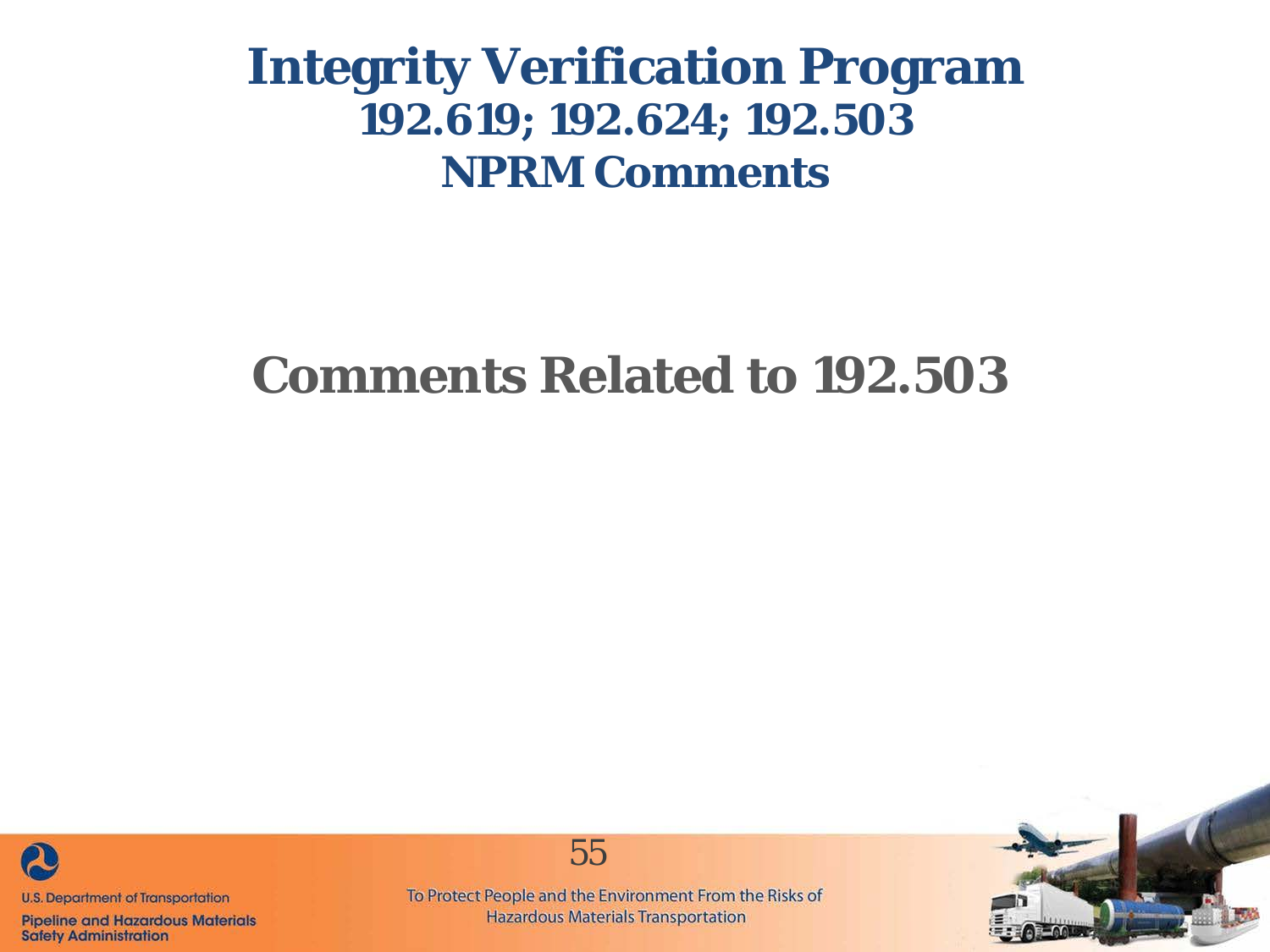# Integrity Verification Program
## 192.619; 192.624; 192.503
## NPRM Comments

## Comments Related to 192.503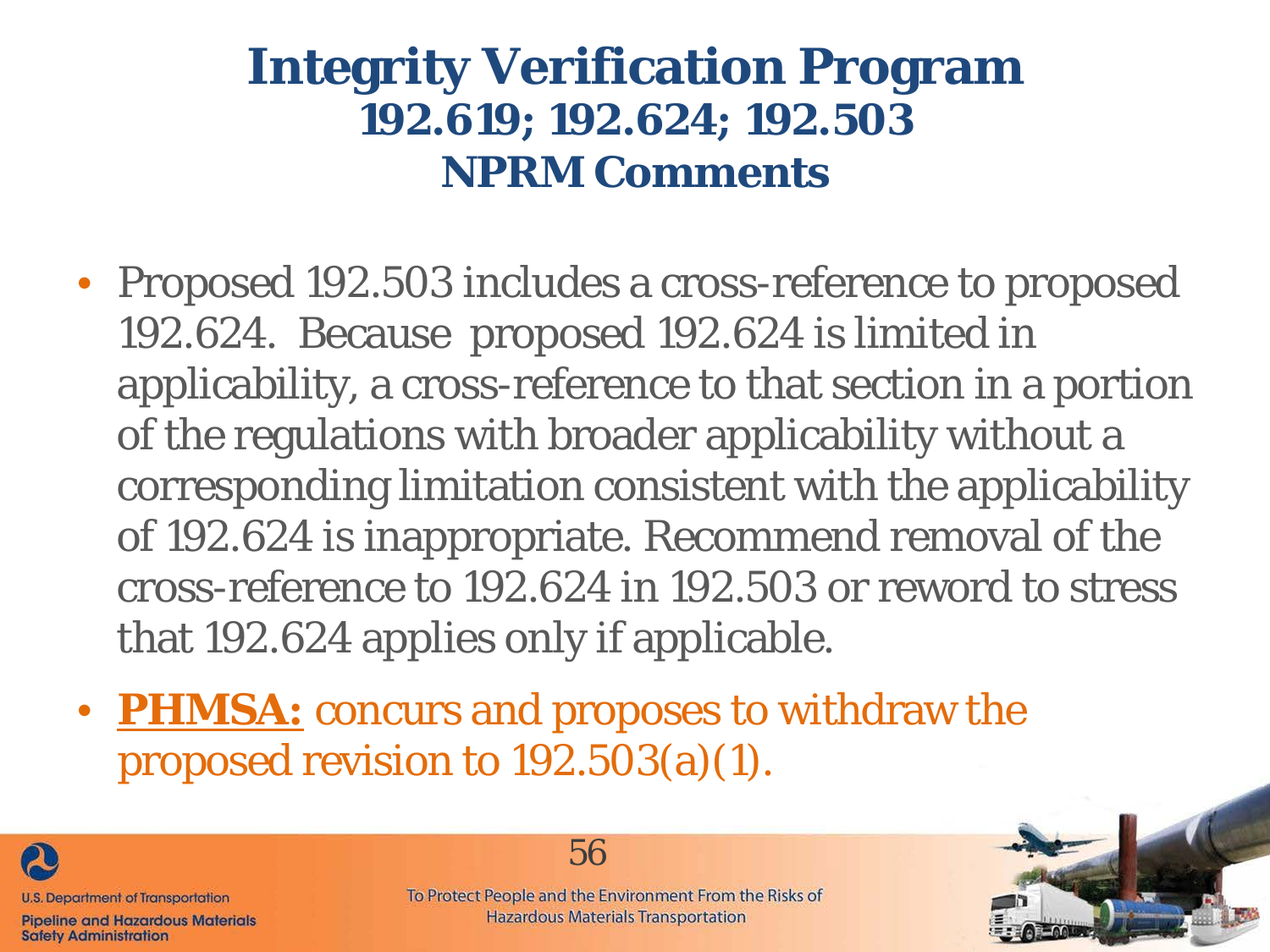# Integrity Verification Program
## 192.619; 192.624; 192.503
## NPRM Comments

- Proposed 192.503 includes a cross-reference to proposed 192.624. Because proposed 192.624 is limited in applicability, a cross-reference to that section in a portion of the regulations with broader applicability without a corresponding limitation consistent with the applicability of 192.624 is inappropriate. Recommend removal of the cross-reference to 192.624 in 192.503 or reword to stress that 192.624 applies only if applicable.
- **PHMSA:** concurs and proposes to withdraw the proposed revision to 192.503(a)(1).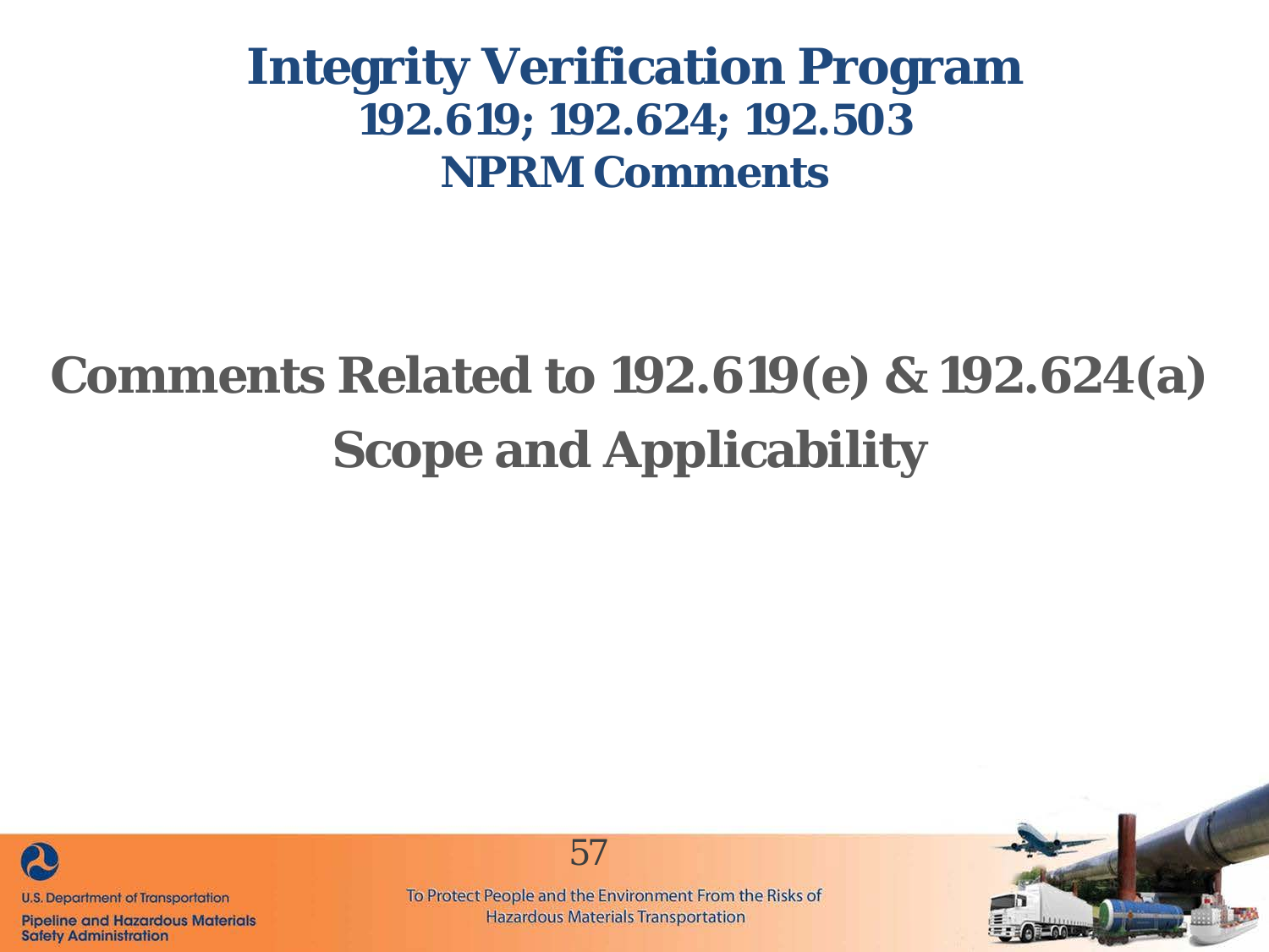# Integrity Verification Program

## 192.619; 192.624; 192.503

## NPRM Comments

## Comments Related to 192.619(e) & 192.624(a) Scope and Applicability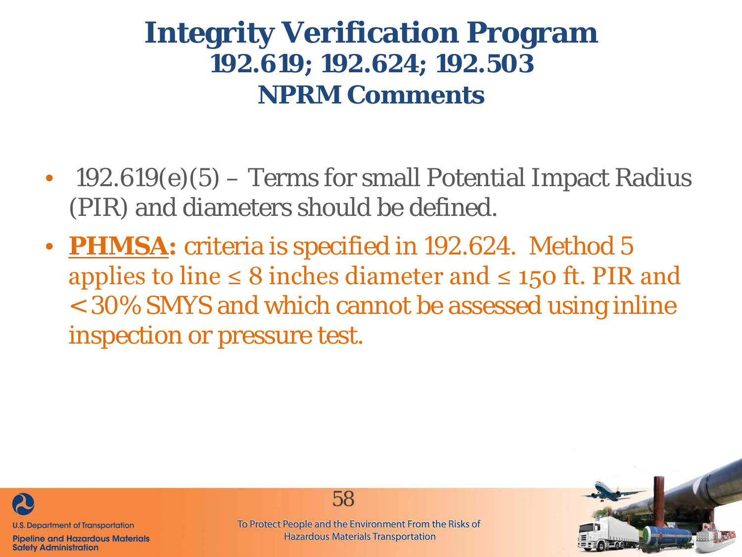# Integrity Verification Program
## 192.619; 192.624; 192.503
## NPRM Comments

- 192.619(e)(5) – Terms for small Potential Impact Radius (PIR) and diameters should be defined.
- **PHMSA:** criteria is specified in 192.624. Method 5 applies to line ≤ 8 inches diameter and ≤ 150 ft. PIR and < 30% SMYS and which cannot be assessed using inline inspection or pressure test.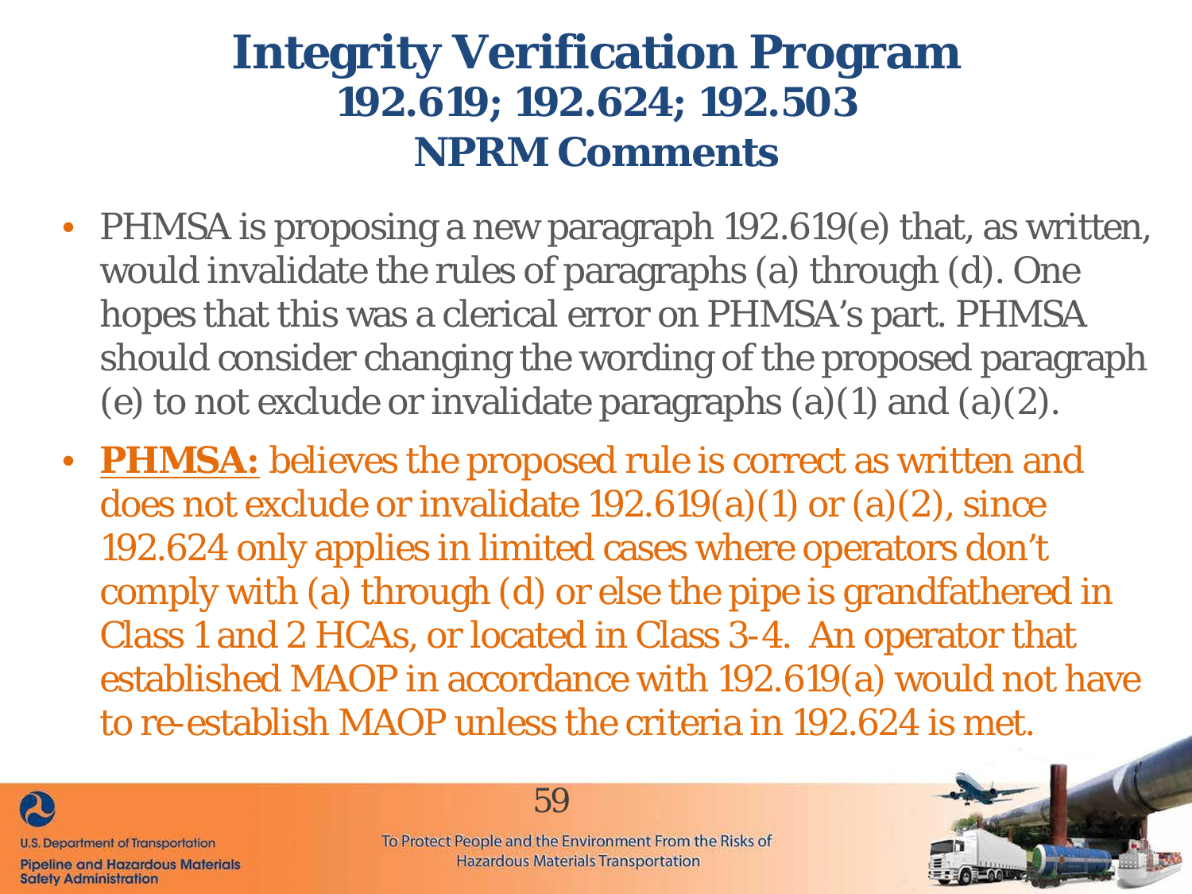# Integrity Verification Program
## 192.619; 192.624; 192.503
## NPRM Comments

- PHMSA is proposing a new paragraph 192.619(e) that, as written, would invalidate the rules of paragraphs (a) through (d). One hopes that this was a clerical error on PHMSA's part. PHMSA should consider changing the wording of the proposed paragraph (e) to not exclude or invalidate paragraphs (a)(1) and (a)(2).
- **PHMSA:** believes the proposed rule is correct as written and does not exclude or invalidate 192.619(a)(1) or (a)(2), since 192.624 only applies in limited cases where operators don't comply with (a) through (d) or else the pipe is grandfathered in Class 1 and 2 HCAs, or located in Class 3-4. An operator that established MAOP in accordance with 192.619(a) would not have to re-establish MAOP unless the criteria in 192.624 is met.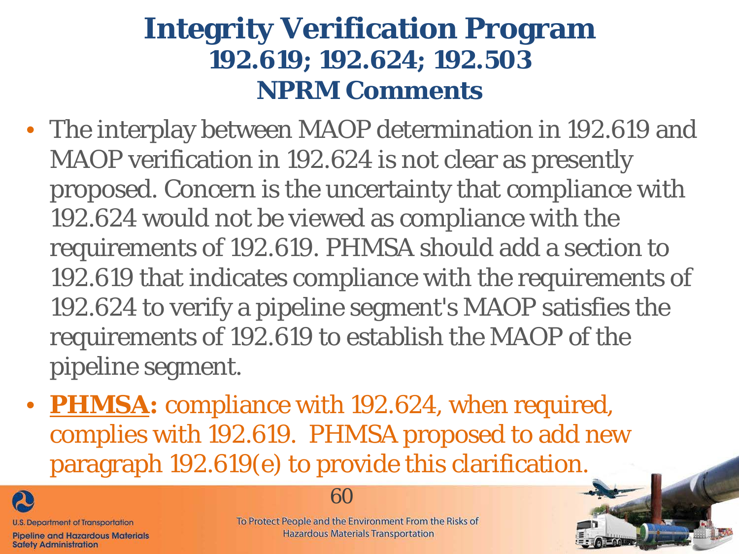# Integrity Verification Program
## 192.619; 192.624; 192.503
## NPRM Comments

- The interplay between MAOP determination in 192.619 and MAOP verification in 192.624 is not clear as presently proposed. Concern is the uncertainty that compliance with 192.624 would not be viewed as compliance with the requirements of 192.619. PHMSA should add a section to 192.619 that indicates compliance with the requirements of 192.624 to verify a pipeline segment's MAOP satisfies the requirements of 192.619 to establish the MAOP of the pipeline segment.
- **PHMSA:** compliance with 192.624, when required, complies with 192.619. PHMSA proposed to add new paragraph 192.619(e) to provide this clarification.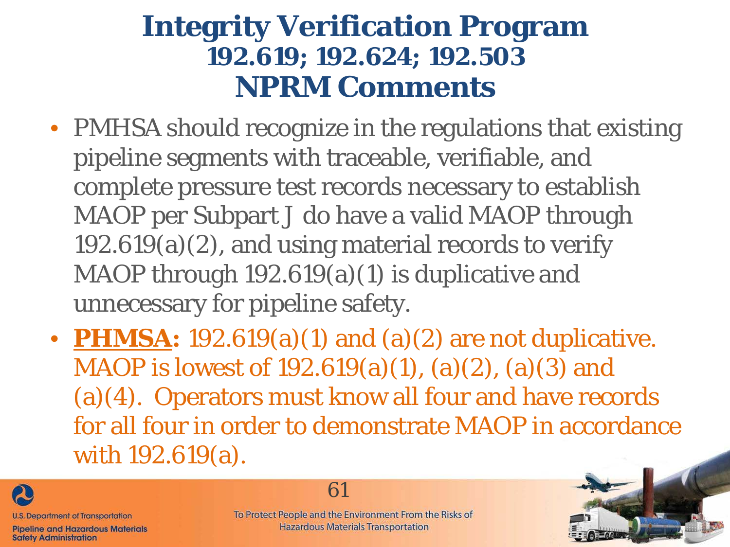# Integrity Verification Program

## 192.619; 192.624; 192.503

## NPRM Comments

- PMHSA should recognize in the regulations that existing pipeline segments with traceable, verifiable, and complete pressure test records necessary to establish MAOP per Subpart J do have a valid MAOP through 192.619(a)(2), and using material records to verify MAOP through 192.619(a)(1) is duplicative and unnecessary for pipeline safety.
- **PHMSA:** 192.619(a)(1) and (a)(2) are not duplicative. MAOP is lowest of 192.619(a)(1), (a)(2), (a)(3) and (a)(4). Operators must know all four and have records for all four in order to demonstrate MAOP in accordance with 192.619(a).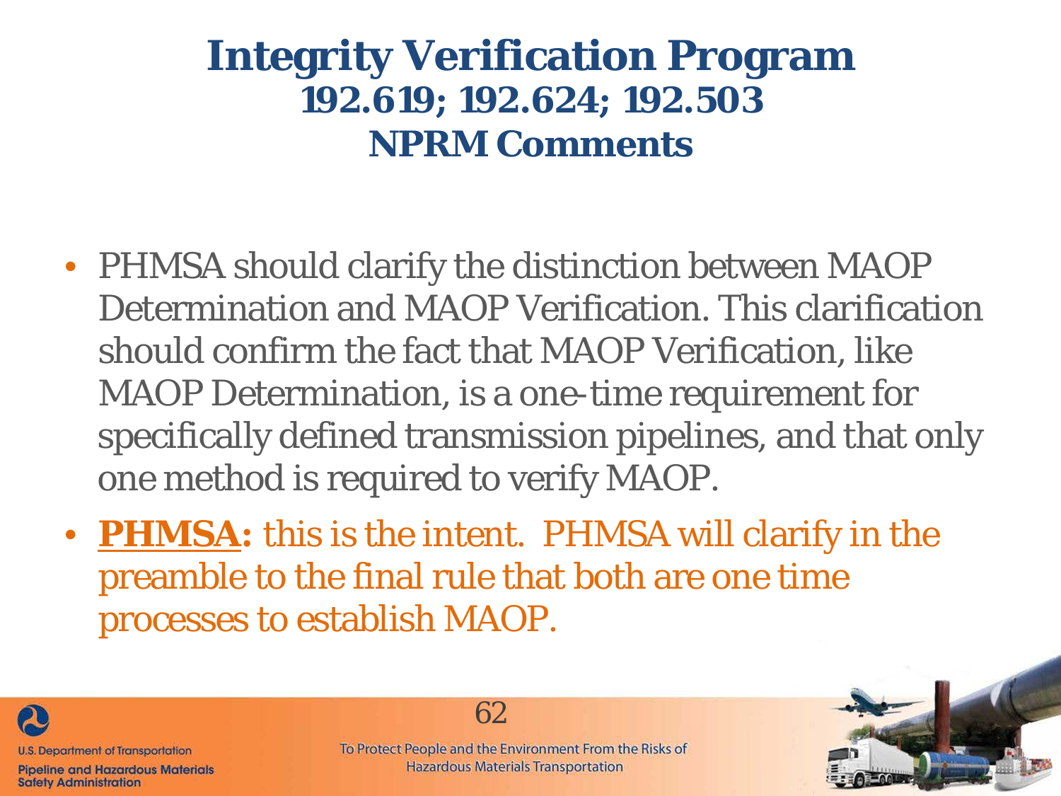# Integrity Verification Program
## 192.619; 192.624; 192.503
## NPRM Comments

- PHMSA should clarify the distinction between MAOP Determination and MAOP Verification. This clarification should confirm the fact that MAOP Verification, like MAOP Determination, is a one-time requirement for specifically defined transmission pipelines, and that only one method is required to verify MAOP.
- **PHMSA:** this is the intent. PHMSA will clarify in the preamble to the final rule that both are one time processes to establish MAOP.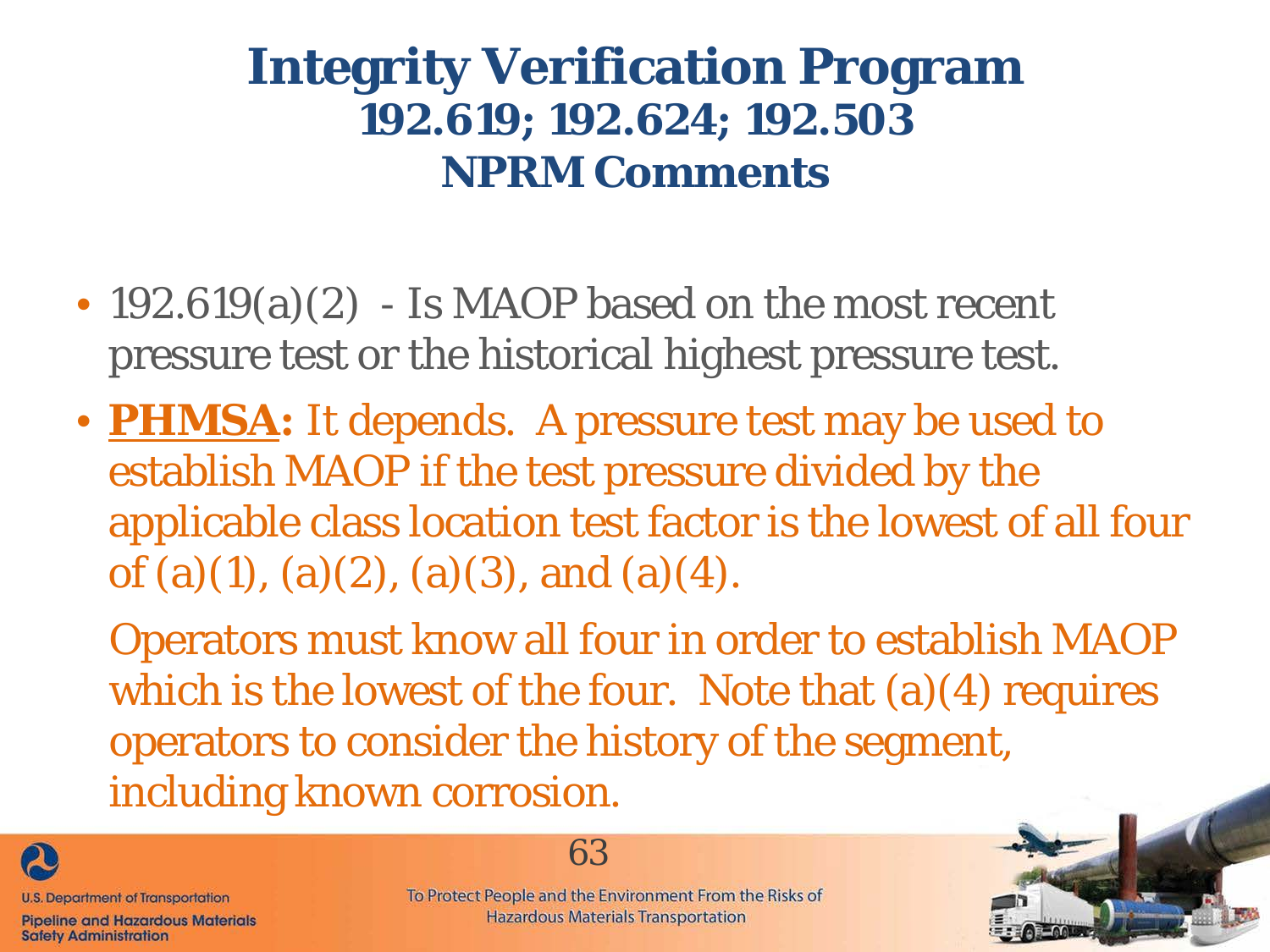# Integrity Verification Program
## 192.619; 192.624; 192.503
## NPRM Comments

- 192.619(a)(2) - Is MAOP based on the most recent pressure test or the historical highest pressure test.
- **PHMSA:** It depends. A pressure test may be used to establish MAOP if the test pressure divided by the applicable class location test factor is the lowest of all four of (a)(1), (a)(2), (a)(3), and (a)(4).

  Operators must know all four in order to establish MAOP which is the lowest of the four. Note that (a)(4) requires operators to consider the history of the segment, including known corrosion.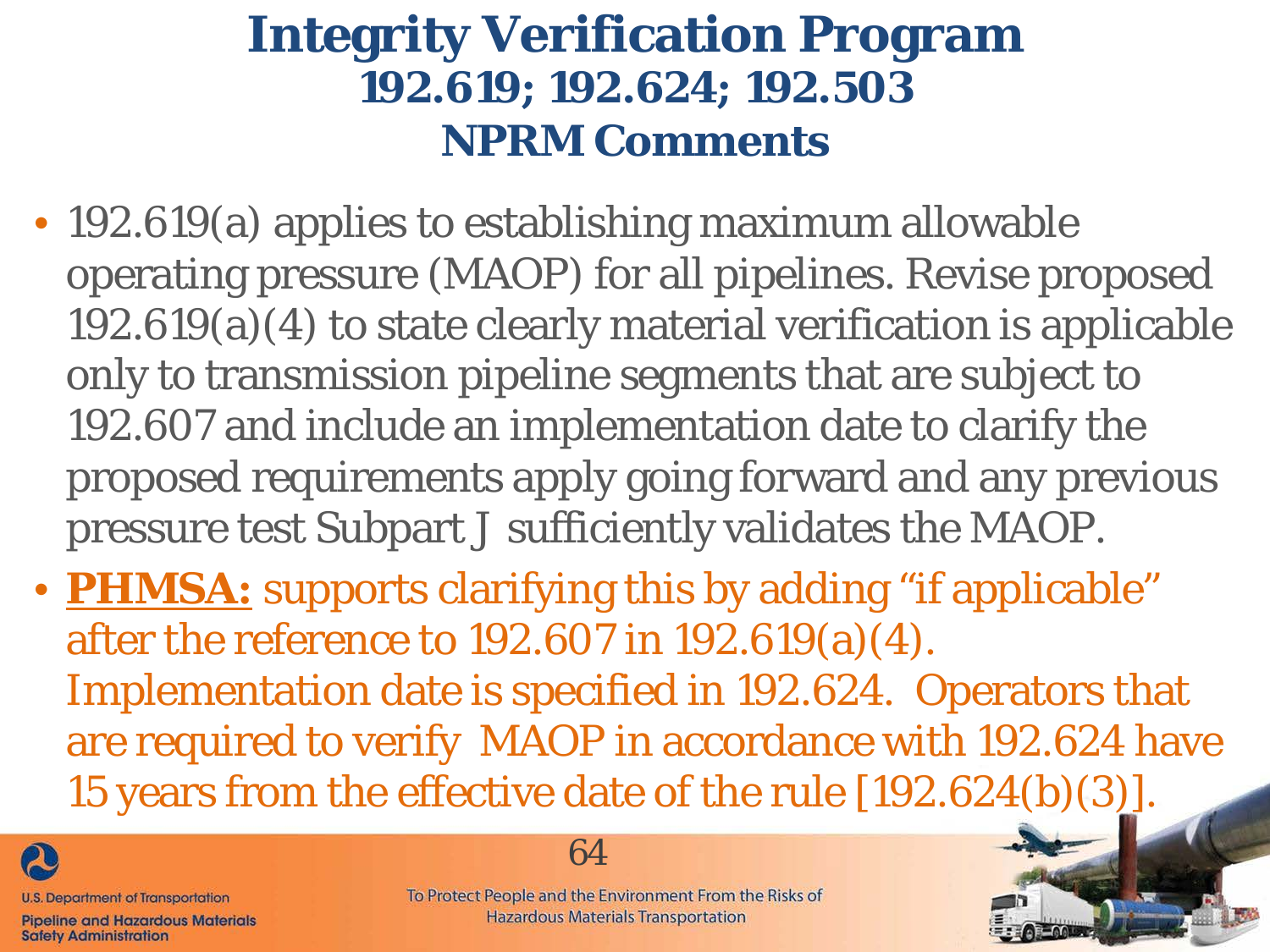# Integrity Verification Program
## 192.619; 192.624; 192.503
## NPRM Comments

- 192.619(a) applies to establishing maximum allowable operating pressure (MAOP) for all pipelines. Revise proposed 192.619(a)(4) to state clearly material verification is applicable only to transmission pipeline segments that are subject to 192.607 and include an implementation date to clarify the proposed requirements apply going forward and any previous pressure test Subpart J sufficiently validates the MAOP.
- **PHMSA:** supports clarifying this by adding "if applicable" after the reference to 192.607 in 192.619(a)(4). Implementation date is specified in 192.624. Operators that are required to verify MAOP in accordance with 192.624 have 15 years from the effective date of the rule [192.624(b)(3)].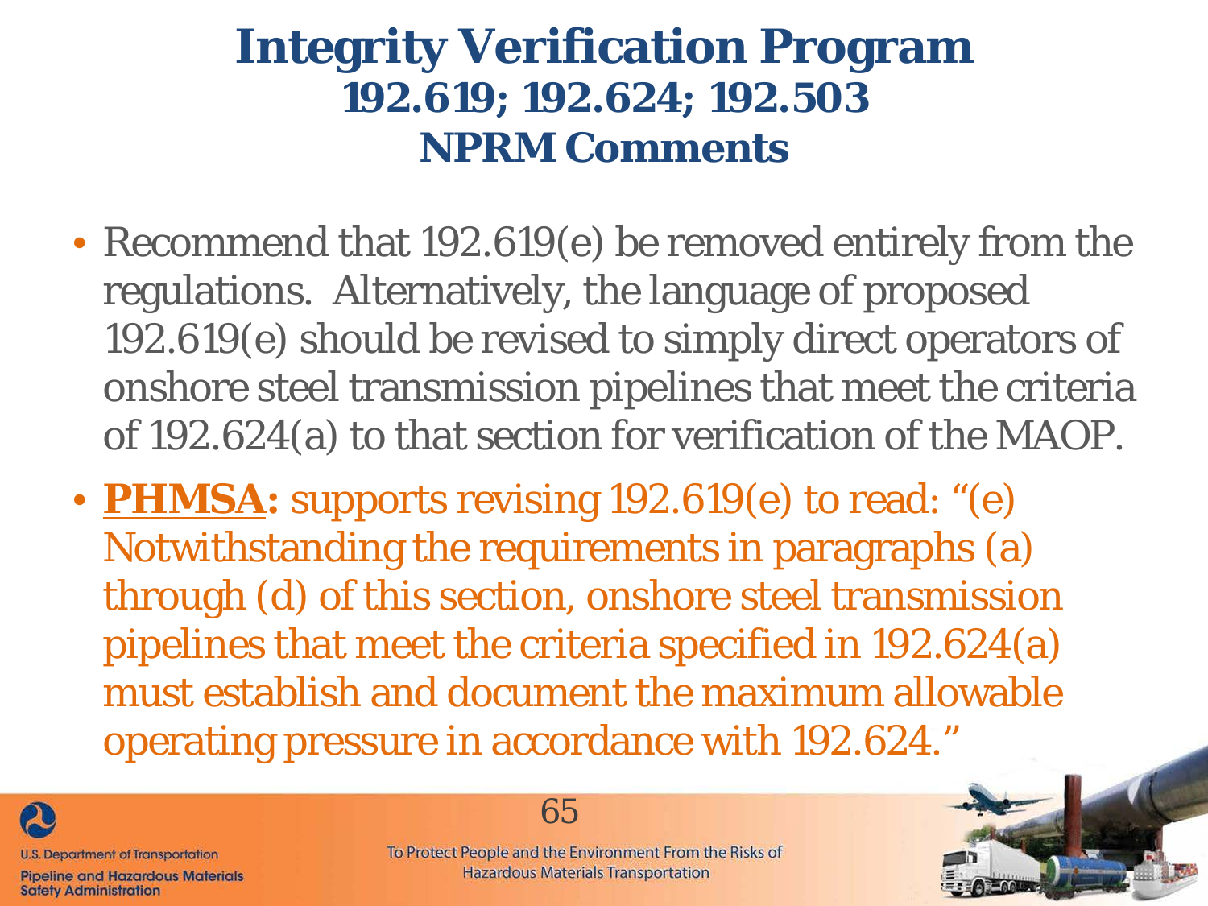# Integrity Verification Program
## 192.619; 192.624; 192.503
## NPRM Comments

- Recommend that 192.619(e) be removed entirely from the regulations. Alternatively, the language of proposed 192.619(e) should be revised to simply direct operators of onshore steel transmission pipelines that meet the criteria of 192.624(a) to that section for verification of the MAOP.
- **PHMSA:** supports revising 192.619(e) to read: "(e) Notwithstanding the requirements in paragraphs (a) through (d) of this section, onshore steel transmission pipelines that meet the criteria specified in 192.624(a) must establish and document the maximum allowable operating pressure in accordance with 192.624."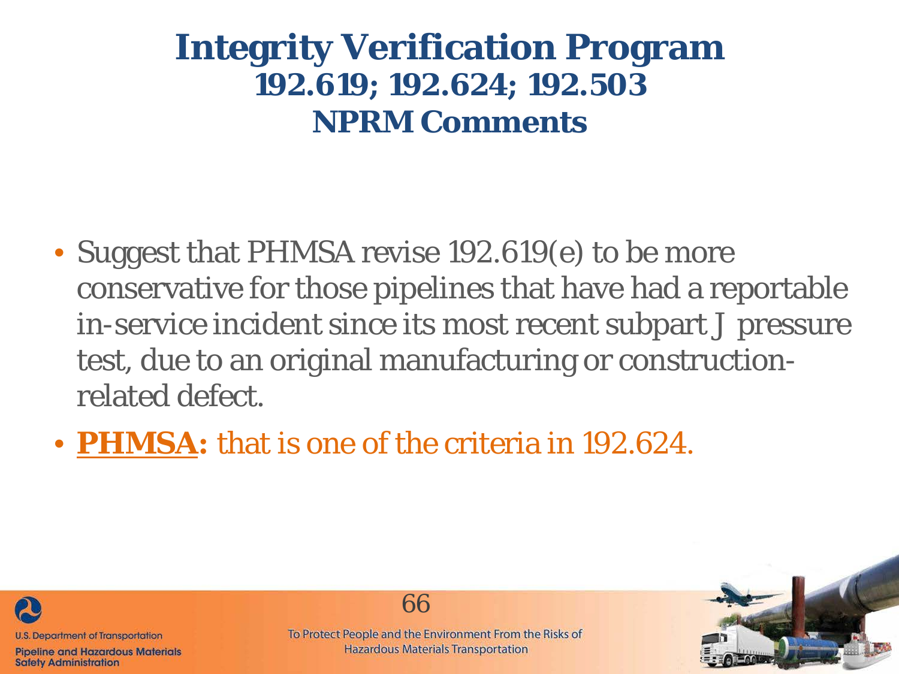# Integrity Verification Program
## 192.619; 192.624; 192.503
## NPRM Comments

- Suggest that PHMSA revise 192.619(e) to be more conservative for those pipelines that have had a reportable in-service incident since its most recent subpart J pressure test, due to an original manufacturing or construction-related defect.
- **PHMSA:** that is one of the criteria in 192.624.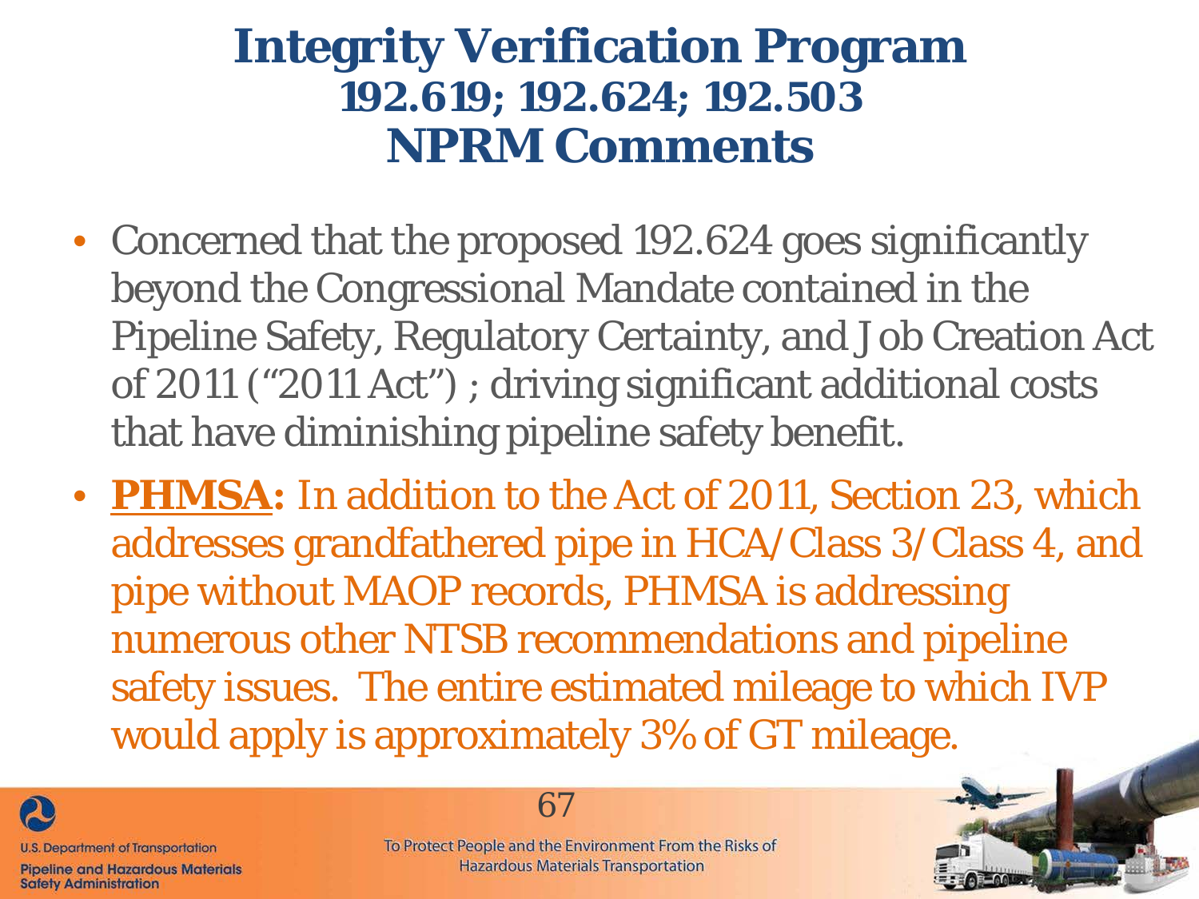# Integrity Verification Program
## 192.619; 192.624; 192.503
## NPRM Comments

- Concerned that the proposed 192.624 goes significantly beyond the Congressional Mandate contained in the Pipeline Safety, Regulatory Certainty, and Job Creation Act of 2011 (“2011 Act”) ; driving significant additional costs that have diminishing pipeline safety benefit.
- **PHMSA:** In addition to the Act of 2011, Section 23, which addresses grandfathered pipe in HCA/Class 3/Class 4, and pipe without MAOP records, PHMSA is addressing numerous other NTSB recommendations and pipeline safety issues. The entire estimated mileage to which IVP would apply is approximately 3% of GT mileage.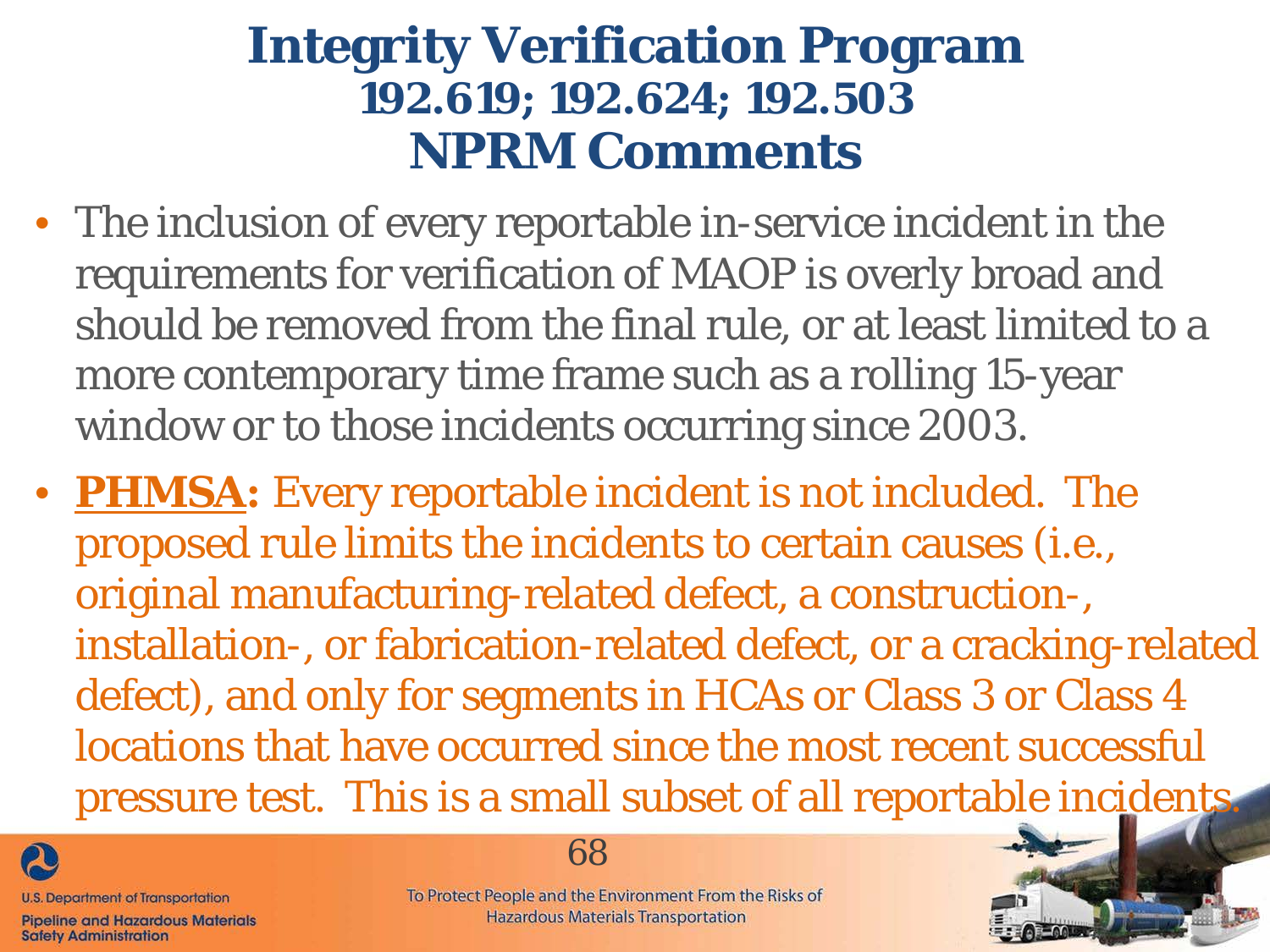# Integrity Verification Program
## 192.619; 192.624; 192.503
## NPRM Comments

- The inclusion of every reportable in-service incident in the requirements for verification of MAOP is overly broad and should be removed from the final rule, or at least limited to a more contemporary time frame such as a rolling 15-year window or to those incidents occurring since 2003.
- **PHMSA:** Every reportable incident is not included. The proposed rule limits the incidents to certain causes (i.e., original manufacturing-related defect, a construction-, installation-, or fabrication-related defect, or a cracking-related defect), and only for segments in HCAs or Class 3 or Class 4 locations that have occurred since the most recent successful pressure test. This is a small subset of all reportable incidents.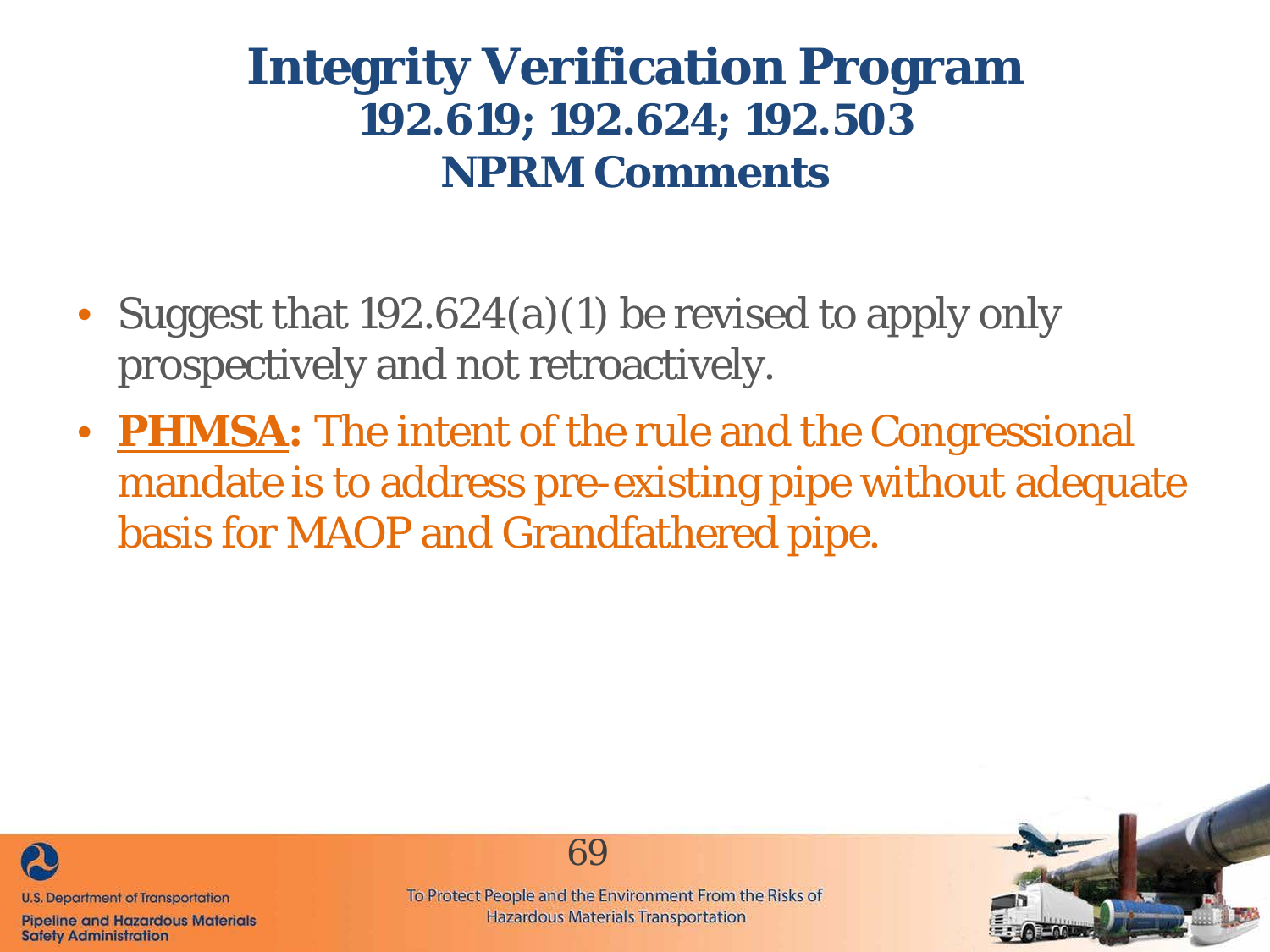# Integrity Verification Program
## 192.619; 192.624; 192.503
## NPRM Comments

- Suggest that 192.624(a)(1) be revised to apply only prospectively and not retroactively.
- **PHMSA:** The intent of the rule and the Congressional mandate is to address pre-existing pipe without adequate basis for MAOP and Grandfathered pipe.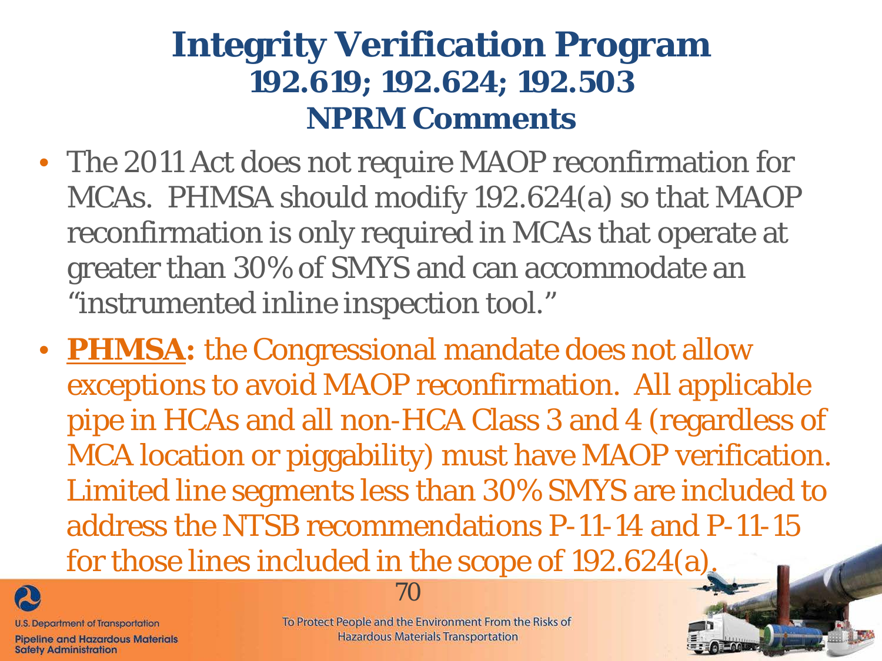# Integrity Verification Program
## 192.619; 192.624; 192.503
## NPRM Comments

- The 2011 Act does not require MAOP reconfirmation for MCAs. PHMSA should modify 192.624(a) so that MAOP reconfirmation is only required in MCAs that operate at greater than 30% of SMYS and can accommodate an "instrumented inline inspection tool."
- **PHMSA:** the Congressional mandate does not allow exceptions to avoid MAOP reconfirmation. All applicable pipe in HCAs and all non-HCA Class 3 and 4 (regardless of MCA location or piggability) must have MAOP verification. Limited line segments less than 30% SMYS are included to address the NTSB recommendations P-11-14 and P-11-15 for those lines included in the scope of 192.624(a).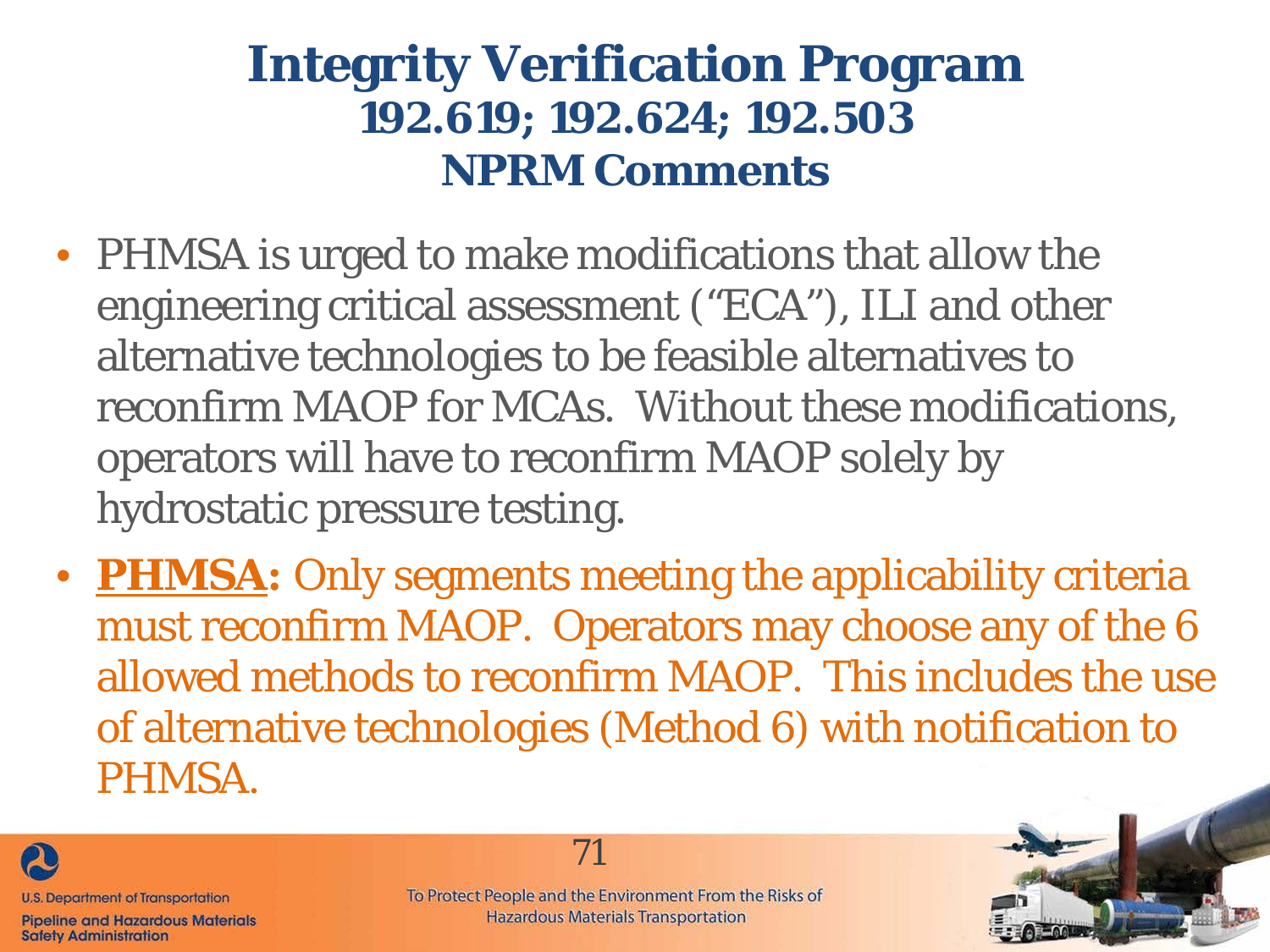# Integrity Verification Program
## 192.619; 192.624; 192.503
## NPRM Comments

- PHMSA is urged to make modifications that allow the engineering critical assessment ("ECA"), ILI and other alternative technologies to be feasible alternatives to reconfirm MAOP for MCAs. Without these modifications, operators will have to reconfirm MAOP solely by hydrostatic pressure testing.
- **PHMSA:** Only segments meeting the applicability criteria must reconfirm MAOP. Operators may choose any of the 6 allowed methods to reconfirm MAOP. This includes the use of alternative technologies (Method 6) with notification to PHMSA.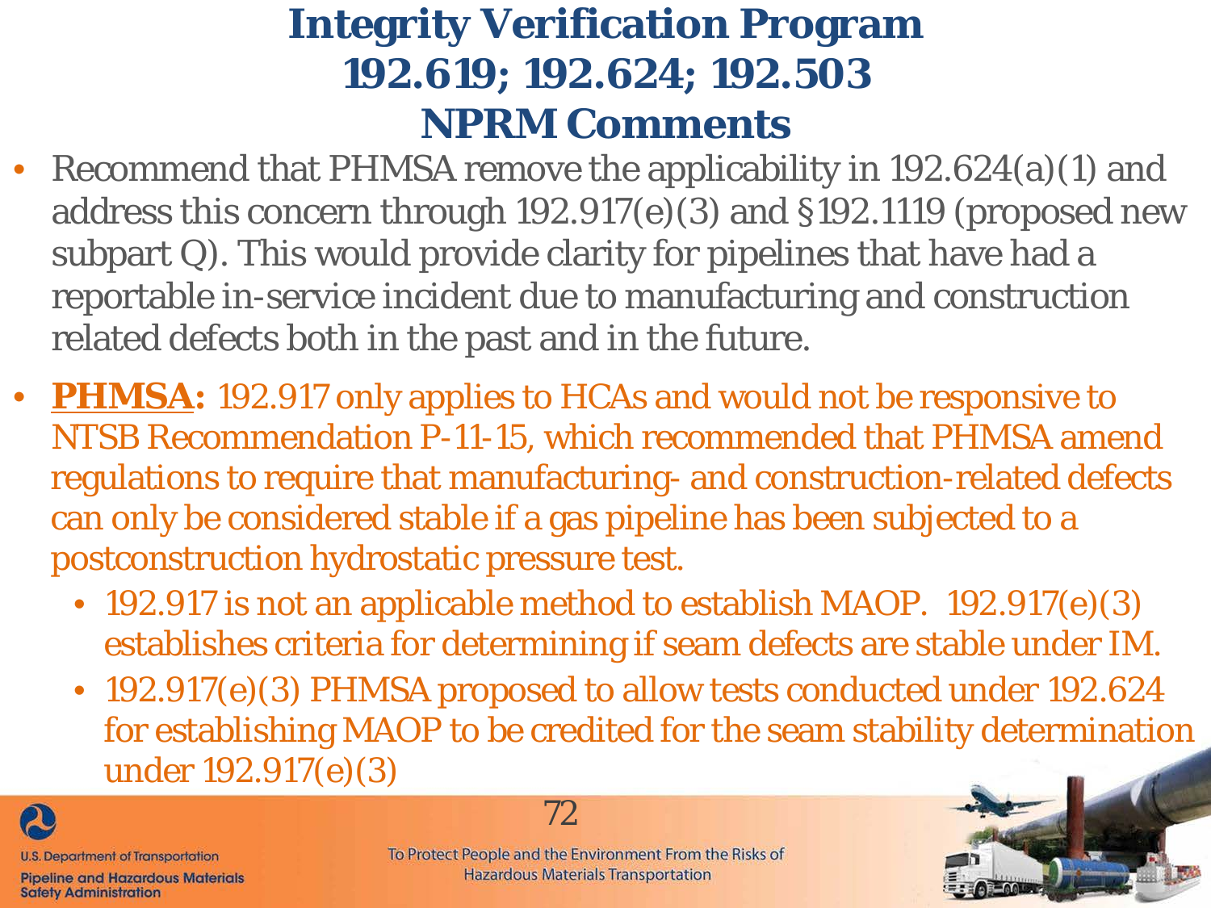# Integrity Verification Program 192.619; 192.624; 192.503 NPRM Comments

- Recommend that PHMSA remove the applicability in 192.624(a)(1) and address this concern through 192.917(e)(3) and §192.1119 (proposed new subpart Q). This would provide clarity for pipelines that have had a reportable in-service incident due to manufacturing and construction related defects both in the past and in the future.

- **PHMSA:** 192.917 only applies to HCAs and would not be responsive to NTSB Recommendation P-11-15, which recommended that PHMSA amend regulations to require that manufacturing- and construction-related defects can only be considered stable if a gas pipeline has been subjected to a postconstruction hydrostatic pressure test.
  - 192.917 is not an applicable method to establish MAOP. 192.917(e)(3) establishes criteria for determining if seam defects are stable under IM.
  - 192.917(e)(3) PHMSA proposed to allow tests conducted under 192.624 for establishing MAOP to be credited for the seam stability determination under 192.917(e)(3)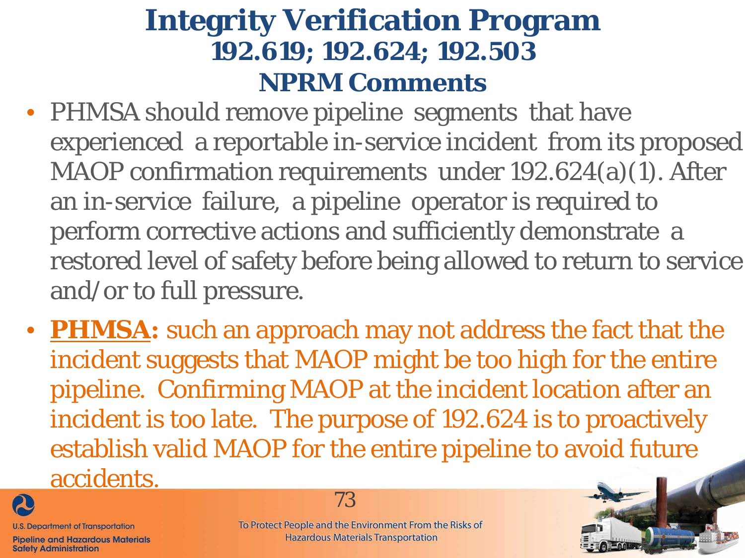# Integrity Verification Program

## 192.619; 192.624; 192.503

## NPRM Comments

- PHMSA should remove pipeline segments that have experienced a reportable in-service incident from its proposed MAOP confirmation requirements under 192.624(a)(1). After an in-service failure, a pipeline operator is required to perform corrective actions and sufficiently demonstrate a restored level of safety before being allowed to return to service and/or to full pressure.
- **PHMSA:** such an approach may not address the fact that the incident suggests that MAOP might be too high for the entire pipeline. Confirming MAOP at the incident location after an incident is too late. The purpose of 192.624 is to proactively establish valid MAOP for the entire pipeline to avoid future accidents.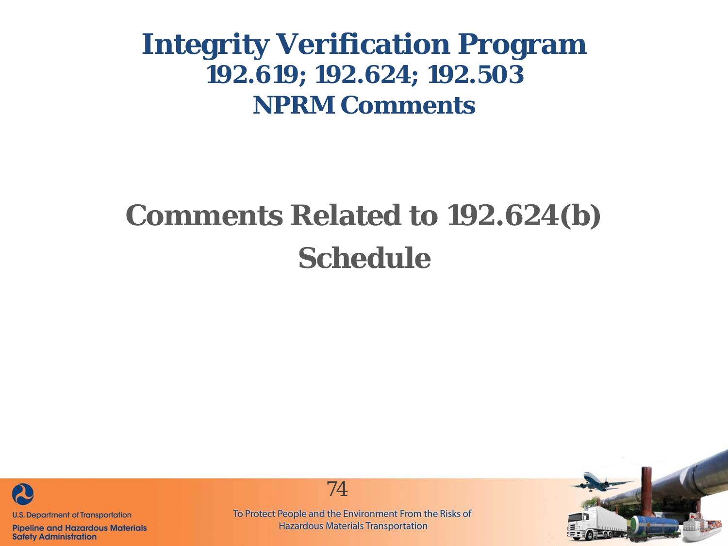# Integrity Verification Program

## 192.619; 192.624; 192.503

## NPRM Comments

## Comments Related to 192.624(b) Schedule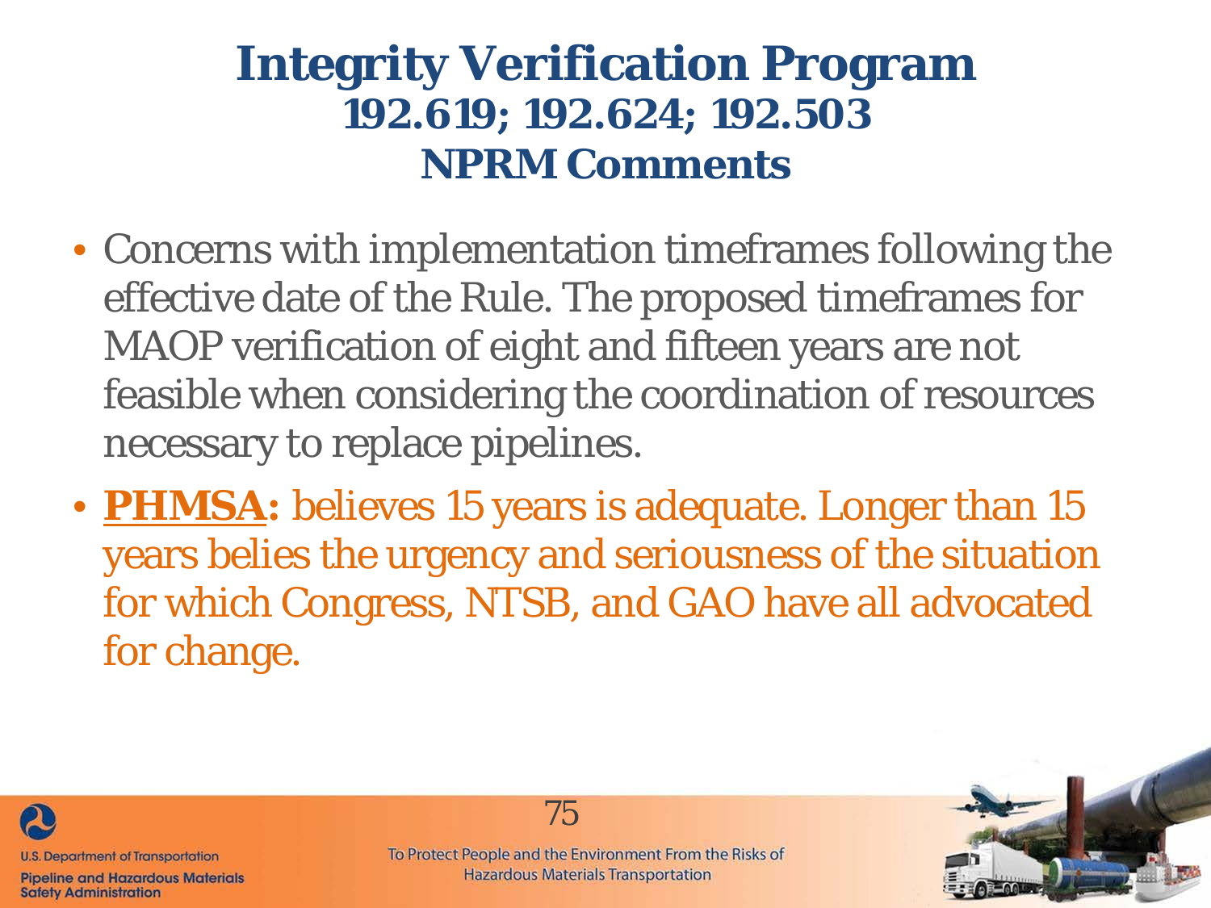# Integrity Verification Program
## 192.619; 192.624; 192.503
## NPRM Comments

- Concerns with implementation timeframes following the effective date of the Rule. The proposed timeframes for MAOP verification of eight and fifteen years are not feasible when considering the coordination of resources necessary to replace pipelines.
- **PHMSA:** believes 15 years is adequate. Longer than 15 years belies the urgency and seriousness of the situation for which Congress, NTSB, and GAO have all advocated for change.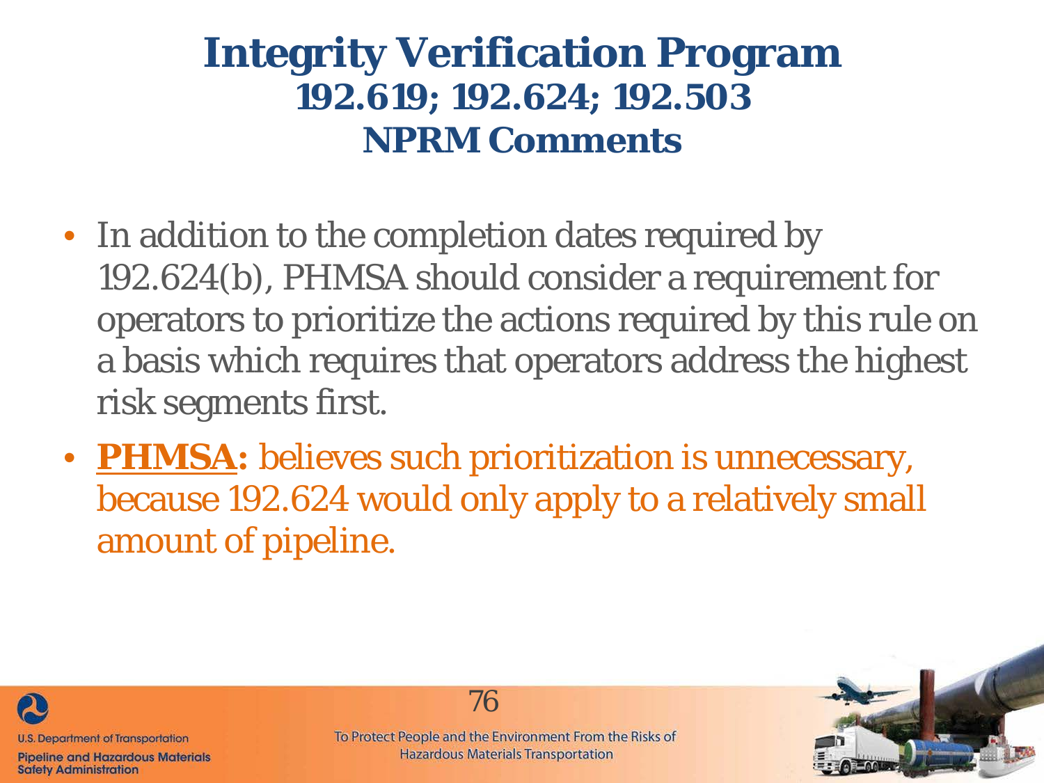# Integrity Verification Program

## 192.619; 192.624; 192.503

## NPRM Comments

- In addition to the completion dates required by 192.624(b), PHMSA should consider a requirement for operators to prioritize the actions required by this rule on a basis which requires that operators address the highest risk segments first.
- **PHMSA:** believes such prioritization is unnecessary, because 192.624 would only apply to a relatively small amount of pipeline.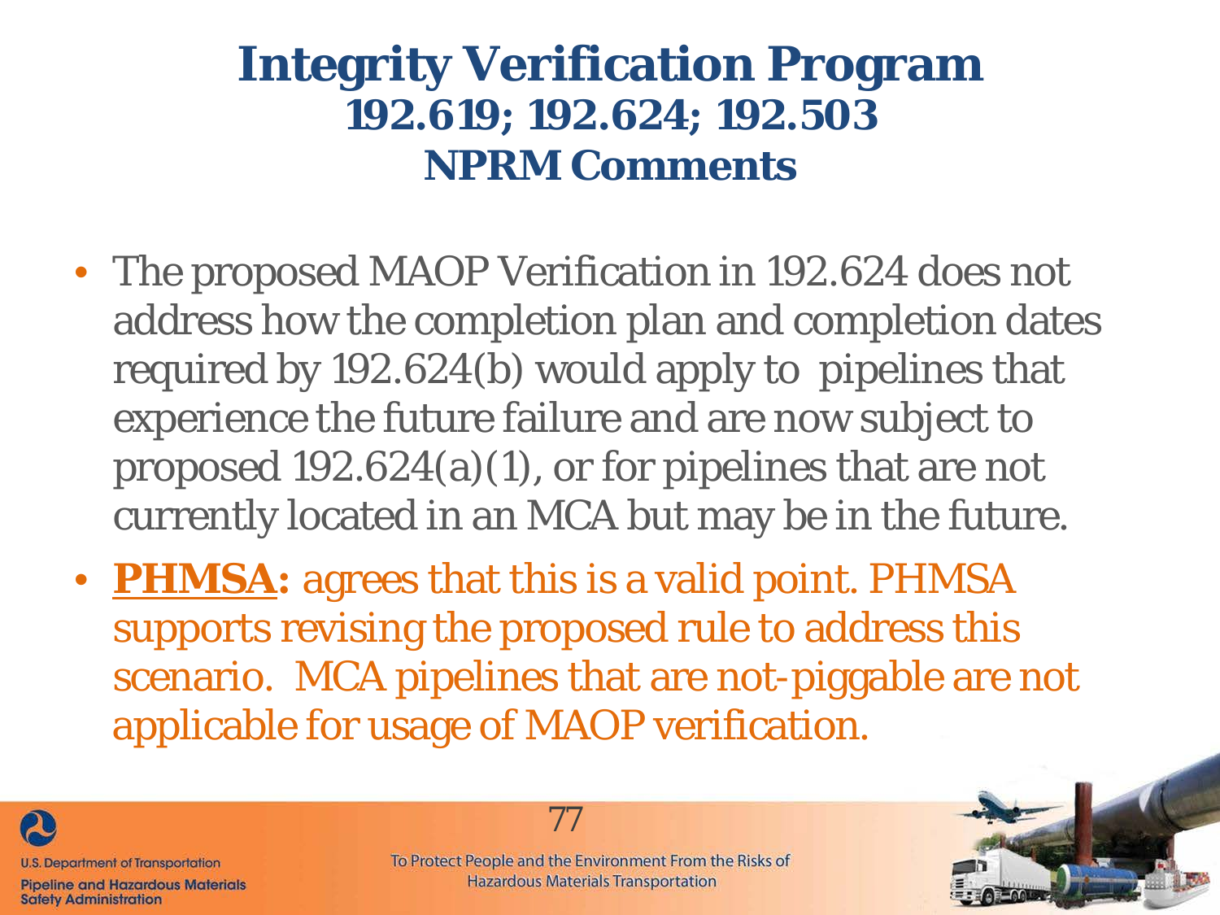# Integrity Verification Program
## 192.619; 192.624; 192.503
## NPRM Comments

- The proposed MAOP Verification in 192.624 does not address how the completion plan and completion dates required by 192.624(b) would apply to pipelines that experience the future failure and are now subject to proposed 192.624(a)(1), or for pipelines that are not currently located in an MCA but may be in the future.
- **PHMSA:** agrees that this is a valid point. PHMSA supports revising the proposed rule to address this scenario. MCA pipelines that are not-piggable are not applicable for usage of MAOP verification.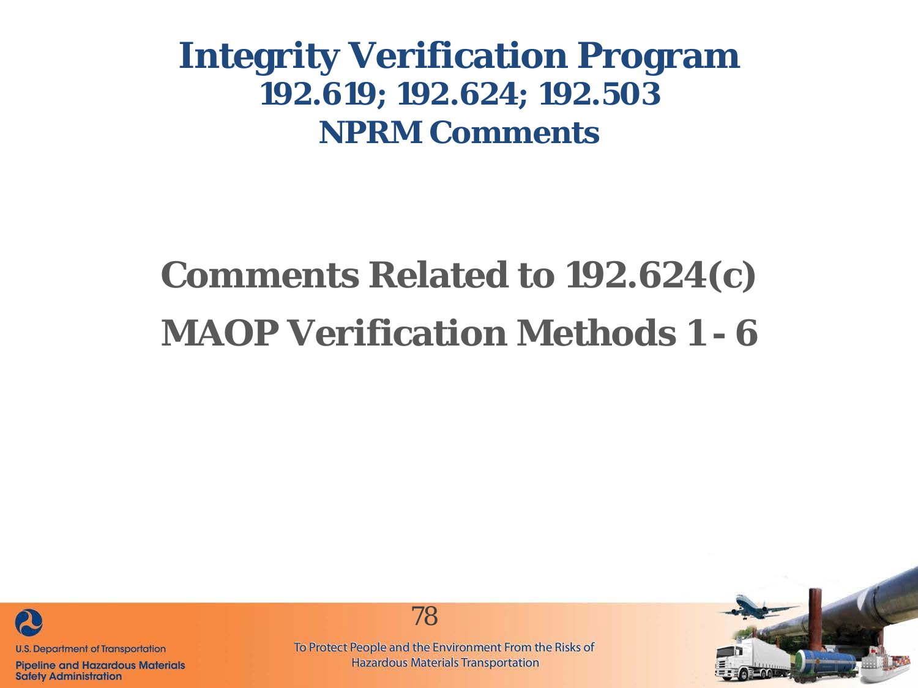# Integrity Verification Program
## 192.619; 192.624; 192.503
## NPRM Comments

## Comments Related to 192.624(c) MAOP Verification Methods 1 - 6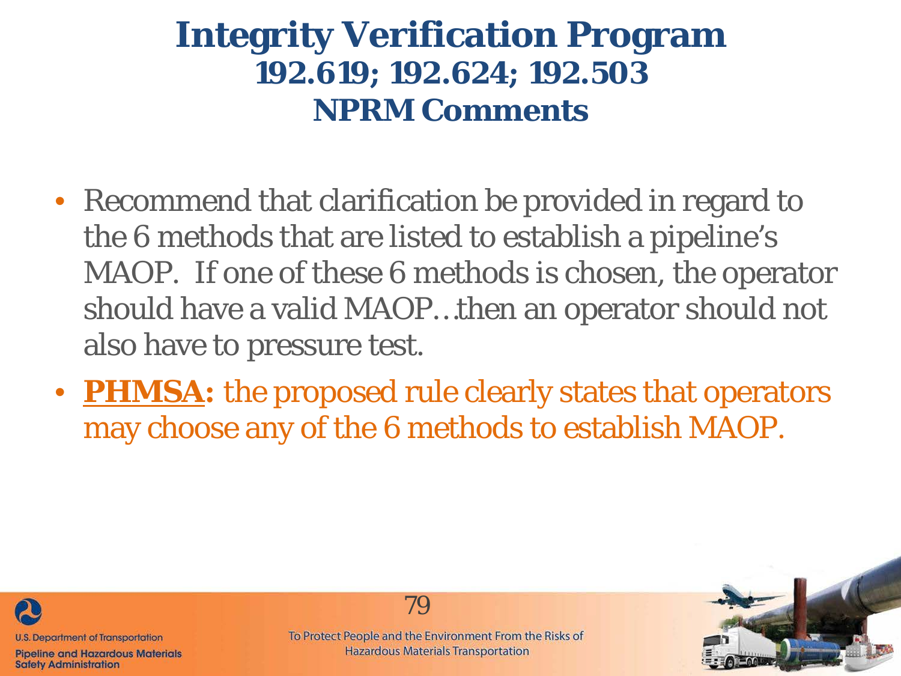# Integrity Verification Program
## 192.619; 192.624; 192.503
## NPRM Comments

- Recommend that clarification be provided in regard to the 6 methods that are listed to establish a pipeline's MAOP. If one of these 6 methods is chosen, the operator should have a valid MAOP…then an operator should not also have to pressure test.
- **PHMSA:** the proposed rule clearly states that operators may choose any of the 6 methods to establish MAOP.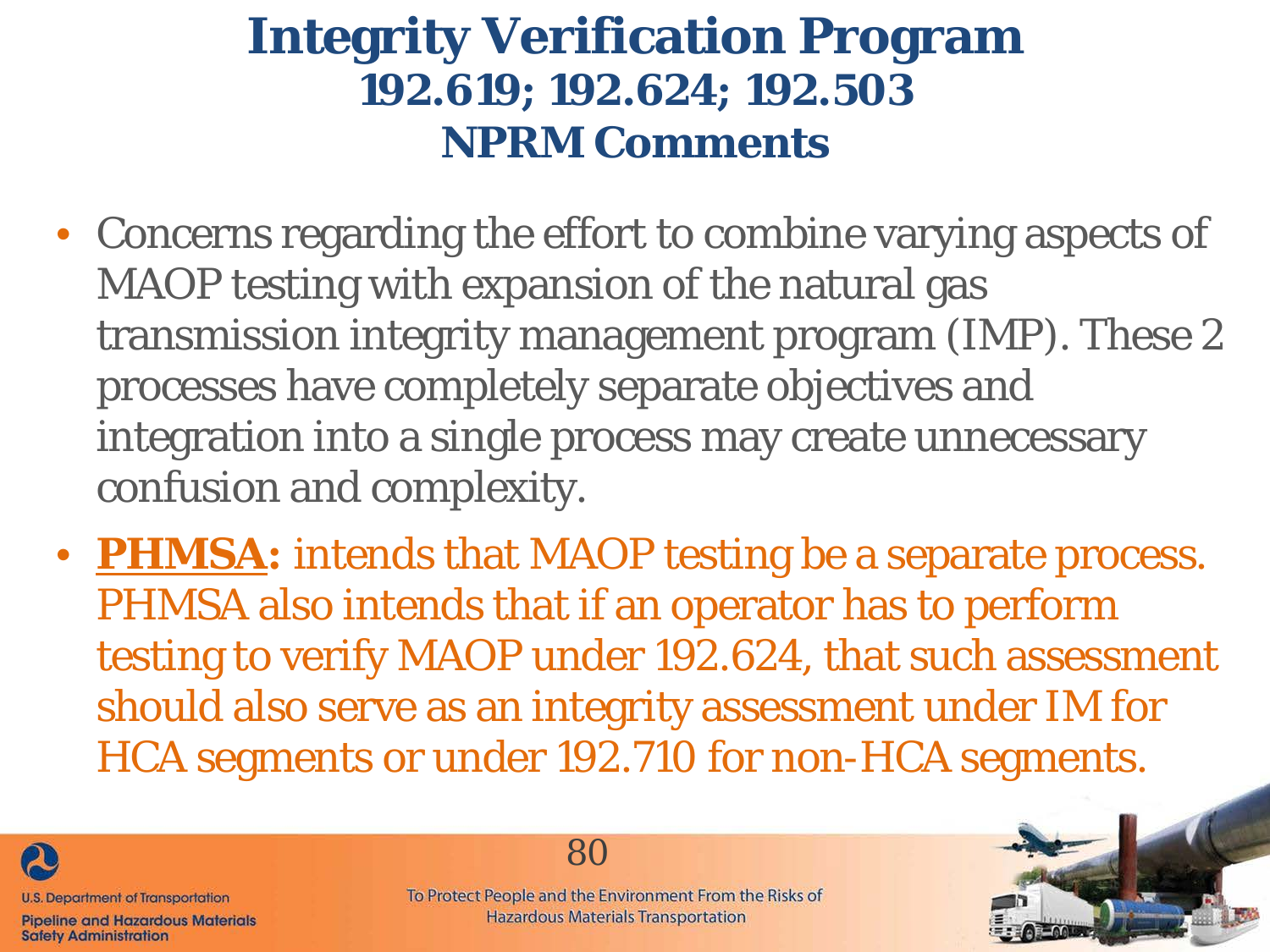# Integrity Verification Program

## 192.619; 192.624; 192.503

## NPRM Comments

- Concerns regarding the effort to combine varying aspects of MAOP testing with expansion of the natural gas transmission integrity management program (IMP). These 2 processes have completely separate objectives and integration into a single process may create unnecessary confusion and complexity.
- **PHMSA:** intends that MAOP testing be a separate process. PHMSA also intends that if an operator has to perform testing to verify MAOP under 192.624, that such assessment should also serve as an integrity assessment under IM for HCA segments or under 192.710 for non-HCA segments.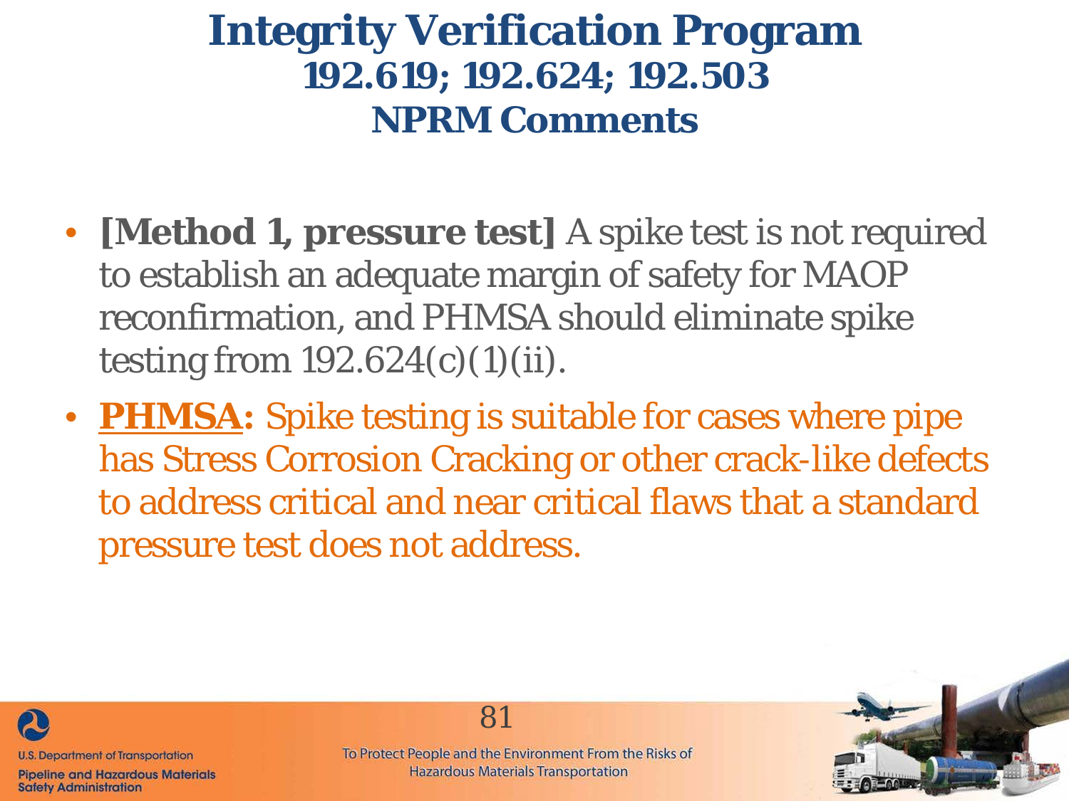# Integrity Verification Program
## 192.619; 192.624; 192.503
## NPRM Comments

- **[Method 1, pressure test]** A spike test is not required to establish an adequate margin of safety for MAOP reconfirmation, and PHMSA should eliminate spike testing from 192.624(c)(1)(ii).
- **PHMSA:** Spike testing is suitable for cases where pipe has Stress Corrosion Cracking or other crack-like defects to address critical and near critical flaws that a standard pressure test does not address.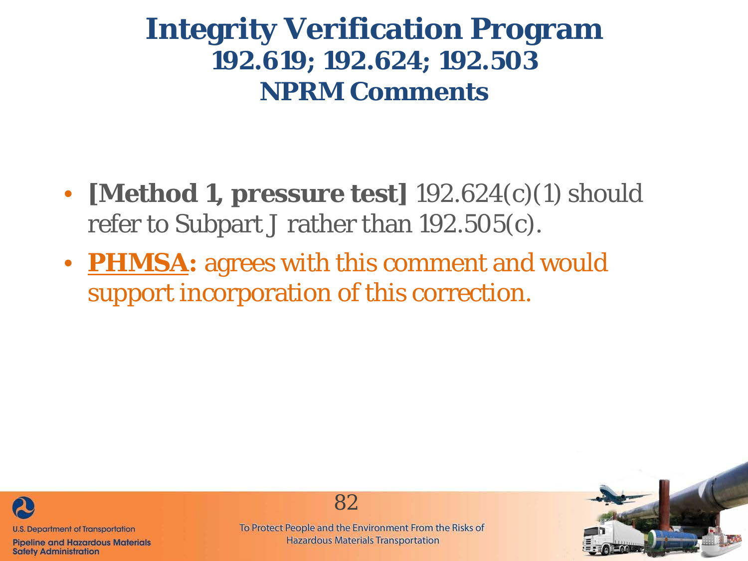# Integrity Verification Program
## 192.619; 192.624; 192.503
## NPRM Comments

- **[Method 1, pressure test]** 192.624(c)(1) should refer to Subpart J rather than 192.505(c).
- **PHMSA:** agrees with this comment and would support incorporation of this correction.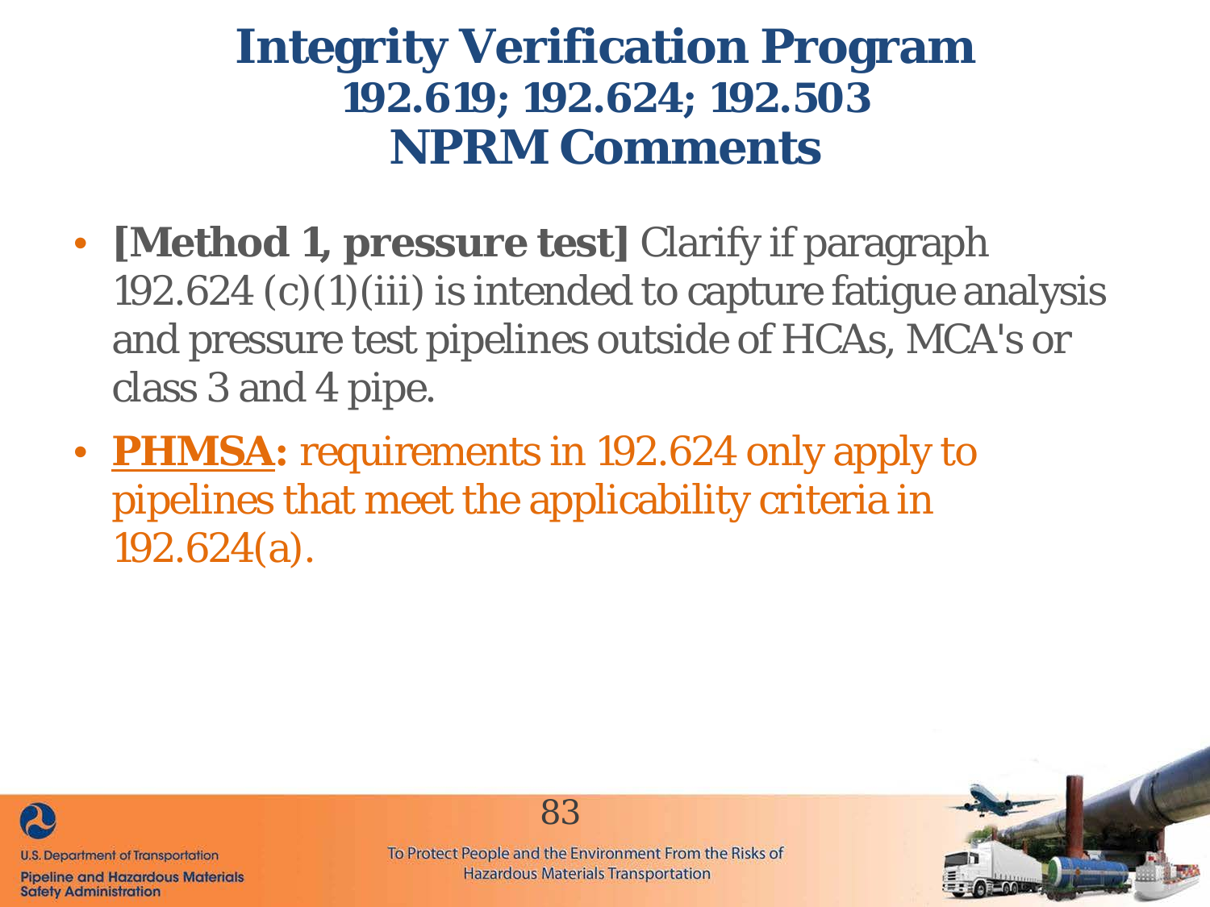# Integrity Verification Program
## 192.619; 192.624; 192.503
## NPRM Comments

- **[Method 1, pressure test]** Clarify if paragraph 192.624 (c)(1)(iii) is intended to capture fatigue analysis and pressure test pipelines outside of HCAs, MCA's or class 3 and 4 pipe.
- **PHMSA:** requirements in 192.624 only apply to pipelines that meet the applicability criteria in 192.624(a).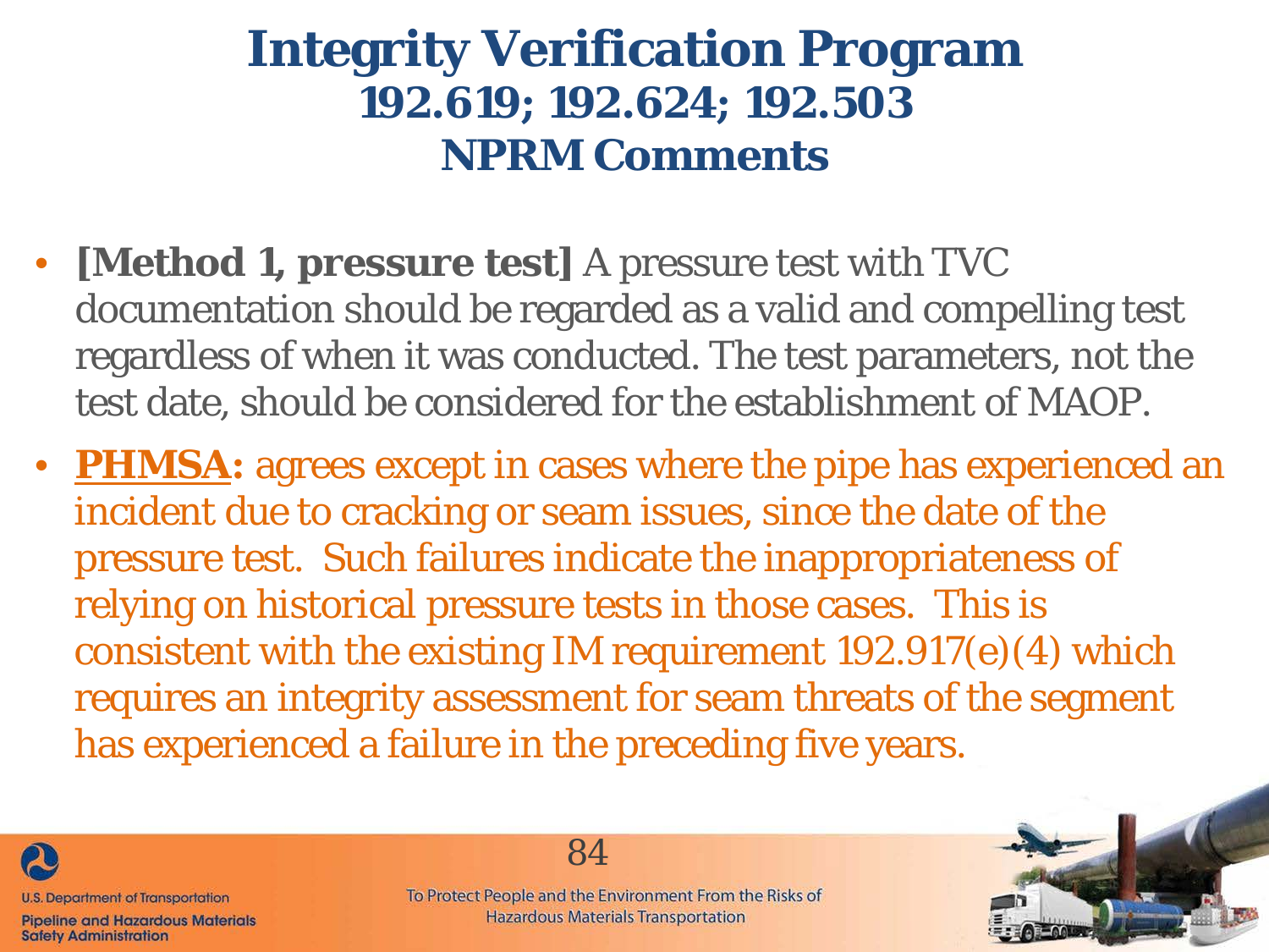# Integrity Verification Program

## 192.619; 192.624; 192.503

## NPRM Comments

- **[Method 1, pressure test]** A pressure test with TVC documentation should be regarded as a valid and compelling test regardless of when it was conducted. The test parameters, not the test date, should be considered for the establishment of MAOP.
- **PHMSA:** agrees except in cases where the pipe has experienced an incident due to cracking or seam issues, since the date of the pressure test. Such failures indicate the inappropriateness of relying on historical pressure tests in those cases. This is consistent with the existing IM requirement 192.917(e)(4) which requires an integrity assessment for seam threats of the segment has experienced a failure in the preceding five years.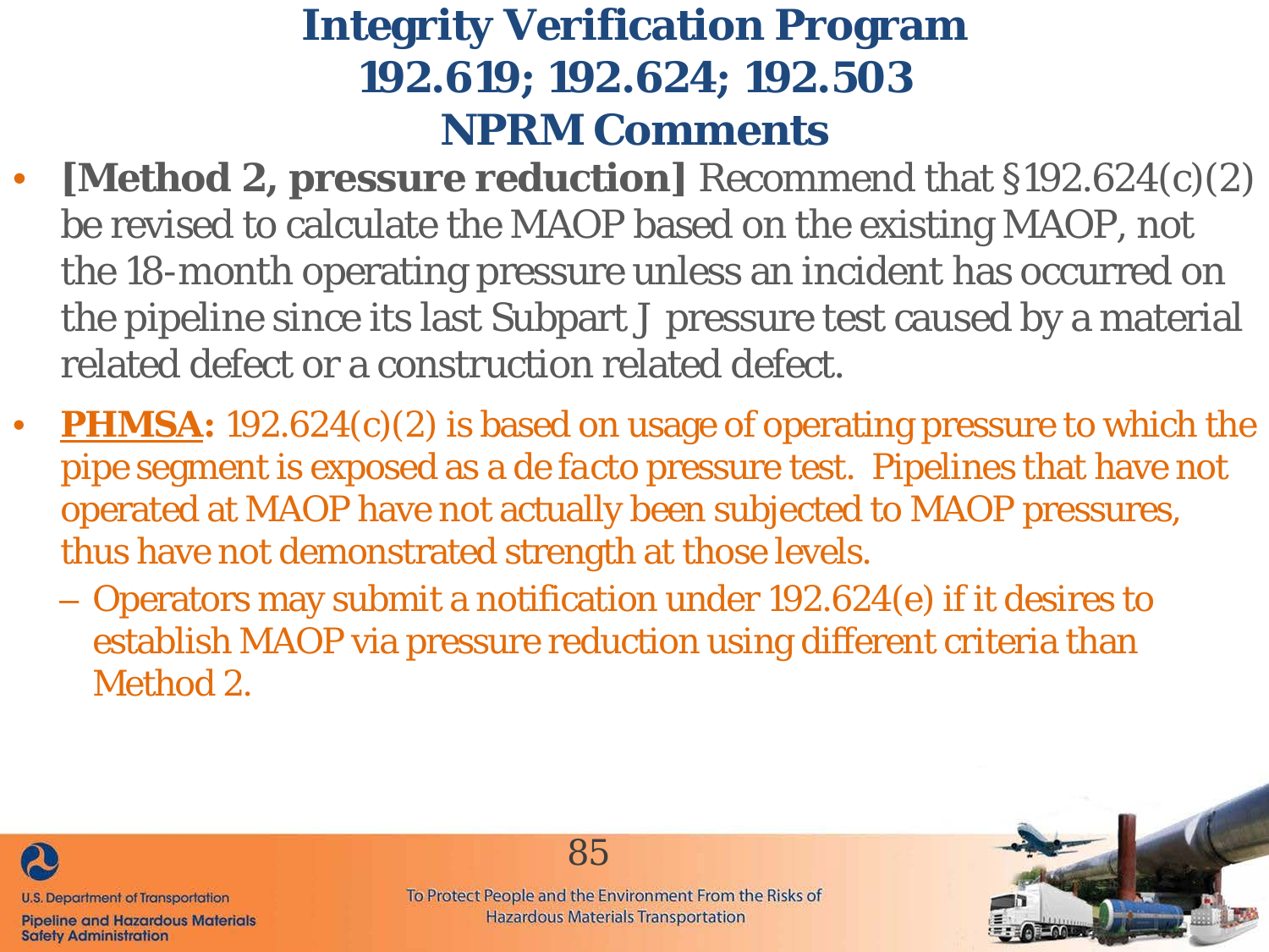# Integrity Verification Program
# 192.619; 192.624; 192.503
# NPRM Comments

- **[Method 2, pressure reduction]** Recommend that §192.624(c)(2) be revised to calculate the MAOP based on the existing MAOP, not the 18-month operating pressure unless an incident has occurred on the pipeline since its last Subpart J pressure test caused by a material related defect or a construction related defect.

- **PHMSA:** 192.624(c)(2) is based on usage of operating pressure to which the pipe segment is exposed as a *de facto* pressure test. Pipelines that have not operated at MAOP have not actually been subjected to MAOP pressures, thus have not demonstrated strength at those levels.
  - Operators may submit a notification under 192.624(e) if it desires to establish MAOP via pressure reduction using different criteria than Method 2.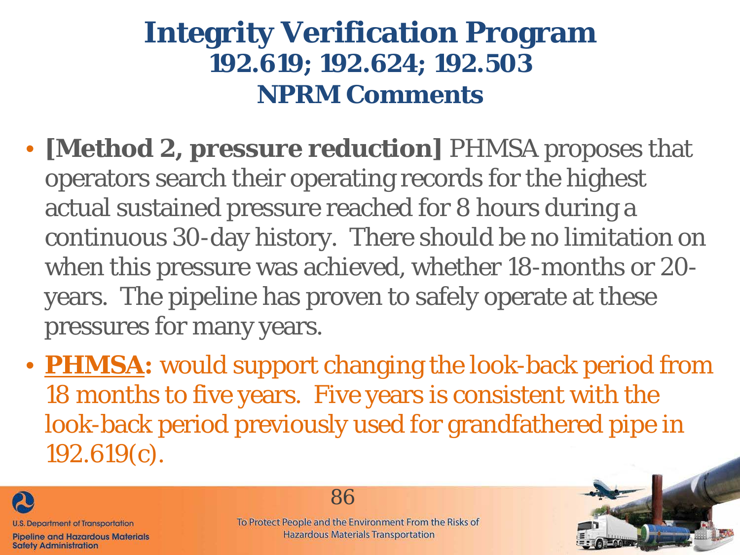# Integrity Verification Program
## 192.619; 192.624; 192.503
## NPRM Comments

- **[Method 2, pressure reduction]** PHMSA proposes that operators search their operating records for the highest actual sustained pressure reached for 8 hours during a continuous 30-day history. There should be no limitation on when this pressure was achieved, whether 18-months or 20-years. The pipeline has proven to safely operate at these pressures for many years.
- **PHMSA:** would support changing the look-back period from 18 months to five years. Five years is consistent with the look-back period previously used for grandfathered pipe in 192.619(c).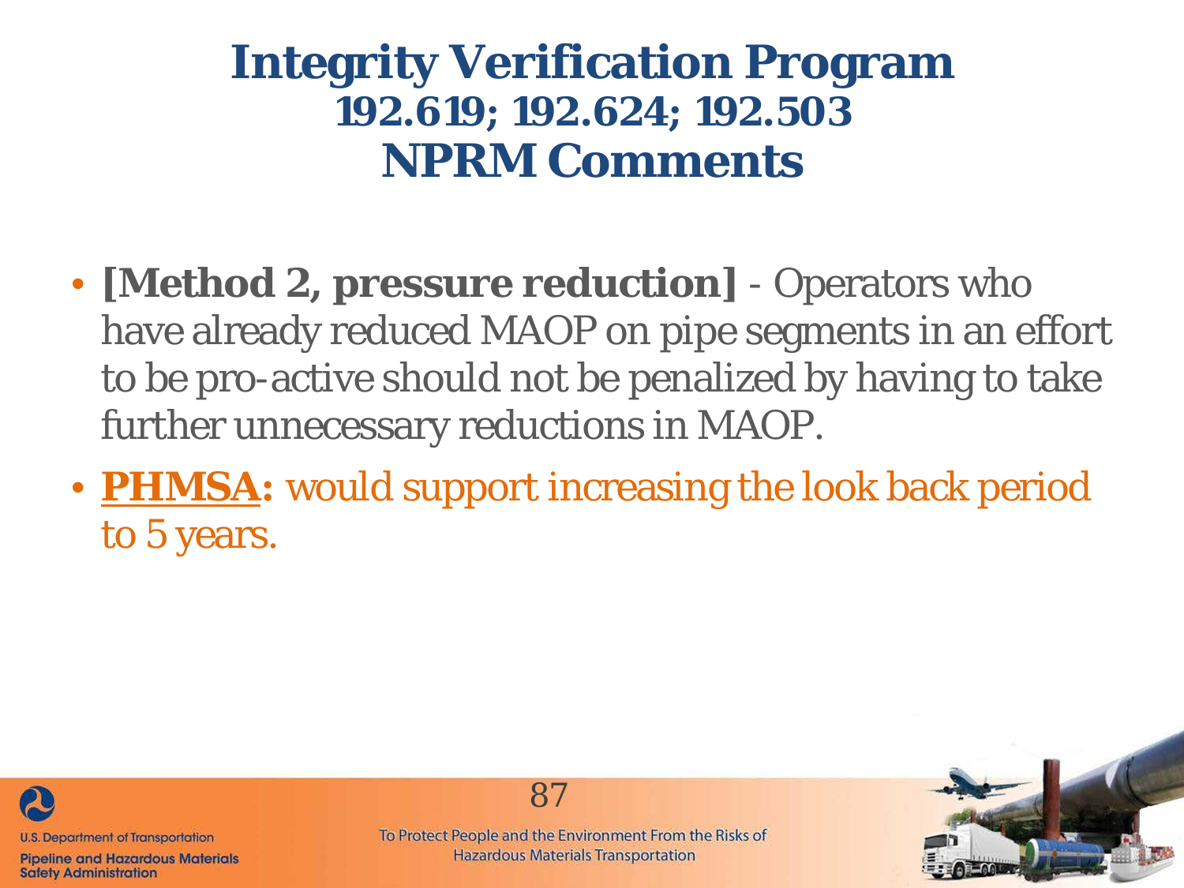# Integrity Verification Program
## 192.619; 192.624; 192.503
## NPRM Comments

- **[Method 2, pressure reduction]** - Operators who have already reduced MAOP on pipe segments in an effort to be pro-active should not be penalized by having to take further unnecessary reductions in MAOP.
- **PHMSA:** would support increasing the look back period to 5 years.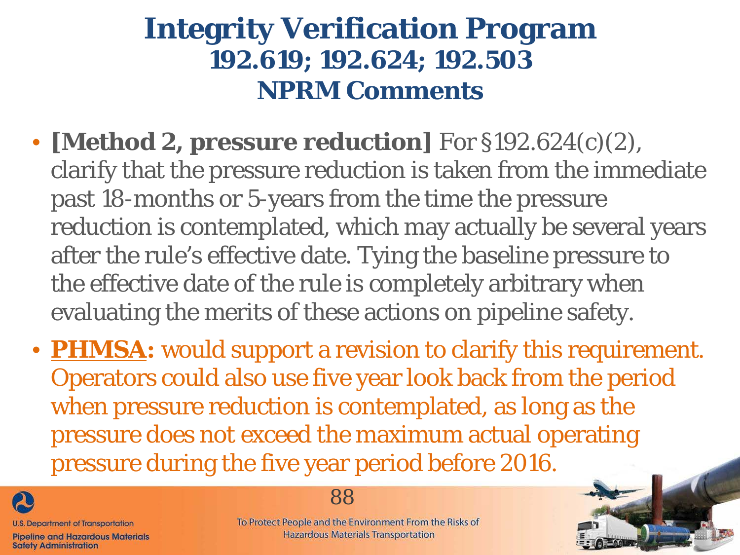# Integrity Verification Program
## 192.619; 192.624; 192.503
## NPRM Comments

- **[Method 2, pressure reduction]** For §192.624(c)(2), clarify that the pressure reduction is taken from the immediate past 18-months or 5-years from the time the pressure reduction is contemplated, which may actually be several years after the rule's effective date. Tying the baseline pressure to the effective date of the rule is completely arbitrary when evaluating the merits of these actions on pipeline safety.
- **PHMSA:** would support a revision to clarify this requirement. Operators could also use five year look back from the period when pressure reduction is contemplated, as long as the pressure does not exceed the maximum actual operating pressure during the five year period before 2016.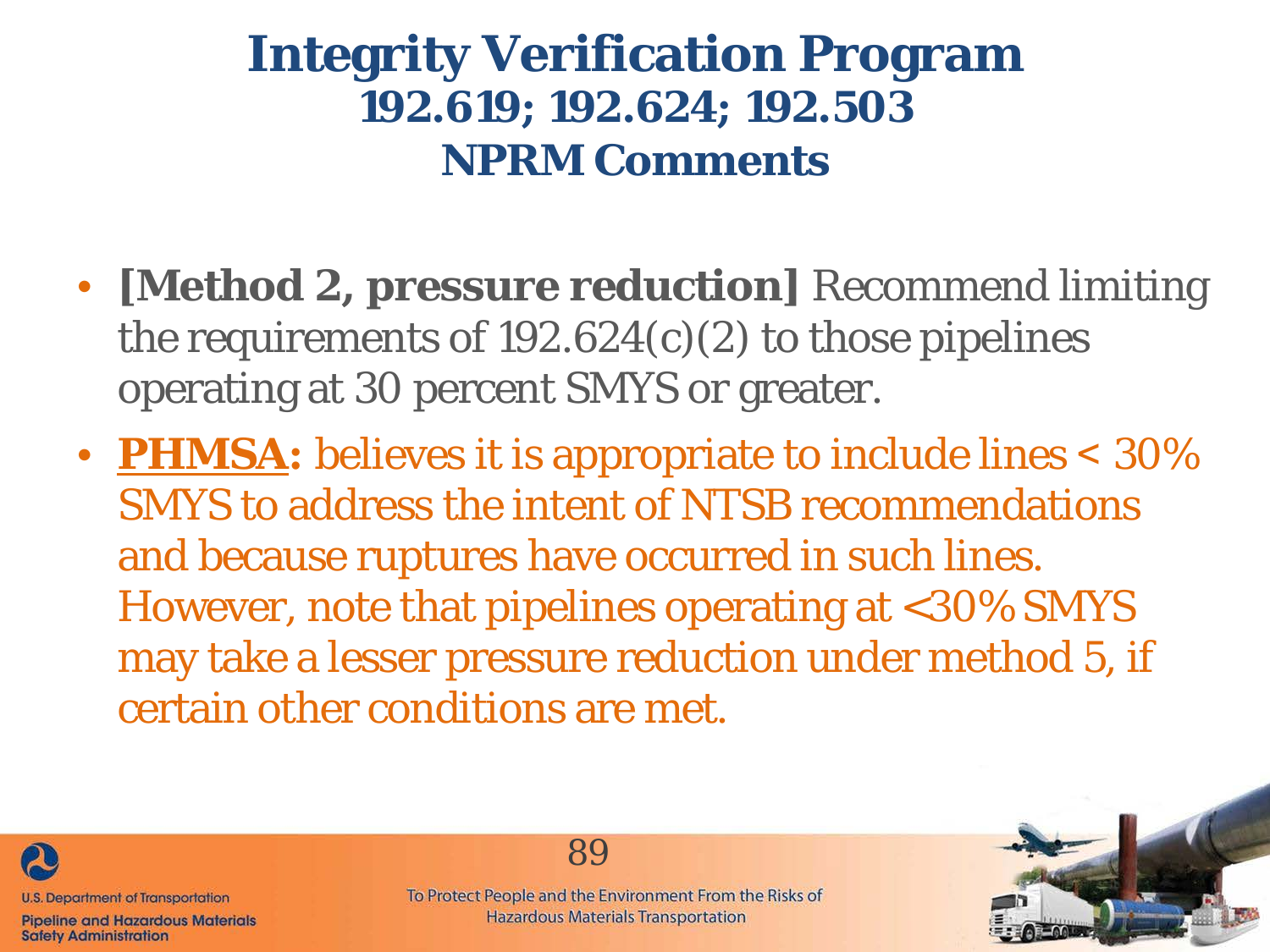# Integrity Verification Program
## 192.619; 192.624; 192.503
## NPRM Comments

- **[Method 2, pressure reduction]** Recommend limiting the requirements of 192.624(c)(2) to those pipelines operating at 30 percent SMYS or greater.
- **PHMSA:** believes it is appropriate to include lines < 30% SMYS to address the intent of NTSB recommendations and because ruptures have occurred in such lines. However, note that pipelines operating at <30% SMYS may take a lesser pressure reduction under method 5, if certain other conditions are met.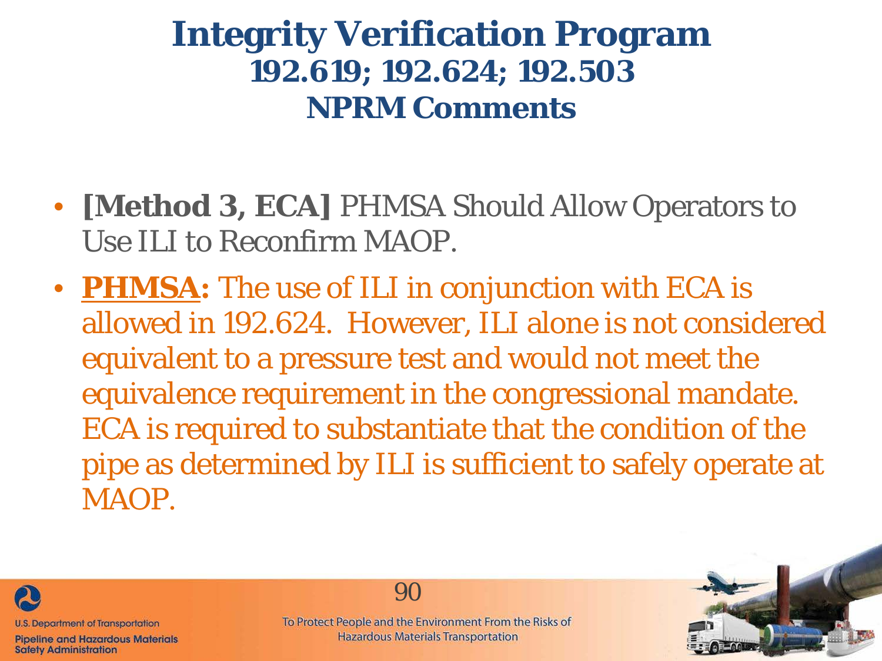# Integrity Verification Program
## 192.619; 192.624; 192.503
## NPRM Comments

- **[Method 3, ECA]** PHMSA Should Allow Operators to Use ILI to Reconfirm MAOP.
- **PHMSA:** The use of ILI in conjunction with ECA is allowed in 192.624. However, ILI alone is not considered equivalent to a pressure test and would not meet the equivalence requirement in the congressional mandate. ECA is required to substantiate that the condition of the pipe as determined by ILI is sufficient to safely operate at MAOP.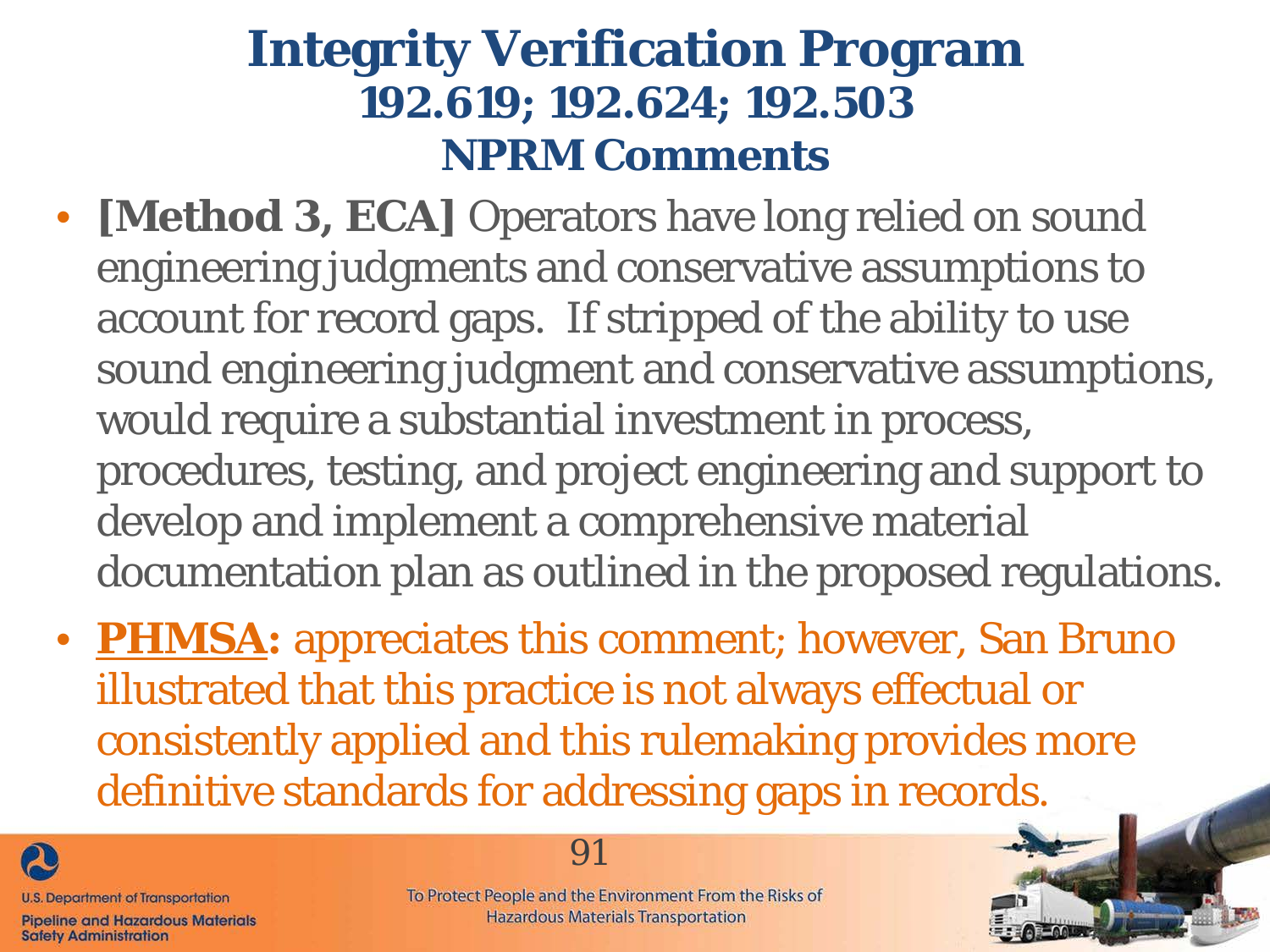# Integrity Verification Program

## 192.619; 192.624; 192.503

## NPRM Comments

- **[Method 3, ECA]** Operators have long relied on sound engineering judgments and conservative assumptions to account for record gaps. If stripped of the ability to use sound engineering judgment and conservative assumptions, would require a substantial investment in process, procedures, testing, and project engineering and support to develop and implement a comprehensive material documentation plan as outlined in the proposed regulations.
- **PHMSA:** appreciates this comment; however, San Bruno illustrated that this practice is not always effectual or consistently applied and this rulemaking provides more definitive standards for addressing gaps in records.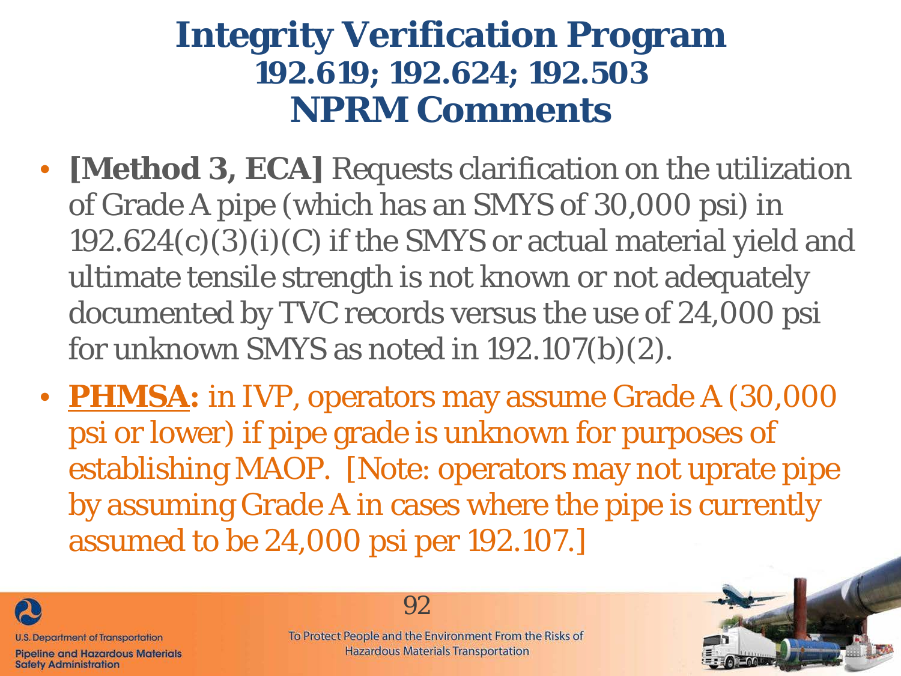# Integrity Verification Program
## 192.619; 192.624; 192.503
## NPRM Comments

- **[Method 3, ECA]** Requests clarification on the utilization of Grade A pipe (which has an SMYS of 30,000 psi) in 192.624(c)(3)(i)(C) if the SMYS or actual material yield and ultimate tensile strength is not known or not adequately documented by TVC records versus the use of 24,000 psi for unknown SMYS as noted in 192.107(b)(2).
- **PHMSA:** in IVP, operators may assume Grade A (30,000 psi or lower) if pipe grade is unknown for purposes of establishing MAOP. [Note: operators may not uprate pipe by assuming Grade A in cases where the pipe is currently assumed to be 24,000 psi per 192.107.]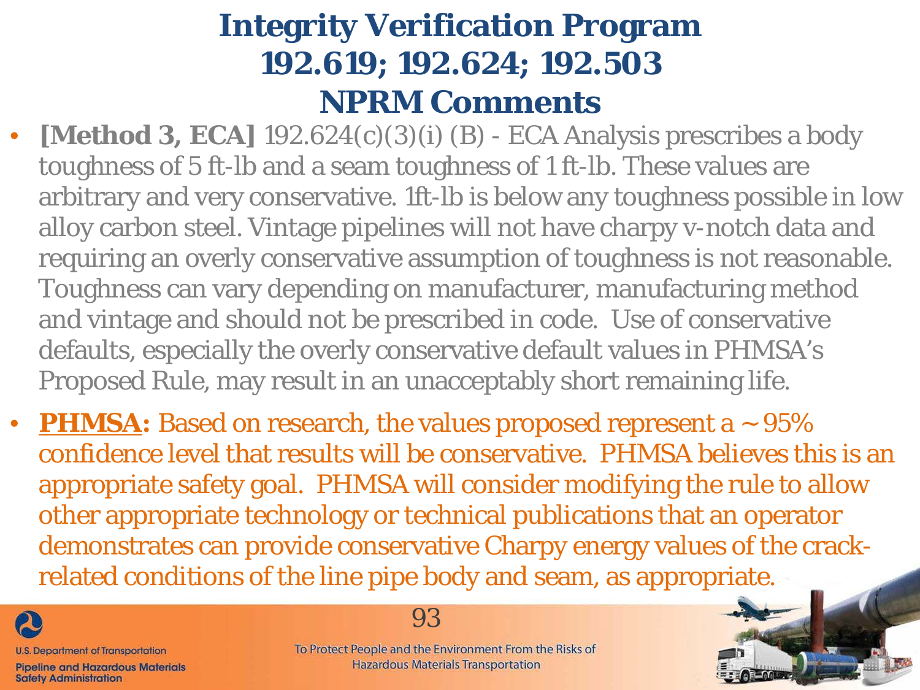# Integrity Verification Program
# 192.619; 192.624; 192.503
# NPRM Comments

- **[Method 3, ECA]** 192.624(c)(3)(i) (B) - ECA Analysis prescribes a body toughness of 5 ft-lb and a seam toughness of 1 ft-lb. These values are arbitrary and very conservative. 1ft-lb is below any toughness possible in low alloy carbon steel. Vintage pipelines will not have charpy v-notch data and requiring an overly conservative assumption of toughness is not reasonable. Toughness can vary depending on manufacturer, manufacturing method and vintage and should not be prescribed in code. Use of conservative defaults, especially the overly conservative default values in PHMSA's Proposed Rule, may result in an unacceptably short remaining life.
- **PHMSA:** Based on research, the values proposed represent a ~ 95% confidence level that results will be conservative. PHMSA believes this is an appropriate safety goal. PHMSA will consider modifying the rule to allow other appropriate technology or technical publications that an operator demonstrates can provide conservative Charpy energy values of the crack-related conditions of the line pipe body and seam, as appropriate.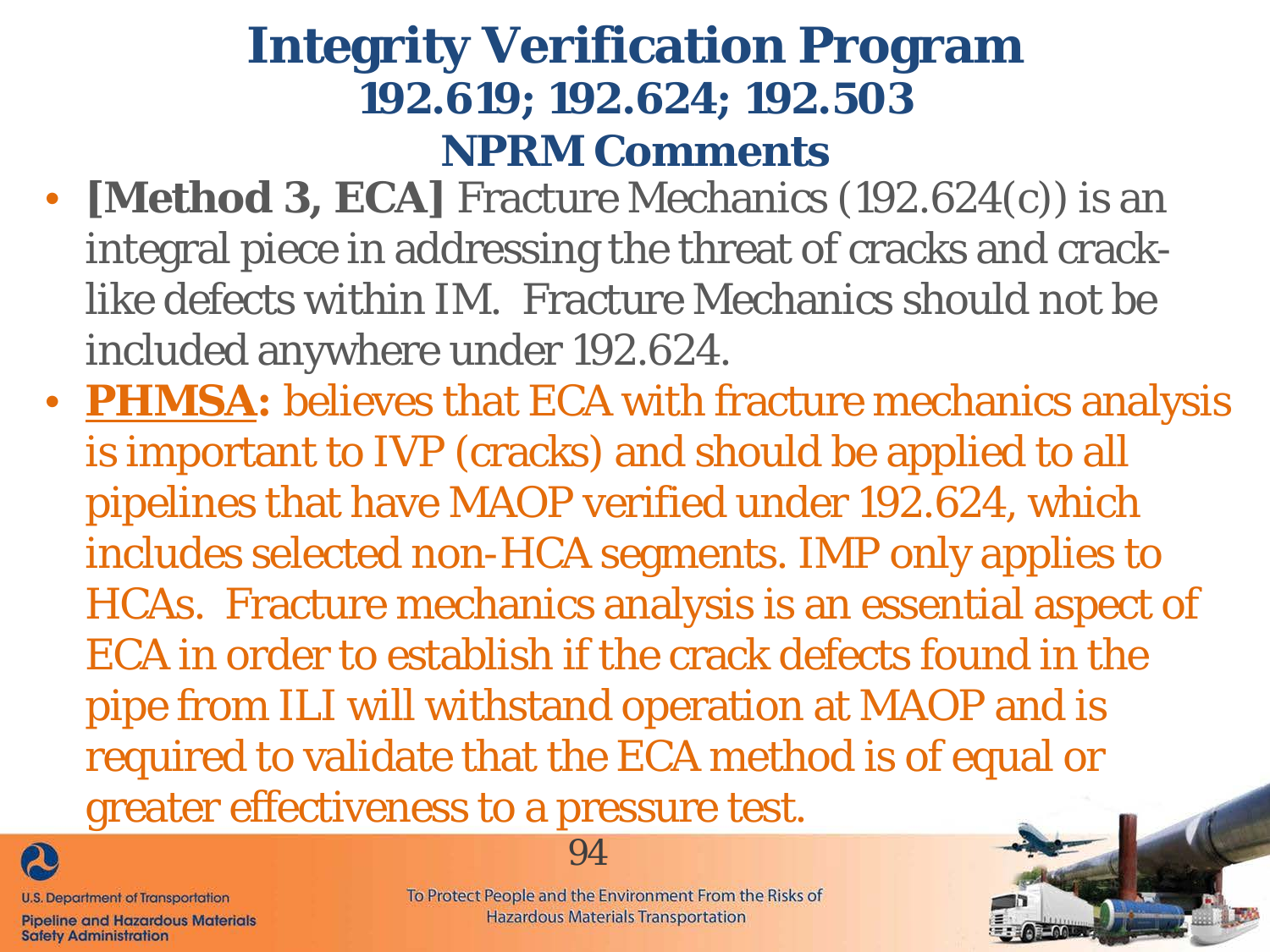# Integrity Verification Program
## 192.619; 192.624; 192.503
## NPRM Comments

- **[Method 3, ECA]** Fracture Mechanics (192.624(c)) is an integral piece in addressing the threat of cracks and crack-like defects within IM. Fracture Mechanics should not be included anywhere under 192.624.
- **PHMSA:** believes that ECA with fracture mechanics analysis is important to IVP (cracks) and should be applied to all pipelines that have MAOP verified under 192.624, which includes selected non-HCA segments. IMP only applies to HCAs. Fracture mechanics analysis is an essential aspect of ECA in order to establish if the crack defects found in the pipe from ILI will withstand operation at MAOP and is required to validate that the ECA method is of equal or greater effectiveness to a pressure test.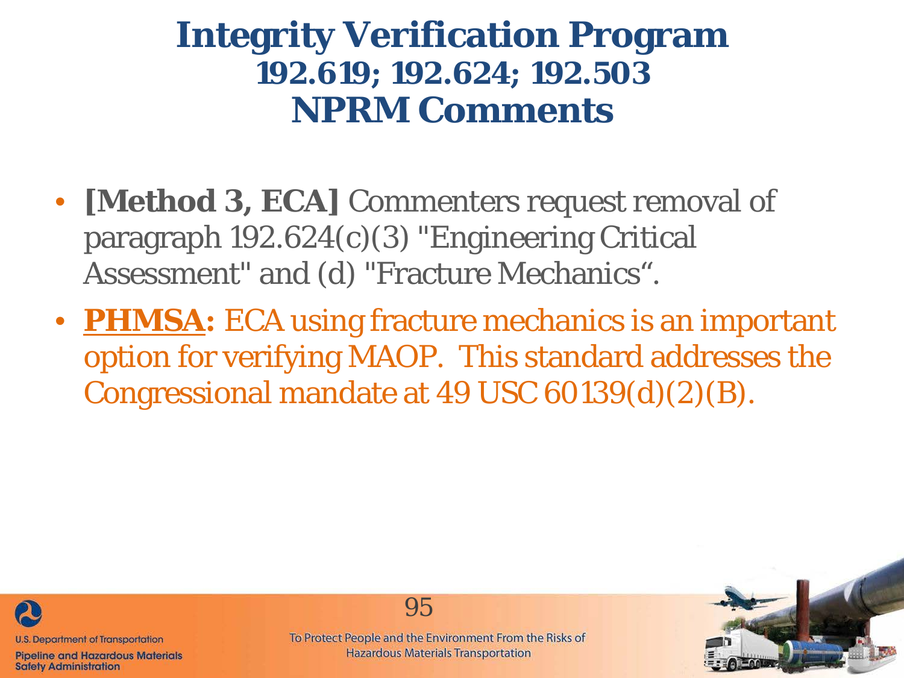# Integrity Verification Program
## 192.619; 192.624; 192.503
## NPRM Comments

- **[Method 3, ECA]** Commenters request removal of paragraph 192.624(c)(3) "Engineering Critical Assessment" and (d) "Fracture Mechanics“.
- **PHMSA:** ECA using fracture mechanics is an important option for verifying MAOP.  This standard addresses the Congressional mandate at 49 USC 60139(d)(2)(B).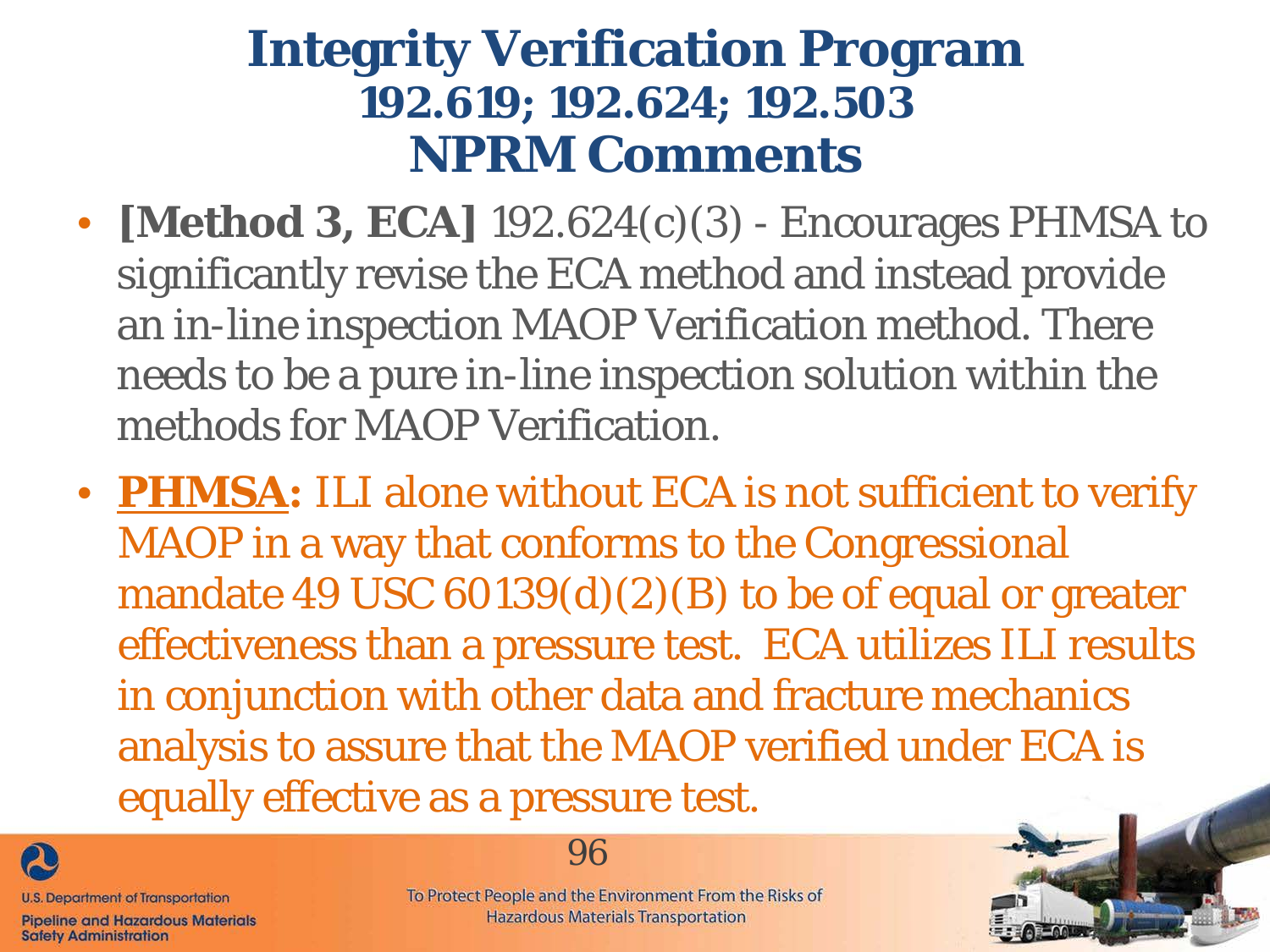# Integrity Verification Program
## 192.619; 192.624; 192.503
## NPRM Comments

- **[Method 3, ECA]** 192.624(c)(3) - Encourages PHMSA to significantly revise the ECA method and instead provide an in-line inspection MAOP Verification method. There needs to be a pure in-line inspection solution within the methods for MAOP Verification.
- **PHMSA:** ILI alone without ECA is not sufficient to verify MAOP in a way that conforms to the Congressional mandate 49 USC 60139(d)(2)(B) to be of equal or greater effectiveness than a pressure test. ECA utilizes ILI results in conjunction with other data and fracture mechanics analysis to assure that the MAOP verified under ECA is equally effective as a pressure test.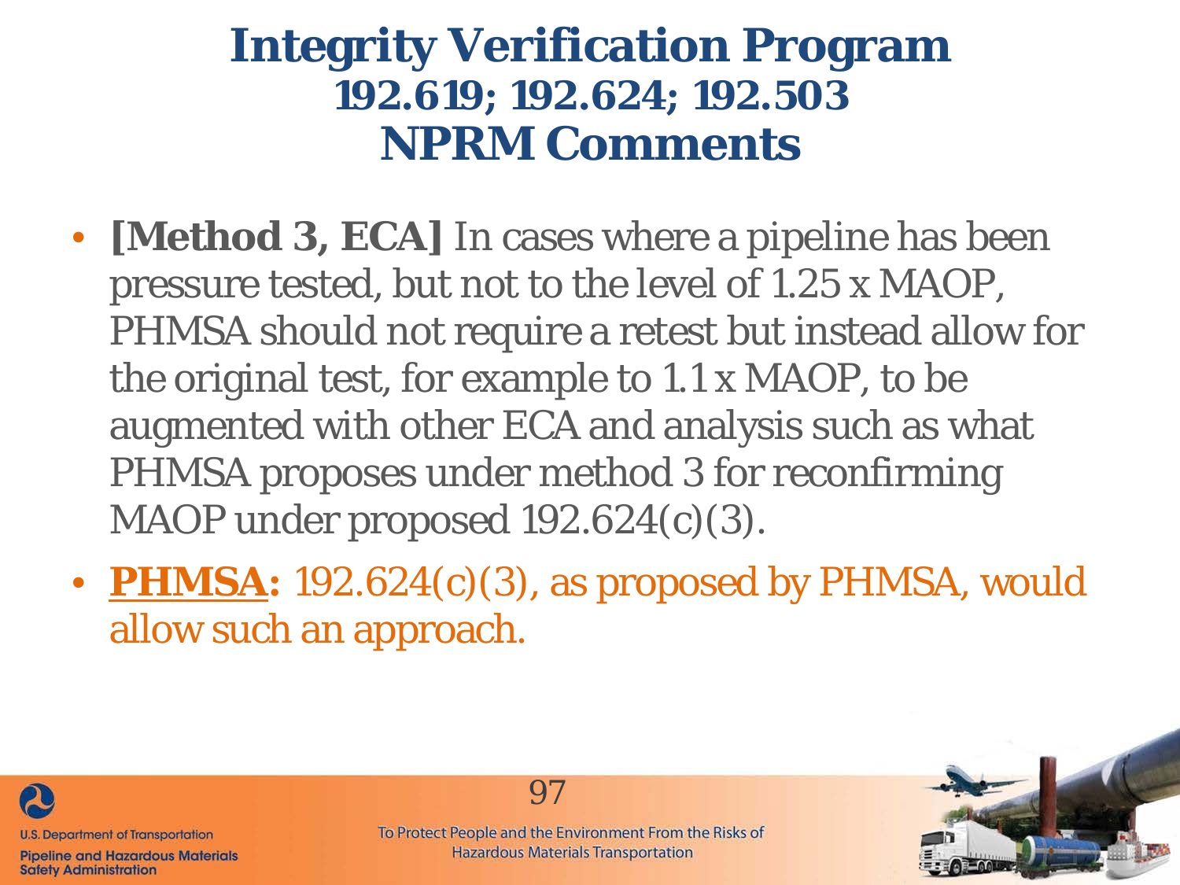# Integrity Verification Program
## 192.619; 192.624; 192.503
## NPRM Comments

- **[Method 3, ECA]** In cases where a pipeline has been pressure tested, but not to the level of 1.25 x MAOP, PHMSA should not require a retest but instead allow for the original test, for example to 1.1 x MAOP, to be augmented with other ECA and analysis such as what PHMSA proposes under method 3 for reconfirming MAOP under proposed 192.624(c)(3).
- **PHMSA:** 192.624(c)(3), as proposed by PHMSA, would allow such an approach.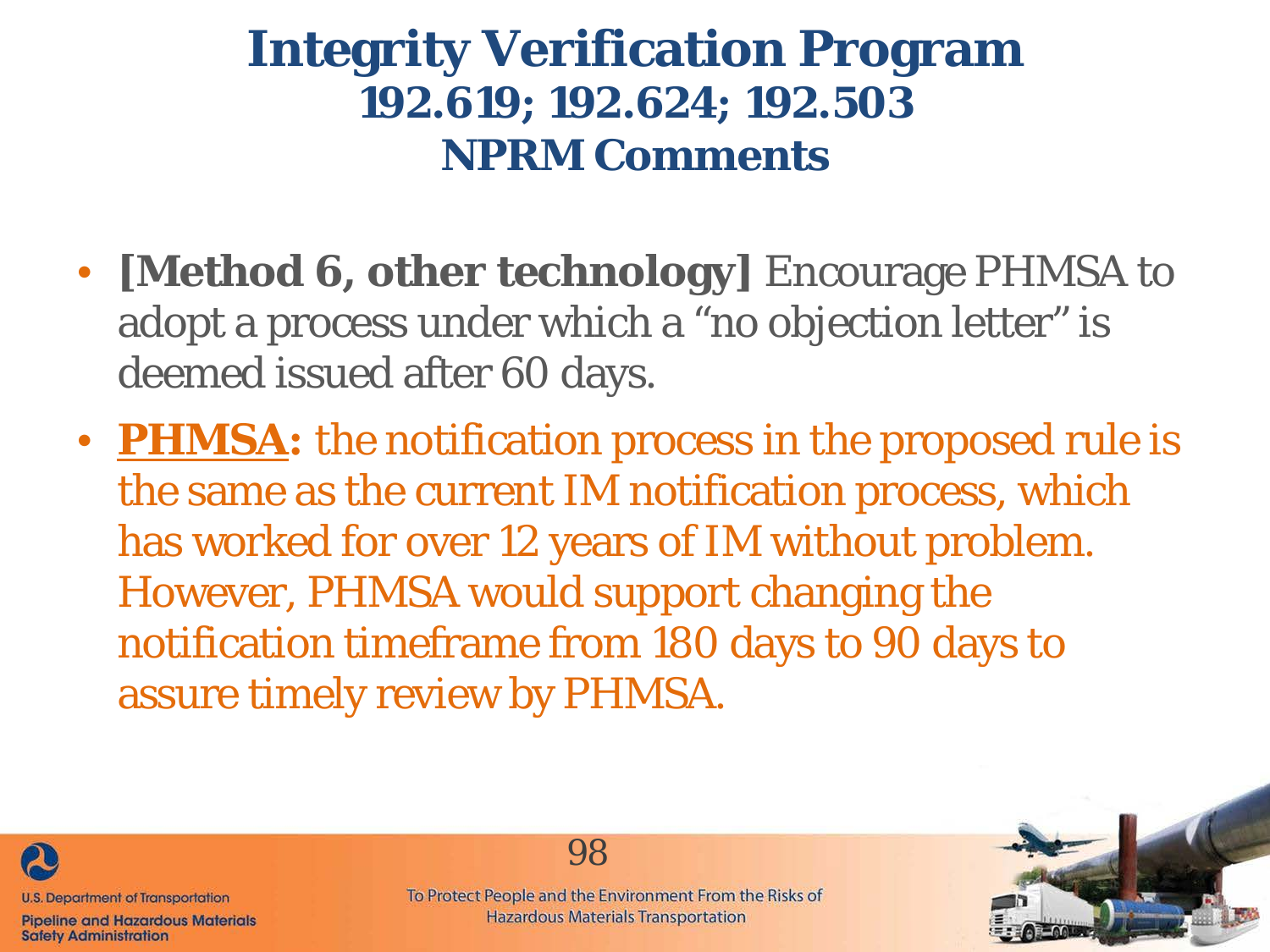# Integrity Verification Program
## 192.619; 192.624; 192.503
## NPRM Comments

- **[Method 6, other technology]** Encourage PHMSA to adopt a process under which a "no objection letter" is deemed issued after 60 days.
- **PHMSA:** the notification process in the proposed rule is the same as the current IM notification process, which has worked for over 12 years of IM without problem. However, PHMSA would support changing the notification timeframe from 180 days to 90 days to assure timely review by PHMSA.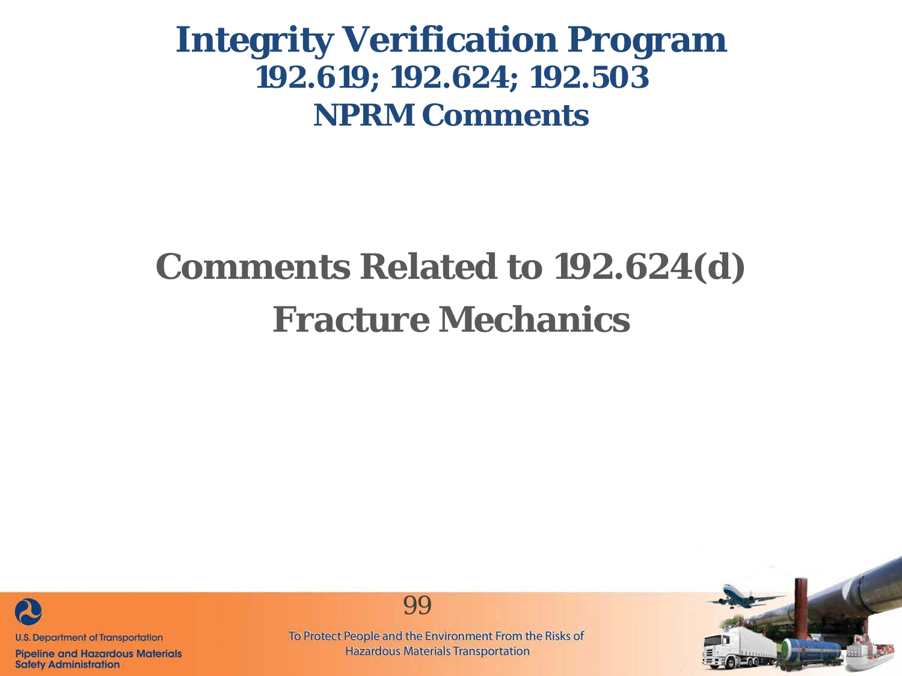# Integrity Verification Program
## 192.619; 192.624; 192.503
## NPRM Comments

# Comments Related to 192.624(d) Fracture Mechanics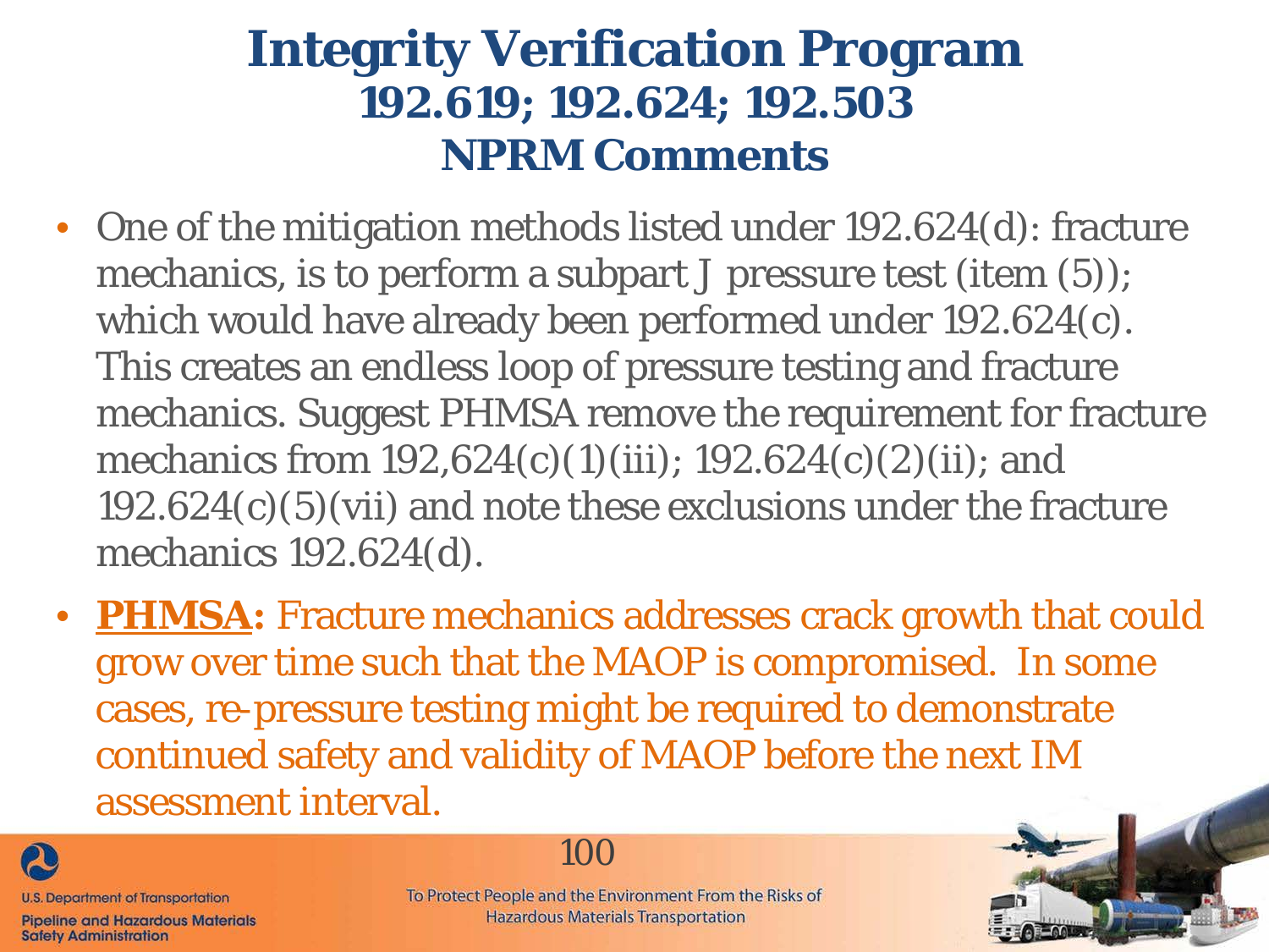# Integrity Verification Program
## 192.619; 192.624; 192.503
## NPRM Comments

- One of the mitigation methods listed under 192.624(d): fracture mechanics, is to perform a subpart J pressure test (item (5)); which would have already been performed under 192.624(c). This creates an endless loop of pressure testing and fracture mechanics. Suggest PHMSA remove the requirement for fracture mechanics from 192,624(c)(1)(iii); 192.624(c)(2)(ii); and 192.624(c)(5)(vii) and note these exclusions under the fracture mechanics 192.624(d).
- **PHMSA:** Fracture mechanics addresses crack growth that could grow over time such that the MAOP is compromised. In some cases, re-pressure testing might be required to demonstrate continued safety and validity of MAOP before the next IM assessment interval.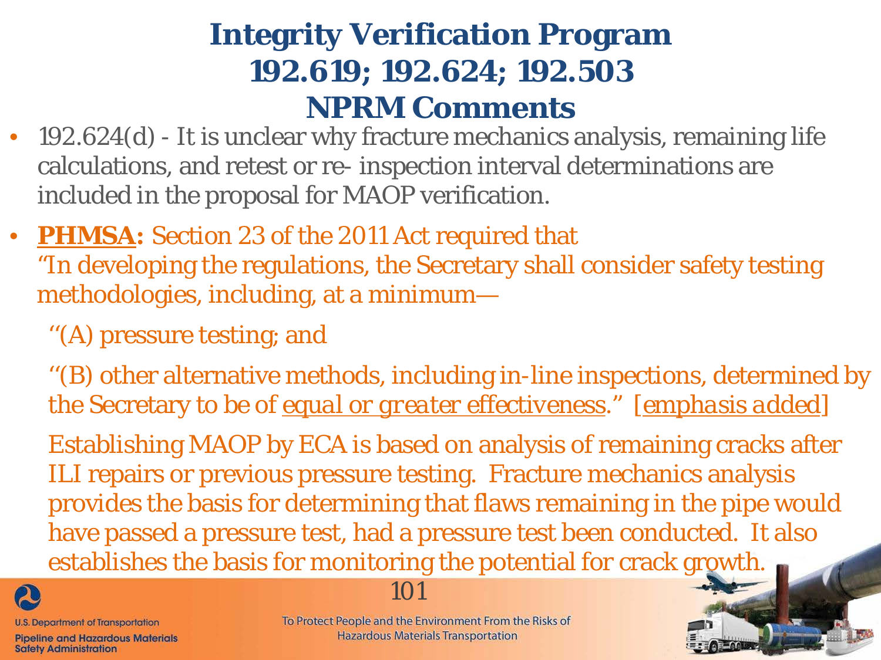# Integrity Verification Program 192.619; 192.624; 192.503 NPRM Comments

- 192.624(d) - It is unclear why fracture mechanics analysis, remaining life calculations, and retest or re- inspection interval determinations are included in the proposal for MAOP verification.
- **PHMSA:** Section 23 of the 2011 Act required that "In developing the regulations, the Secretary shall consider safety testing methodologies, including, at a minimum—

  ''(A) pressure testing; and

  ''(B) other alternative methods, including in-line inspections, determined by the Secretary to be of *equal or greater effectiveness*." [*emphasis added*]

  Establishing MAOP by ECA is based on analysis of remaining cracks after ILI repairs or previous pressure testing. Fracture mechanics analysis provides the basis for determining that flaws remaining in the pipe would have passed a pressure test, had a pressure test been conducted. It also establishes the basis for monitoring the potential for crack growth.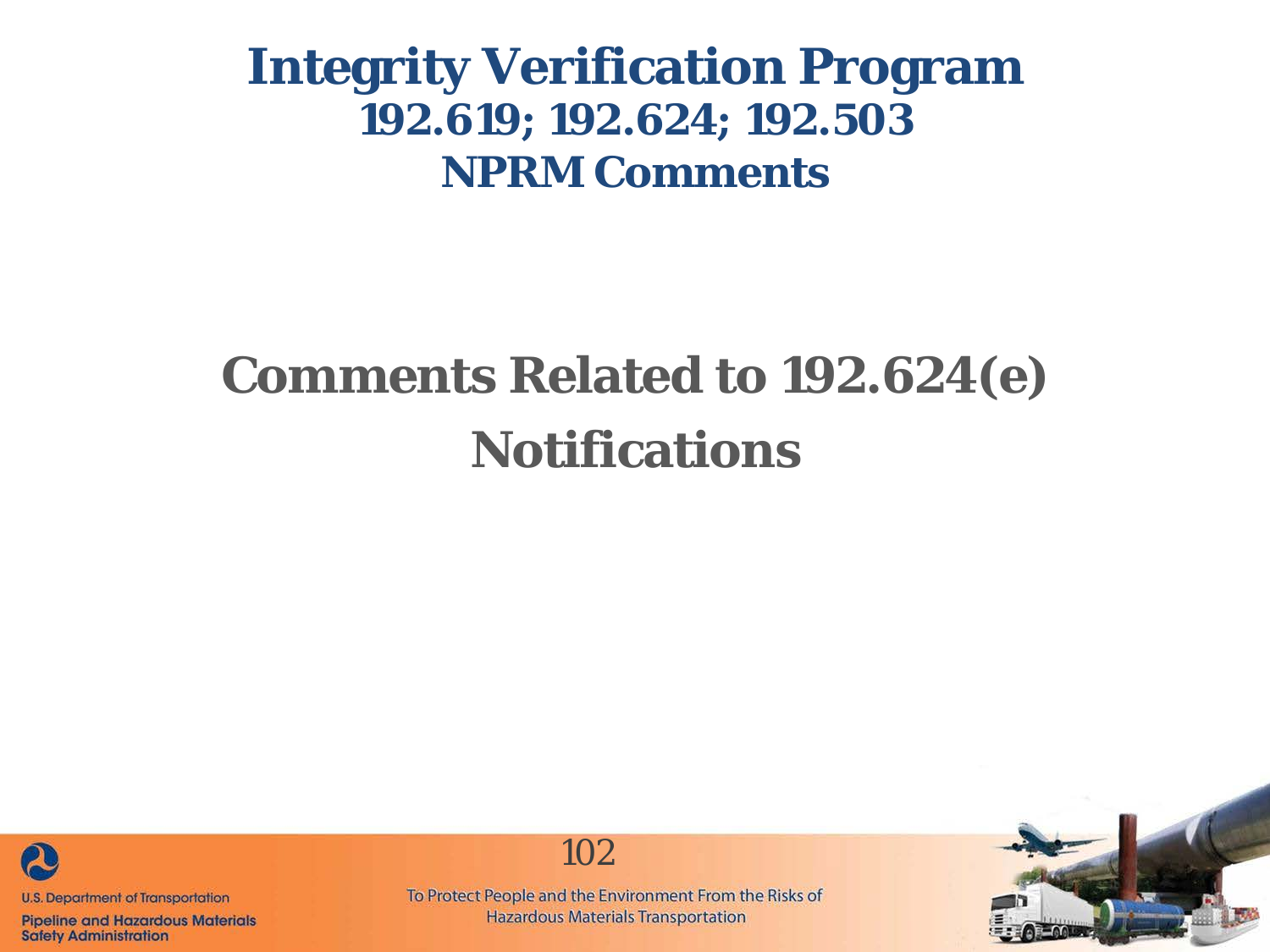# Integrity Verification Program
## 192.619; 192.624; 192.503
## NPRM Comments

# Comments Related to 192.624(e) Notifications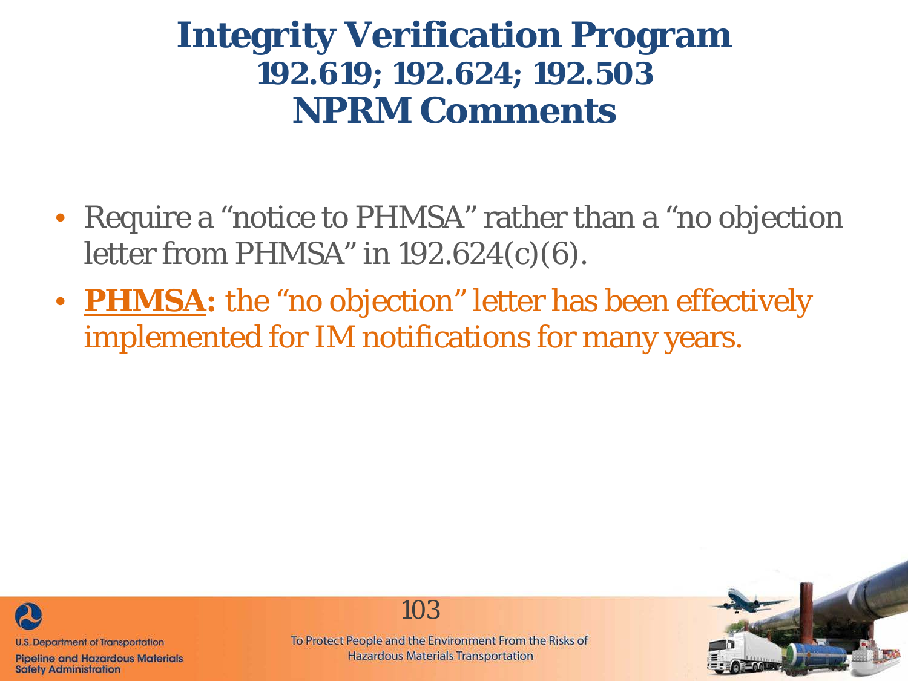# Integrity Verification Program
## 192.619; 192.624; 192.503
## NPRM Comments

- Require a "notice to PHMSA" rather than a "no objection letter from PHMSA" in 192.624(c)(6).
- **PHMSA:** the "no objection" letter has been effectively implemented for IM notifications for many years.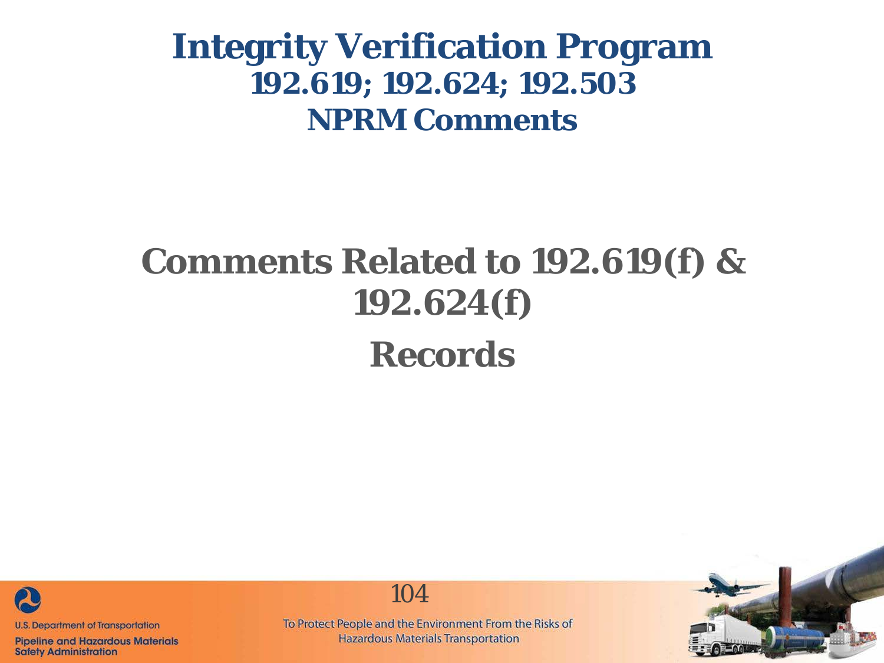# Integrity Verification Program

## 192.619; 192.624; 192.503

## NPRM Comments

## Comments Related to 192.619(f) & 192.624(f)

## Records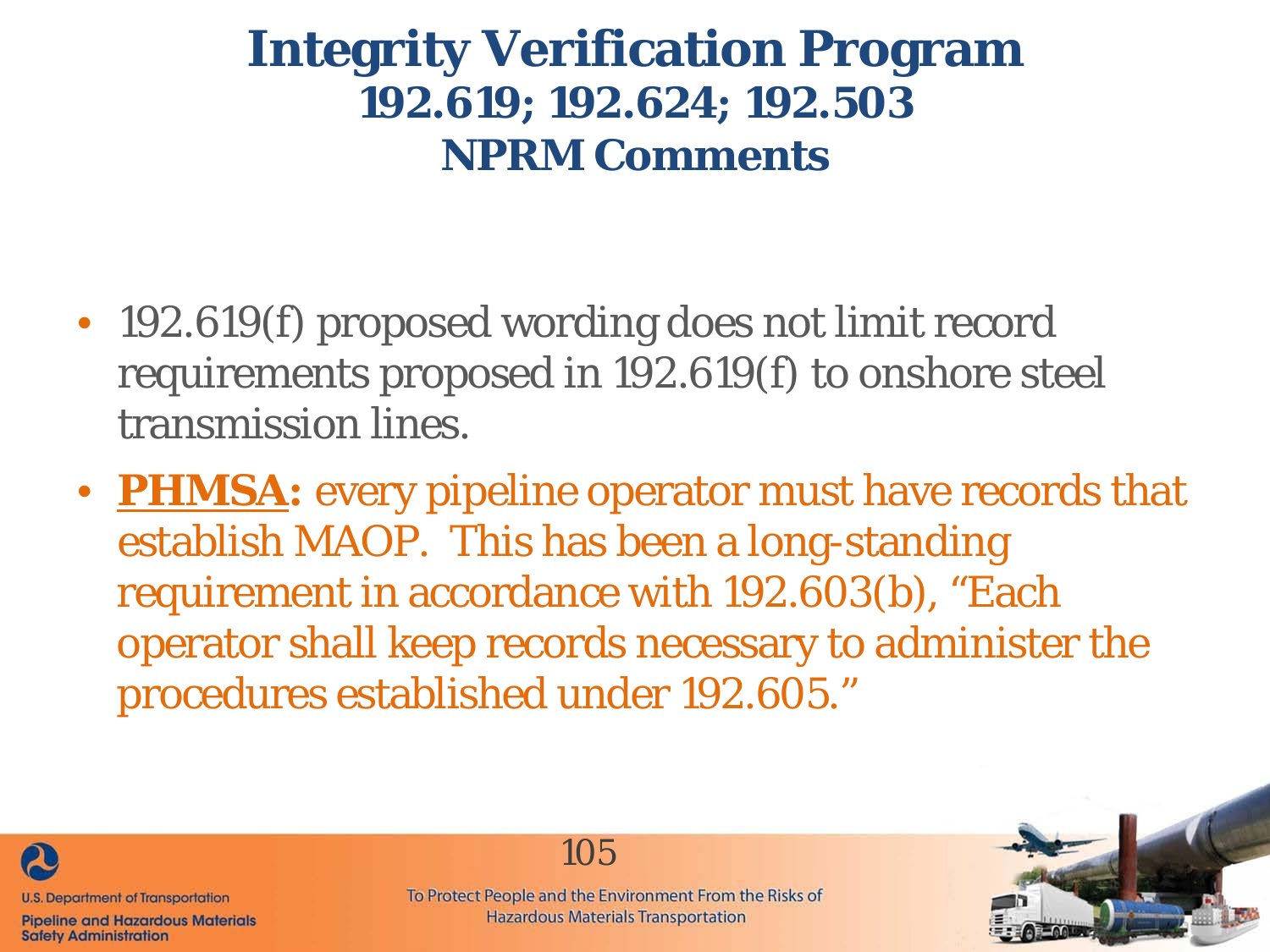# Integrity Verification Program
## 192.619; 192.624; 192.503
## NPRM Comments

- 192.619(f) proposed wording does not limit record requirements proposed in 192.619(f) to onshore steel transmission lines.
- **PHMSA:** every pipeline operator must have records that establish MAOP. This has been a long-standing requirement in accordance with 192.603(b), "Each operator shall keep records necessary to administer the procedures established under 192.605."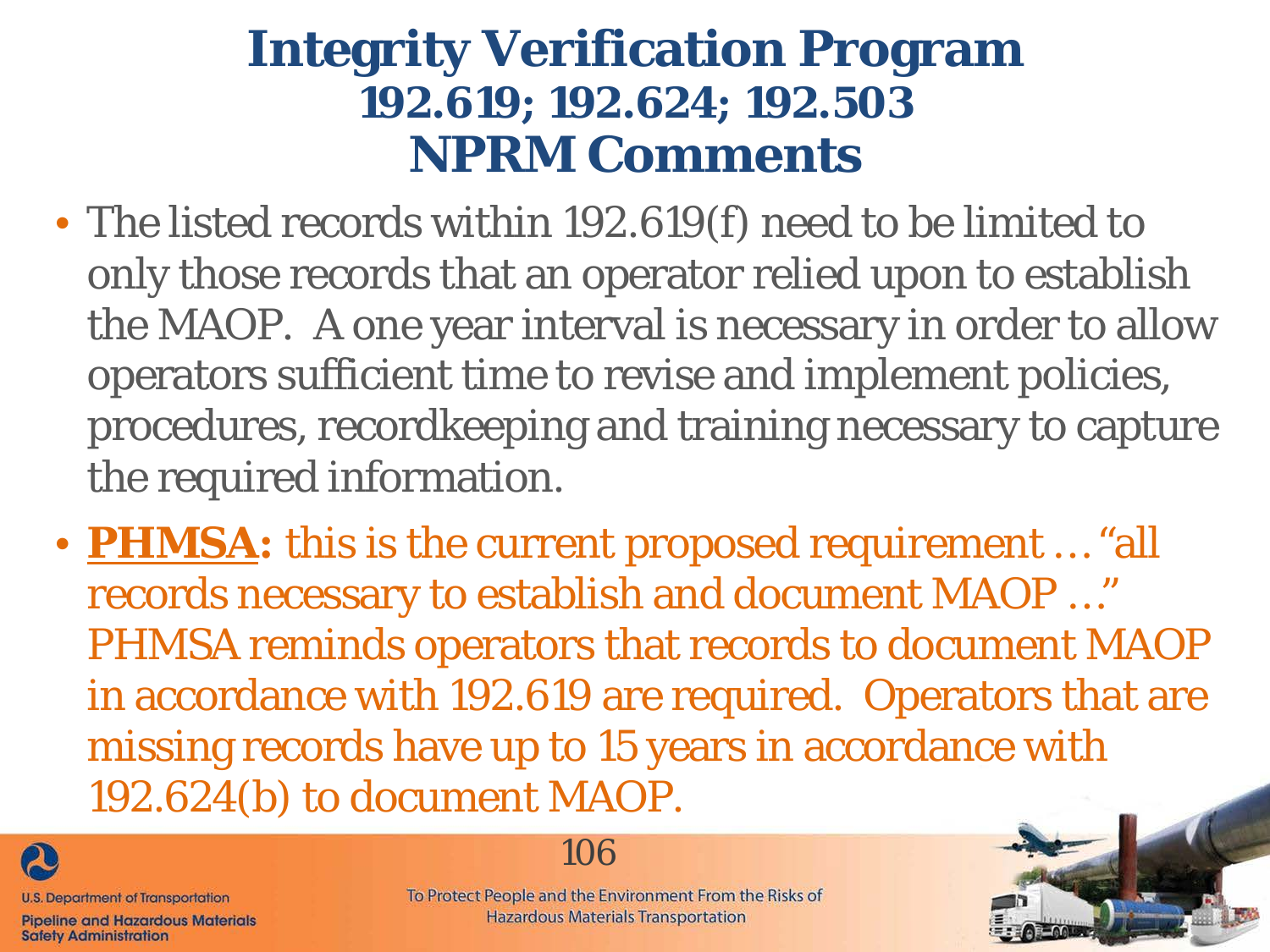# Integrity Verification Program

## 192.619; 192.624; 192.503

## NPRM Comments

- The listed records within 192.619(f) need to be limited to only those records that an operator relied upon to establish the MAOP. A one year interval is necessary in order to allow operators sufficient time to revise and implement policies, procedures, recordkeeping and training necessary to capture the required information.
- **PHMSA:** this is the current proposed requirement … "all records necessary to establish and document MAOP …" PHMSA reminds operators that records to document MAOP in accordance with 192.619 are required. Operators that are missing records have up to 15 years in accordance with 192.624(b) to document MAOP.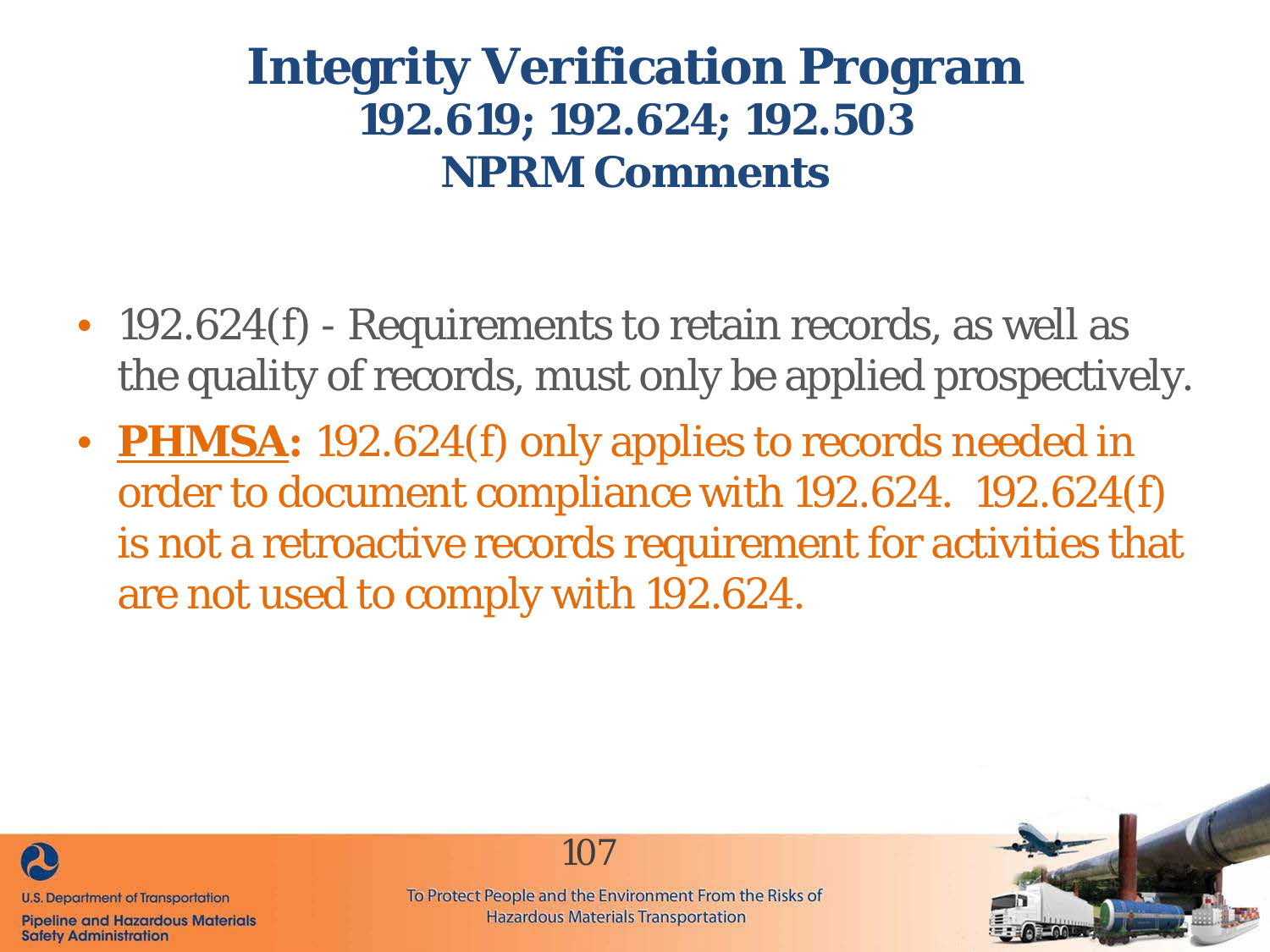# Integrity Verification Program

## 192.619; 192.624; 192.503

## NPRM Comments

- 192.624(f) - Requirements to retain records, as well as the quality of records, must only be applied prospectively.
- **PHMSA:** 192.624(f) only applies to records needed in order to document compliance with 192.624. 192.624(f) is not a retroactive records requirement for activities that are not used to comply with 192.624.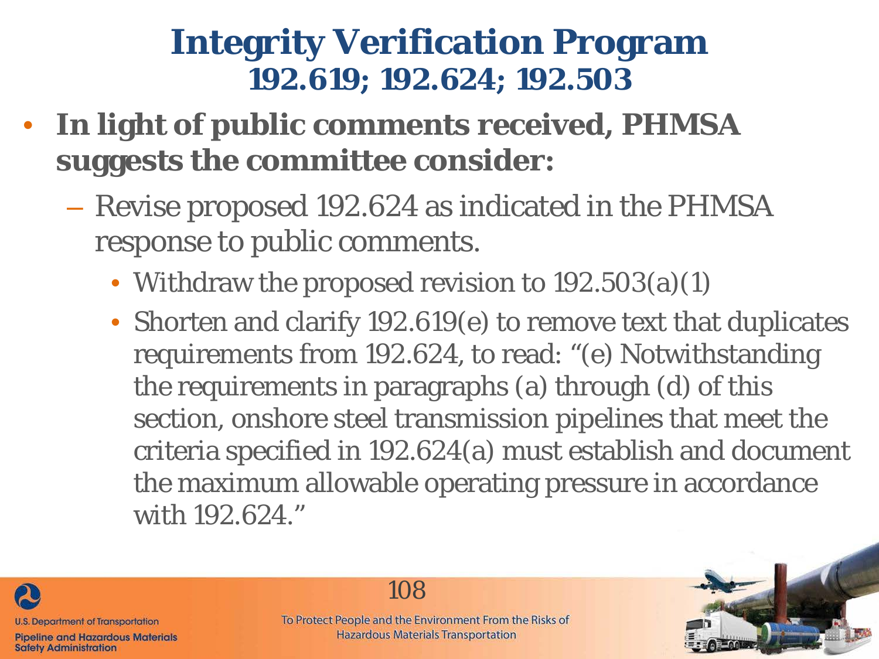# Integrity Verification Program
## 192.619; 192.624; 192.503

- **In light of public comments received, PHMSA suggests the committee consider:**
  - Revise proposed 192.624 as indicated in the PHMSA response to public comments.
    - Withdraw the proposed revision to 192.503(a)(1)
    - Shorten and clarify 192.619(e) to remove text that duplicates requirements from 192.624, to read: "(e) Notwithstanding the requirements in paragraphs (a) through (d) of this section, onshore steel transmission pipelines that meet the criteria specified in 192.624(a) must establish and document the maximum allowable operating pressure in accordance with 192.624."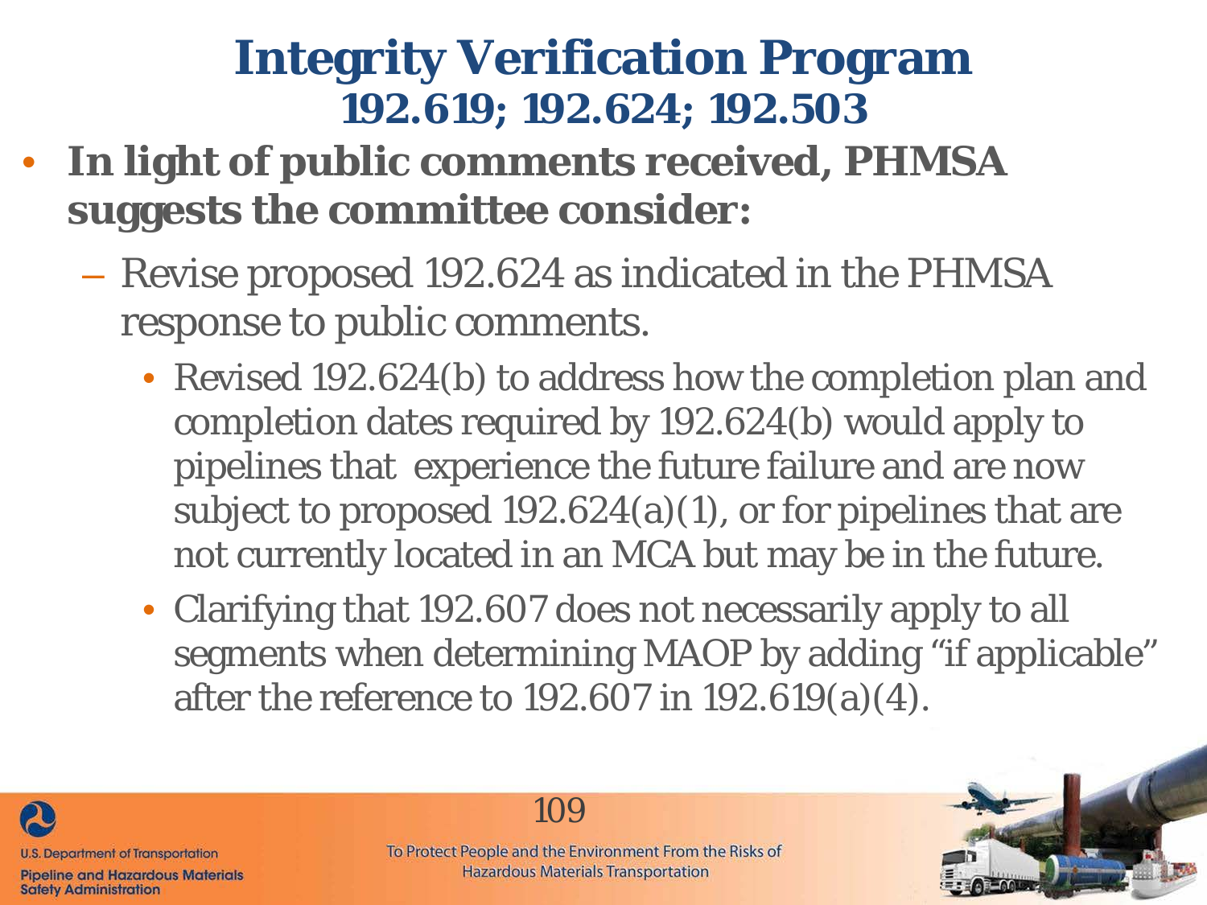# Integrity Verification Program
## 192.619; 192.624; 192.503

- **In light of public comments received, PHMSA suggests the committee consider:**
  - Revise proposed 192.624 as indicated in the PHMSA response to public comments.
    - Revised 192.624(b) to address how the completion plan and completion dates required by 192.624(b) would apply to pipelines that experience the future failure and are now subject to proposed 192.624(a)(1), or for pipelines that are not currently located in an MCA but may be in the future.
    - Clarifying that 192.607 does not necessarily apply to all segments when determining MAOP by adding "if applicable" after the reference to 192.607 in 192.619(a)(4).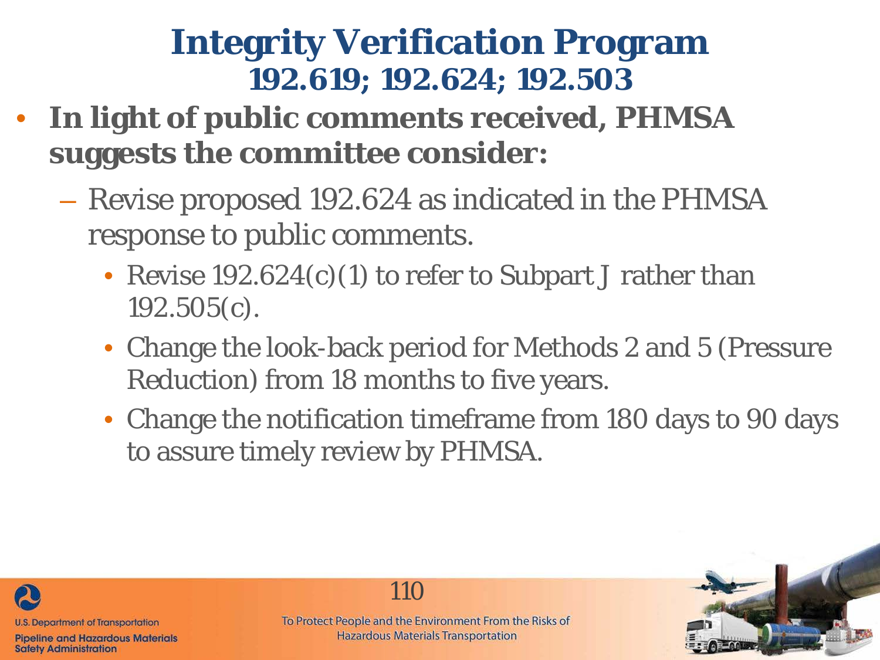# Integrity Verification Program
## 192.619; 192.624; 192.503

- **In light of public comments received, PHMSA suggests the committee consider:**
  - Revise proposed 192.624 as indicated in the PHMSA response to public comments.
    - Revise 192.624(c)(1) to refer to Subpart J rather than 192.505(c).
    - Change the look-back period for Methods 2 and 5 (Pressure Reduction) from 18 months to five years.
    - Change the notification timeframe from 180 days to 90 days to assure timely review by PHMSA.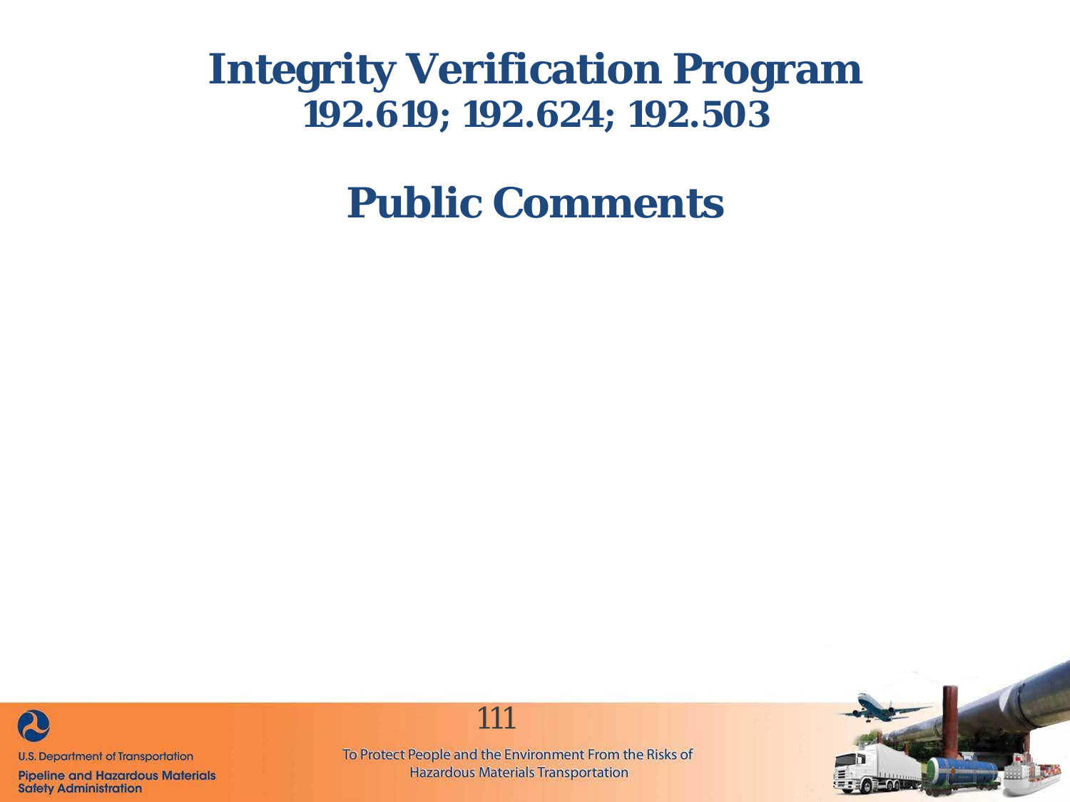# Integrity Verification Program
## 192.619; 192.624; 192.503

# Public Comments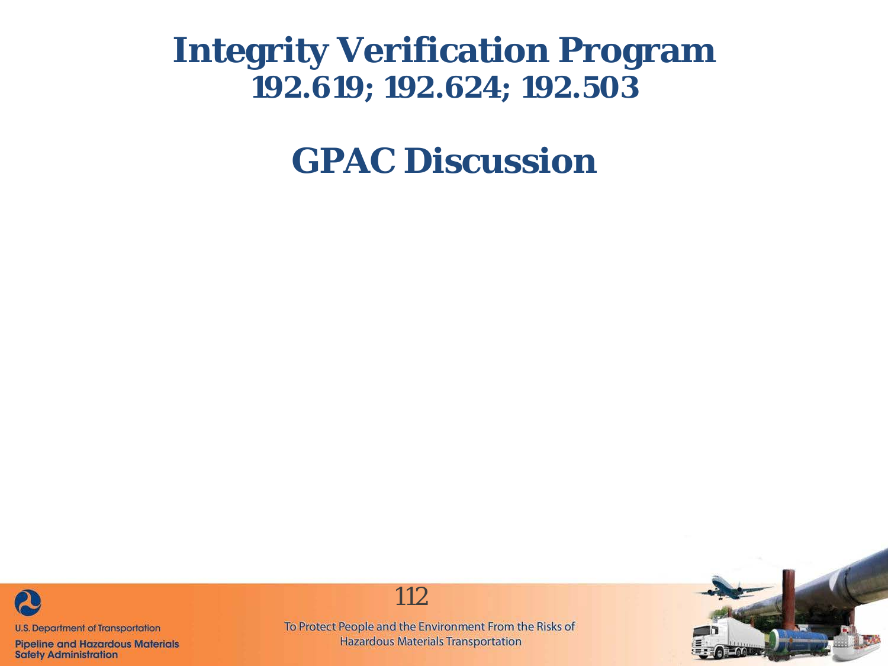# Integrity Verification Program
## 192.619; 192.624; 192.503

# GPAC Discussion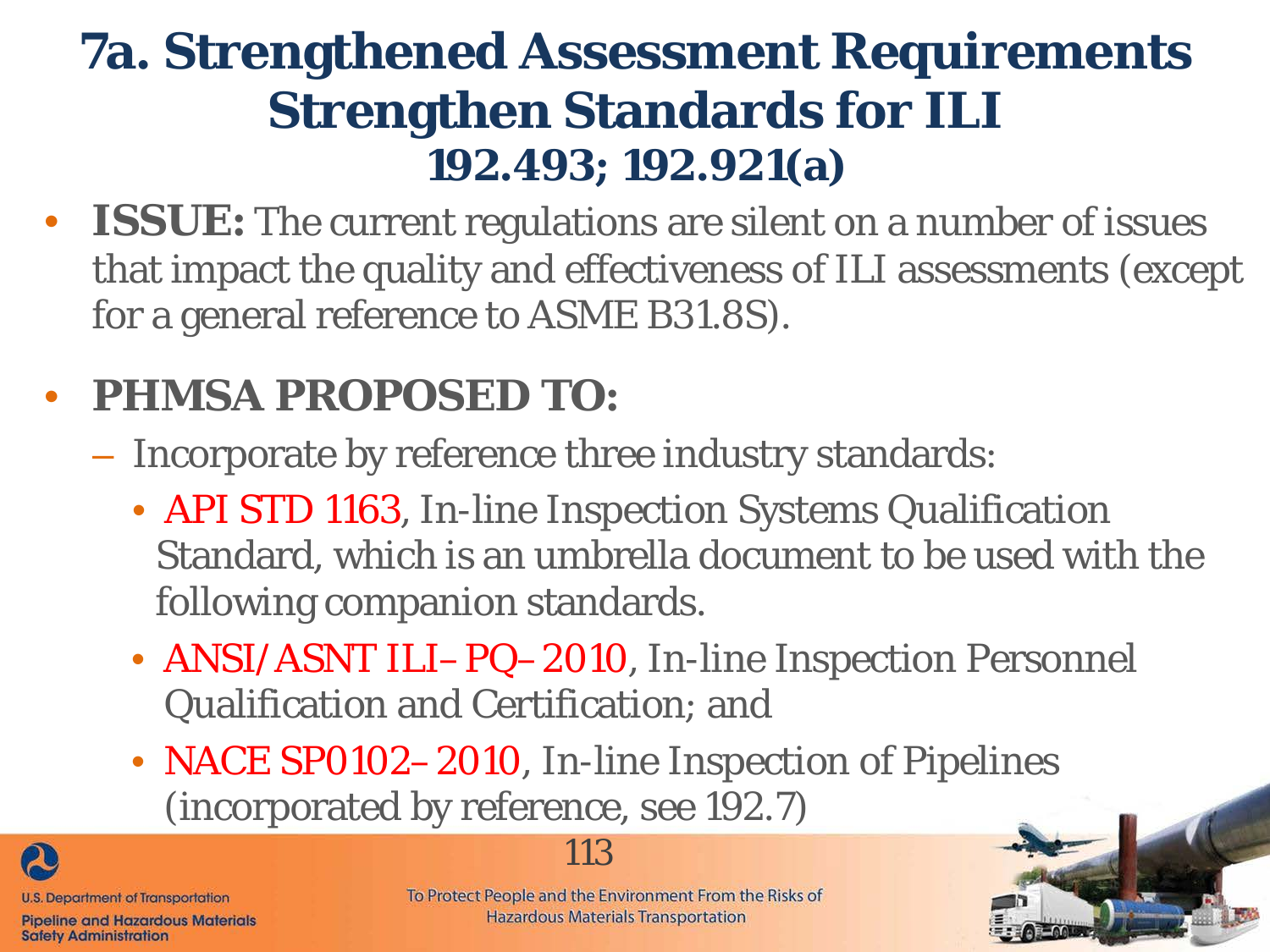# 7a. Strengthened Assessment Requirements Strengthen Standards for ILI

## 192.493; 192.921(a)

- **ISSUE:** The current regulations are silent on a number of issues that impact the quality and effectiveness of ILI assessments (except for a general reference to ASME B31.8S).
- **PHMSA PROPOSED TO:**
  - Incorporate by reference three industry standards:
    - API STD 1163, In-line Inspection Systems Qualification Standard, which is an umbrella document to be used with the following companion standards.
    - ANSI/ASNT ILI–PQ–2010, In-line Inspection Personnel Qualification and Certification; and
    - NACE SP0102–2010, In-line Inspection of Pipelines (incorporated by reference, see 192.7)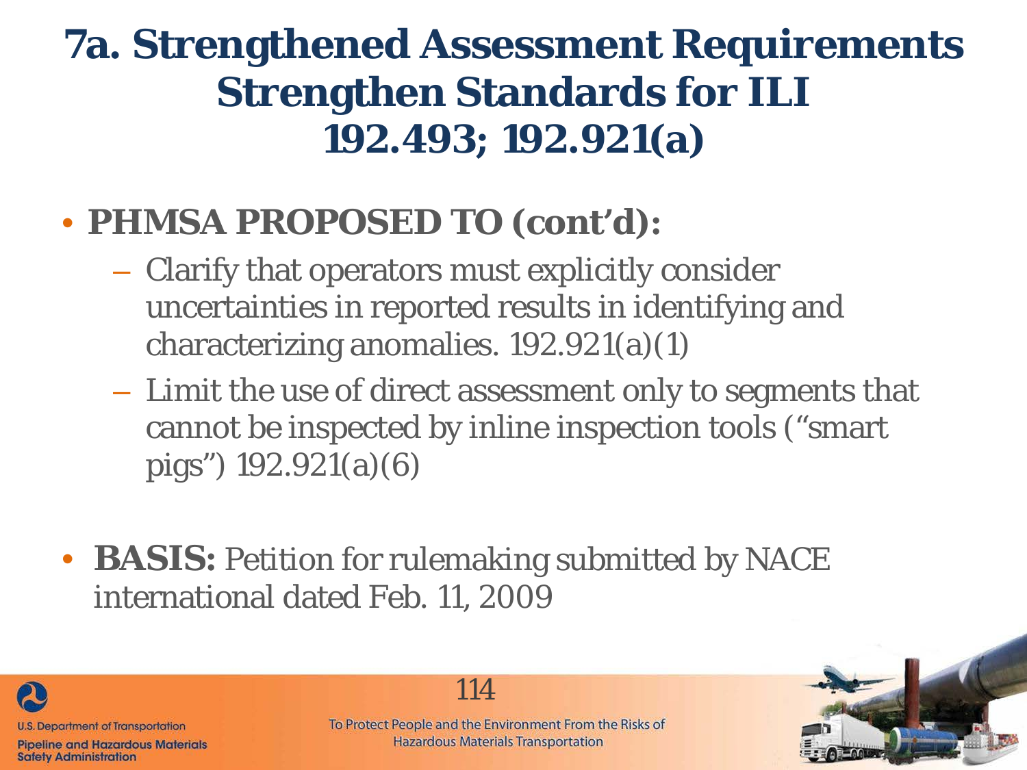# 7a. Strengthened Assessment Requirements Strengthen Standards for ILI 192.493; 192.921(a)

- **PHMSA PROPOSED TO (cont'd):**
  - Clarify that operators must explicitly consider uncertainties in reported results in identifying and characterizing anomalies. 192.921(a)(1)
  - Limit the use of direct assessment only to segments that cannot be inspected by inline inspection tools ("smart pigs") 192.921(a)(6)

- **BASIS:** Petition for rulemaking submitted by NACE international dated Feb. 11, 2009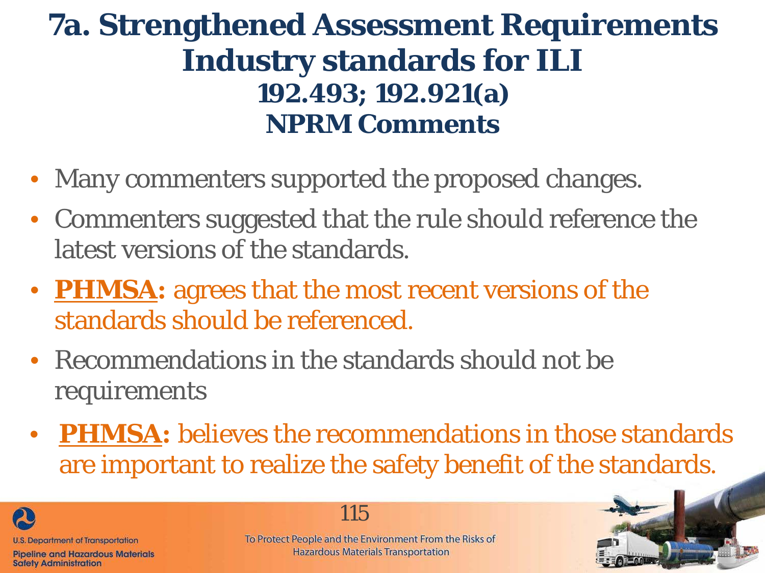# 7a. Strengthened Assessment Requirements Industry standards for ILI 192.493; 192.921(a) NPRM Comments

- Many commenters supported the proposed changes.
- Commenters suggested that the rule should reference the latest versions of the standards.
- **PHMSA:** agrees that the most recent versions of the standards should be referenced.
- Recommendations in the standards should not be requirements
- **PHMSA:** believes the recommendations in those standards are important to realize the safety benefit of the standards.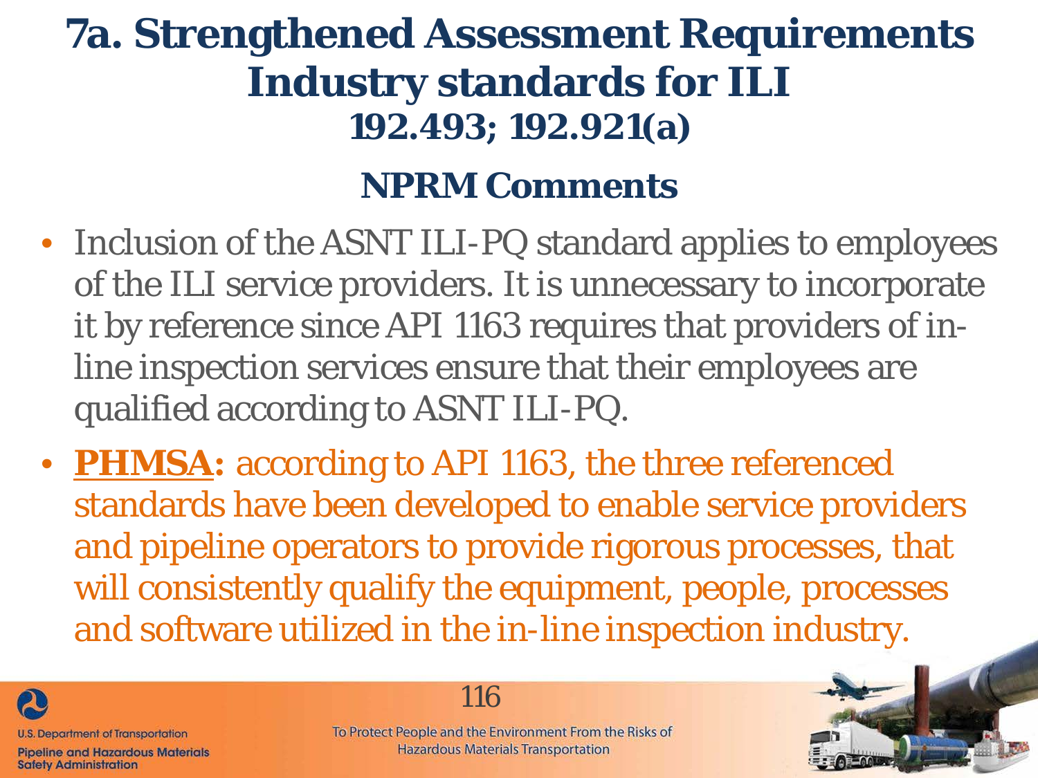# 7a. Strengthened Assessment Requirements Industry standards for ILI

## 192.493; 192.921(a)

## NPRM Comments

- Inclusion of the ASNT ILI-PQ standard applies to employees of the ILI service providers. It is unnecessary to incorporate it by reference since API 1163 requires that providers of in-line inspection services ensure that their employees are qualified according to ASNT ILI-PQ.
- **PHMSA:** according to API 1163, the three referenced standards have been developed to enable service providers and pipeline operators to provide rigorous processes, that will consistently qualify the equipment, people, processes and software utilized in the in-line inspection industry.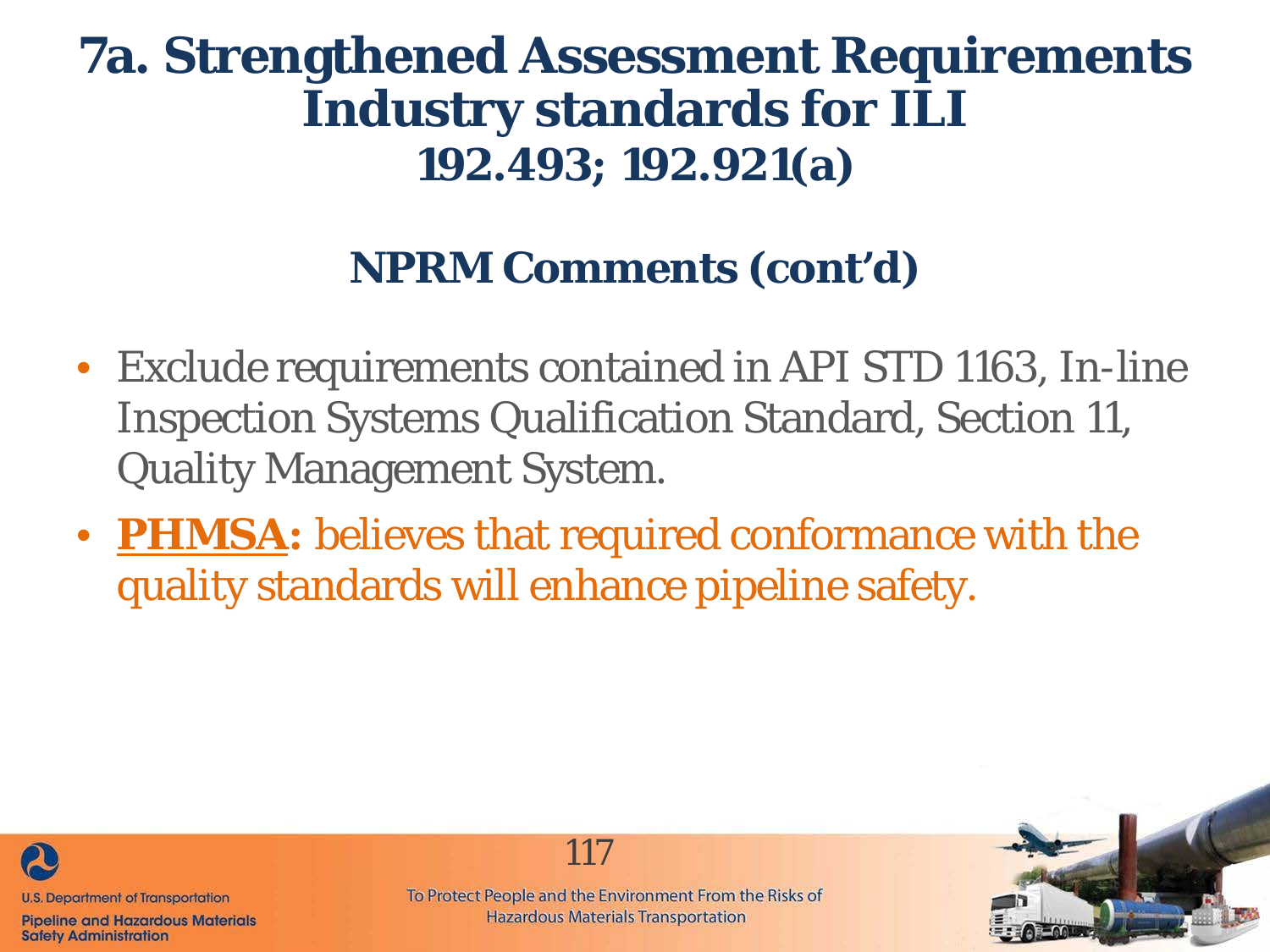# 7a. Strengthened Assessment Requirements Industry standards for ILI 192.493; 192.921(a)

## NPRM Comments (cont'd)

- Exclude requirements contained in API STD 1163, In-line Inspection Systems Qualification Standard, Section 11, Quality Management System.
- **PHMSA:** believes that required conformance with the quality standards will enhance pipeline safety.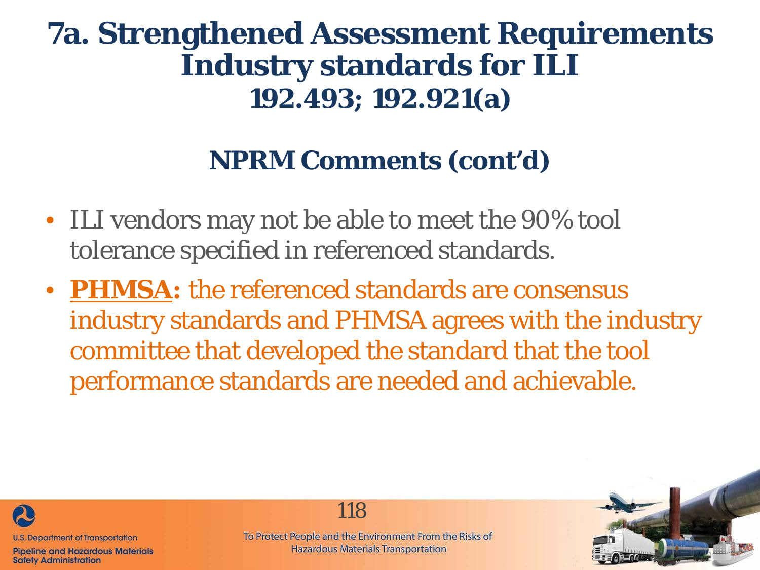# 7a. Strengthened Assessment Requirements Industry standards for ILI 192.493; 192.921(a)

## NPRM Comments (cont'd)

- ILI vendors may not be able to meet the 90% tool tolerance specified in referenced standards.
- **PHMSA:** the referenced standards are consensus industry standards and PHMSA agrees with the industry committee that developed the standard that the tool performance standards are needed and achievable.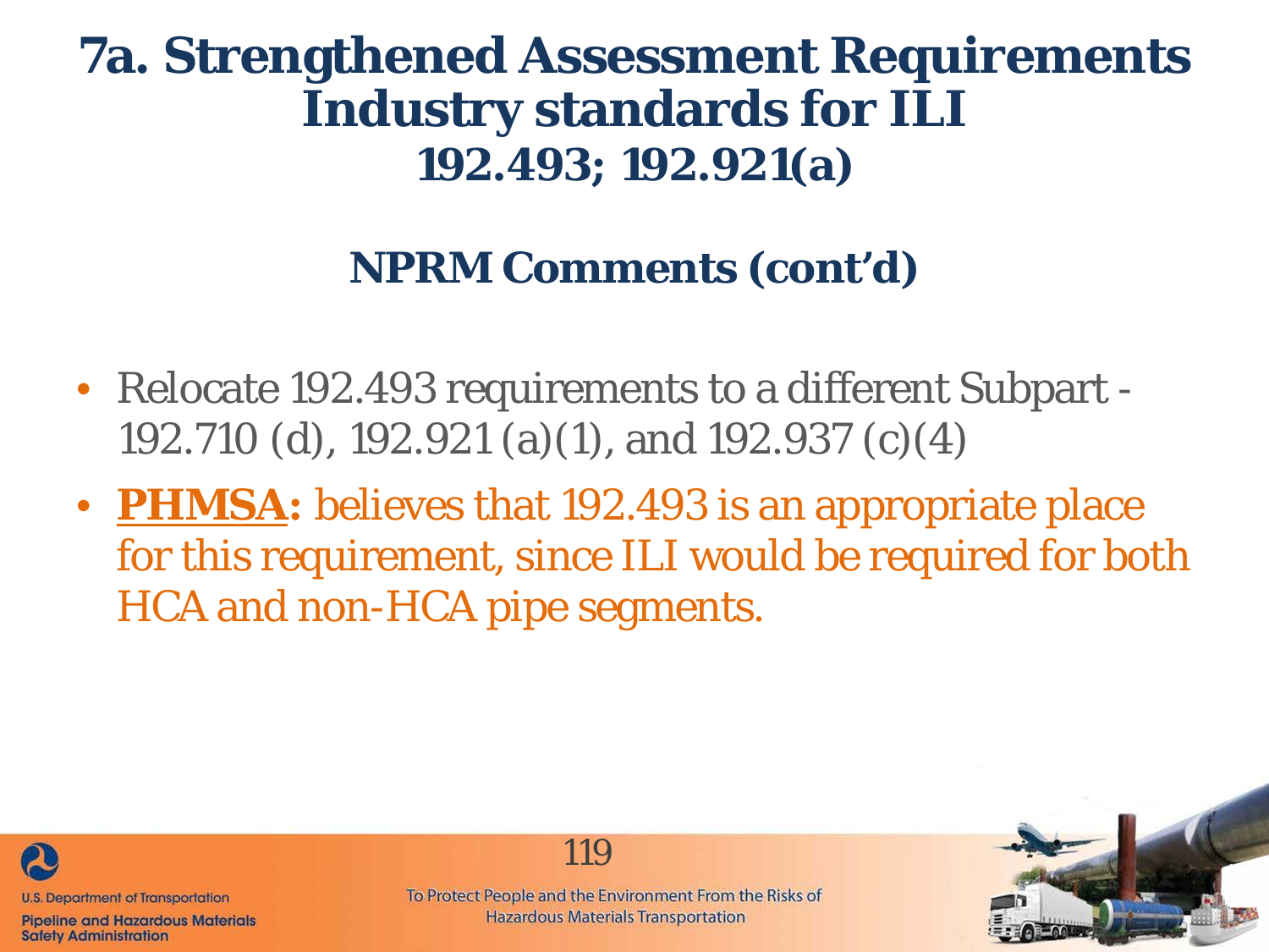# 7a. Strengthened Assessment Requirements Industry standards for ILI 192.493; 192.921(a)

## NPRM Comments (cont'd)

- Relocate 192.493 requirements to a different Subpart - 192.710 (d), 192.921 (a)(1), and 192.937 (c)(4)
- **PHMSA:** believes that 192.493 is an appropriate place for this requirement, since ILI would be required for both HCA and non-HCA pipe segments.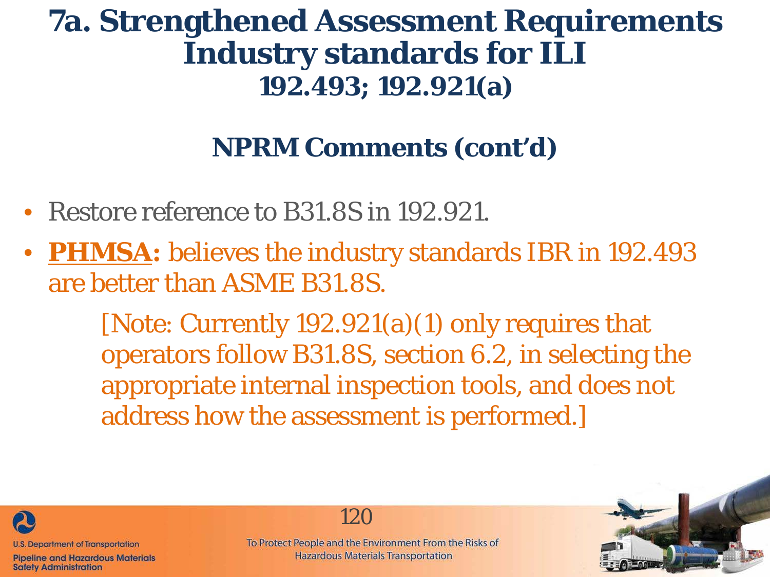# 7a. Strengthened Assessment Requirements Industry standards for ILI 192.493; 192.921(a)

## NPRM Comments (cont'd)

- Restore reference to B31.8S in 192.921.
- **PHMSA:** believes the industry standards IBR in 192.493 are better than ASME B31.8S.

  [Note: Currently 192.921(a)(1) only requires that operators follow B31.8S, section 6.2, in selecting the appropriate internal inspection tools, and does not address how the assessment is performed.]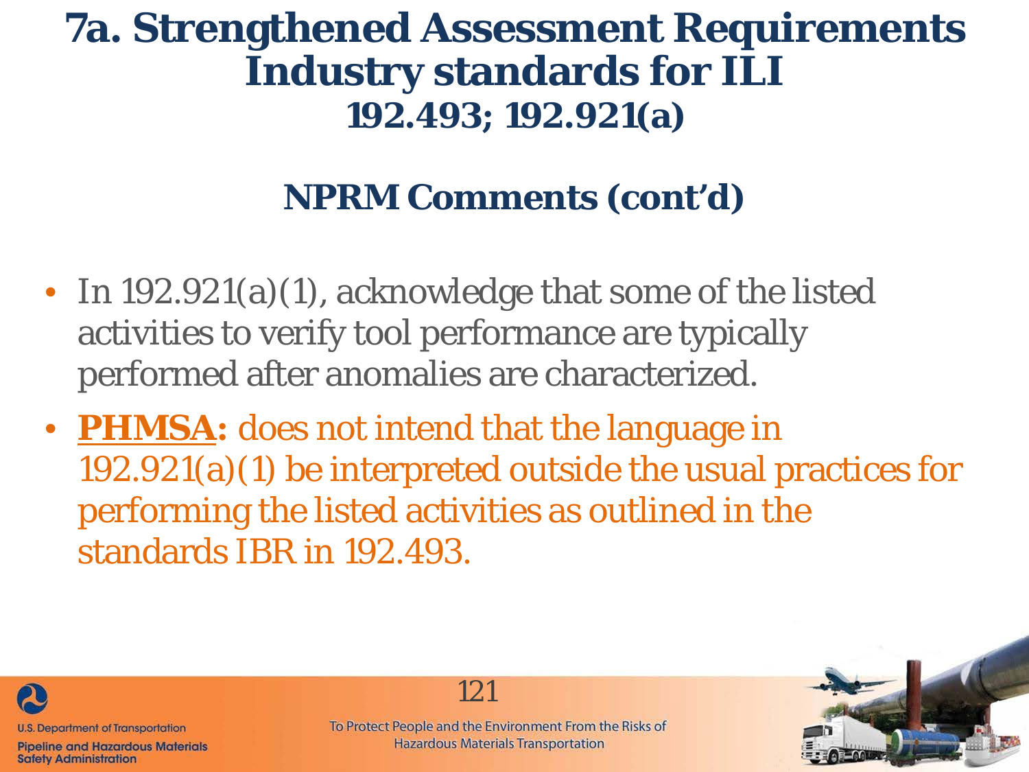# 7a. Strengthened Assessment Requirements Industry standards for ILI 192.493; 192.921(a)

## NPRM Comments (cont'd)

- In 192.921(a)(1), acknowledge that some of the listed activities to verify tool performance are typically performed after anomalies are characterized.
- **PHMSA:** does not intend that the language in 192.921(a)(1) be interpreted outside the usual practices for performing the listed activities as outlined in the standards IBR in 192.493.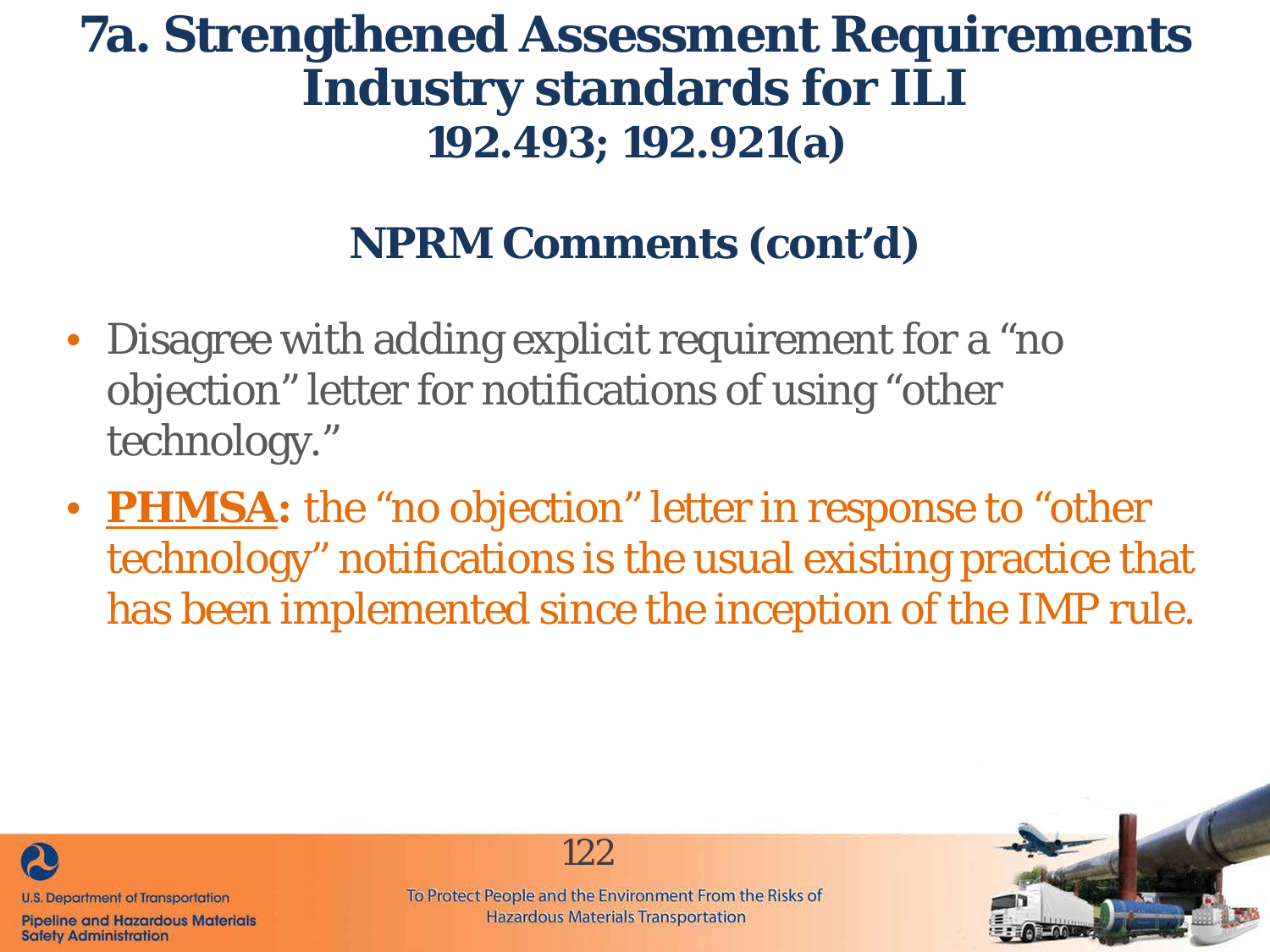# 7a. Strengthened Assessment Requirements Industry standards for ILI

## 192.493; 192.921(a)

### NPRM Comments (cont'd)

- Disagree with adding explicit requirement for a "no objection" letter for notifications of using "other technology."
- **PHMSA:** the "no objection" letter in response to "other technology" notifications is the usual existing practice that has been implemented since the inception of the IMP rule.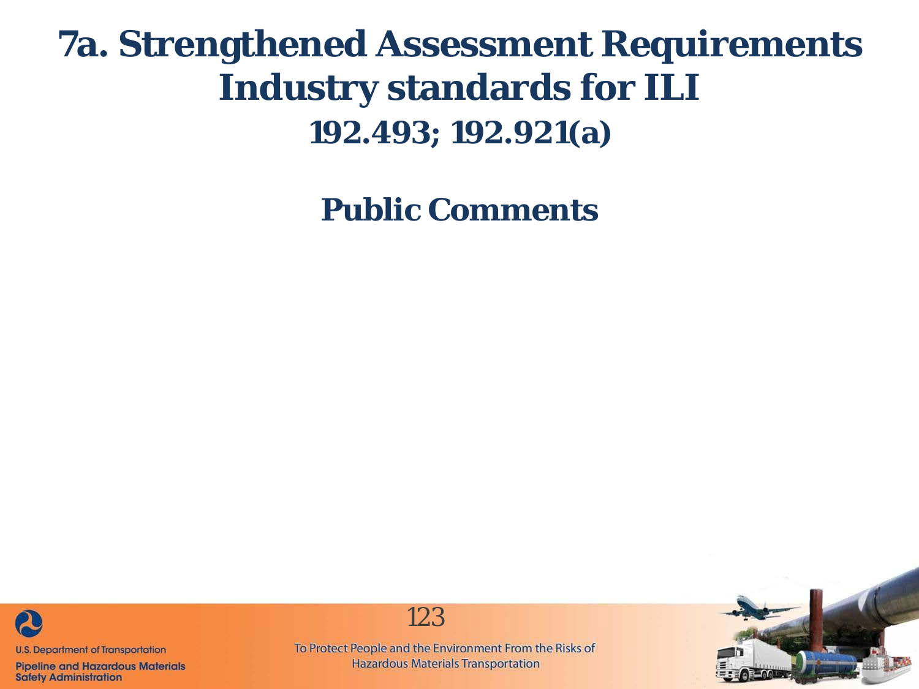# 7a. Strengthened Assessment Requirements Industry standards for ILI

## 192.493; 192.921(a)

## Public Comments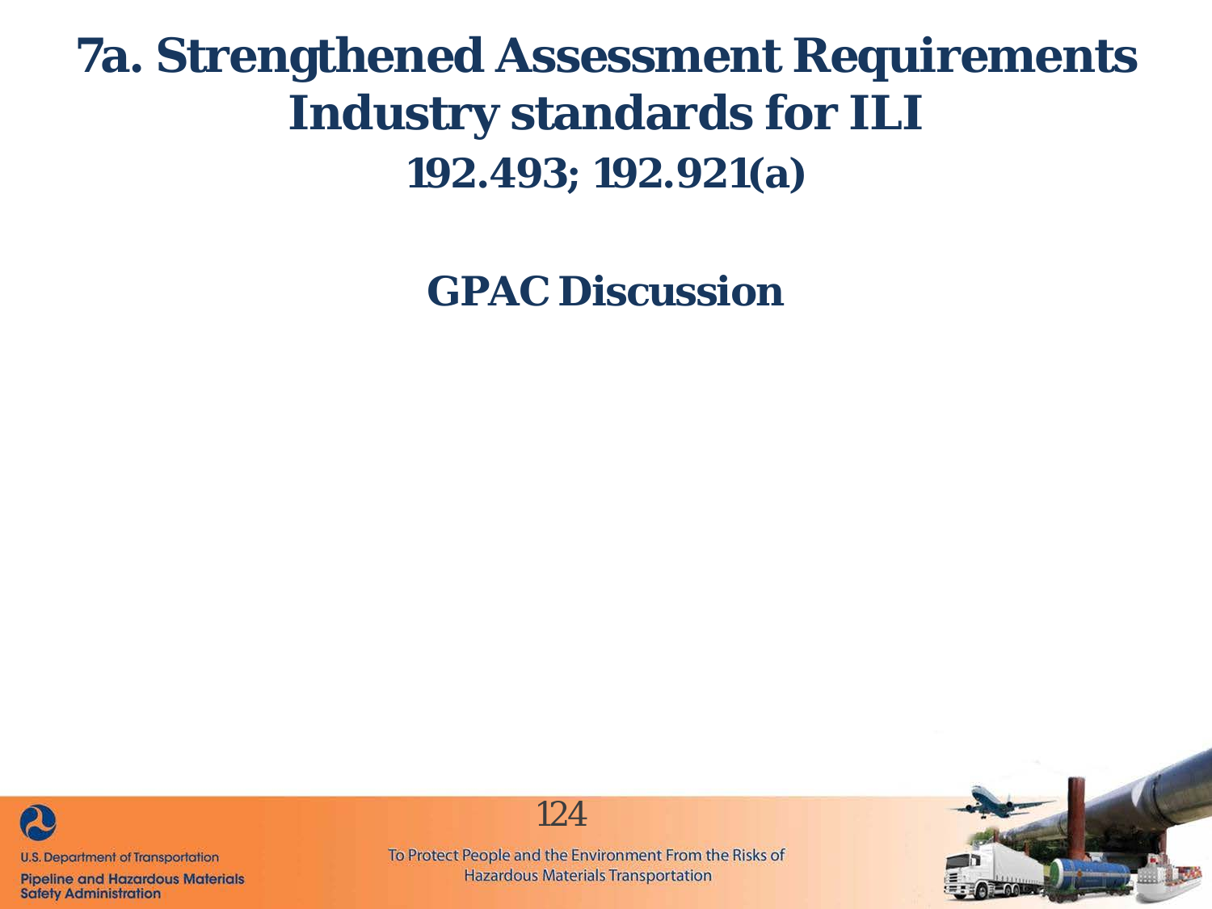# 7a. Strengthened Assessment Requirements Industry standards for ILI

## 192.493; 192.921(a)

## GPAC Discussion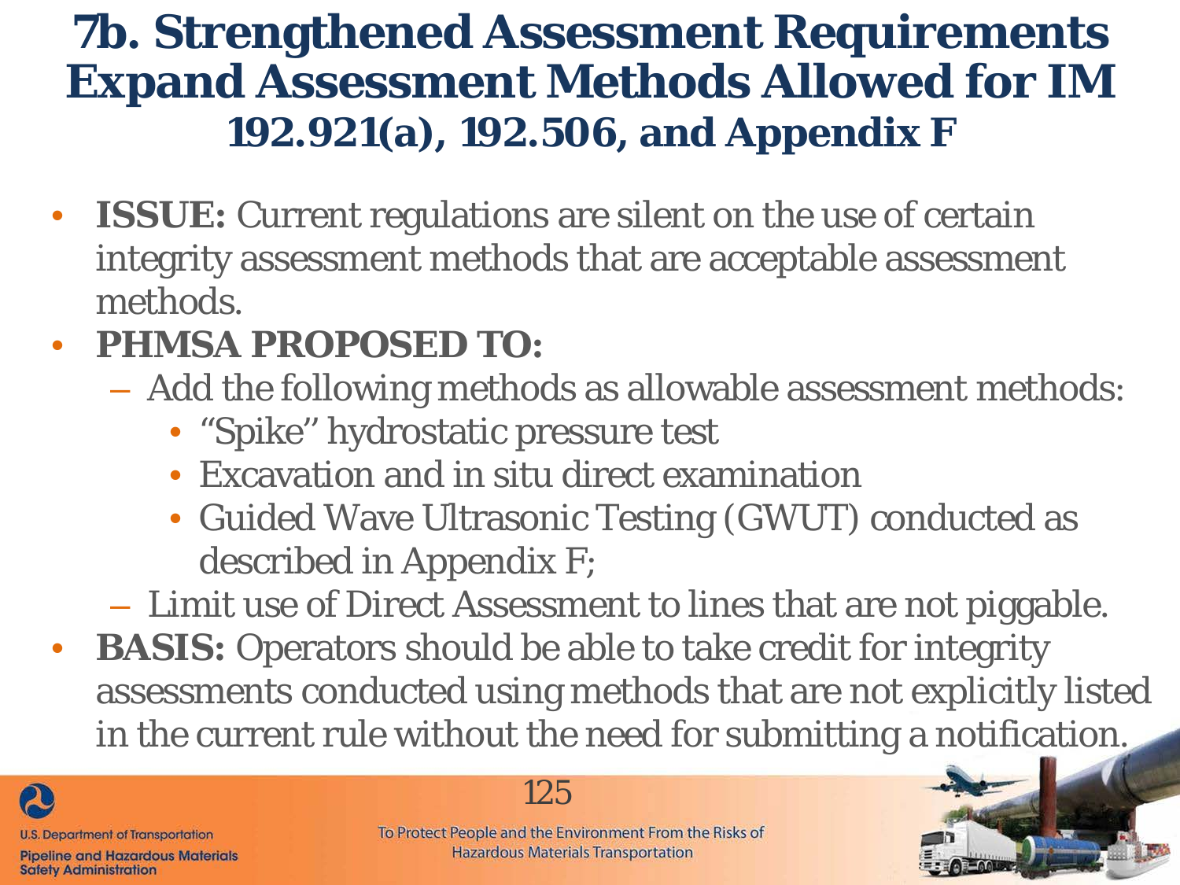# 7b. Strengthened Assessment Requirements Expand Assessment Methods Allowed for IM

## 192.921(a), 192.506, and Appendix F

- **ISSUE:** Current regulations are silent on the use of certain integrity assessment methods that are acceptable assessment methods.
- **PHMSA PROPOSED TO:**
  - Add the following methods as allowable assessment methods:
    - "Spike" hydrostatic pressure test
    - Excavation and in situ direct examination
    - Guided Wave Ultrasonic Testing (GWUT) conducted as described in Appendix F;
  - Limit use of Direct Assessment to lines that are not piggable.
- **BASIS:** Operators should be able to take credit for integrity assessments conducted using methods that are not explicitly listed in the current rule without the need for submitting a notification.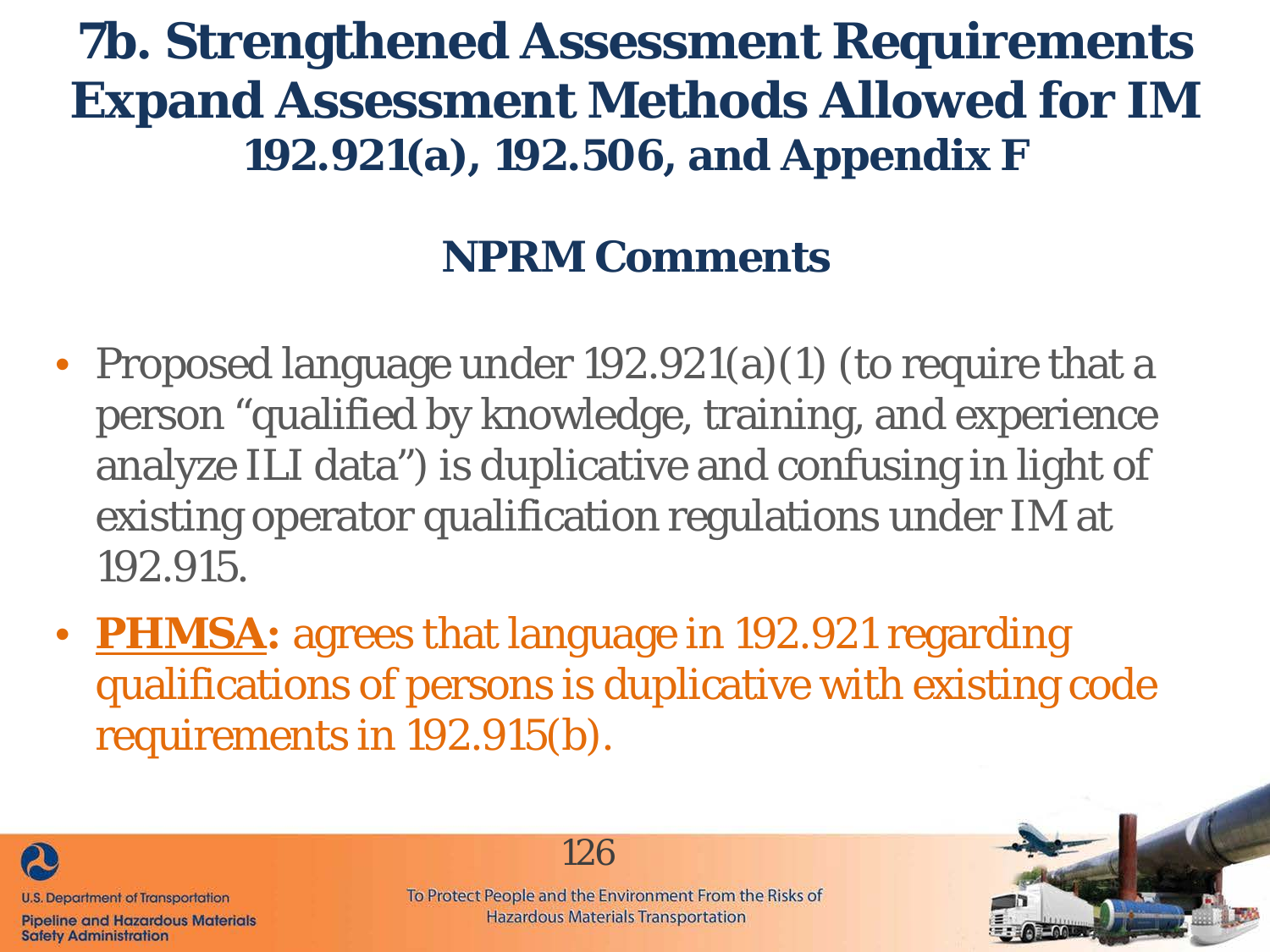# 7b. Strengthened Assessment Requirements Expand Assessment Methods Allowed for IM

## 192.921(a), 192.506, and Appendix F

### NPRM Comments

- Proposed language under 192.921(a)(1) (to require that a person "qualified by knowledge, training, and experience analyze ILI data") is duplicative and confusing in light of existing operator qualification regulations under IM at 192.915.
- **PHMSA:** agrees that language in 192.921 regarding qualifications of persons is duplicative with existing code requirements in 192.915(b).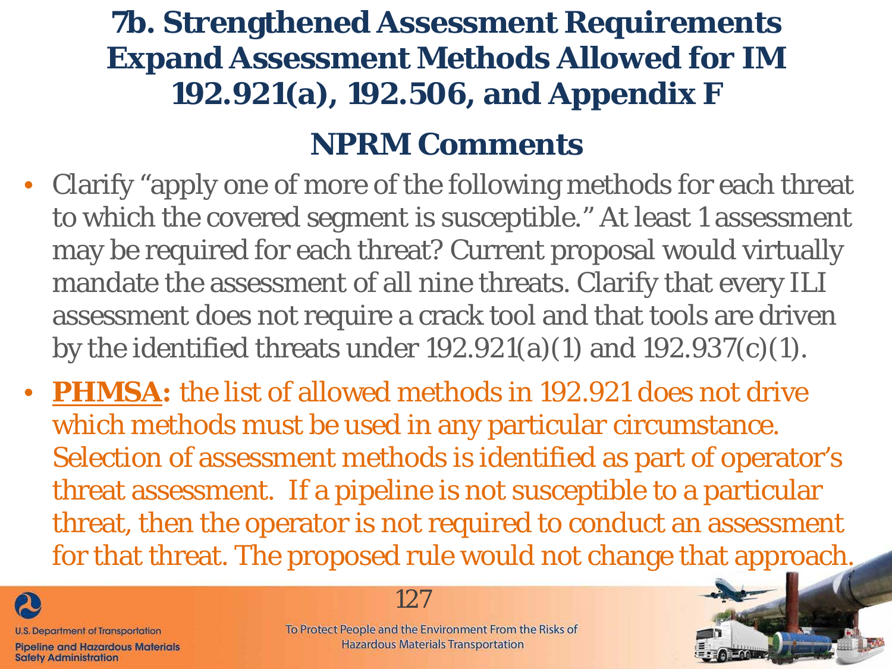# 7b. Strengthened Assessment Requirements Expand Assessment Methods Allowed for IM 192.921(a), 192.506, and Appendix F

## NPRM Comments

- Clarify "apply one of more of the following methods for each threat to which the covered segment is susceptible." At least 1 assessment may be required for each threat? Current proposal would virtually mandate the assessment of all nine threats. Clarify that every ILI assessment does not require a crack tool and that tools are driven by the identified threats under 192.921(a)(1) and 192.937(c)(1).
- **PHMSA:** the list of allowed methods in 192.921 does not drive which methods must be used in any particular circumstance. Selection of assessment methods is identified as part of operator's threat assessment. If a pipeline is not susceptible to a particular threat, then the operator is not required to conduct an assessment for that threat. The proposed rule would not change that approach.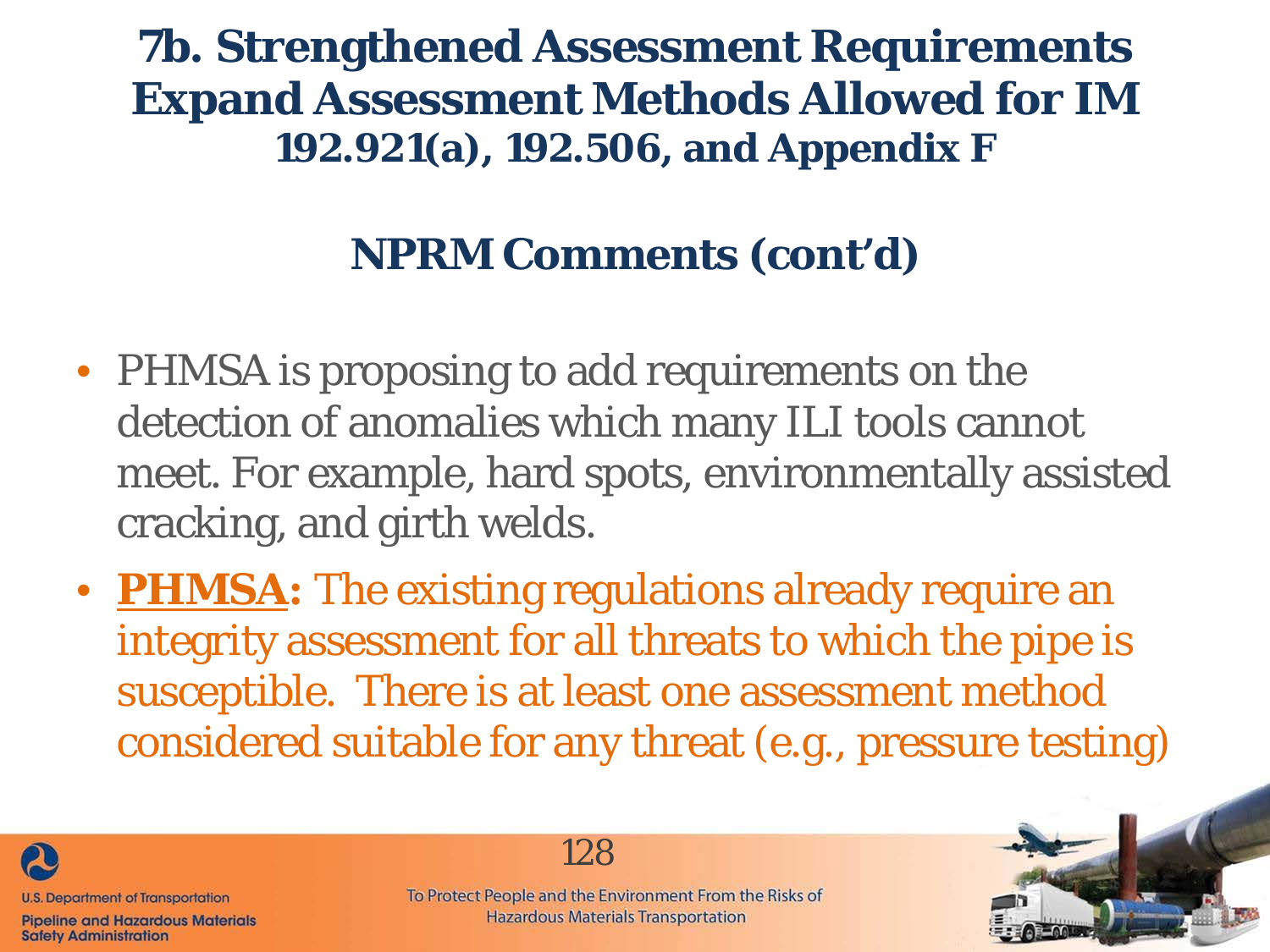# 7b. Strengthened Assessment Requirements Expand Assessment Methods Allowed for IM

## 192.921(a), 192.506, and Appendix F

## NPRM Comments (cont'd)

- PHMSA is proposing to add requirements on the detection of anomalies which many ILI tools cannot meet. For example, hard spots, environmentally assisted cracking, and girth welds.
- **PHMSA:** The existing regulations already require an integrity assessment for all threats to which the pipe is susceptible. There is at least one assessment method considered suitable for any threat (e.g., pressure testing)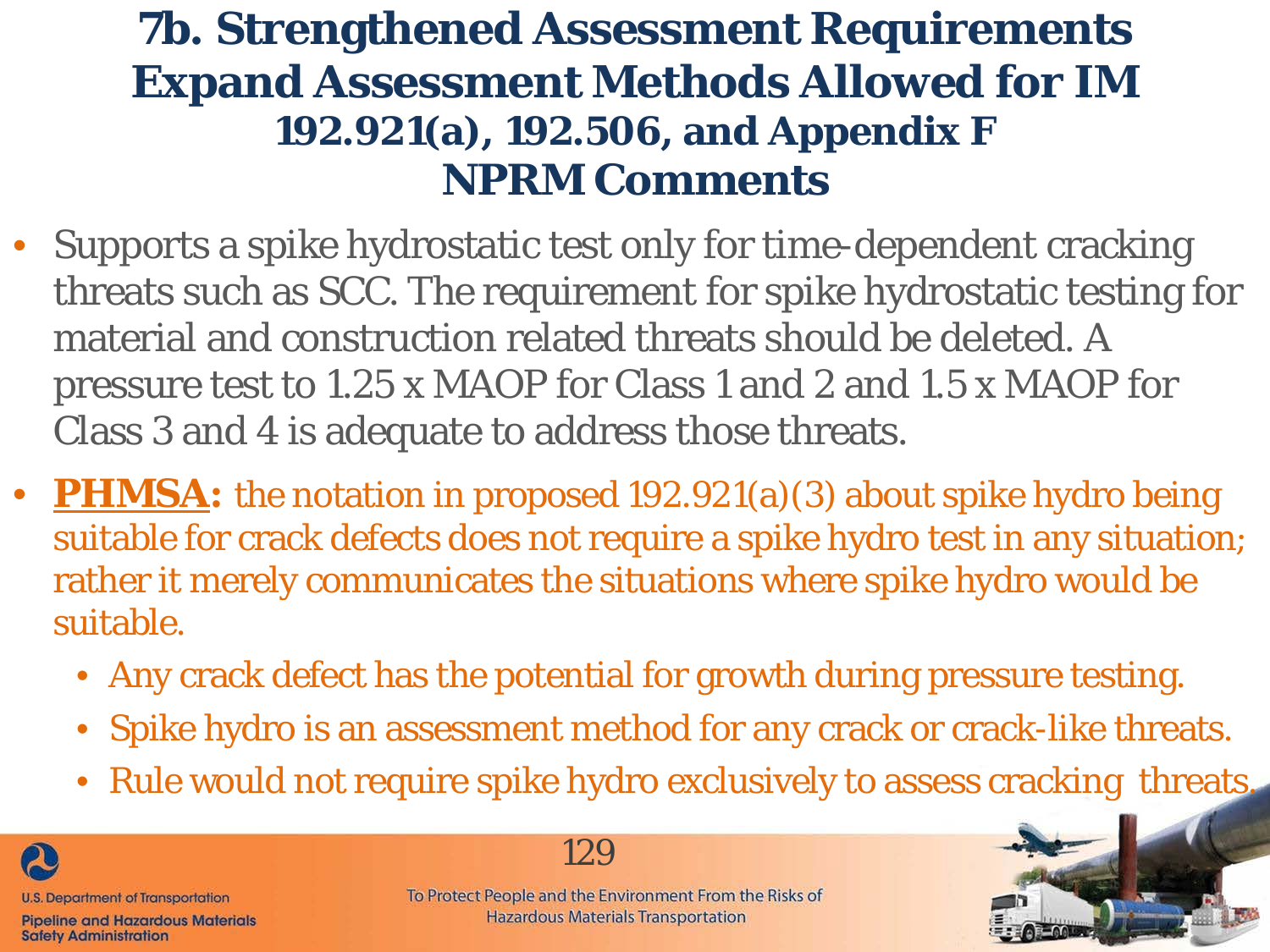# 7b. Strengthened Assessment Requirements
# Expand Assessment Methods Allowed for IM
## 192.921(a), 192.506, and Appendix F
## NPRM Comments

- Supports a spike hydrostatic test only for time-dependent cracking threats such as SCC. The requirement for spike hydrostatic testing for material and construction related threats should be deleted. A pressure test to 1.25 x MAOP for Class 1 and 2 and 1.5 x MAOP for Class 3 and 4 is adequate to address those threats.
- **PHMSA:** the notation in proposed 192.921(a)(3) about spike hydro being suitable for crack defects does not require a spike hydro test in any situation; rather it merely communicates the situations where spike hydro would be suitable.
  - Any crack defect has the potential for growth during pressure testing.
  - Spike hydro is an assessment method for any crack or crack-like threats.
  - Rule would not require spike hydro exclusively to assess cracking threats.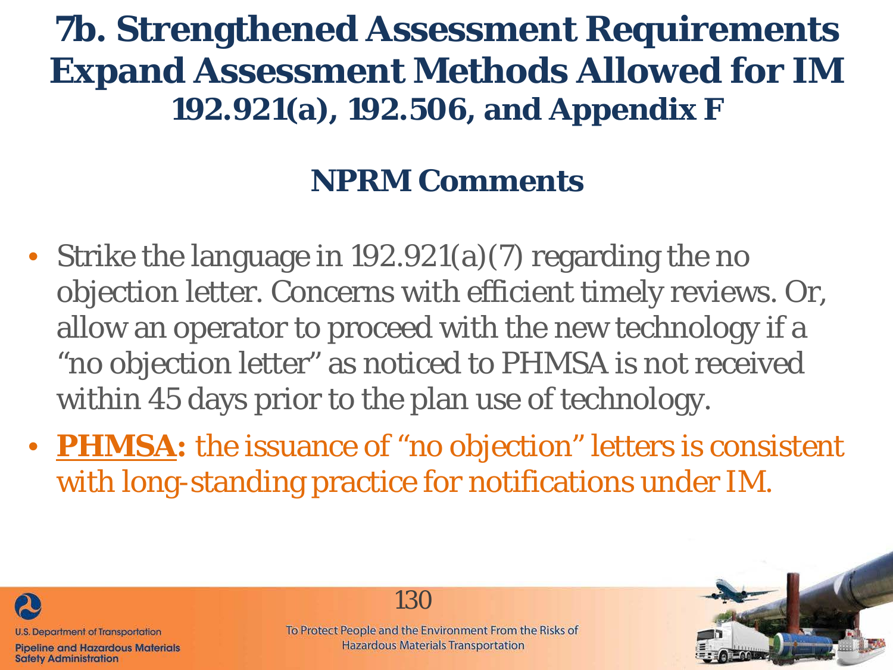# 7b. Strengthened Assessment Requirements Expand Assessment Methods Allowed for IM

## 192.921(a), 192.506, and Appendix F

### NPRM Comments

- Strike the language in 192.921(a)(7) regarding the no objection letter. Concerns with efficient timely reviews. Or, allow an operator to proceed with the new technology if a "no objection letter" as noticed to PHMSA is not received within 45 days prior to the plan use of technology.
- **PHMSA:** the issuance of "no objection" letters is consistent with long-standing practice for notifications under IM.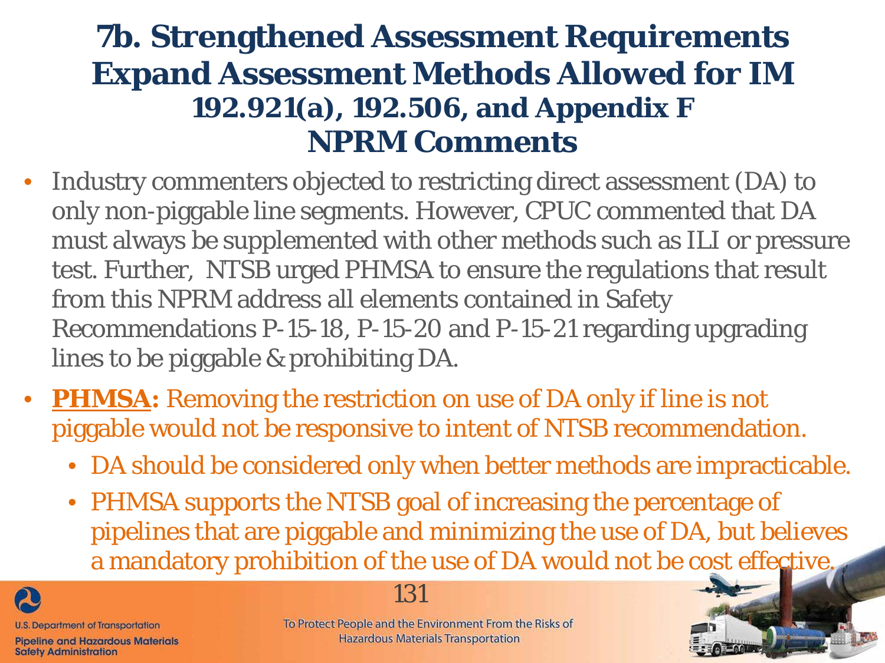# 7b. Strengthened Assessment Requirements Expand Assessment Methods Allowed for IM

## 192.921(a), 192.506, and Appendix F

## NPRM Comments

- Industry commenters objected to restricting direct assessment (DA) to only non-piggable line segments. However, CPUC commented that DA must always be supplemented with other methods such as ILI or pressure test. Further, NTSB urged PHMSA to ensure the regulations that result from this NPRM address all elements contained in Safety Recommendations P-15-18, P-15-20 and P-15-21 regarding upgrading lines to be piggable & prohibiting DA.
- **PHMSA:** Removing the restriction on use of DA only if line is not piggable would not be responsive to intent of NTSB recommendation.
  - DA should be considered only when better methods are impracticable.
  - PHMSA supports the NTSB goal of increasing the percentage of pipelines that are piggable and minimizing the use of DA, but believes a mandatory prohibition of the use of DA would not be cost effective.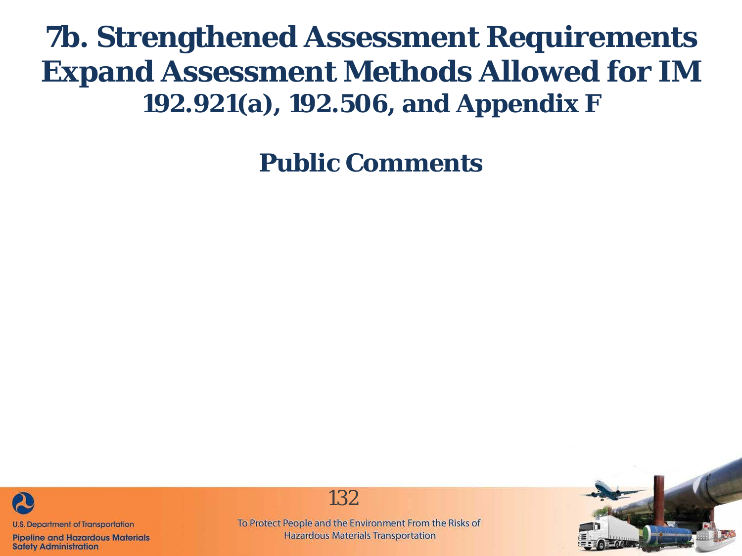# 7b. Strengthened Assessment Requirements Expand Assessment Methods Allowed for IM

## 192.921(a), 192.506, and Appendix F

## Public Comments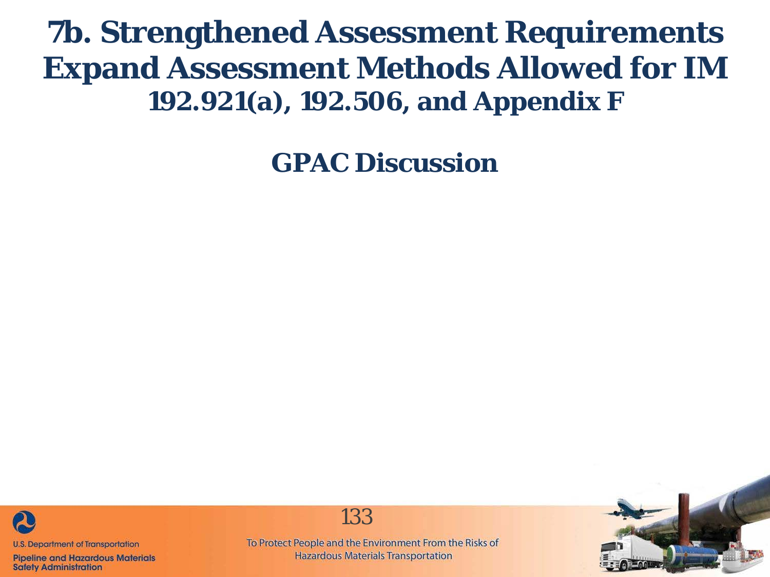# 7b. Strengthened Assessment Requirements Expand Assessment Methods Allowed for IM

## 192.921(a), 192.506, and Appendix F

## GPAC Discussion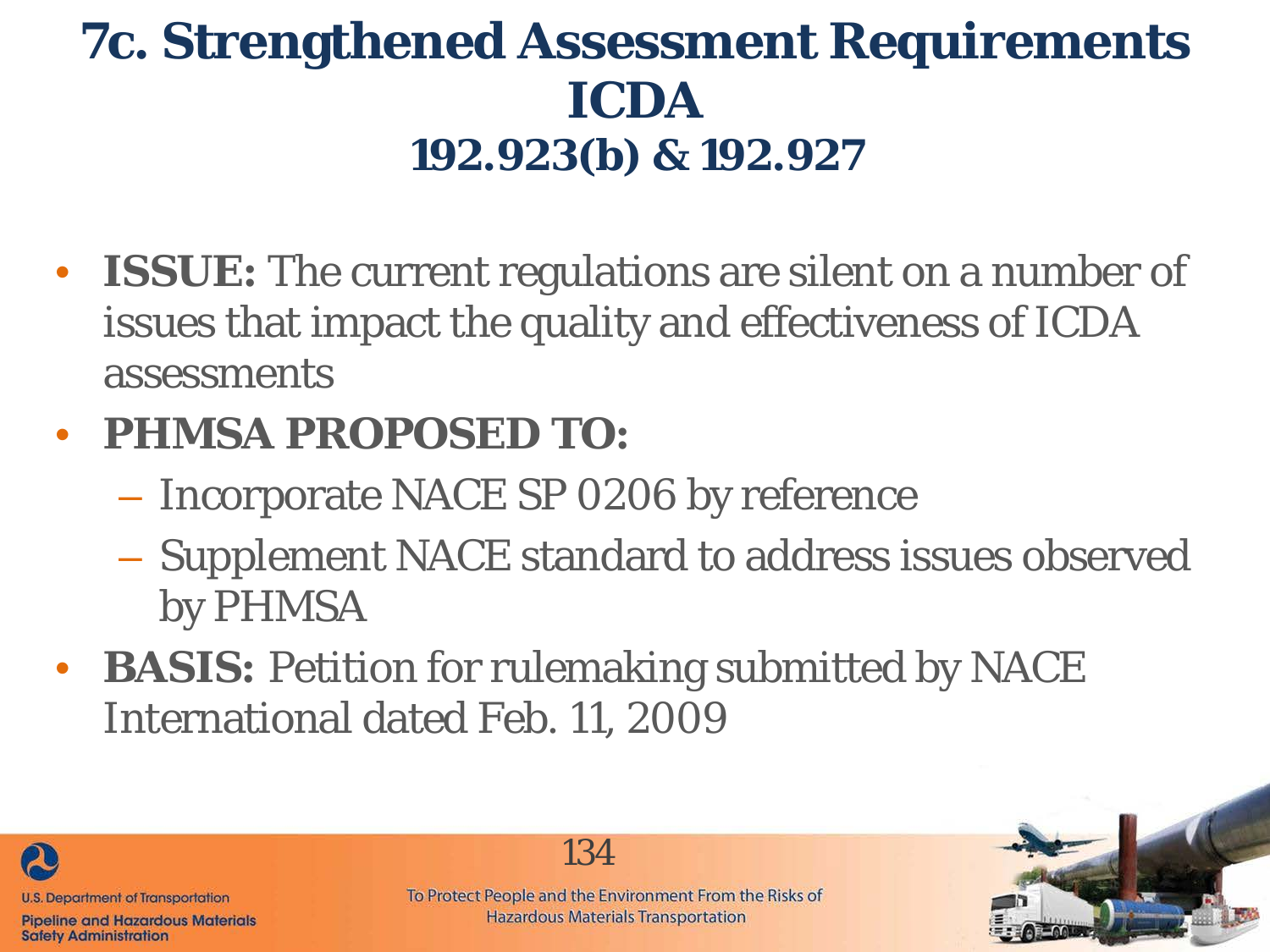# 7c. Strengthened Assessment Requirements ICDA 192.923(b) & 192.927

- **ISSUE:** The current regulations are silent on a number of issues that impact the quality and effectiveness of ICDA assessments
- **PHMSA PROPOSED TO:**
  - Incorporate NACE SP 0206 by reference
  - Supplement NACE standard to address issues observed by PHMSA
- **BASIS:** Petition for rulemaking submitted by NACE International dated Feb. 11, 2009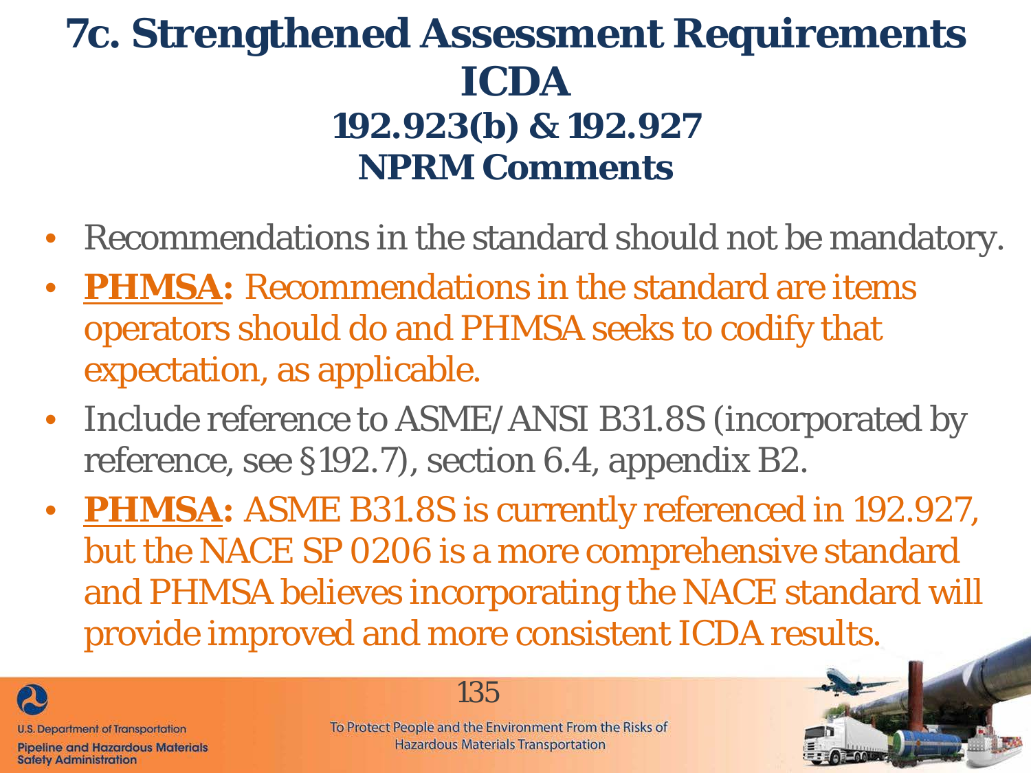# 7c. Strengthened Assessment Requirements ICDA 192.923(b) & 192.927 NPRM Comments

- Recommendations in the standard should not be mandatory.
- **PHMSA:** Recommendations in the standard are items operators should do and PHMSA seeks to codify that expectation, as applicable.
- Include reference to ASME/ANSI B31.8S (incorporated by reference, see §192.7), section 6.4, appendix B2.
- **PHMSA:** ASME B31.8S is currently referenced in 192.927, but the NACE SP 0206 is a more comprehensive standard and PHMSA believes incorporating the NACE standard will provide improved and more consistent ICDA results.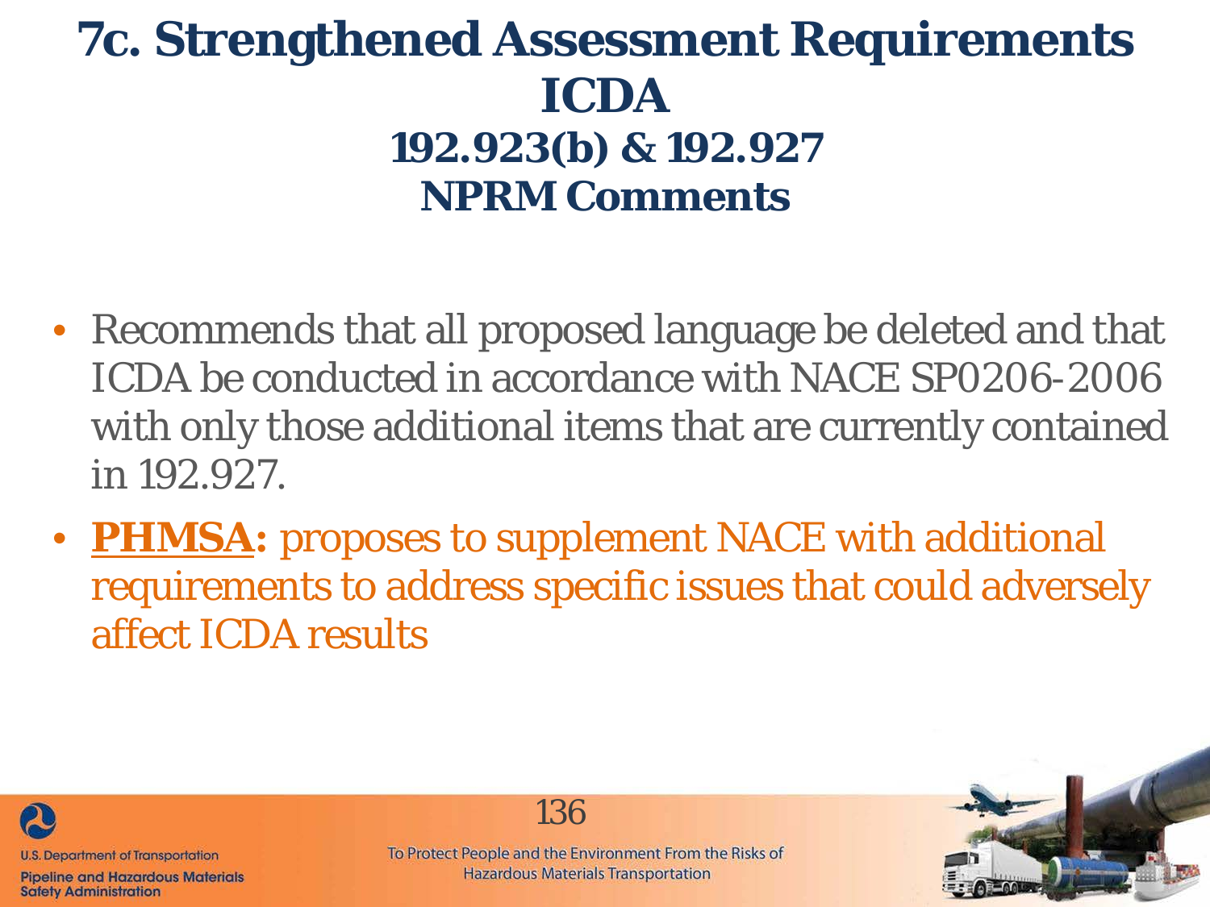# 7c. Strengthened Assessment Requirements ICDA 192.923(b) & 192.927 NPRM Comments

- Recommends that all proposed language be deleted and that ICDA be conducted in accordance with NACE SP0206-2006 with only those additional items that are currently contained in 192.927.
- **PHMSA:** proposes to supplement NACE with additional requirements to address specific issues that could adversely affect ICDA results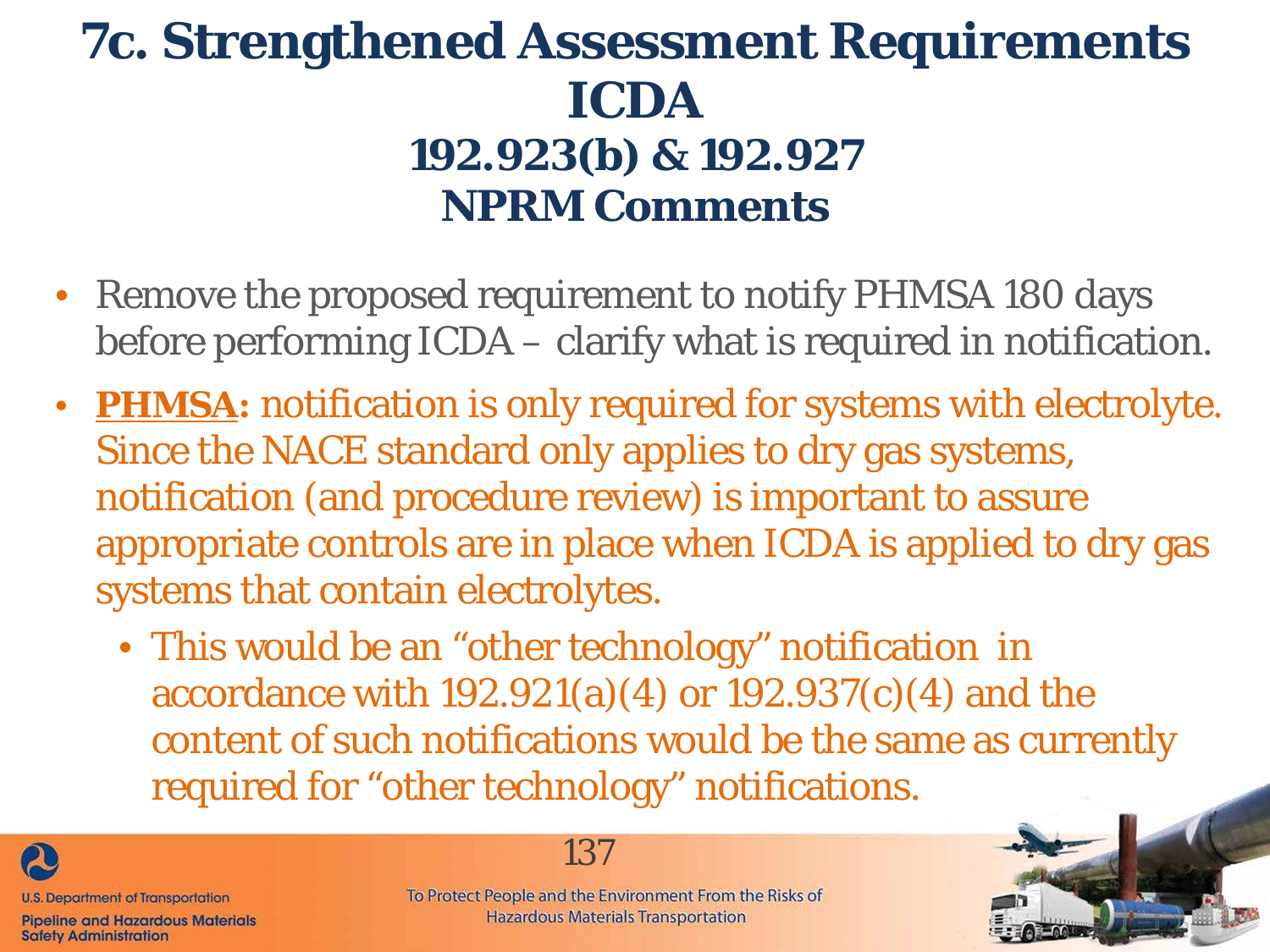# 7c. Strengthened Assessment Requirements ICDA

## 192.923(b) & 192.927

## NPRM Comments

- Remove the proposed requirement to notify PHMSA 180 days before performing ICDA – clarify what is required in notification.
- **PHMSA:** notification is only required for systems with electrolyte. Since the NACE standard only applies to dry gas systems, notification (and procedure review) is important to assure appropriate controls are in place when ICDA is applied to dry gas systems that contain electrolytes.
  - This would be an "other technology" notification in accordance with 192.921(a)(4) or 192.937(c)(4) and the content of such notifications would be the same as currently required for "other technology" notifications.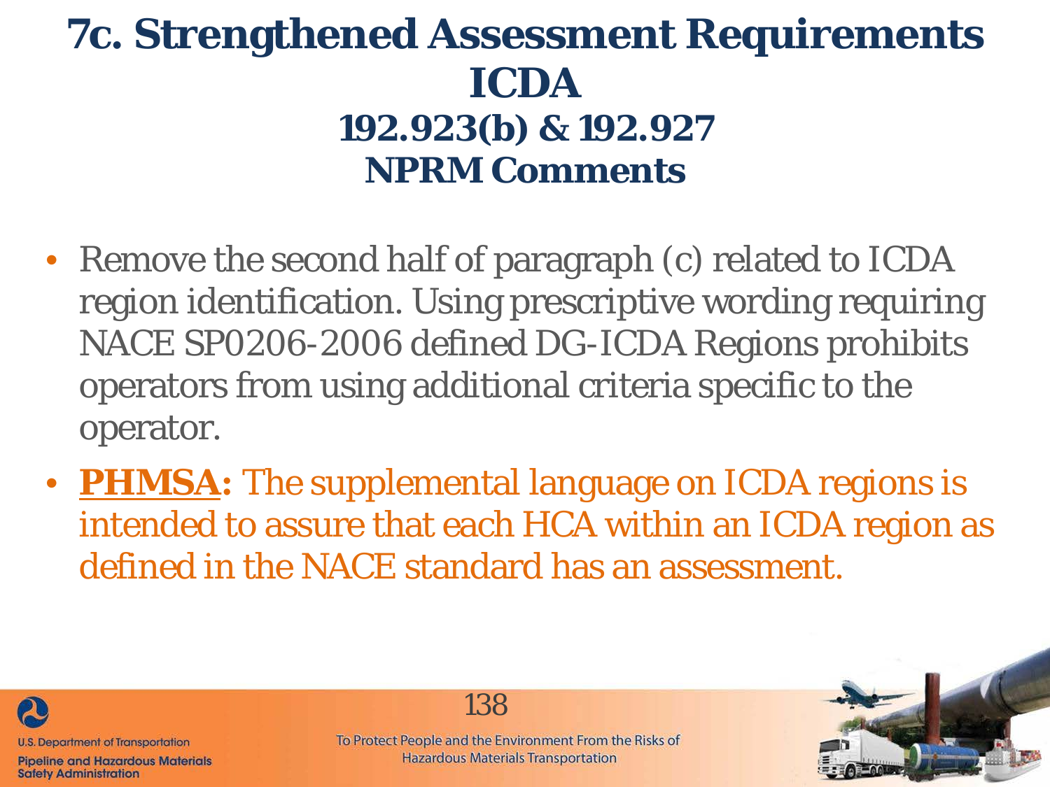# 7c. Strengthened Assessment Requirements ICDA

## 192.923(b) & 192.927

## NPRM Comments

- Remove the second half of paragraph (c) related to ICDA region identification. Using prescriptive wording requiring NACE SP0206-2006 defined DG-ICDA Regions prohibits operators from using additional criteria specific to the operator.
- **PHMSA:** The supplemental language on ICDA regions is intended to assure that each HCA within an ICDA region as defined in the NACE standard has an assessment.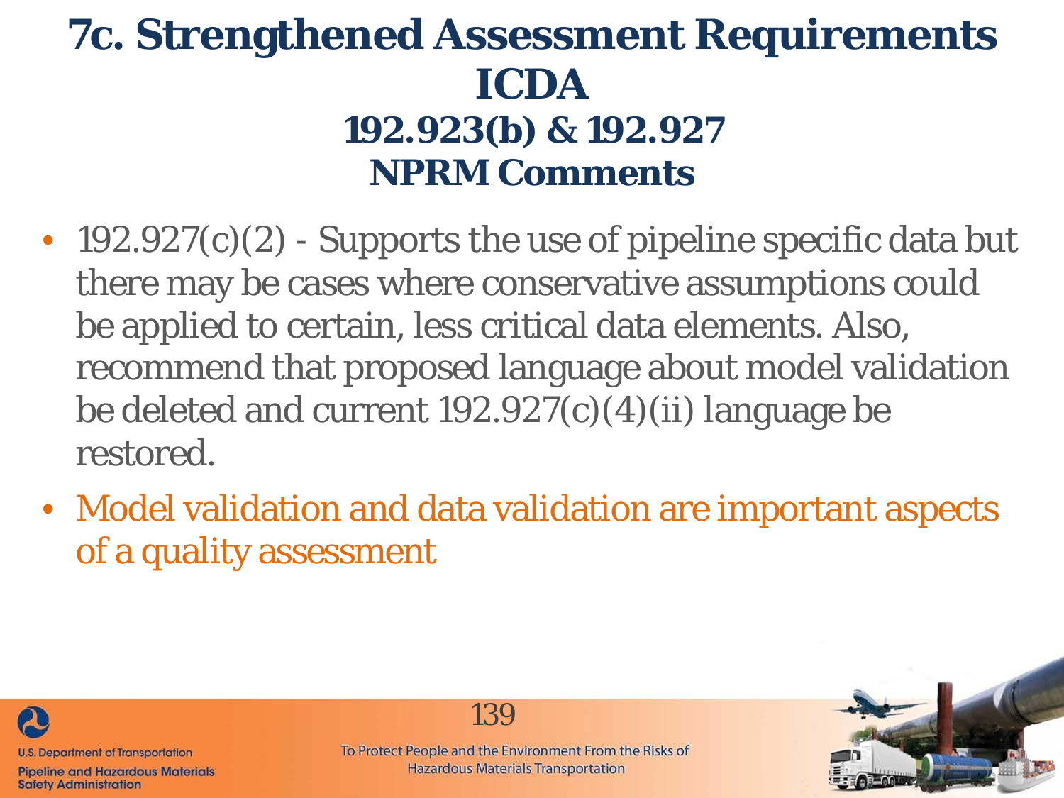# 7c. Strengthened Assessment Requirements ICDA

## 192.923(b) & 192.927

## NPRM Comments

- 192.927(c)(2) - Supports the use of pipeline specific data but there may be cases where conservative assumptions could be applied to certain, less critical data elements. Also, recommend that proposed language about model validation be deleted and current 192.927(c)(4)(ii) language be restored.
- Model validation and data validation are important aspects of a quality assessment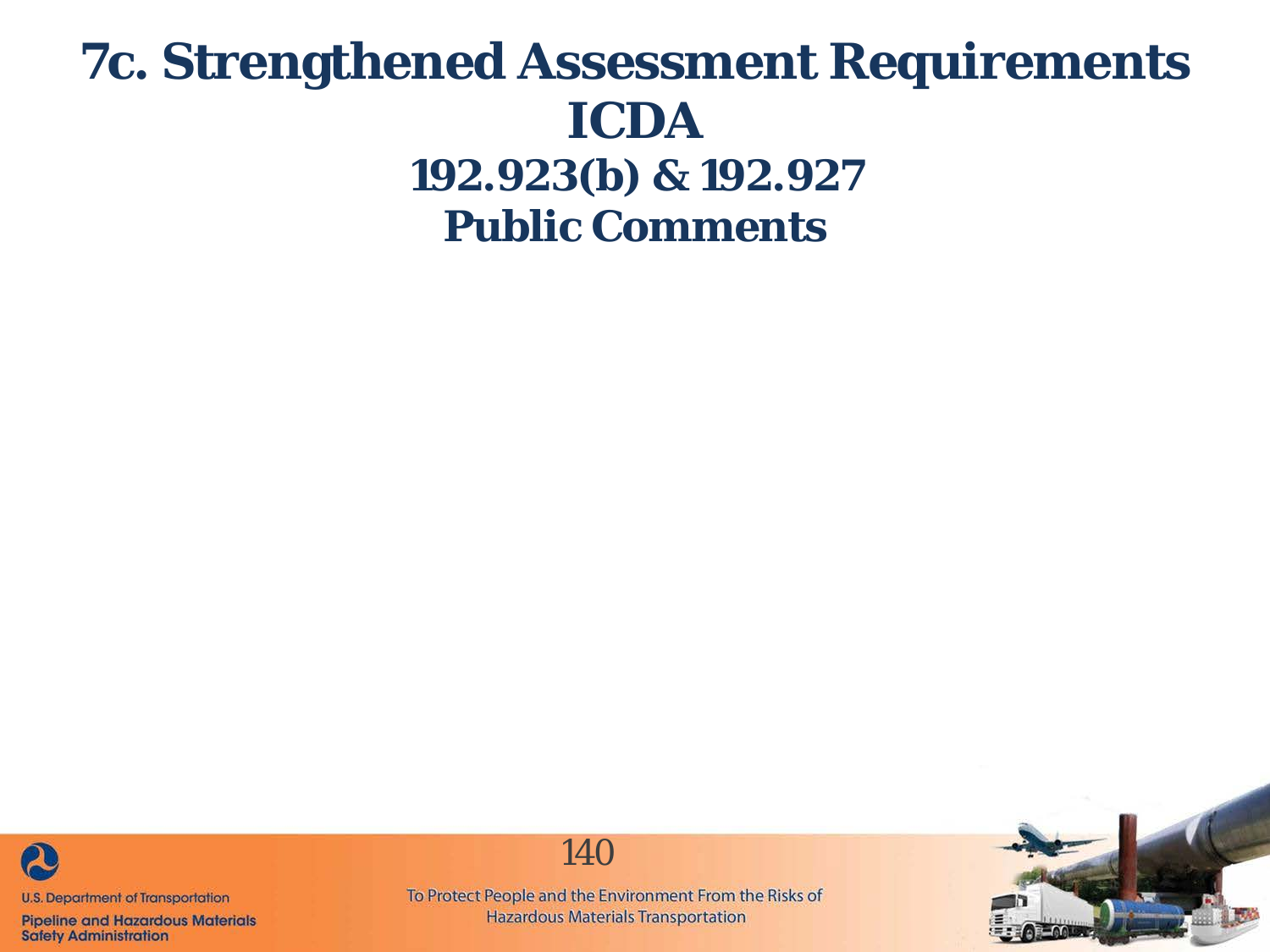# 7c. Strengthened Assessment Requirements ICDA 192.923(b) & 192.927 Public Comments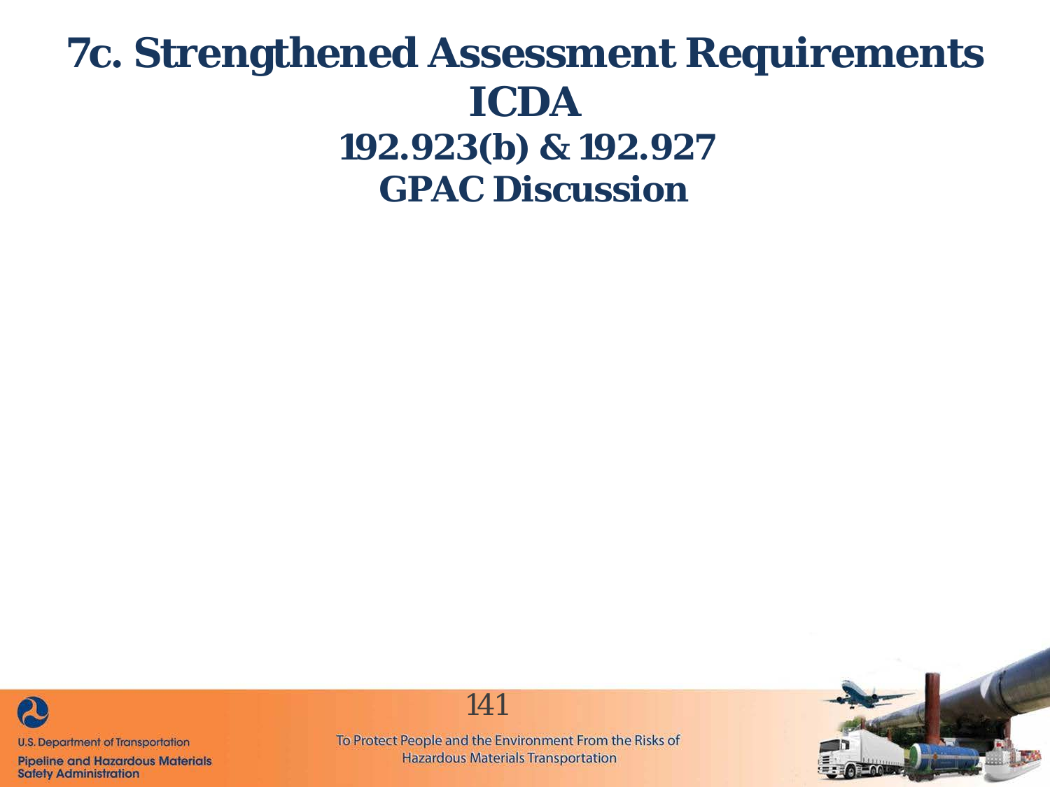# 7c. Strengthened Assessment Requirements ICDA 192.923(b) & 192.927 GPAC Discussion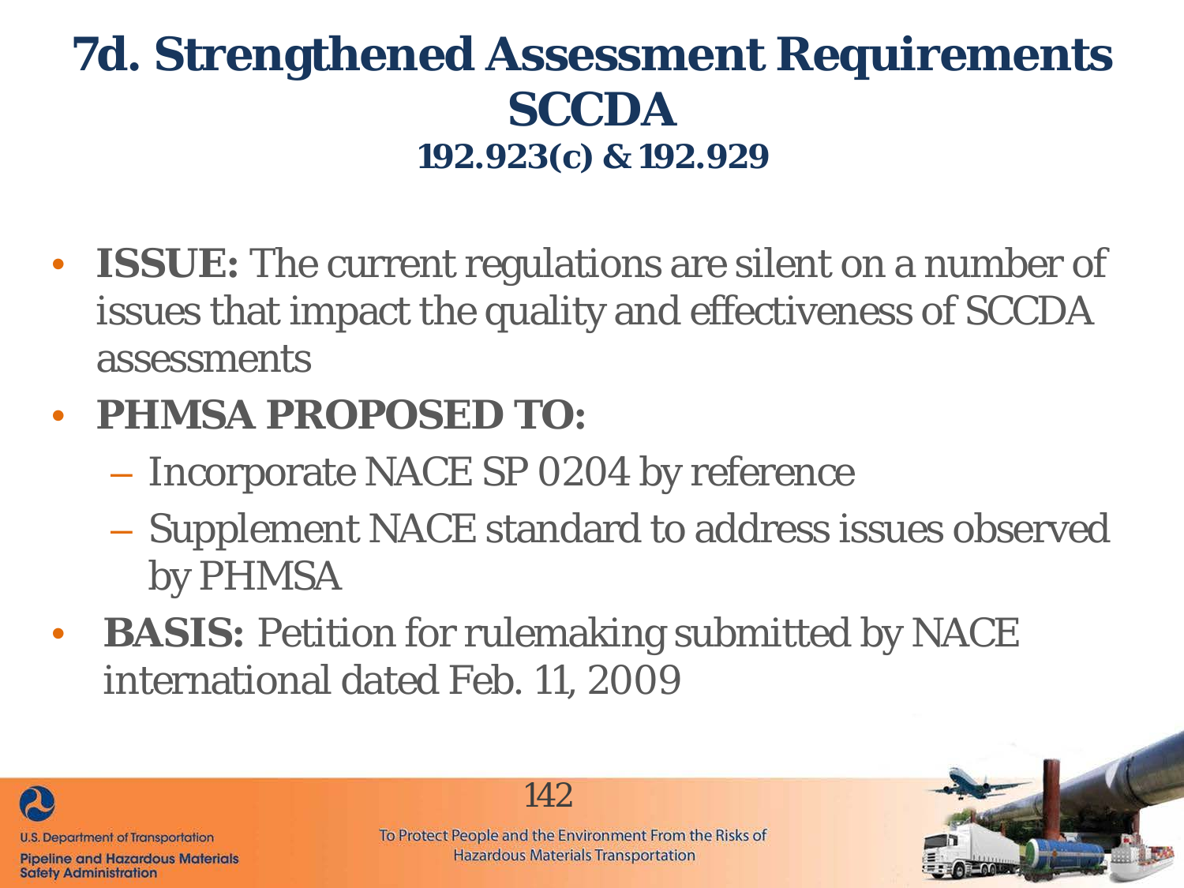# 7d. Strengthened Assessment Requirements SCCDA

### 192.923(c) & 192.929

- **ISSUE:** The current regulations are silent on a number of issues that impact the quality and effectiveness of SCCDA assessments
- **PHMSA PROPOSED TO:**
  - Incorporate NACE SP 0204 by reference
  - Supplement NACE standard to address issues observed by PHMSA
- **BASIS:** Petition for rulemaking submitted by NACE international dated Feb. 11, 2009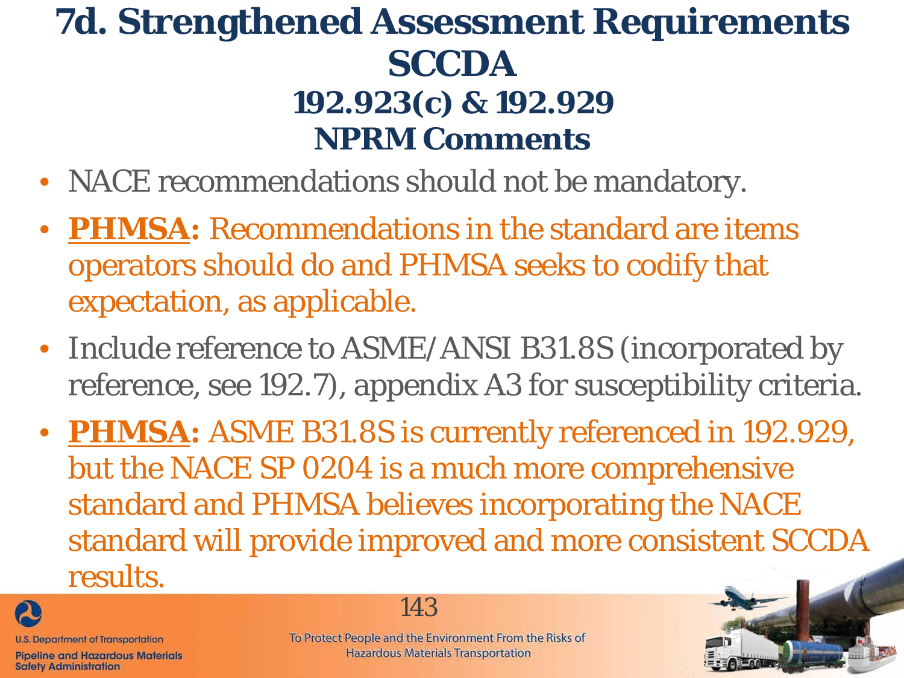# 7d. Strengthened Assessment Requirements SCCDA 192.923(c) & 192.929 NPRM Comments

- NACE recommendations should not be mandatory.
- **PHMSA:** Recommendations in the standard are items operators should do and PHMSA seeks to codify that expectation, as applicable.
- Include reference to ASME/ANSI B31.8S (incorporated by reference, see 192.7), appendix A3 for susceptibility criteria.
- **PHMSA:** ASME B31.8S is currently referenced in 192.929, but the NACE SP 0204 is a much more comprehensive standard and PHMSA believes incorporating the NACE standard will provide improved and more consistent SCCDA results.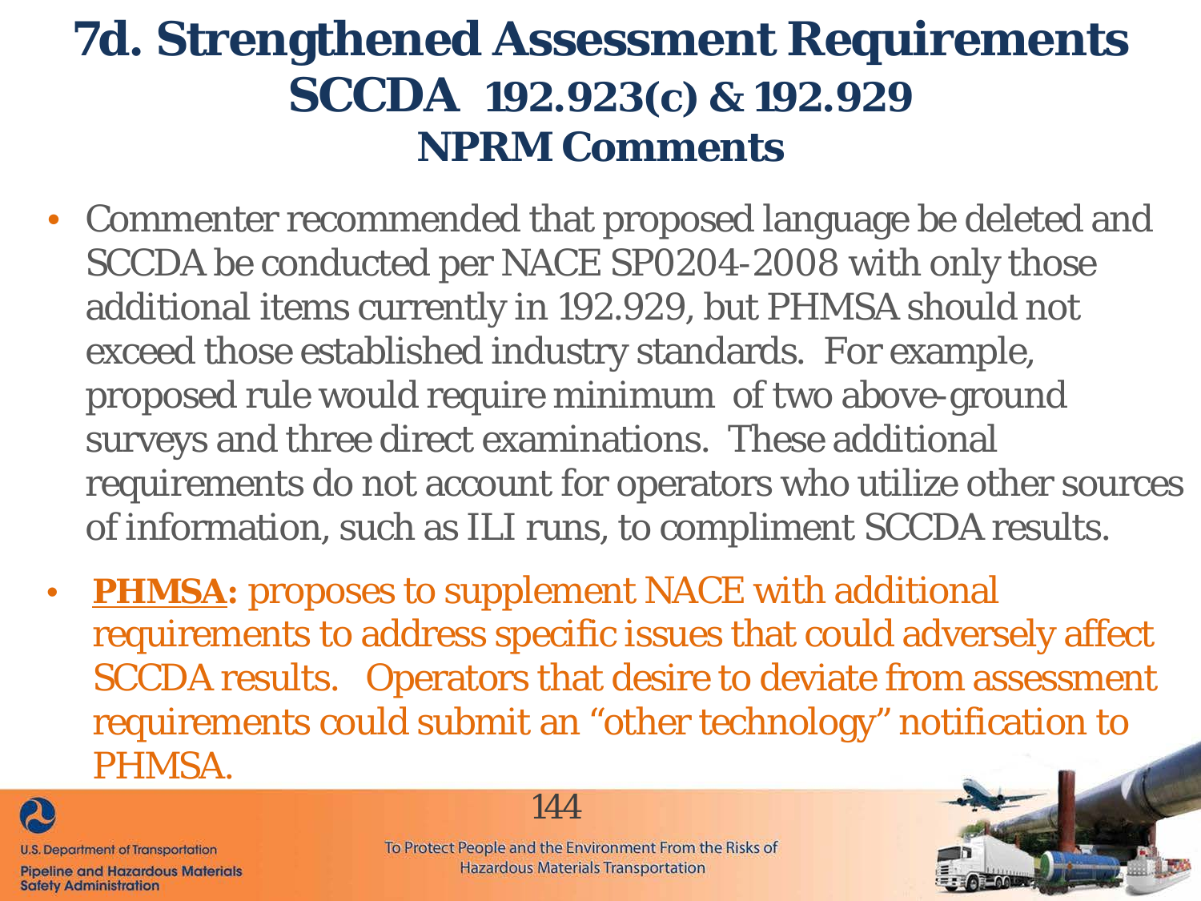# 7d. Strengthened Assessment Requirements SCCDA 192.923(c) & 192.929 NPRM Comments

- Commenter recommended that proposed language be deleted and SCCDA be conducted per NACE SP0204-2008 with only those additional items currently in 192.929, but PHMSA should not exceed those established industry standards. For example, proposed rule would require minimum of two above-ground surveys and three direct examinations. These additional requirements do not account for operators who utilize other sources of information, such as ILI runs, to compliment SCCDA results.
- **PHMSA:** proposes to supplement NACE with additional requirements to address specific issues that could adversely affect SCCDA results. Operators that desire to deviate from assessment requirements could submit an "other technology" notification to PHMSA.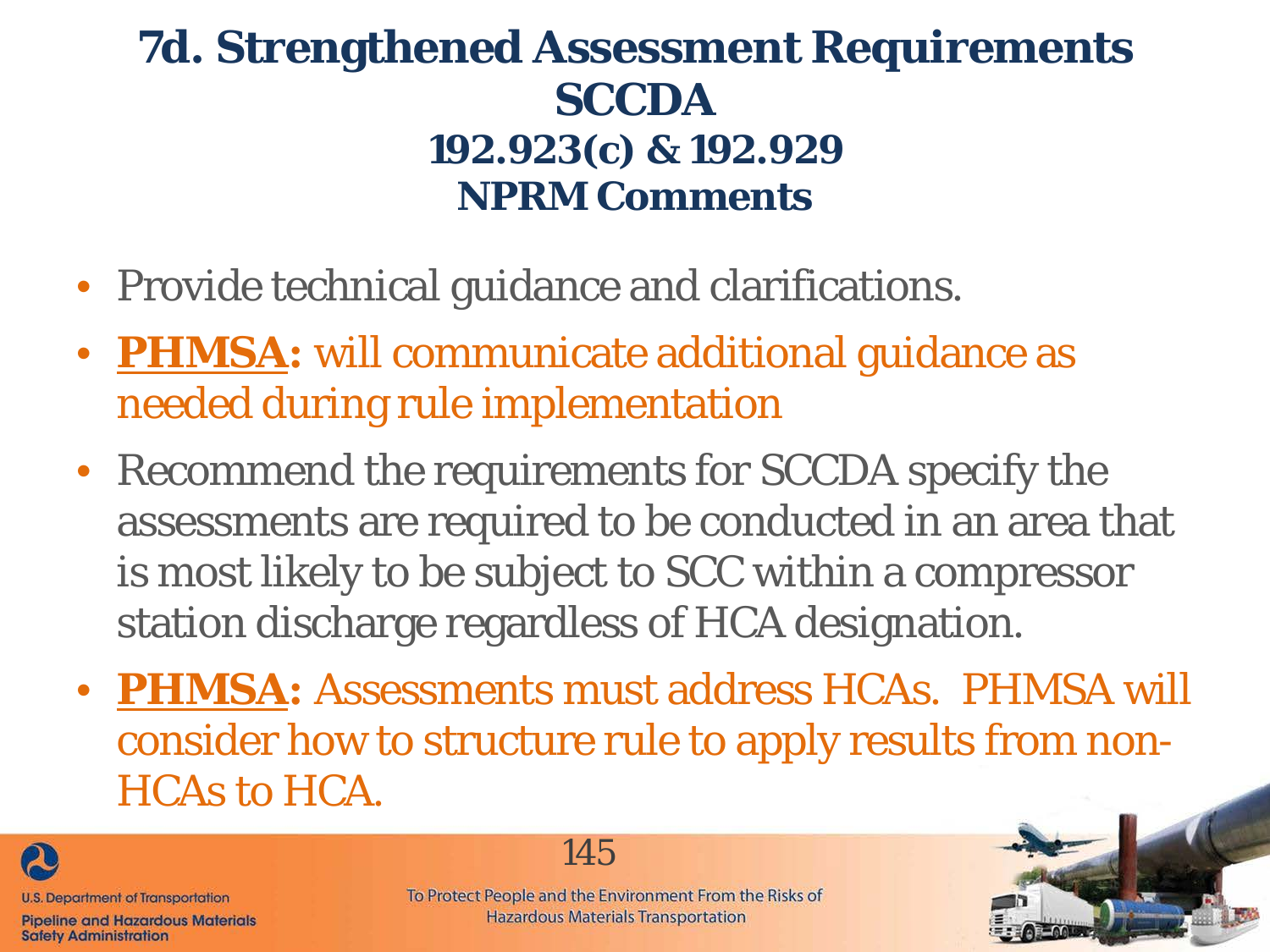# 7d. Strengthened Assessment Requirements SCCDA 192.923(c) & 192.929 NPRM Comments

- Provide technical guidance and clarifications.
- **PHMSA:** will communicate additional guidance as needed during rule implementation
- Recommend the requirements for SCCDA specify the assessments are required to be conducted in an area that is most likely to be subject to SCC within a compressor station discharge regardless of HCA designation.
- **PHMSA:** Assessments must address HCAs. PHMSA will consider how to structure rule to apply results from non-HCAs to HCA.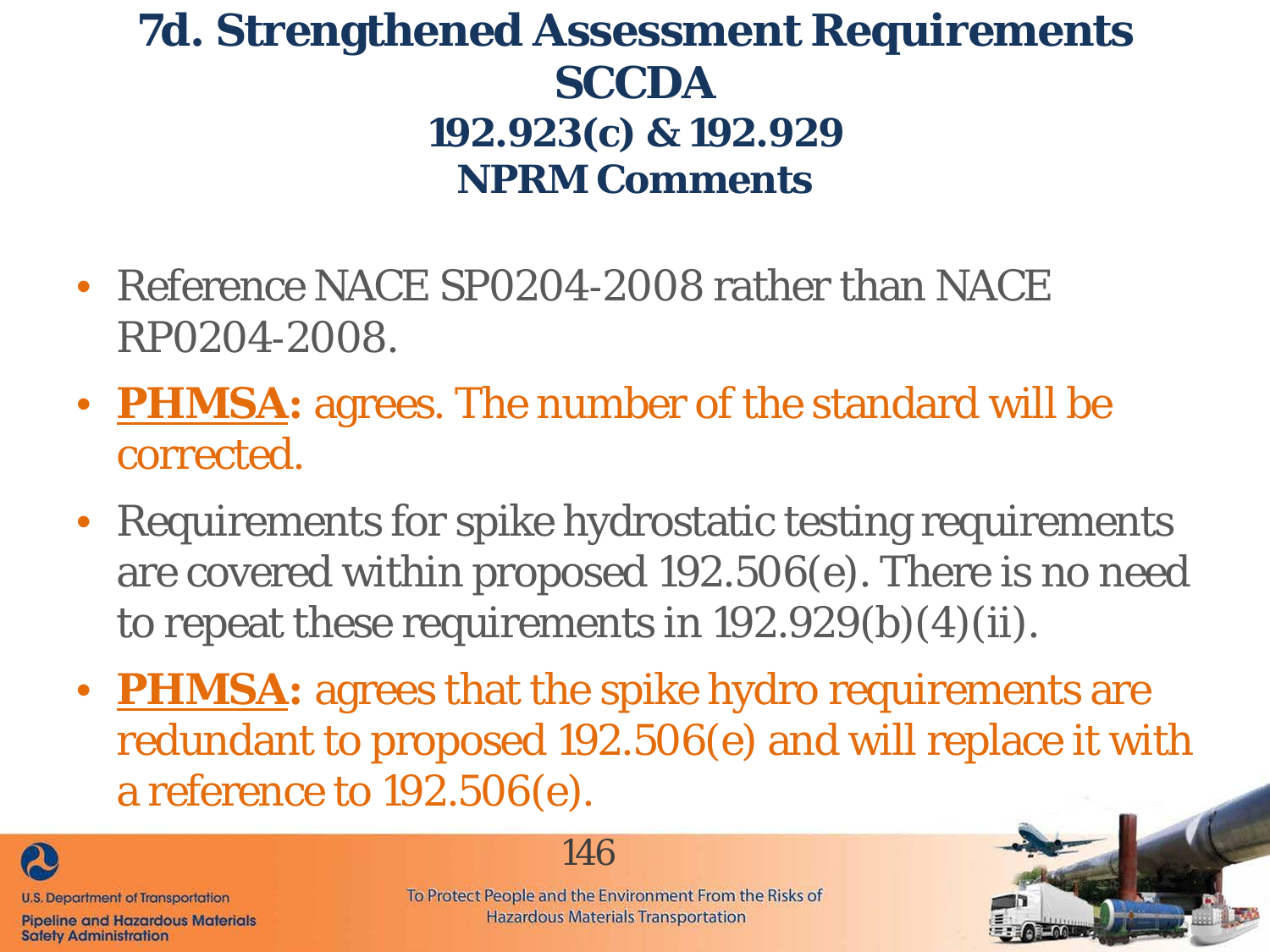# 7d. Strengthened Assessment Requirements SCCDA 192.923(c) & 192.929 NPRM Comments

- Reference NACE SP0204-2008 rather than NACE RP0204-2008.
- **PHMSA:** agrees. The number of the standard will be corrected.
- Requirements for spike hydrostatic testing requirements are covered within proposed 192.506(e). There is no need to repeat these requirements in 192.929(b)(4)(ii).
- **PHMSA:** agrees that the spike hydro requirements are redundant to proposed 192.506(e) and will replace it with a reference to 192.506(e).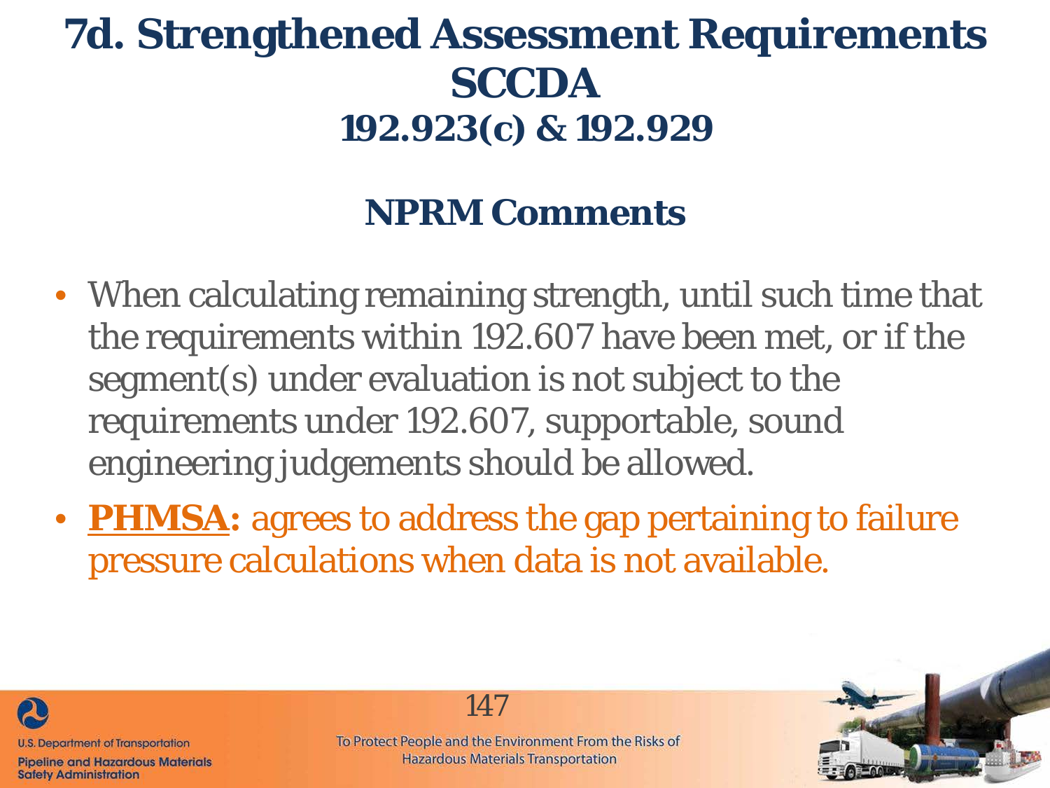# 7d. Strengthened Assessment Requirements SCCDA 192.923(c) & 192.929

## NPRM Comments

- When calculating remaining strength, until such time that the requirements within 192.607 have been met, or if the segment(s) under evaluation is not subject to the requirements under 192.607, supportable, sound engineering judgements should be allowed.
- **PHMSA:** agrees to address the gap pertaining to failure pressure calculations when data is not available.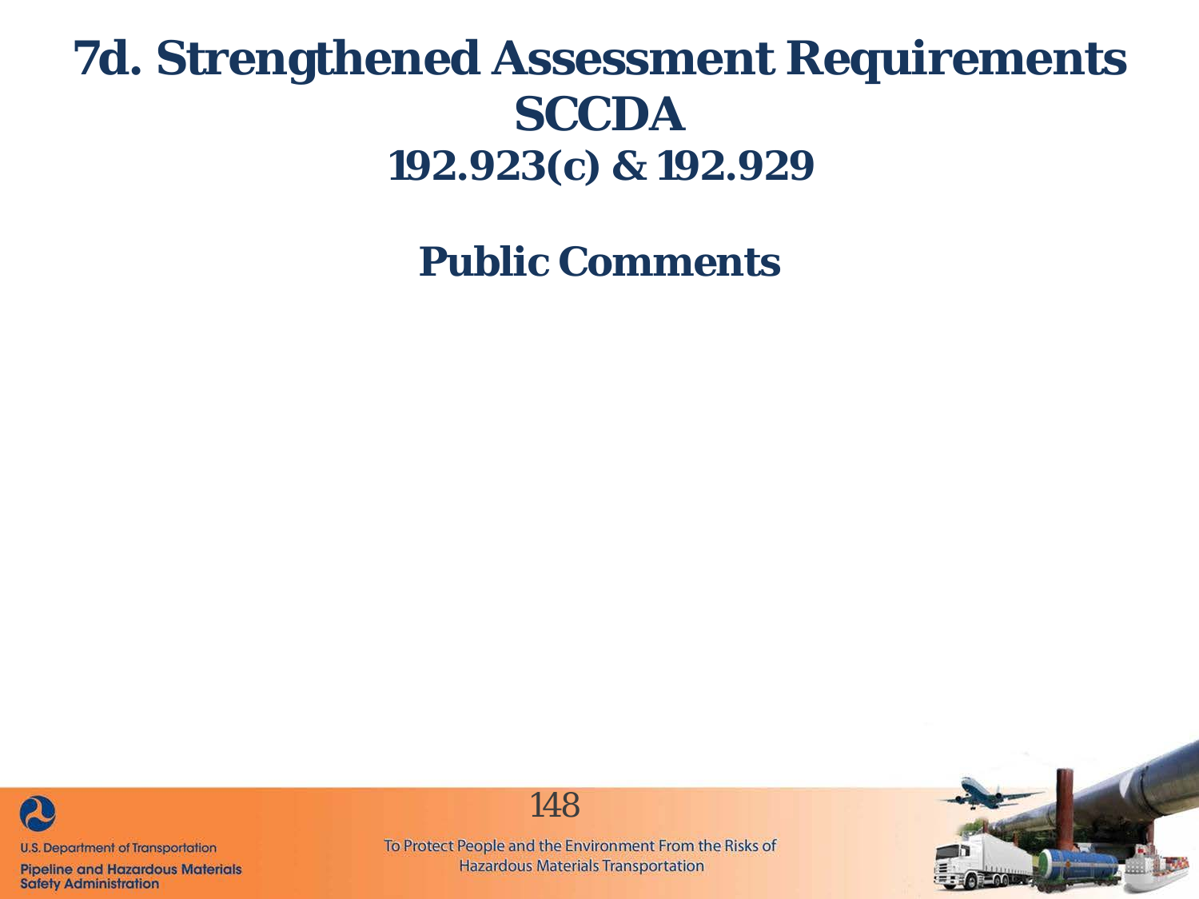# 7d. Strengthened Assessment Requirements SCCDA 192.923(c) & 192.929

## Public Comments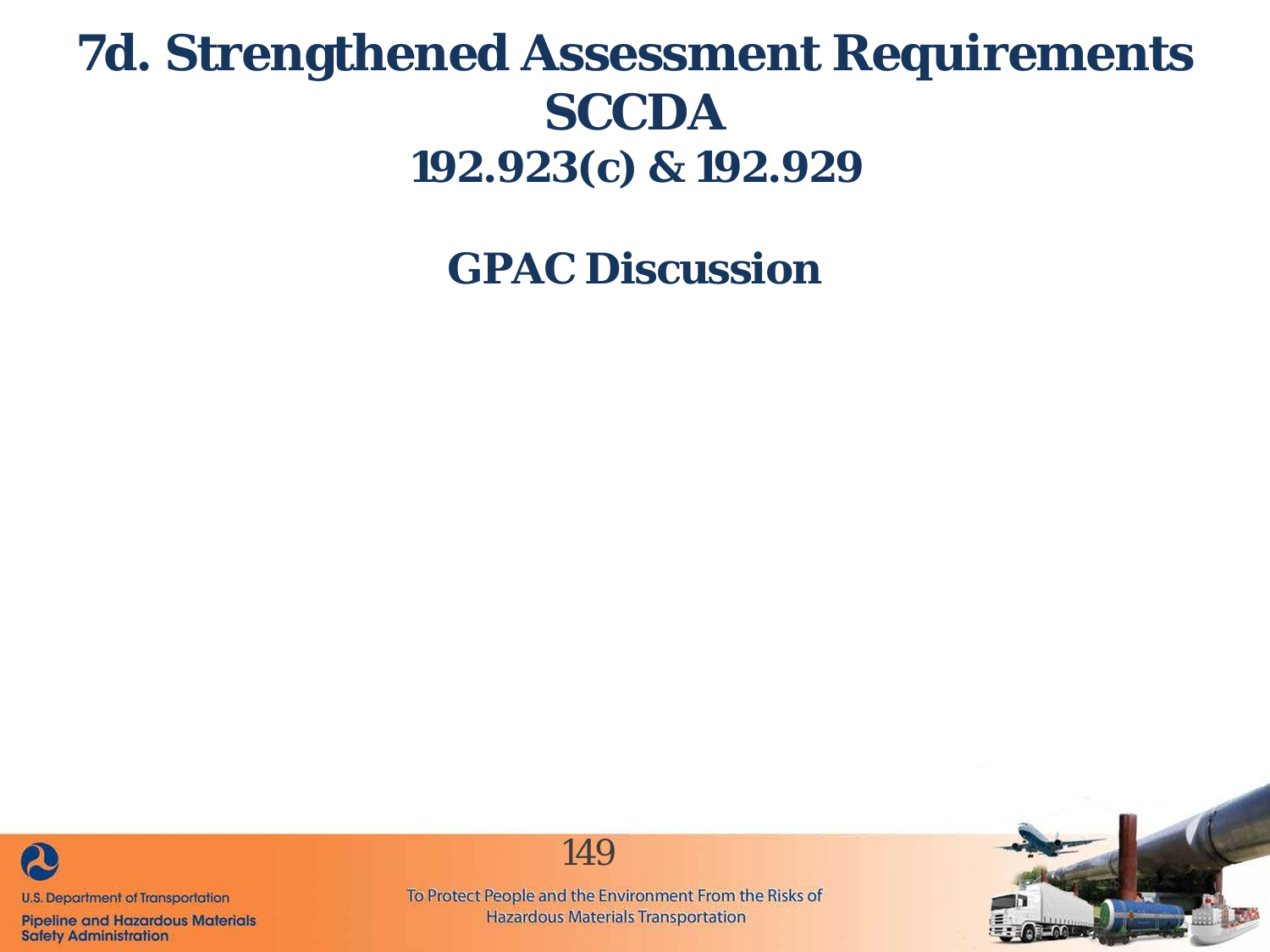# 7d. Strengthened Assessment Requirements SCCDA 192.923(c) & 192.929

## GPAC Discussion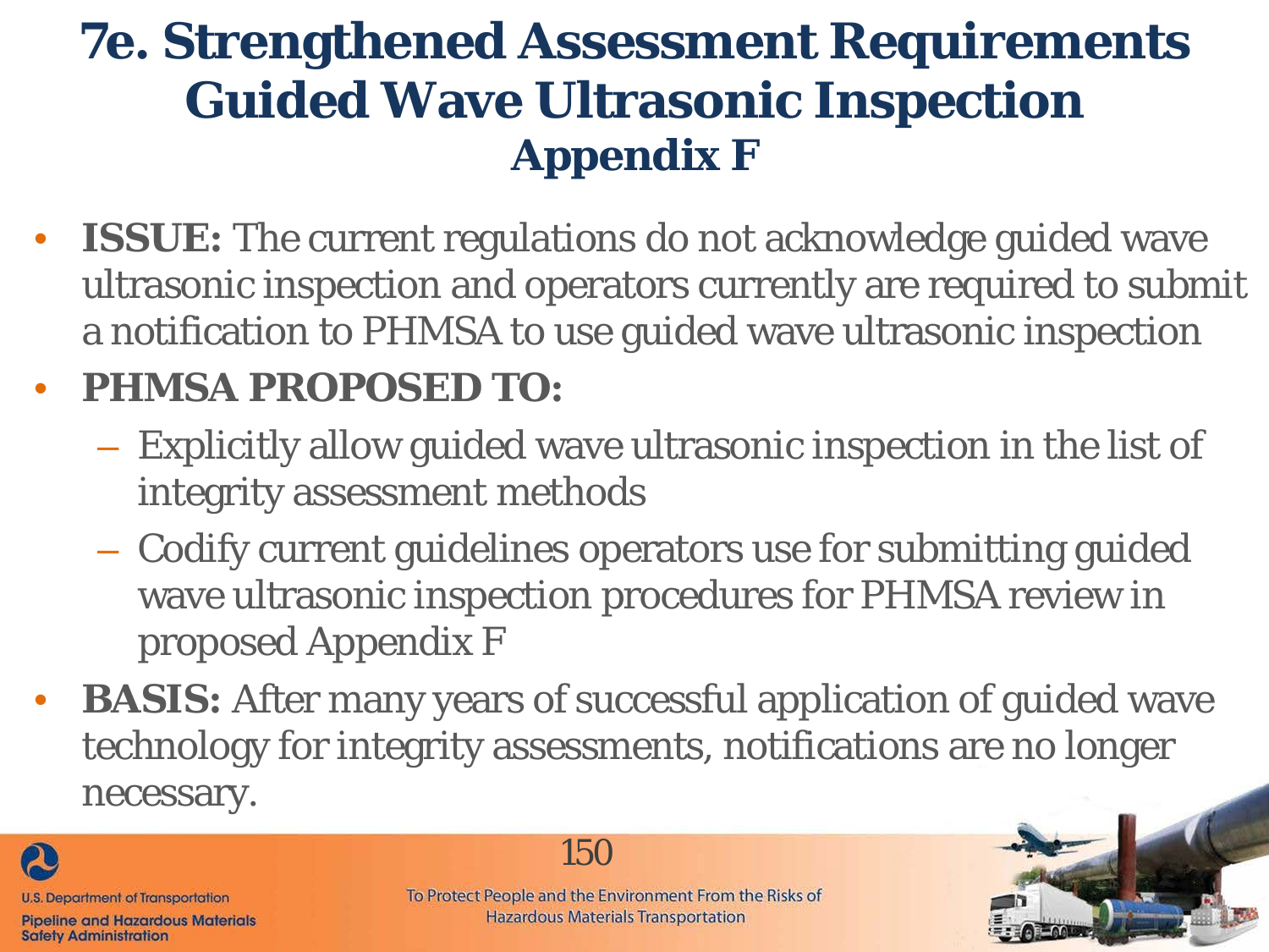# 7e. Strengthened Assessment Requirements Guided Wave Ultrasonic Inspection

## Appendix F

- **ISSUE:** The current regulations do not acknowledge guided wave ultrasonic inspection and operators currently are required to submit a notification to PHMSA to use guided wave ultrasonic inspection
- **PHMSA PROPOSED TO:**
  - Explicitly allow guided wave ultrasonic inspection in the list of integrity assessment methods
  - Codify current guidelines operators use for submitting guided wave ultrasonic inspection procedures for PHMSA review in proposed Appendix F
- **BASIS:** After many years of successful application of guided wave technology for integrity assessments, notifications are no longer necessary.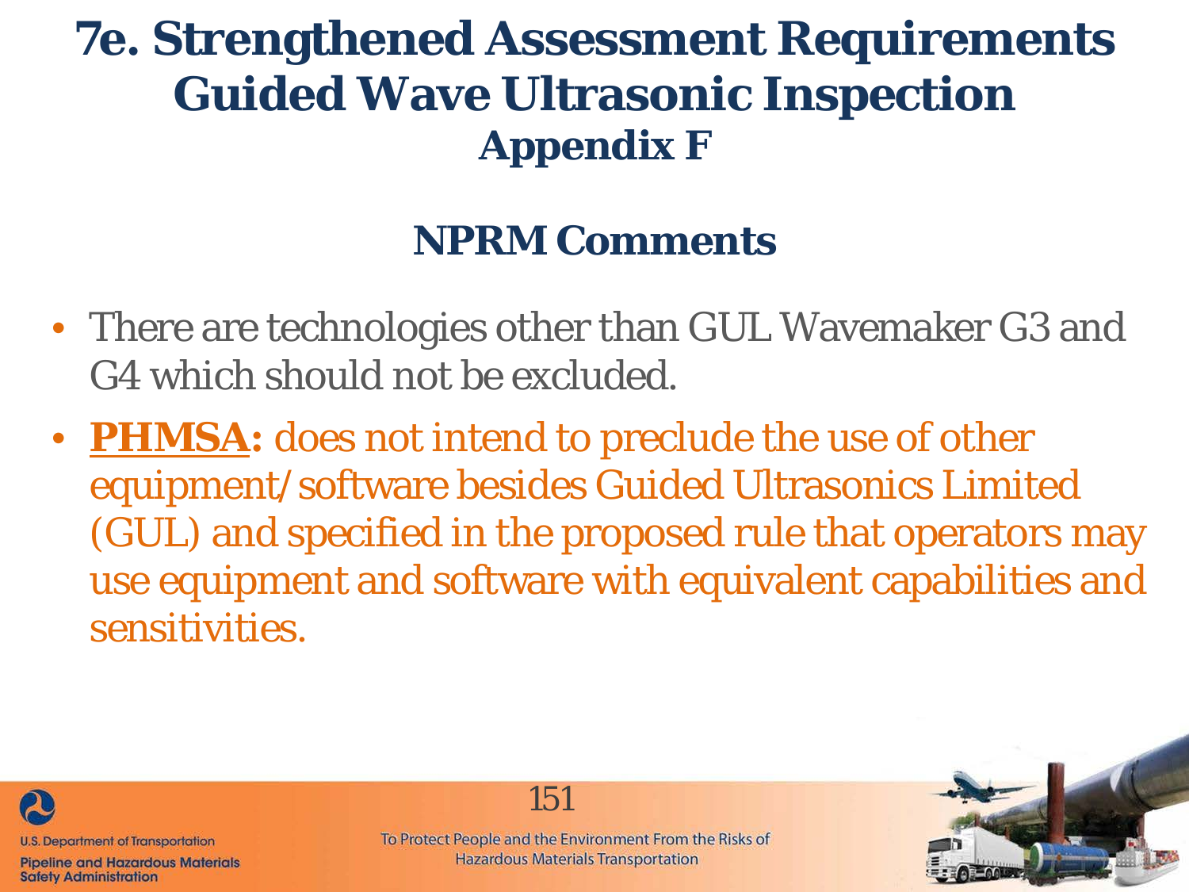# 7e. Strengthened Assessment Requirements Guided Wave Ultrasonic Inspection

## Appendix F

## NPRM Comments

- There are technologies other than GUL Wavemaker G3 and G4 which should not be excluded.
- **PHMSA:** does not intend to preclude the use of other equipment/software besides Guided Ultrasonics Limited (GUL) and specified in the proposed rule that operators may use equipment and software with equivalent capabilities and sensitivities.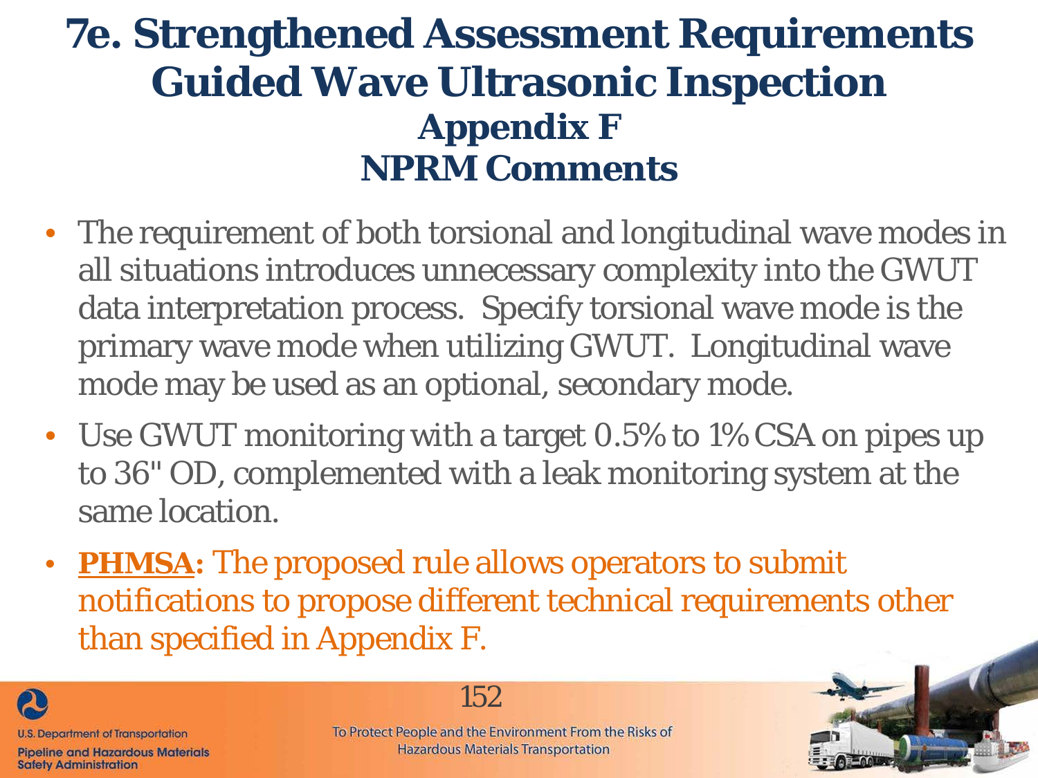# 7e. Strengthened Assessment Requirements Guided Wave Ultrasonic Inspection

## Appendix F
## NPRM Comments

- The requirement of both torsional and longitudinal wave modes in all situations introduces unnecessary complexity into the GWUT data interpretation process. Specify torsional wave mode is the primary wave mode when utilizing GWUT. Longitudinal wave mode may be used as an optional, secondary mode.
- Use GWUT monitoring with a target 0.5% to 1% CSA on pipes up to 36" OD, complemented with a leak monitoring system at the same location.
- **PHMSA:** The proposed rule allows operators to submit notifications to propose different technical requirements other than specified in Appendix F.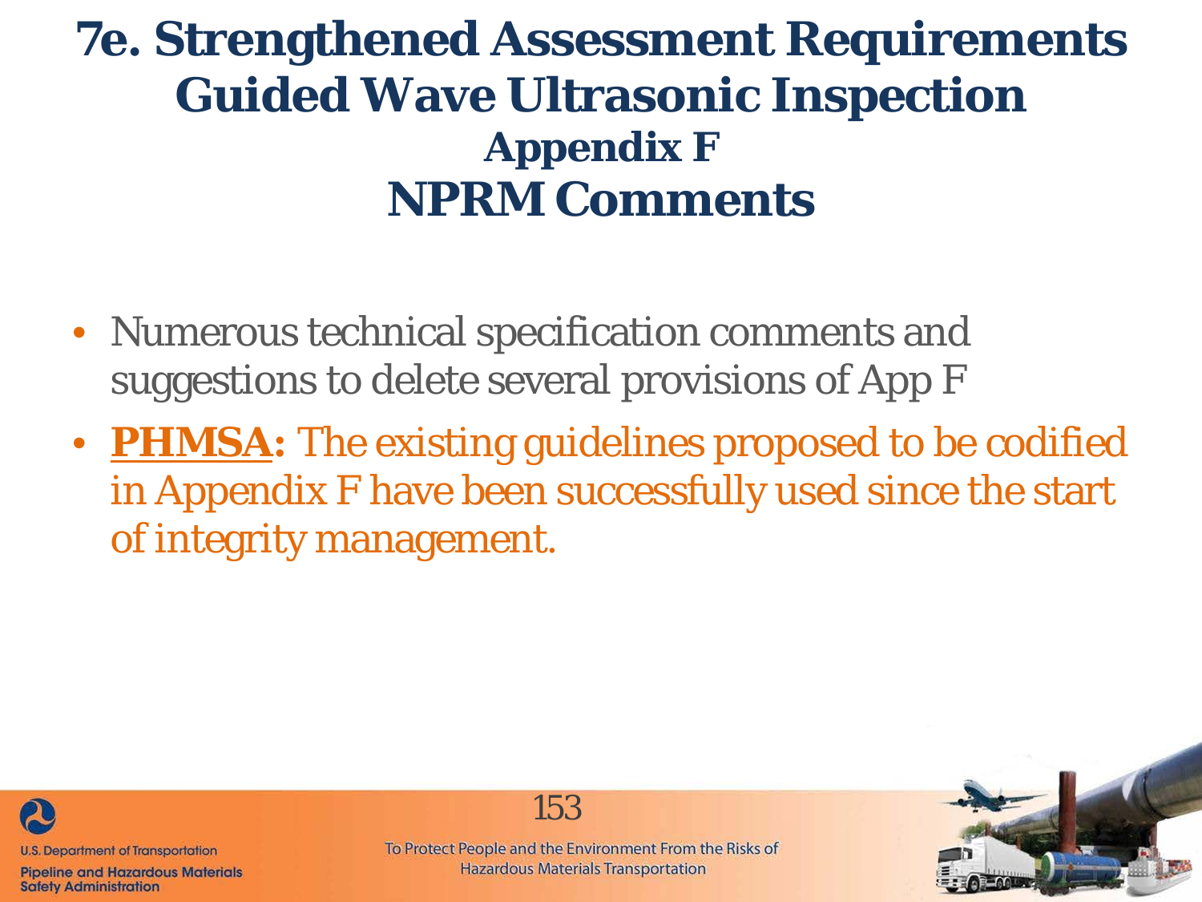# 7e. Strengthened Assessment Requirements Guided Wave Ultrasonic Inspection

## Appendix F

## NPRM Comments

- Numerous technical specification comments and suggestions to delete several provisions of App F
- **PHMSA:** The existing guidelines proposed to be codified in Appendix F have been successfully used since the start of integrity management.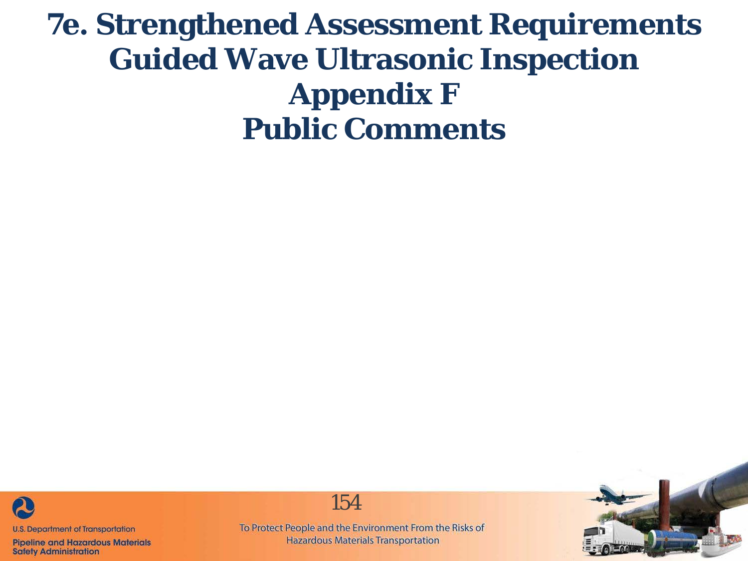# 7e. Strengthened Assessment Requirements Guided Wave Ultrasonic Inspection Appendix F Public Comments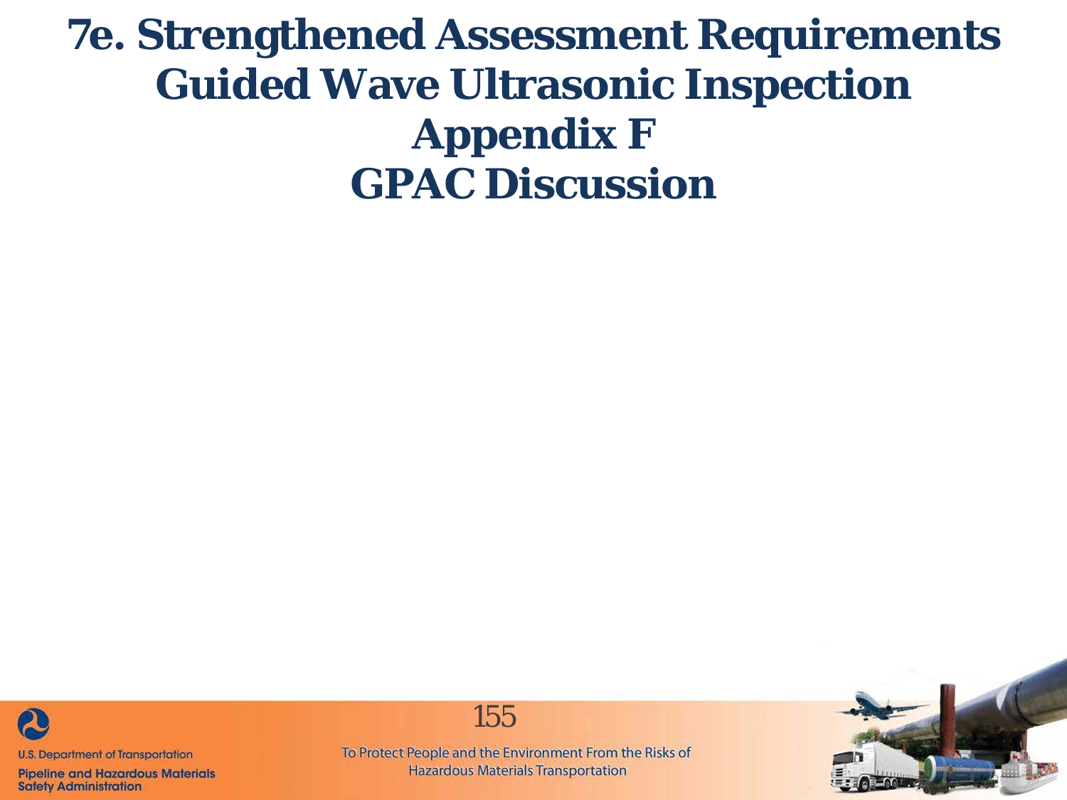# 7e. Strengthened Assessment Requirements Guided Wave Ultrasonic Inspection Appendix F GPAC Discussion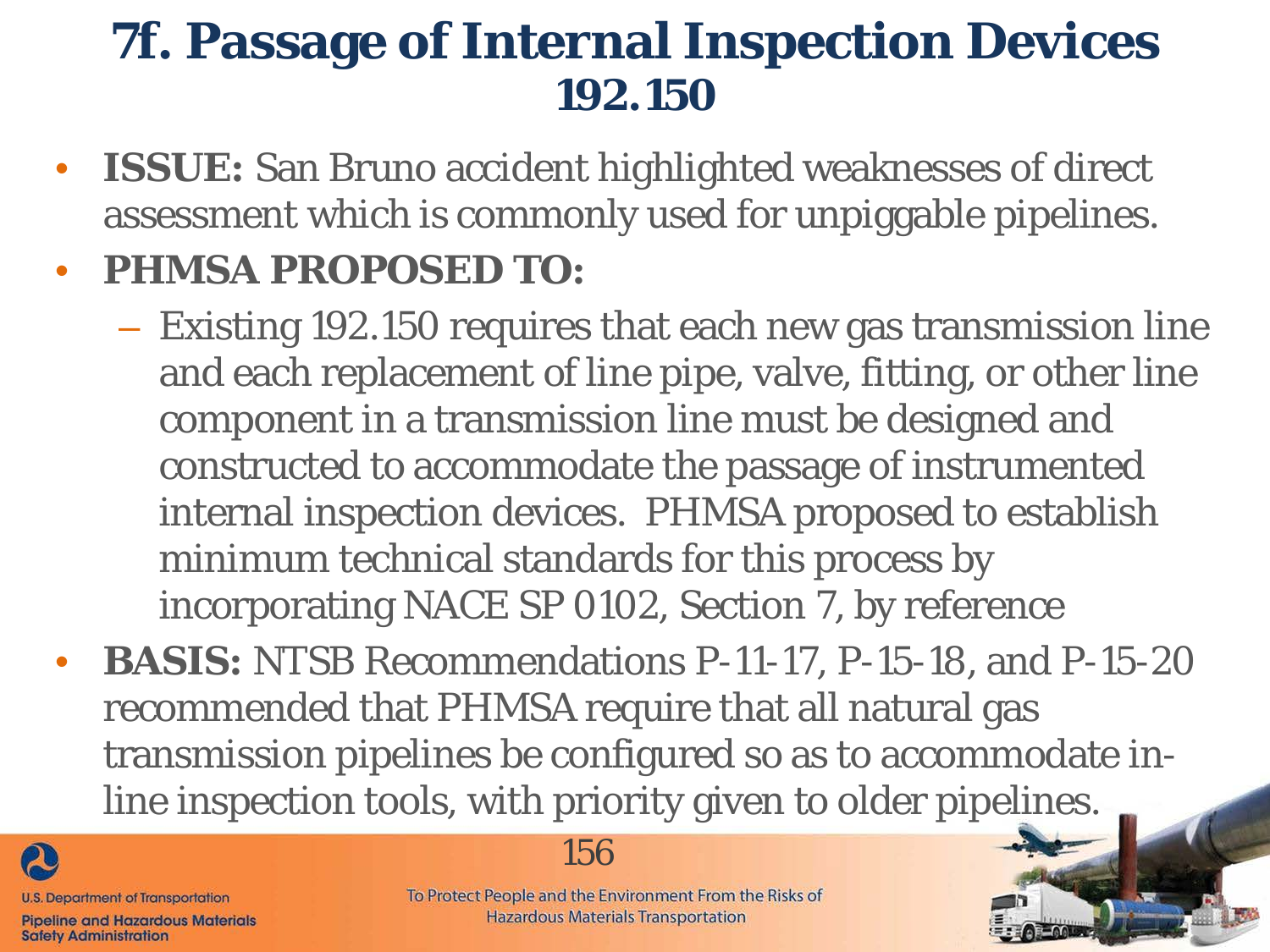# 7f. Passage of Internal Inspection Devices 192.150

- **ISSUE:** San Bruno accident highlighted weaknesses of direct assessment which is commonly used for unpiggable pipelines.
- **PHMSA PROPOSED TO:**
  - Existing 192.150 requires that each new gas transmission line and each replacement of line pipe, valve, fitting, or other line component in a transmission line must be designed and constructed to accommodate the passage of instrumented internal inspection devices. PHMSA proposed to establish minimum technical standards for this process by incorporating NACE SP 0102, Section 7, by reference
- **BASIS:** NTSB Recommendations P-11-17, P-15-18, and P-15-20 recommended that PHMSA require that all natural gas transmission pipelines be configured so as to accommodate in-line inspection tools, with priority given to older pipelines.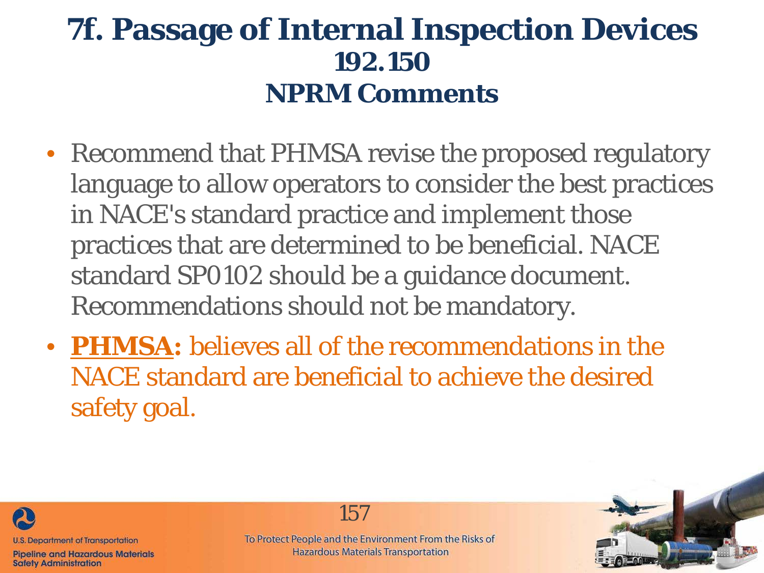# 7f. Passage of Internal Inspection Devices 192.150 NPRM Comments

- Recommend that PHMSA revise the proposed regulatory language to allow operators to consider the best practices in NACE's standard practice and implement those practices that are determined to be beneficial. NACE standard SP0102 should be a guidance document. Recommendations should not be mandatory.
- **PHMSA:** believes all of the recommendations in the NACE standard are beneficial to achieve the desired safety goal.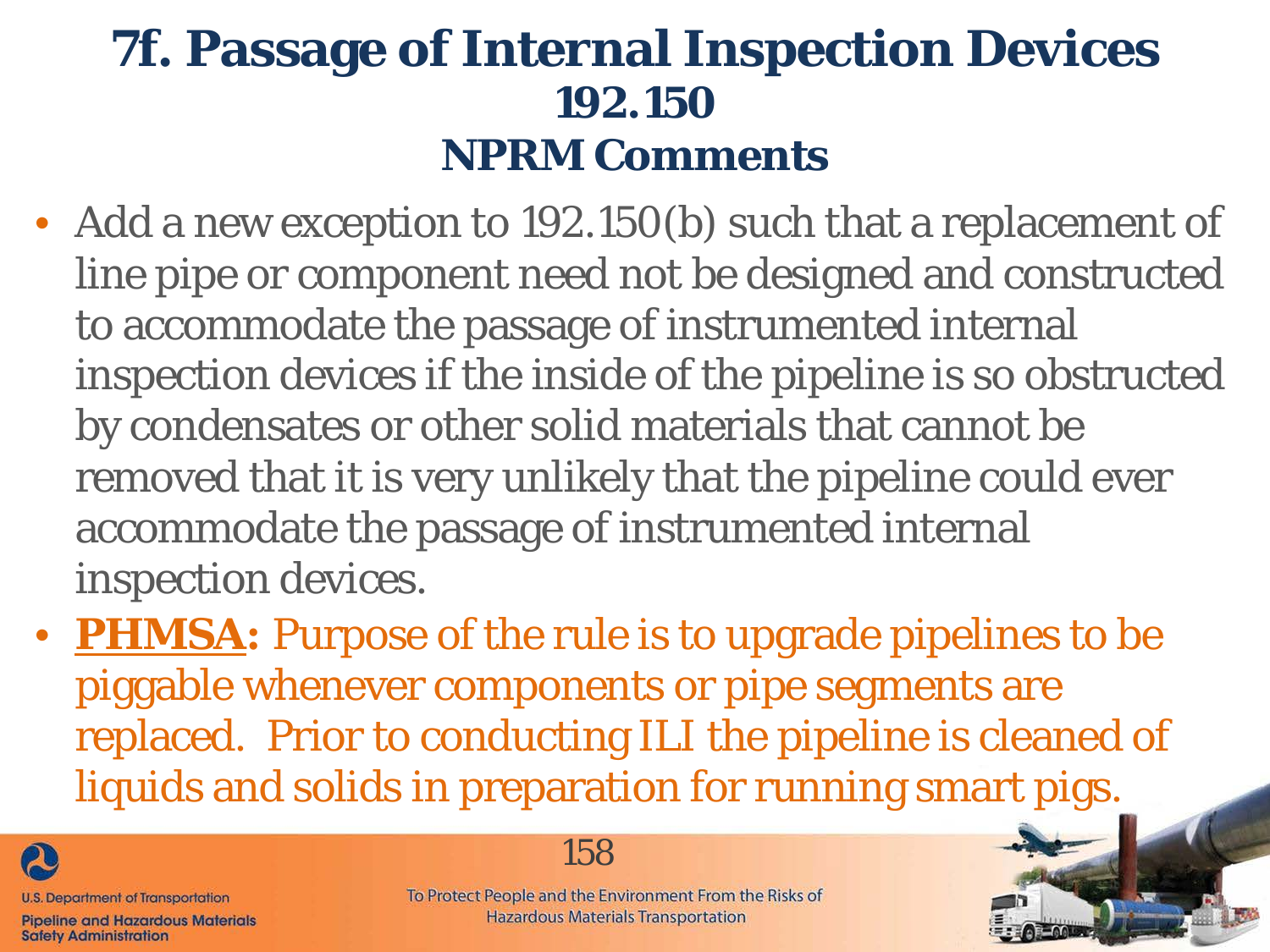# 7f. Passage of Internal Inspection Devices 192.150 NPRM Comments

- Add a new exception to 192.150(b) such that a replacement of line pipe or component need not be designed and constructed to accommodate the passage of instrumented internal inspection devices if the inside of the pipeline is so obstructed by condensates or other solid materials that cannot be removed that it is very unlikely that the pipeline could ever accommodate the passage of instrumented internal inspection devices.
- **PHMSA:** Purpose of the rule is to upgrade pipelines to be piggable whenever components or pipe segments are replaced. Prior to conducting ILI the pipeline is cleaned of liquids and solids in preparation for running smart pigs.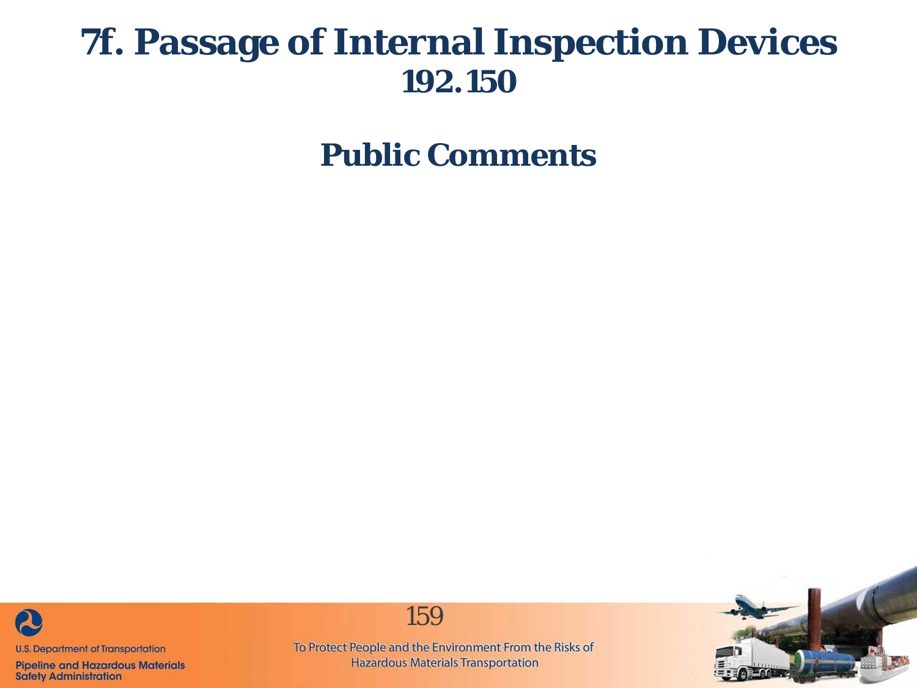# 7f. Passage of Internal Inspection Devices 192.150

## Public Comments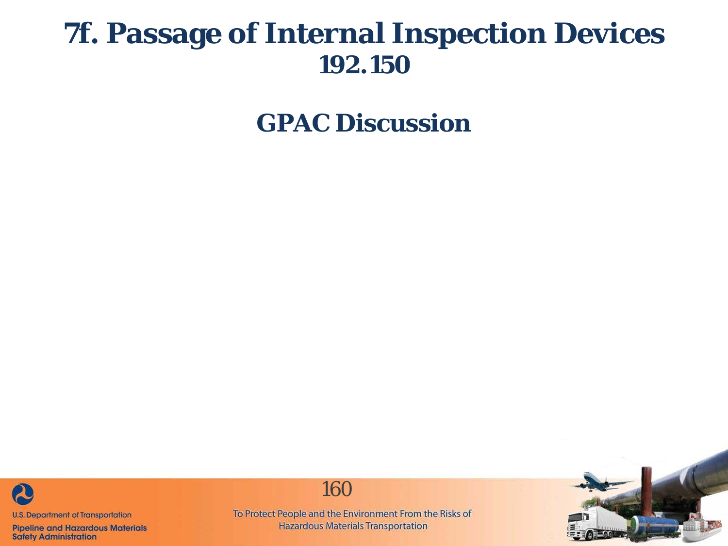# 7f. Passage of Internal Inspection Devices 192.150

## GPAC Discussion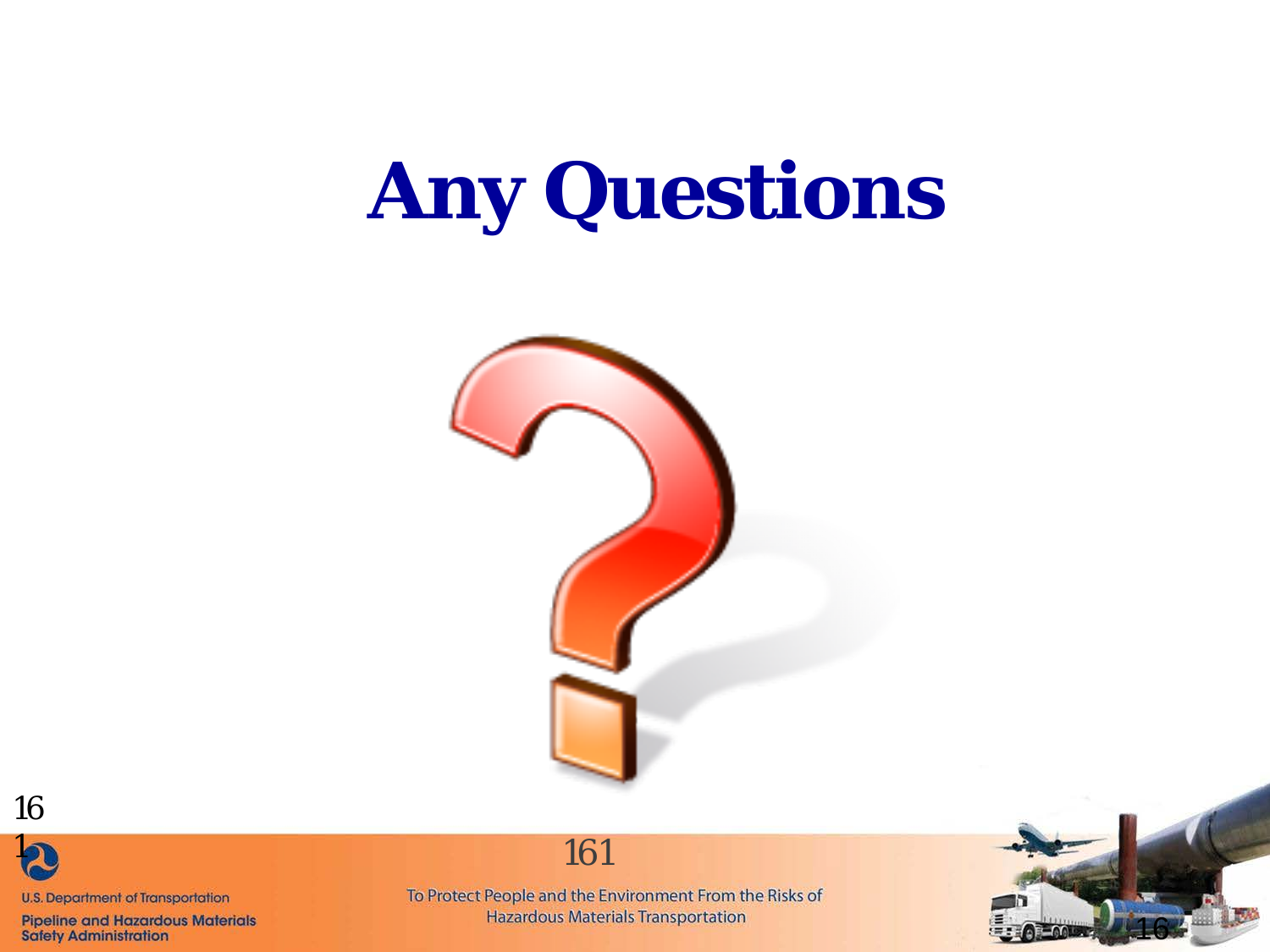# Any Questions